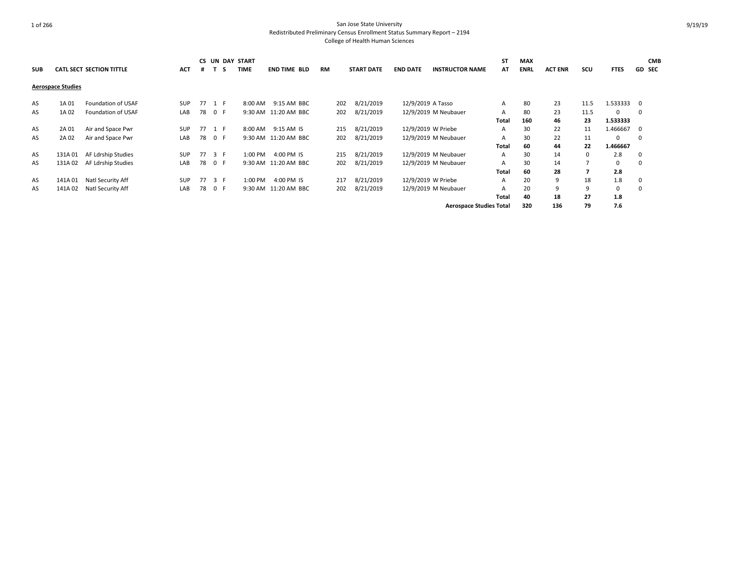# San Jose State University
## Redistributed Preliminary Census Enrollment Status Summary Report – 2194
### College of Health Human Sciences

| SUB | CATL | SECT | SECTION TITTLE | ACT | CS # | UNT | DAYS | START TIME | END TIME | BLD | RM | START DATE | END DATE | INSTRUCTOR NAME | STAT | MAX ENRL | ACT ENR | SCU | FTES | GD | CMB SEC |
|---|---|---|---|---|---|---|---|---|---|---|---|---|---|---|---|---|---|---|---|---|---|
| **Aerospace Studies** | | | | | | | | | | | | | | | | | | | | | |
| AS | 1A | 01 | Foundation of USAF | SUP | 77 | 1 | F | 8:00 AM | 9:15 AM | BBC | 202 | 8/21/2019 | 12/9/2019 | A Tasso | A | 80 | 23 | 11.5 | 1.533333 | 0 | |
| AS | 1A | 02 | Foundation of USAF | LAB | 78 | 0 | F | 9:30 AM | 11:20 AM | BBC | 202 | 8/21/2019 | 12/9/2019 | M Neubauer | A | 80 | 23 | 11.5 | 0 | 0 | |
| | | | | | | | | | | | | | | | **Total** | **160** | **46** | **23** | **1.533333** | | |
| AS | 2A | 01 | Air and Space Pwr | SUP | 77 | 1 | F | 8:00 AM | 9:15 AM | IS | 215 | 8/21/2019 | 12/9/2019 | W Priebe | A | 30 | 22 | 11 | 1.466667 | 0 | |
| AS | 2A | 02 | Air and Space Pwr | LAB | 78 | 0 | F | 9:30 AM | 11:20 AM | BBC | 202 | 8/21/2019 | 12/9/2019 | M Neubauer | A | 30 | 22 | 11 | 0 | 0 | |
| | | | | | | | | | | | | | | | **Total** | **60** | **44** | **22** | **1.466667** | | |
| AS | 131A | 01 | AF Ldrship Studies | SUP | 77 | 3 | F | 1:00 PM | 4:00 PM | IS | 215 | 8/21/2019 | 12/9/2019 | M Neubauer | A | 30 | 14 | 0 | 2.8 | 0 | |
| AS | 131A | 02 | AF Ldrship Studies | LAB | 78 | 0 | F | 9:30 AM | 11:20 AM | BBC | 202 | 8/21/2019 | 12/9/2019 | M Neubauer | A | 30 | 14 | 7 | 0 | 0 | |
| | | | | | | | | | | | | | | | **Total** | **60** | **28** | **7** | **2.8** | | |
| AS | 141A | 01 | Natl Security Aff | SUP | 77 | 3 | F | 1:00 PM | 4:00 PM | IS | 217 | 8/21/2019 | 12/9/2019 | W Priebe | A | 20 | 9 | 18 | 1.8 | 0 | |
| AS | 141A | 02 | Natl Security Aff | LAB | 78 | 0 | F | 9:30 AM | 11:20 AM | BBC | 202 | 8/21/2019 | 12/9/2019 | M Neubauer | A | 20 | 9 | 9 | 0 | 0 | |
| | | | | | | | | | | | | | | | **Total** | **40** | **18** | **27** | **1.8** | | |
| | | | | | | | | | | | | | | **Aerospace Studies Total** | | **320** | **136** | **79** | **7.6** | | |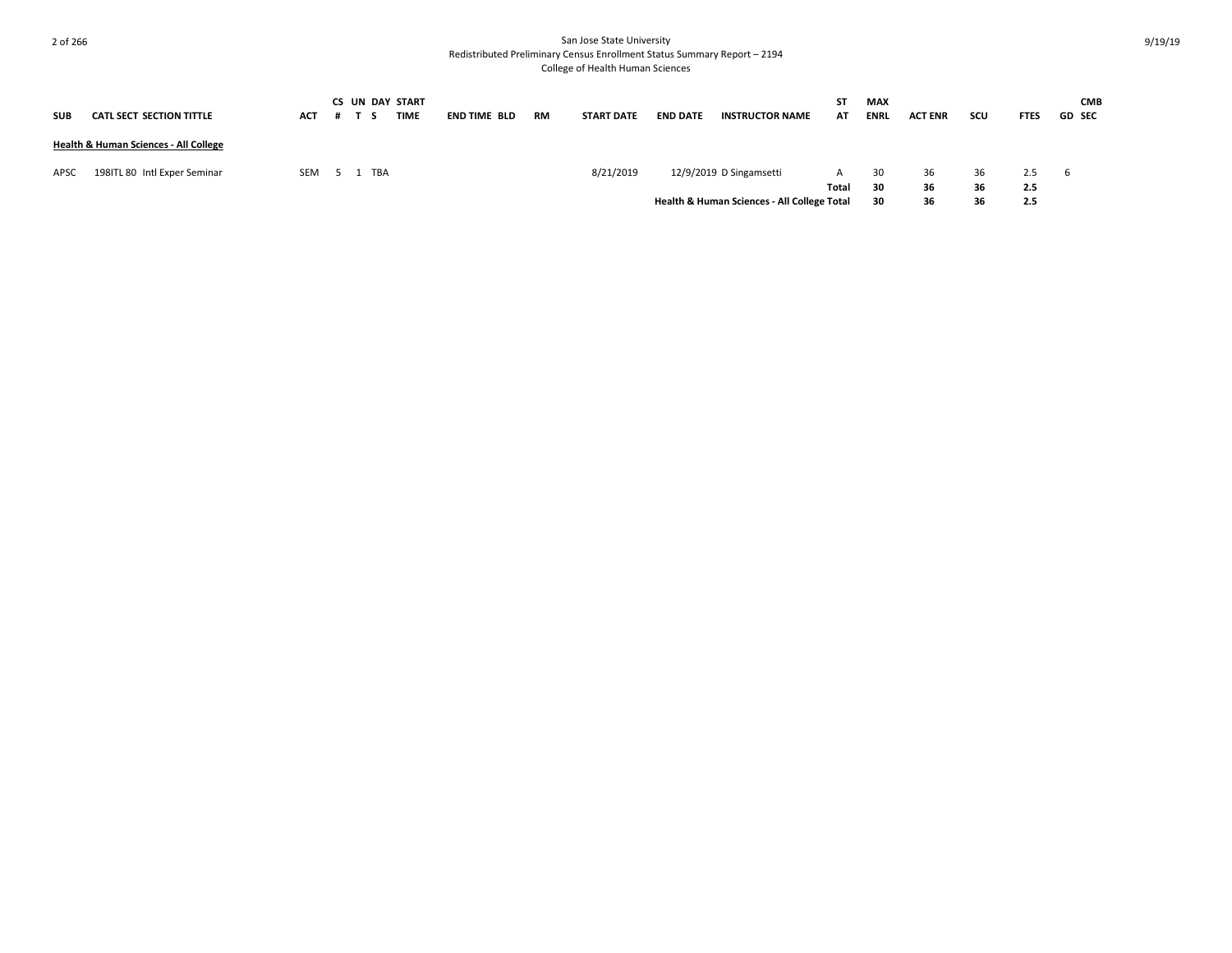San Jose State University
Redistributed Preliminary Census Enrollment Status Summary Report – 2194
College of Health Human Sciences

| SUB | CATL | SECT | SECTION TITTLE | ACT | CS # | UN T | DAY S | START TIME | END TIME | BLD | RM | START DATE | END DATE | INSTRUCTOR NAME | ST AT | MAX ENRL | ACT ENR | SCU | FTES | GD | CMB SEC |
|---|---|---|---|---|---|---|---|---|---|---|---|---|---|---|---|---|---|---|---|---|---|
| **Health & Human Sciences - All College** | | | | | | | | | | | | | | | | | | | | | |
| APSC | 198 | ITL 80 | Intl Exper Seminar | SEM | 5 | 1 | TBA | | | | | 8/21/2019 | 12/9/2019 | D Singamsetti | A | 30 | 36 | 36 | 2.5 | 6 | |
| | | | | | | | | | | | | | | | **Total** | **30** | **36** | **36** | **2.5** | | |
| | | | | | | | | | | | | | | **Health & Human Sciences - All College Total** | | **30** | **36** | **36** | **2.5** | | |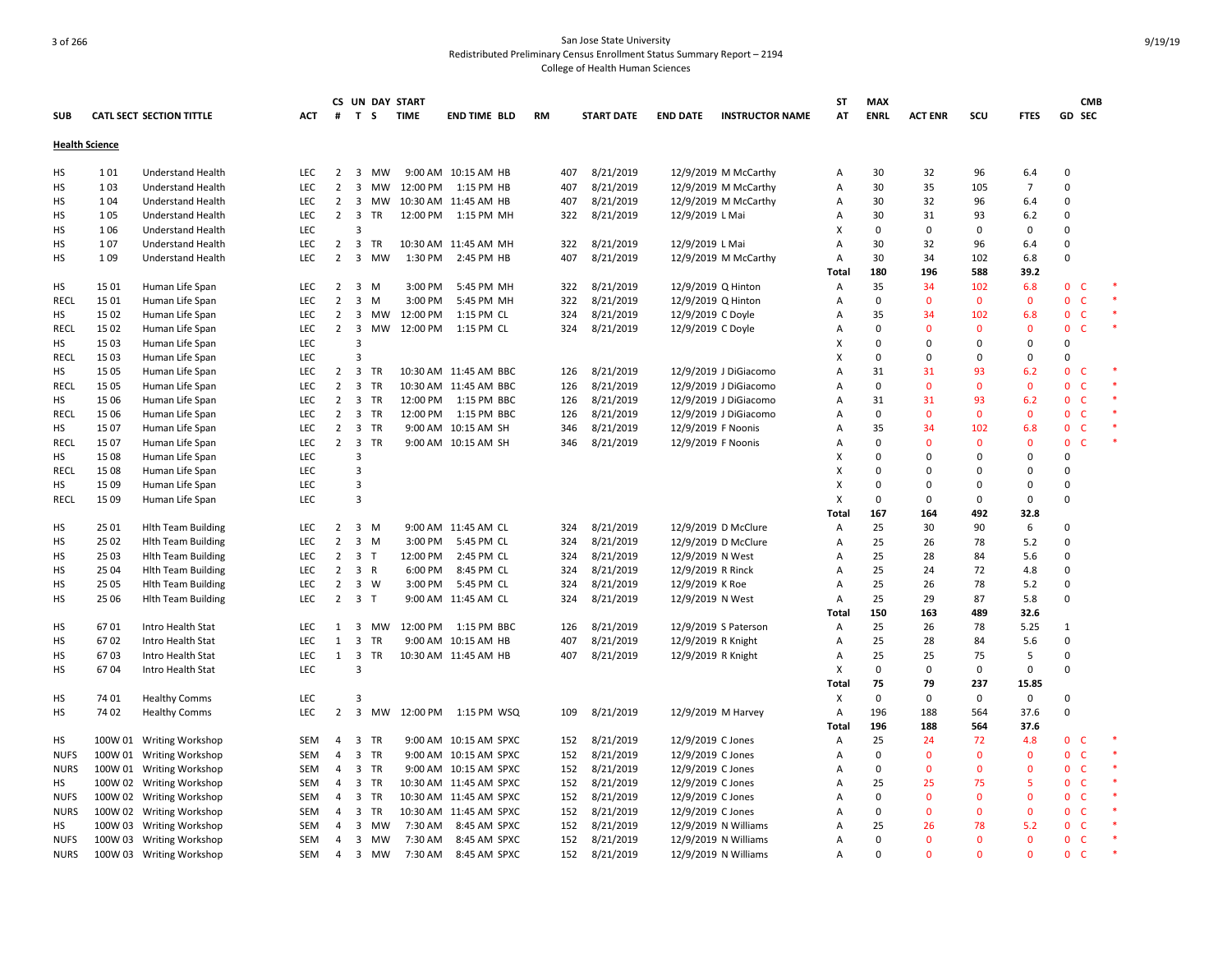San Jose State University
Redistributed Preliminary Census Enrollment Status Summary Report – 2194
College of Health Human Sciences

| SUB | CATL SECT | SECTION TITTLE | ACT | CS # | UN T | DAY S | START TIME | END TIME | BLD | RM | START DATE | END DATE | INSTRUCTOR NAME | ST AT | MAX ENRL | ACT ENR | SCU | FTES | GD | CMB SEC | |
|---|---|---|---|---|---|---|---|---|---|---|---|---|---|---|---|---|---|---|---|---|---|
| **Health Science** | | | | | | | | | | | | | | | | | | | | | |
| HS | 1 01 | Understand Health | LEC | 2 | 3 | MW | 9:00 AM | 10:15 AM | HB | 407 | 8/21/2019 | 12/9/2019 | M McCarthy | A | 30 | 32 | 96 | 6.4 | 0 | | |
| HS | 1 03 | Understand Health | LEC | 2 | 3 | MW | 12:00 PM | 1:15 PM | HB | 407 | 8/21/2019 | 12/9/2019 | M McCarthy | A | 30 | 35 | 105 | 7 | 0 | | |
| HS | 1 04 | Understand Health | LEC | 2 | 3 | MW | 10:30 AM | 11:45 AM | HB | 407 | 8/21/2019 | 12/9/2019 | M McCarthy | A | 30 | 32 | 96 | 6.4 | 0 | | |
| HS | 1 05 | Understand Health | LEC | 2 | 3 | TR | 12:00 PM | 1:15 PM | MH | 322 | 8/21/2019 | 12/9/2019 | L Mai | A | 30 | 31 | 93 | 6.2 | 0 | | |
| HS | 1 06 | Understand Health | LEC | | 3 | | | | | | | | | X | 0 | 0 | 0 | 0 | 0 | | |
| HS | 1 07 | Understand Health | LEC | 2 | 3 | TR | 10:30 AM | 11:45 AM | MH | 322 | 8/21/2019 | 12/9/2019 | L Mai | A | 30 | 32 | 96 | 6.4 | 0 | | |
| HS | 1 09 | Understand Health | LEC | 2 | 3 | MW | 1:30 PM | 2:45 PM | HB | 407 | 8/21/2019 | 12/9/2019 | M McCarthy | A | 30 | 34 | 102 | 6.8 | 0 | | |
| | | | | | | | | | | | | | | **Total** | **180** | **196** | **588** | **39.2** | | | |
| HS | 15 01 | Human Life Span | LEC | 2 | 3 | M | 3:00 PM | 5:45 PM | MH | 322 | 8/21/2019 | 12/9/2019 | Q Hinton | A | 35 | 34 | 102 | 6.8 | 0 | C | * |
| RECL | 15 01 | Human Life Span | LEC | 2 | 3 | M | 3:00 PM | 5:45 PM | MH | 322 | 8/21/2019 | 12/9/2019 | Q Hinton | A | 0 | 0 | 0 | 0 | 0 | C | * |
| HS | 15 02 | Human Life Span | LEC | 2 | 3 | MW | 12:00 PM | 1:15 PM | CL | 324 | 8/21/2019 | 12/9/2019 | C Doyle | A | 35 | 34 | 102 | 6.8 | 0 | C | * |
| RECL | 15 02 | Human Life Span | LEC | 2 | 3 | MW | 12:00 PM | 1:15 PM | CL | 324 | 8/21/2019 | 12/9/2019 | C Doyle | A | 0 | 0 | 0 | 0 | 0 | C | * |
| HS | 15 03 | Human Life Span | LEC | | 3 | | | | | | | | | X | 0 | 0 | 0 | 0 | 0 | | |
| RECL | 15 03 | Human Life Span | LEC | | 3 | | | | | | | | | X | 0 | 0 | 0 | 0 | 0 | | |
| HS | 15 05 | Human Life Span | LEC | 2 | 3 | TR | 10:30 AM | 11:45 AM | BBC | 126 | 8/21/2019 | 12/9/2019 | J DiGiacomo | A | 31 | 31 | 93 | 6.2 | 0 | C | * |
| RECL | 15 05 | Human Life Span | LEC | 2 | 3 | TR | 10:30 AM | 11:45 AM | BBC | 126 | 8/21/2019 | 12/9/2019 | J DiGiacomo | A | 0 | 0 | 0 | 0 | 0 | C | * |
| HS | 15 06 | Human Life Span | LEC | 2 | 3 | TR | 12:00 PM | 1:15 PM | BBC | 126 | 8/21/2019 | 12/9/2019 | J DiGiacomo | A | 31 | 31 | 93 | 6.2 | 0 | C | * |
| RECL | 15 06 | Human Life Span | LEC | 2 | 3 | TR | 12:00 PM | 1:15 PM | BBC | 126 | 8/21/2019 | 12/9/2019 | J DiGiacomo | A | 0 | 0 | 0 | 0 | 0 | C | * |
| HS | 15 07 | Human Life Span | LEC | 2 | 3 | TR | 9:00 AM | 10:15 AM | SH | 346 | 8/21/2019 | 12/9/2019 | F Noonis | A | 35 | 34 | 102 | 6.8 | 0 | C | * |
| RECL | 15 07 | Human Life Span | LEC | 2 | 3 | TR | 9:00 AM | 10:15 AM | SH | 346 | 8/21/2019 | 12/9/2019 | F Noonis | A | 0 | 0 | 0 | 0 | 0 | C | * |
| HS | 15 08 | Human Life Span | LEC | | 3 | | | | | | | | | X | 0 | 0 | 0 | 0 | 0 | | |
| RECL | 15 08 | Human Life Span | LEC | | 3 | | | | | | | | | X | 0 | 0 | 0 | 0 | 0 | | |
| HS | 15 09 | Human Life Span | LEC | | 3 | | | | | | | | | X | 0 | 0 | 0 | 0 | 0 | | |
| RECL | 15 09 | Human Life Span | LEC | | 3 | | | | | | | | | X | 0 | 0 | 0 | 0 | 0 | | |
| | | | | | | | | | | | | | | **Total** | **167** | **164** | **492** | **32.8** | | | |
| HS | 25 01 | Hlth Team Building | LEC | 2 | 3 | M | 9:00 AM | 11:45 AM | CL | 324 | 8/21/2019 | 12/9/2019 | D McClure | A | 25 | 30 | 90 | 6 | 0 | | |
| HS | 25 02 | Hlth Team Building | LEC | 2 | 3 | M | 3:00 PM | 5:45 PM | CL | 324 | 8/21/2019 | 12/9/2019 | D McClure | A | 25 | 26 | 78 | 5.2 | 0 | | |
| HS | 25 03 | Hlth Team Building | LEC | 2 | 3 | T | 12:00 PM | 2:45 PM | CL | 324 | 8/21/2019 | 12/9/2019 | N West | A | 25 | 28 | 84 | 5.6 | 0 | | |
| HS | 25 04 | Hlth Team Building | LEC | 2 | 3 | R | 6:00 PM | 8:45 PM | CL | 324 | 8/21/2019 | 12/9/2019 | R Rinck | A | 25 | 24 | 72 | 4.8 | 0 | | |
| HS | 25 05 | Hlth Team Building | LEC | 2 | 3 | W | 3:00 PM | 5:45 PM | CL | 324 | 8/21/2019 | 12/9/2019 | K Roe | A | 25 | 26 | 78 | 5.2 | 0 | | |
| HS | 25 06 | Hlth Team Building | LEC | 2 | 3 | T | 9:00 AM | 11:45 AM | CL | 324 | 8/21/2019 | 12/9/2019 | N West | A | 25 | 29 | 87 | 5.8 | 0 | | |
| | | | | | | | | | | | | | | **Total** | **150** | **163** | **489** | **32.6** | | | |
| HS | 67 01 | Intro Health Stat | LEC | 1 | 3 | MW | 12:00 PM | 1:15 PM | BBC | 126 | 8/21/2019 | 12/9/2019 | S Paterson | A | 25 | 26 | 78 | 5.25 | 1 | | |
| HS | 67 02 | Intro Health Stat | LEC | 1 | 3 | TR | 9:00 AM | 10:15 AM | HB | 407 | 8/21/2019 | 12/9/2019 | R Knight | A | 25 | 28 | 84 | 5.6 | 0 | | |
| HS | 67 03 | Intro Health Stat | LEC | 1 | 3 | TR | 10:30 AM | 11:45 AM | HB | 407 | 8/21/2019 | 12/9/2019 | R Knight | A | 25 | 25 | 75 | 5 | 0 | | |
| HS | 67 04 | Intro Health Stat | LEC | | 3 | | | | | | | | | X | 0 | 0 | 0 | 0 | 0 | | |
| | | | | | | | | | | | | | | **Total** | **75** | **79** | **237** | **15.85** | | | |
| HS | 74 01 | Healthy Comms | LEC | | 3 | | | | | | | | | X | 0 | 0 | 0 | 0 | 0 | | |
| HS | 74 02 | Healthy Comms | LEC | 2 | 3 | MW | 12:00 PM | 1:15 PM | WSQ | 109 | 8/21/2019 | 12/9/2019 | M Harvey | A | 196 | 188 | 564 | 37.6 | 0 | | |
| | | | | | | | | | | | | | | **Total** | **196** | **188** | **564** | **37.6** | | | |
| HS | 100W 01 | Writing Workshop | SEM | 4 | 3 | TR | 9:00 AM | 10:15 AM | SPXC | 152 | 8/21/2019 | 12/9/2019 | C Jones | A | 25 | 24 | 72 | 4.8 | 0 | C | * |
| NUFS | 100W 01 | Writing Workshop | SEM | 4 | 3 | TR | 9:00 AM | 10:15 AM | SPXC | 152 | 8/21/2019 | 12/9/2019 | C Jones | A | 0 | 0 | 0 | 0 | 0 | C | * |
| NURS | 100W 01 | Writing Workshop | SEM | 4 | 3 | TR | 9:00 AM | 10:15 AM | SPXC | 152 | 8/21/2019 | 12/9/2019 | C Jones | A | 0 | 0 | 0 | 0 | 0 | C | * |
| HS | 100W 02 | Writing Workshop | SEM | 4 | 3 | TR | 10:30 AM | 11:45 AM | SPXC | 152 | 8/21/2019 | 12/9/2019 | C Jones | A | 25 | 25 | 75 | 5 | 0 | C | * |
| NUFS | 100W 02 | Writing Workshop | SEM | 4 | 3 | TR | 10:30 AM | 11:45 AM | SPXC | 152 | 8/21/2019 | 12/9/2019 | C Jones | A | 0 | 0 | 0 | 0 | 0 | C | * |
| NURS | 100W 02 | Writing Workshop | SEM | 4 | 3 | TR | 10:30 AM | 11:45 AM | SPXC | 152 | 8/21/2019 | 12/9/2019 | C Jones | A | 0 | 0 | 0 | 0 | 0 | C | * |
| HS | 100W 03 | Writing Workshop | SEM | 4 | 3 | MW | 7:30 AM | 8:45 AM | SPXC | 152 | 8/21/2019 | 12/9/2019 | N Williams | A | 25 | 26 | 78 | 5.2 | 0 | C | * |
| NUFS | 100W 03 | Writing Workshop | SEM | 4 | 3 | MW | 7:30 AM | 8:45 AM | SPXC | 152 | 8/21/2019 | 12/9/2019 | N Williams | A | 0 | 0 | 0 | 0 | 0 | C | * |
| NURS | 100W 03 | Writing Workshop | SEM | 4 | 3 | MW | 7:30 AM | 8:45 AM | SPXC | 152 | 8/21/2019 | 12/9/2019 | N Williams | A | 0 | 0 | 0 | 0 | 0 | C | * |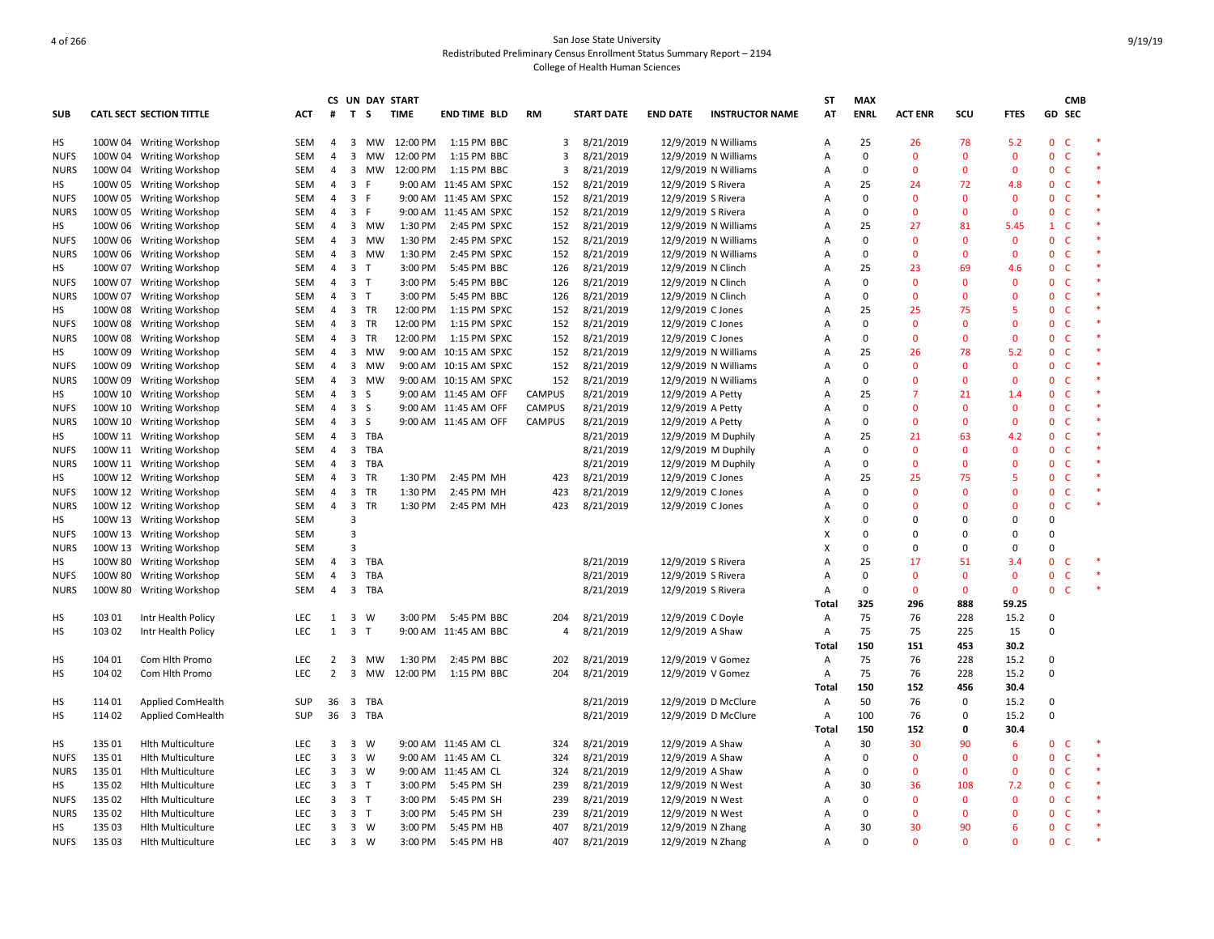San Jose State University
Redistributed Preliminary Census Enrollment Status Summary Report – 2194
College of Health Human Sciences

| SUB | CATL SECT | SECTION TITTLE | ACT | CS # | UN T | DAY S | START TIME | END TIME | BLD | RM | START DATE | END DATE | INSTRUCTOR NAME | ST AT | MAX ENRL | ACT ENR | SCU | FTES | GD | CMB SEC | |
|---|---|---|---|---|---|---|---|---|---|---|---|---|---|---|---|---|---|---|---|---|---|
| HS | 100W 04 | Writing Workshop | SEM | 4 | 3 | MW | 12:00 PM | 1:15 PM | BBC | 3 | 8/21/2019 | 12/9/2019 | N Williams | A | 25 | 26 | 78 | 5.2 | 0 | C | * |
| NUFS | 100W 04 | Writing Workshop | SEM | 4 | 3 | MW | 12:00 PM | 1:15 PM | BBC | 3 | 8/21/2019 | 12/9/2019 | N Williams | A | 0 | 0 | 0 | 0 | 0 | C | * |
| NURS | 100W 04 | Writing Workshop | SEM | 4 | 3 | MW | 12:00 PM | 1:15 PM | BBC | 3 | 8/21/2019 | 12/9/2019 | N Williams | A | 0 | 0 | 0 | 0 | 0 | C | * |
| HS | 100W 05 | Writing Workshop | SEM | 4 | 3 | F | 9:00 AM | 11:45 AM | SPXC | 152 | 8/21/2019 | 12/9/2019 | S Rivera | A | 25 | 24 | 72 | 4.8 | 0 | C | * |
| NUFS | 100W 05 | Writing Workshop | SEM | 4 | 3 | F | 9:00 AM | 11:45 AM | SPXC | 152 | 8/21/2019 | 12/9/2019 | S Rivera | A | 0 | 0 | 0 | 0 | 0 | C | * |
| NURS | 100W 05 | Writing Workshop | SEM | 4 | 3 | F | 9:00 AM | 11:45 AM | SPXC | 152 | 8/21/2019 | 12/9/2019 | S Rivera | A | 0 | 0 | 0 | 0 | 0 | C | * |
| HS | 100W 06 | Writing Workshop | SEM | 4 | 3 | MW | 1:30 PM | 2:45 PM | SPXC | 152 | 8/21/2019 | 12/9/2019 | N Williams | A | 25 | 27 | 81 | 5.45 | 1 | C | * |
| NUFS | 100W 06 | Writing Workshop | SEM | 4 | 3 | MW | 1:30 PM | 2:45 PM | SPXC | 152 | 8/21/2019 | 12/9/2019 | N Williams | A | 0 | 0 | 0 | 0 | 0 | C | * |
| NURS | 100W 06 | Writing Workshop | SEM | 4 | 3 | MW | 1:30 PM | 2:45 PM | SPXC | 152 | 8/21/2019 | 12/9/2019 | N Williams | A | 0 | 0 | 0 | 0 | 0 | C | * |
| HS | 100W 07 | Writing Workshop | SEM | 4 | 3 | T | 3:00 PM | 5:45 PM | BBC | 126 | 8/21/2019 | 12/9/2019 | N Clinch | A | 25 | 23 | 69 | 4.6 | 0 | C | * |
| NUFS | 100W 07 | Writing Workshop | SEM | 4 | 3 | T | 3:00 PM | 5:45 PM | BBC | 126 | 8/21/2019 | 12/9/2019 | N Clinch | A | 0 | 0 | 0 | 0 | 0 | C | * |
| NURS | 100W 07 | Writing Workshop | SEM | 4 | 3 | T | 3:00 PM | 5:45 PM | BBC | 126 | 8/21/2019 | 12/9/2019 | N Clinch | A | 0 | 0 | 0 | 0 | 0 | C | * |
| HS | 100W 08 | Writing Workshop | SEM | 4 | 3 | TR | 12:00 PM | 1:15 PM | SPXC | 152 | 8/21/2019 | 12/9/2019 | C Jones | A | 25 | 25 | 75 | 5 | 0 | C | * |
| NUFS | 100W 08 | Writing Workshop | SEM | 4 | 3 | TR | 12:00 PM | 1:15 PM | SPXC | 152 | 8/21/2019 | 12/9/2019 | C Jones | A | 0 | 0 | 0 | 0 | 0 | C | * |
| NURS | 100W 08 | Writing Workshop | SEM | 4 | 3 | TR | 12:00 PM | 1:15 PM | SPXC | 152 | 8/21/2019 | 12/9/2019 | C Jones | A | 0 | 0 | 0 | 0 | 0 | C | * |
| HS | 100W 09 | Writing Workshop | SEM | 4 | 3 | MW | 9:00 AM | 10:15 AM | SPXC | 152 | 8/21/2019 | 12/9/2019 | N Williams | A | 25 | 26 | 78 | 5.2 | 0 | C | * |
| NUFS | 100W 09 | Writing Workshop | SEM | 4 | 3 | MW | 9:00 AM | 10:15 AM | SPXC | 152 | 8/21/2019 | 12/9/2019 | N Williams | A | 0 | 0 | 0 | 0 | 0 | C | * |
| NURS | 100W 09 | Writing Workshop | SEM | 4 | 3 | MW | 9:00 AM | 10:15 AM | SPXC | 152 | 8/21/2019 | 12/9/2019 | N Williams | A | 0 | 0 | 0 | 0 | 0 | C | * |
| HS | 100W 10 | Writing Workshop | SEM | 4 | 3 | S | 9:00 AM | 11:45 AM | OFF | CAMPUS | 8/21/2019 | 12/9/2019 | A Petty | A | 25 | 7 | 21 | 1.4 | 0 | C | * |
| NUFS | 100W 10 | Writing Workshop | SEM | 4 | 3 | S | 9:00 AM | 11:45 AM | OFF | CAMPUS | 8/21/2019 | 12/9/2019 | A Petty | A | 0 | 0 | 0 | 0 | 0 | C | * |
| NURS | 100W 10 | Writing Workshop | SEM | 4 | 3 | S | 9:00 AM | 11:45 AM | OFF | CAMPUS | 8/21/2019 | 12/9/2019 | A Petty | A | 0 | 0 | 0 | 0 | 0 | C | * |
| HS | 100W 11 | Writing Workshop | SEM | 4 | 3 | TBA | | | | | 8/21/2019 | 12/9/2019 | M Duphily | A | 25 | 21 | 63 | 4.2 | 0 | C | * |
| NUFS | 100W 11 | Writing Workshop | SEM | 4 | 3 | TBA | | | | | 8/21/2019 | 12/9/2019 | M Duphily | A | 0 | 0 | 0 | 0 | 0 | C | * |
| NURS | 100W 11 | Writing Workshop | SEM | 4 | 3 | TBA | | | | | 8/21/2019 | 12/9/2019 | M Duphily | A | 0 | 0 | 0 | 0 | 0 | C | * |
| HS | 100W 12 | Writing Workshop | SEM | 4 | 3 | TR | 1:30 PM | 2:45 PM | MH | 423 | 8/21/2019 | 12/9/2019 | C Jones | A | 25 | 25 | 75 | 5 | 0 | C | * |
| NUFS | 100W 12 | Writing Workshop | SEM | 4 | 3 | TR | 1:30 PM | 2:45 PM | MH | 423 | 8/21/2019 | 12/9/2019 | C Jones | A | 0 | 0 | 0 | 0 | 0 | C | * |
| NURS | 100W 12 | Writing Workshop | SEM | 4 | 3 | TR | 1:30 PM | 2:45 PM | MH | 423 | 8/21/2019 | 12/9/2019 | C Jones | A | 0 | 0 | 0 | 0 | 0 | C | * |
| HS | 100W 13 | Writing Workshop | SEM | | 3 | | | | | | | | | X | 0 | 0 | 0 | 0 | 0 | | |
| NUFS | 100W 13 | Writing Workshop | SEM | | 3 | | | | | | | | | X | 0 | 0 | 0 | 0 | 0 | | |
| NURS | 100W 13 | Writing Workshop | SEM | | 3 | | | | | | | | | X | 0 | 0 | 0 | 0 | 0 | | |
| HS | 100W 80 | Writing Workshop | SEM | 4 | 3 | TBA | | | | | 8/21/2019 | 12/9/2019 | S Rivera | A | 25 | 17 | 51 | 3.4 | 0 | C | * |
| NUFS | 100W 80 | Writing Workshop | SEM | 4 | 3 | TBA | | | | | 8/21/2019 | 12/9/2019 | S Rivera | A | 0 | 0 | 0 | 0 | 0 | C | * |
| NURS | 100W 80 | Writing Workshop | SEM | 4 | 3 | TBA | | | | | 8/21/2019 | 12/9/2019 | S Rivera | A | 0 | 0 | 0 | 0 | 0 | C | * |
| | | | | | | | | | | | | | | Total | 325 | 296 | 888 | 59.25 | | | |
| HS | 103 01 | Intr Health Policy | LEC | 1 | 3 | W | 3:00 PM | 5:45 PM | BBC | 204 | 8/21/2019 | 12/9/2019 | C Doyle | A | 75 | 76 | 228 | 15.2 | 0 | | |
| HS | 103 02 | Intr Health Policy | LEC | 1 | 3 | T | 9:00 AM | 11:45 AM | BBC | 4 | 8/21/2019 | 12/9/2019 | A Shaw | A | 75 | 75 | 225 | 15 | 0 | | |
| | | | | | | | | | | | | | | Total | 150 | 151 | 453 | 30.2 | | | |
| HS | 104 01 | Com Hlth Promo | LEC | 2 | 3 | MW | 1:30 PM | 2:45 PM | BBC | 202 | 8/21/2019 | 12/9/2019 | V Gomez | A | 75 | 76 | 228 | 15.2 | 0 | | |
| HS | 104 02 | Com Hlth Promo | LEC | 2 | 3 | MW | 12:00 PM | 1:15 PM | BBC | 204 | 8/21/2019 | 12/9/2019 | V Gomez | A | 75 | 76 | 228 | 15.2 | 0 | | |
| | | | | | | | | | | | | | | Total | 150 | 152 | 456 | 30.4 | | | |
| HS | 114 01 | Applied ComHealth | SUP | 36 | 3 | TBA | | | | | 8/21/2019 | 12/9/2019 | D McClure | A | 50 | 76 | 0 | 15.2 | 0 | | |
| HS | 114 02 | Applied ComHealth | SUP | 36 | 3 | TBA | | | | | 8/21/2019 | 12/9/2019 | D McClure | A | 100 | 76 | 0 | 15.2 | 0 | | |
| | | | | | | | | | | | | | | Total | 150 | 152 | 0 | 30.4 | | | |
| HS | 135 01 | Hlth Multiculture | LEC | 3 | 3 | W | 9:00 AM | 11:45 AM | CL | 324 | 8/21/2019 | 12/9/2019 | A Shaw | A | 30 | 30 | 90 | 6 | 0 | C | * |
| NUFS | 135 01 | Hlth Multiculture | LEC | 3 | 3 | W | 9:00 AM | 11:45 AM | CL | 324 | 8/21/2019 | 12/9/2019 | A Shaw | A | 0 | 0 | 0 | 0 | 0 | C | * |
| NURS | 135 01 | Hlth Multiculture | LEC | 3 | 3 | W | 9:00 AM | 11:45 AM | CL | 324 | 8/21/2019 | 12/9/2019 | A Shaw | A | 0 | 0 | 0 | 0 | 0 | C | * |
| HS | 135 02 | Hlth Multiculture | LEC | 3 | 3 | T | 3:00 PM | 5:45 PM | SH | 239 | 8/21/2019 | 12/9/2019 | N West | A | 30 | 36 | 108 | 7.2 | 0 | C | * |
| NUFS | 135 02 | Hlth Multiculture | LEC | 3 | 3 | T | 3:00 PM | 5:45 PM | SH | 239 | 8/21/2019 | 12/9/2019 | N West | A | 0 | 0 | 0 | 0 | 0 | C | * |
| NURS | 135 02 | Hlth Multiculture | LEC | 3 | 3 | T | 3:00 PM | 5:45 PM | SH | 239 | 8/21/2019 | 12/9/2019 | N West | A | 0 | 0 | 0 | 0 | 0 | C | * |
| HS | 135 03 | Hlth Multiculture | LEC | 3 | 3 | W | 3:00 PM | 5:45 PM | HB | 407 | 8/21/2019 | 12/9/2019 | N Zhang | A | 30 | 30 | 90 | 6 | 0 | C | * |
| NUFS | 135 03 | Hlth Multiculture | LEC | 3 | 3 | W | 3:00 PM | 5:45 PM | HB | 407 | 8/21/2019 | 12/9/2019 | N Zhang | A | 0 | 0 | 0 | 0 | 0 | C | * |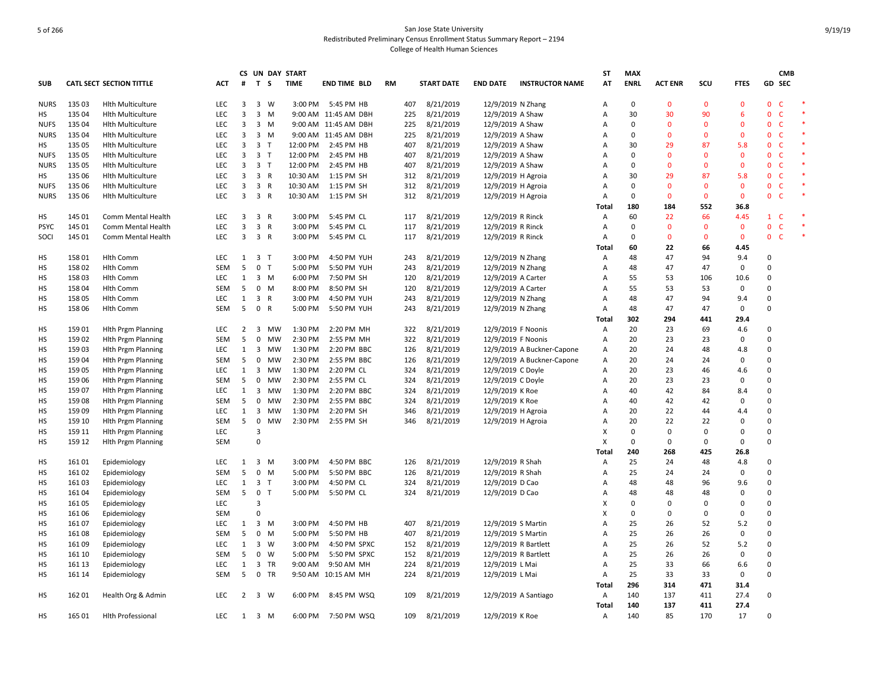San Jose State University
Redistributed Preliminary Census Enrollment Status Summary Report – 2194
College of Health Human Sciences

| SUB | CATL | SECT | SECTION TITTLE | ACT | CS # | UN T | DAY S | START TIME | END TIME | BLD | RM | START DATE | END DATE | INSTRUCTOR NAME | ST AT | MAX ENRL | ACT ENR | SCU | FTES | GD | CMB SEC | |
|---|---|---|---|---|---|---|---|---|---|---|---|---|---|---|---|---|---|---|---|---|---|---|
| NURS | 135 | 03 | Hlth Multiculture | LEC | 3 | 3 | W | 3:00 PM | 5:45 PM | HB | 407 | 8/21/2019 | 12/9/2019 | N Zhang | A | 0 | 0 | 0 | 0 | 0 | C | * |
| HS | 135 | 04 | Hlth Multiculture | LEC | 3 | 3 | M | 9:00 AM | 11:45 AM | DBH | 225 | 8/21/2019 | 12/9/2019 | A Shaw | A | 30 | 30 | 90 | 6 | 0 | C | * |
| NUFS | 135 | 04 | Hlth Multiculture | LEC | 3 | 3 | M | 9:00 AM | 11:45 AM | DBH | 225 | 8/21/2019 | 12/9/2019 | A Shaw | A | 0 | 0 | 0 | 0 | 0 | C | * |
| NURS | 135 | 04 | Hlth Multiculture | LEC | 3 | 3 | M | 9:00 AM | 11:45 AM | DBH | 225 | 8/21/2019 | 12/9/2019 | A Shaw | A | 0 | 0 | 0 | 0 | 0 | C | * |
| HS | 135 | 05 | Hlth Multiculture | LEC | 3 | 3 | T | 12:00 PM | 2:45 PM | HB | 407 | 8/21/2019 | 12/9/2019 | A Shaw | A | 30 | 29 | 87 | 5.8 | 0 | C | * |
| NUFS | 135 | 05 | Hlth Multiculture | LEC | 3 | 3 | T | 12:00 PM | 2:45 PM | HB | 407 | 8/21/2019 | 12/9/2019 | A Shaw | A | 0 | 0 | 0 | 0 | 0 | C | * |
| NURS | 135 | 05 | Hlth Multiculture | LEC | 3 | 3 | T | 12:00 PM | 2:45 PM | HB | 407 | 8/21/2019 | 12/9/2019 | A Shaw | A | 0 | 0 | 0 | 0 | 0 | C | * |
| HS | 135 | 06 | Hlth Multiculture | LEC | 3 | 3 | R | 10:30 AM | 1:15 PM | SH | 312 | 8/21/2019 | 12/9/2019 | H Agroia | A | 30 | 29 | 87 | 5.8 | 0 | C | * |
| NUFS | 135 | 06 | Hlth Multiculture | LEC | 3 | 3 | R | 10:30 AM | 1:15 PM | SH | 312 | 8/21/2019 | 12/9/2019 | H Agroia | A | 0 | 0 | 0 | 0 | 0 | C | * |
| NURS | 135 | 06 | Hlth Multiculture | LEC | 3 | 3 | R | 10:30 AM | 1:15 PM | SH | 312 | 8/21/2019 | 12/9/2019 | H Agroia | A | 0 | 0 | 0 | 0 | 0 | C | * |
| | | | | | | | | | | | | | | | Total | 180 | 184 | 552 | 36.8 | | | |
| HS | 145 | 01 | Comm Mental Health | LEC | 3 | 3 | R | 3:00 PM | 5:45 PM | CL | 117 | 8/21/2019 | 12/9/2019 | R Rinck | A | 60 | 22 | 66 | 4.45 | 1 | C | * |
| PSYC | 145 | 01 | Comm Mental Health | LEC | 3 | 3 | R | 3:00 PM | 5:45 PM | CL | 117 | 8/21/2019 | 12/9/2019 | R Rinck | A | 0 | 0 | 0 | 0 | 0 | C | * |
| SOCI | 145 | 01 | Comm Mental Health | LEC | 3 | 3 | R | 3:00 PM | 5:45 PM | CL | 117 | 8/21/2019 | 12/9/2019 | R Rinck | A | 0 | 0 | 0 | 0 | 0 | C | * |
| | | | | | | | | | | | | | | | Total | 60 | 22 | 66 | 4.45 | | | |
| HS | 158 | 01 | Hlth Comm | LEC | 1 | 3 | T | 3:00 PM | 4:50 PM | YUH | 243 | 8/21/2019 | 12/9/2019 | N Zhang | A | 48 | 47 | 94 | 9.4 | 0 | | |
| HS | 158 | 02 | Hlth Comm | SEM | 5 | 0 | T | 5:00 PM | 5:50 PM | YUH | 243 | 8/21/2019 | 12/9/2019 | N Zhang | A | 48 | 47 | 47 | 0 | 0 | | |
| HS | 158 | 03 | Hlth Comm | LEC | 1 | 3 | M | 6:00 PM | 7:50 PM | SH | 120 | 8/21/2019 | 12/9/2019 | A Carter | A | 55 | 53 | 106 | 10.6 | 0 | | |
| HS | 158 | 04 | Hlth Comm | SEM | 5 | 0 | M | 8:00 PM | 8:50 PM | SH | 120 | 8/21/2019 | 12/9/2019 | A Carter | A | 55 | 53 | 53 | 0 | 0 | | |
| HS | 158 | 05 | Hlth Comm | LEC | 1 | 3 | R | 3:00 PM | 4:50 PM | YUH | 243 | 8/21/2019 | 12/9/2019 | N Zhang | A | 48 | 47 | 94 | 9.4 | 0 | | |
| HS | 158 | 06 | Hlth Comm | SEM | 5 | 0 | R | 5:00 PM | 5:50 PM | YUH | 243 | 8/21/2019 | 12/9/2019 | N Zhang | A | 48 | 47 | 47 | 0 | 0 | | |
| | | | | | | | | | | | | | | | Total | 302 | 294 | 441 | 29.4 | | | |
| HS | 159 | 01 | Hlth Prgm Planning | LEC | 2 | 3 | MW | 1:30 PM | 2:20 PM | MH | 322 | 8/21/2019 | 12/9/2019 | F Noonis | A | 20 | 23 | 69 | 4.6 | 0 | | |
| HS | 159 | 02 | Hlth Prgm Planning | SEM | 5 | 0 | MW | 2:30 PM | 2:55 PM | MH | 322 | 8/21/2019 | 12/9/2019 | F Noonis | A | 20 | 23 | 23 | 0 | 0 | | |
| HS | 159 | 03 | Hlth Prgm Planning | LEC | 1 | 3 | MW | 1:30 PM | 2:20 PM | BBC | 126 | 8/21/2019 | 12/9/2019 | A Buckner-Capone | A | 20 | 24 | 48 | 4.8 | 0 | | |
| HS | 159 | 04 | Hlth Prgm Planning | SEM | 5 | 0 | MW | 2:30 PM | 2:55 PM | BBC | 126 | 8/21/2019 | 12/9/2019 | A Buckner-Capone | A | 20 | 24 | 24 | 0 | 0 | | |
| HS | 159 | 05 | Hlth Prgm Planning | LEC | 1 | 3 | MW | 1:30 PM | 2:20 PM | CL | 324 | 8/21/2019 | 12/9/2019 | C Doyle | A | 20 | 23 | 46 | 4.6 | 0 | | |
| HS | 159 | 06 | Hlth Prgm Planning | SEM | 5 | 0 | MW | 2:30 PM | 2:55 PM | CL | 324 | 8/21/2019 | 12/9/2019 | C Doyle | A | 20 | 23 | 23 | 0 | 0 | | |
| HS | 159 | 07 | Hlth Prgm Planning | LEC | 1 | 3 | MW | 1:30 PM | 2:20 PM | BBC | 324 | 8/21/2019 | 12/9/2019 | K Roe | A | 40 | 42 | 84 | 8.4 | 0 | | |
| HS | 159 | 08 | Hlth Prgm Planning | SEM | 5 | 0 | MW | 2:30 PM | 2:55 PM | BBC | 324 | 8/21/2019 | 12/9/2019 | K Roe | A | 40 | 42 | 42 | 0 | 0 | | |
| HS | 159 | 09 | Hlth Prgm Planning | LEC | 1 | 3 | MW | 1:30 PM | 2:20 PM | SH | 346 | 8/21/2019 | 12/9/2019 | H Agroia | A | 20 | 22 | 44 | 4.4 | 0 | | |
| HS | 159 | 10 | Hlth Prgm Planning | SEM | 5 | 0 | MW | 2:30 PM | 2:55 PM | SH | 346 | 8/21/2019 | 12/9/2019 | H Agroia | A | 20 | 22 | 22 | 0 | 0 | | |
| HS | 159 | 11 | Hlth Prgm Planning | LEC | | 3 | | | | | | | | | X | 0 | 0 | 0 | 0 | 0 | | |
| HS | 159 | 12 | Hlth Prgm Planning | SEM | | 0 | | | | | | | | | X | 0 | 0 | 0 | 0 | 0 | | |
| | | | | | | | | | | | | | | | Total | 240 | 268 | 425 | 26.8 | | | |
| HS | 161 | 01 | Epidemiology | LEC | 1 | 3 | M | 3:00 PM | 4:50 PM | BBC | 126 | 8/21/2019 | 12/9/2019 | R Shah | A | 25 | 24 | 48 | 4.8 | 0 | | |
| HS | 161 | 02 | Epidemiology | SEM | 5 | 0 | M | 5:00 PM | 5:50 PM | BBC | 126 | 8/21/2019 | 12/9/2019 | R Shah | A | 25 | 24 | 24 | 0 | 0 | | |
| HS | 161 | 03 | Epidemiology | LEC | 1 | 3 | T | 3:00 PM | 4:50 PM | CL | 324 | 8/21/2019 | 12/9/2019 | D Cao | A | 48 | 48 | 96 | 9.6 | 0 | | |
| HS | 161 | 04 | Epidemiology | SEM | 5 | 0 | T | 5:00 PM | 5:50 PM | CL | 324 | 8/21/2019 | 12/9/2019 | D Cao | A | 48 | 48 | 48 | 0 | 0 | | |
| HS | 161 | 05 | Epidemiology | LEC | | 3 | | | | | | | | | X | 0 | 0 | 0 | 0 | 0 | | |
| HS | 161 | 06 | Epidemiology | SEM | | 0 | | | | | | | | | X | 0 | 0 | 0 | 0 | 0 | | |
| HS | 161 | 07 | Epidemiology | LEC | 1 | 3 | M | 3:00 PM | 4:50 PM | HB | 407 | 8/21/2019 | 12/9/2019 | S Martin | A | 25 | 26 | 52 | 5.2 | 0 | | |
| HS | 161 | 08 | Epidemiology | SEM | 5 | 0 | M | 5:00 PM | 5:50 PM | HB | 407 | 8/21/2019 | 12/9/2019 | S Martin | A | 25 | 26 | 26 | 0 | 0 | | |
| HS | 161 | 09 | Epidemiology | LEC | 1 | 3 | W | 3:00 PM | 4:50 PM | SPXC | 152 | 8/21/2019 | 12/9/2019 | R Bartlett | A | 25 | 26 | 52 | 5.2 | 0 | | |
| HS | 161 | 10 | Epidemiology | SEM | 5 | 0 | W | 5:00 PM | 5:50 PM | SPXC | 152 | 8/21/2019 | 12/9/2019 | R Bartlett | A | 25 | 26 | 26 | 0 | 0 | | |
| HS | 161 | 13 | Epidemiology | LEC | 1 | 3 | TR | 9:00 AM | 9:50 AM | MH | 224 | 8/21/2019 | 12/9/2019 | L Mai | A | 25 | 33 | 66 | 6.6 | 0 | | |
| HS | 161 | 14 | Epidemiology | SEM | 5 | 0 | TR | 9:50 AM | 10:15 AM | MH | 224 | 8/21/2019 | 12/9/2019 | L Mai | A | 25 | 33 | 33 | 0 | 0 | | |
| | | | | | | | | | | | | | | | Total | 296 | 314 | 471 | 31.4 | | | |
| HS | 162 | 01 | Health Org & Admin | LEC | 2 | 3 | W | 6:00 PM | 8:45 PM | WSQ | 109 | 8/21/2019 | 12/9/2019 | A Santiago | A | 140 | 137 | 411 | 27.4 | 0 | | |
| | | | | | | | | | | | | | | | Total | 140 | 137 | 411 | 27.4 | | | |
| HS | 165 | 01 | Hlth Professional | LEC | 1 | 3 | M | 6:00 PM | 7:50 PM | WSQ | 109 | 8/21/2019 | 12/9/2019 | K Roe | A | 140 | 85 | 170 | 17 | 0 | | |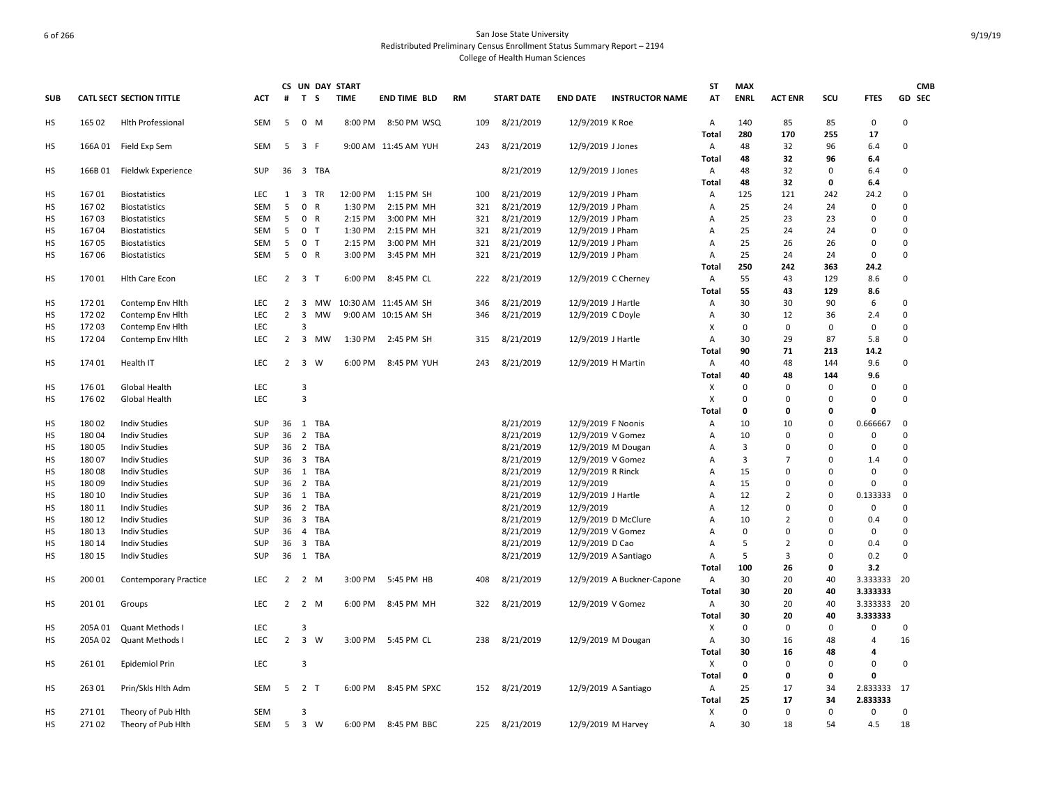## San Jose State University
## Redistributed Preliminary Census Enrollment Status Summary Report – 2194
## College of Health Human Sciences

| SUB | CATL SECT | SECTION TITTLE | ACT | CS # | UN T | DAY S | START TIME | END TIME | BLD | RM | START DATE | END DATE | INSTRUCTOR NAME | ST AT | MAX ENRL | ACT ENR | SCU | FTES | GD | CMB SEC |
|---|---|---|---|---|---|---|---|---|---|---|---|---|---|---|---|---|---|---|---|---|
| HS | 165 02 | Hlth Professional | SEM | 5 | 0 | M | 8:00 PM | 8:50 PM | WSQ | 109 | 8/21/2019 | 12/9/2019 | K Roe | A | 140 | 85 | 85 | 0 | 0 | |
| | | | | | | | | | | | | | | **Total** | **280** | **170** | **255** | **17** | | |
| HS | 166A 01 | Field Exp Sem | SEM | 5 | 3 | F | 9:00 AM | 11:45 AM | YUH | 243 | 8/21/2019 | 12/9/2019 | J Jones | A | 48 | 32 | 96 | 6.4 | 0 | |
| | | | | | | | | | | | | | | **Total** | **48** | **32** | **96** | **6.4** | | |
| HS | 166B 01 | Fieldwk Experience | SUP | 36 | 3 | TBA | | | | | 8/21/2019 | 12/9/2019 | J Jones | A | 48 | 32 | 0 | 6.4 | 0 | |
| | | | | | | | | | | | | | | **Total** | **48** | **32** | **0** | **6.4** | | |
| HS | 167 01 | Biostatistics | LEC | 1 | 3 | TR | 12:00 PM | 1:15 PM | SH | 100 | 8/21/2019 | 12/9/2019 | J Pham | A | 125 | 121 | 242 | 24.2 | 0 | |
| HS | 167 02 | Biostatistics | SEM | 5 | 0 | R | 1:30 PM | 2:15 PM | MH | 321 | 8/21/2019 | 12/9/2019 | J Pham | A | 25 | 24 | 24 | 0 | 0 | |
| HS | 167 03 | Biostatistics | SEM | 5 | 0 | R | 2:15 PM | 3:00 PM | MH | 321 | 8/21/2019 | 12/9/2019 | J Pham | A | 25 | 23 | 23 | 0 | 0 | |
| HS | 167 04 | Biostatistics | SEM | 5 | 0 | T | 1:30 PM | 2:15 PM | MH | 321 | 8/21/2019 | 12/9/2019 | J Pham | A | 25 | 24 | 24 | 0 | 0 | |
| HS | 167 05 | Biostatistics | SEM | 5 | 0 | T | 2:15 PM | 3:00 PM | MH | 321 | 8/21/2019 | 12/9/2019 | J Pham | A | 25 | 26 | 26 | 0 | 0 | |
| HS | 167 06 | Biostatistics | SEM | 5 | 0 | R | 3:00 PM | 3:45 PM | MH | 321 | 8/21/2019 | 12/9/2019 | J Pham | A | 25 | 24 | 24 | 0 | 0 | |
| | | | | | | | | | | | | | | **Total** | **250** | **242** | **363** | **24.2** | | |
| HS | 170 01 | Hlth Care Econ | LEC | 2 | 3 | T | 6:00 PM | 8:45 PM | CL | 222 | 8/21/2019 | 12/9/2019 | C Cherney | A | 55 | 43 | 129 | 8.6 | 0 | |
| | | | | | | | | | | | | | | **Total** | **55** | **43** | **129** | **8.6** | | |
| HS | 172 01 | Contemp Env Hlth | LEC | 2 | 3 | MW | 10:30 AM | 11:45 AM | SH | 346 | 8/21/2019 | 12/9/2019 | J Hartle | A | 30 | 30 | 90 | 6 | 0 | |
| HS | 172 02 | Contemp Env Hlth | LEC | 2 | 3 | MW | 9:00 AM | 10:15 AM | SH | 346 | 8/21/2019 | 12/9/2019 | C Doyle | A | 30 | 12 | 36 | 2.4 | 0 | |
| HS | 172 03 | Contemp Env Hlth | LEC | | 3 | | | | | | | | | X | 0 | 0 | 0 | 0 | 0 | |
| HS | 172 04 | Contemp Env Hlth | LEC | 2 | 3 | MW | 1:30 PM | 2:45 PM | SH | 315 | 8/21/2019 | 12/9/2019 | J Hartle | A | 30 | 29 | 87 | 5.8 | 0 | |
| | | | | | | | | | | | | | | **Total** | **90** | **71** | **213** | **14.2** | | |
| HS | 174 01 | Health IT | LEC | 2 | 3 | W | 6:00 PM | 8:45 PM | YUH | 243 | 8/21/2019 | 12/9/2019 | H Martin | A | 40 | 48 | 144 | 9.6 | 0 | |
| | | | | | | | | | | | | | | **Total** | **40** | **48** | **144** | **9.6** | | |
| HS | 176 01 | Global Health | LEC | | 3 | | | | | | | | | X | 0 | 0 | 0 | 0 | 0 | |
| HS | 176 02 | Global Health | LEC | | 3 | | | | | | | | | X | 0 | 0 | 0 | 0 | 0 | |
| | | | | | | | | | | | | | | **Total** | **0** | **0** | **0** | **0** | | |
| HS | 180 02 | Indiv Studies | SUP | 36 | 1 | TBA | | | | | 8/21/2019 | 12/9/2019 | F Noonis | A | 10 | 10 | 0 | 0.666667 | 0 | |
| HS | 180 04 | Indiv Studies | SUP | 36 | 2 | TBA | | | | | 8/21/2019 | 12/9/2019 | V Gomez | A | 10 | 0 | 0 | 0 | 0 | |
| HS | 180 05 | Indiv Studies | SUP | 36 | 2 | TBA | | | | | 8/21/2019 | 12/9/2019 | M Dougan | A | 3 | 0 | 0 | 0 | 0 | |
| HS | 180 07 | Indiv Studies | SUP | 36 | 3 | TBA | | | | | 8/21/2019 | 12/9/2019 | V Gomez | A | 3 | 7 | 0 | 1.4 | 0 | |
| HS | 180 08 | Indiv Studies | SUP | 36 | 1 | TBA | | | | | 8/21/2019 | 12/9/2019 | R Rinck | A | 15 | 0 | 0 | 0 | 0 | |
| HS | 180 09 | Indiv Studies | SUP | 36 | 2 | TBA | | | | | 8/21/2019 | 12/9/2019 | | A | 15 | 0 | 0 | 0 | 0 | |
| HS | 180 10 | Indiv Studies | SUP | 36 | 1 | TBA | | | | | 8/21/2019 | 12/9/2019 | J Hartle | A | 12 | 2 | 0 | 0.133333 | 0 | |
| HS | 180 11 | Indiv Studies | SUP | 36 | 2 | TBA | | | | | 8/21/2019 | 12/9/2019 | | A | 12 | 0 | 0 | 0 | 0 | |
| HS | 180 12 | Indiv Studies | SUP | 36 | 3 | TBA | | | | | 8/21/2019 | 12/9/2019 | D McClure | A | 10 | 2 | 0 | 0.4 | 0 | |
| HS | 180 13 | Indiv Studies | SUP | 36 | 4 | TBA | | | | | 8/21/2019 | 12/9/2019 | V Gomez | A | 0 | 0 | 0 | 0 | 0 | |
| HS | 180 14 | Indiv Studies | SUP | 36 | 3 | TBA | | | | | 8/21/2019 | 12/9/2019 | D Cao | A | 5 | 2 | 0 | 0.4 | 0 | |
| HS | 180 15 | Indiv Studies | SUP | 36 | 1 | TBA | | | | | 8/21/2019 | 12/9/2019 | A Santiago | A | 5 | 3 | 0 | 0.2 | 0 | |
| | | | | | | | | | | | | | | **Total** | **100** | **26** | **0** | **3.2** | | |
| HS | 200 01 | Contemporary Practice | LEC | 2 | 2 | M | 3:00 PM | 5:45 PM | HB | 408 | 8/21/2019 | 12/9/2019 | A Buckner-Capone | A | 30 | 20 | 40 | 3.333333 | 20 | |
| | | | | | | | | | | | | | | **Total** | **30** | **20** | **40** | **3.333333** | | |
| HS | 201 01 | Groups | LEC | 2 | 2 | M | 6:00 PM | 8:45 PM | MH | 322 | 8/21/2019 | 12/9/2019 | V Gomez | A | 30 | 20 | 40 | 3.333333 | 20 | |
| | | | | | | | | | | | | | | **Total** | **30** | **20** | **40** | **3.333333** | | |
| HS | 205A 01 | Quant Methods I | LEC | | 3 | | | | | | | | | X | 0 | 0 | 0 | 0 | 0 | |
| HS | 205A 02 | Quant Methods I | LEC | 2 | 3 | W | 3:00 PM | 5:45 PM | CL | 238 | 8/21/2019 | 12/9/2019 | M Dougan | A | 30 | 16 | 48 | 4 | 16 | |
| | | | | | | | | | | | | | | **Total** | **30** | **16** | **48** | **4** | | |
| HS | 261 01 | Epidemiol Prin | LEC | | 3 | | | | | | | | | X | 0 | 0 | 0 | 0 | 0 | |
| | | | | | | | | | | | | | | **Total** | **0** | **0** | **0** | **0** | | |
| HS | 263 01 | Prin/Skls Hlth Adm | SEM | 5 | 2 | T | 6:00 PM | 8:45 PM | SPXC | 152 | 8/21/2019 | 12/9/2019 | A Santiago | A | 25 | 17 | 34 | 2.833333 | 17 | |
| | | | | | | | | | | | | | | **Total** | **25** | **17** | **34** | **2.833333** | | |
| HS | 271 01 | Theory of Pub Hlth | SEM | | 3 | | | | | | | | | X | 0 | 0 | 0 | 0 | 0 | |
| HS | 271 02 | Theory of Pub Hlth | SEM | 5 | 3 | W | 6:00 PM | 8:45 PM | BBC | 225 | 8/21/2019 | 12/9/2019 | M Harvey | A | 30 | 18 | 54 | 4.5 | 18 | |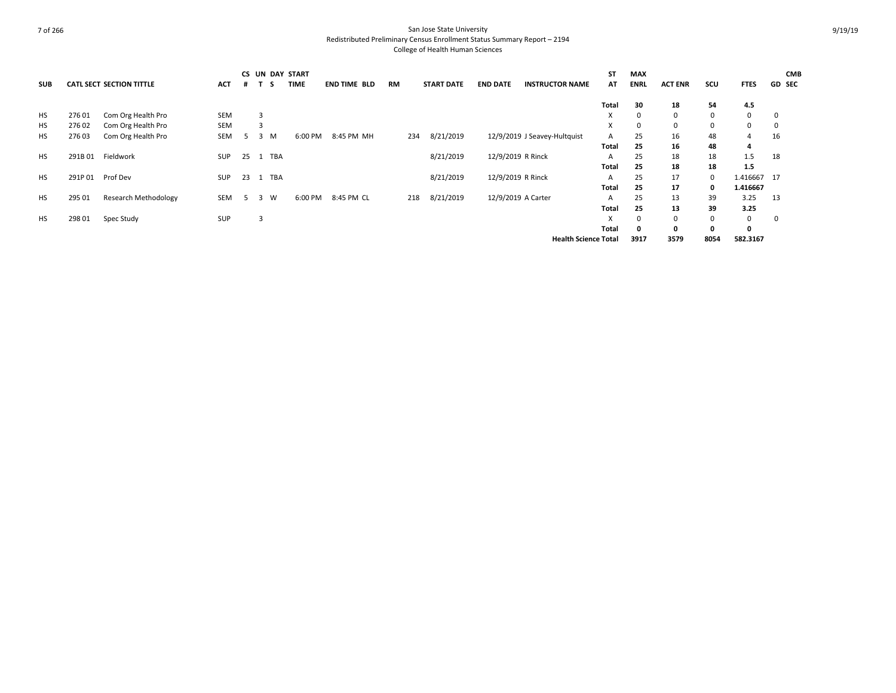San Jose State University
Redistributed Preliminary Census Enrollment Status Summary Report – 2194
College of Health Human Sciences

| SUB | CATL SECT | SECTION TITTLE | ACT | CS # | UN T | DAY S | START TIME | END TIME | BLD | RM | START DATE | END DATE | INSTRUCTOR NAME | ST AT | MAX ENRL | ACT ENR | SCU | FTES | GD | CMB SEC |
|---|---|---|---|---|---|---|---|---|---|---|---|---|---|---|---|---|---|---|---|---|
| | | | | | | | | | | | | | | **Total** | **30** | **18** | **54** | **4.5** | | |
| HS | 276 01 | Com Org Health Pro | SEM | | 3 | | | | | | | | | X | 0 | 0 | 0 | 0 | 0 | |
| HS | 276 02 | Com Org Health Pro | SEM | | 3 | | | | | | | | | X | 0 | 0 | 0 | 0 | 0 | |
| HS | 276 03 | Com Org Health Pro | SEM | 5 | 3 | M | 6:00 PM | 8:45 PM | MH | 234 | 8/21/2019 | 12/9/2019 | J Seavey-Hultquist | A | 25 | 16 | 48 | 4 | 16 | |
| | | | | | | | | | | | | | | **Total** | **25** | **16** | **48** | **4** | | |
| HS | 291B 01 | Fieldwork | SUP | 25 | 1 | TBA | | | | | 8/21/2019 | 12/9/2019 | R Rinck | A | 25 | 18 | 18 | 1.5 | 18 | |
| | | | | | | | | | | | | | | **Total** | **25** | **18** | **18** | **1.5** | | |
| HS | 291P 01 | Prof Dev | SUP | 23 | 1 | TBA | | | | | 8/21/2019 | 12/9/2019 | R Rinck | A | 25 | 17 | 0 | 1.416667 | 17 | |
| | | | | | | | | | | | | | | **Total** | **25** | **17** | **0** | **1.416667** | | |
| HS | 295 01 | Research Methodology | SEM | 5 | 3 | W | 6:00 PM | 8:45 PM | CL | 218 | 8/21/2019 | 12/9/2019 | A Carter | A | 25 | 13 | 39 | 3.25 | 13 | |
| | | | | | | | | | | | | | | **Total** | **25** | **13** | **39** | **3.25** | | |
| HS | 298 01 | Spec Study | SUP | | 3 | | | | | | | | | X | 0 | 0 | 0 | 0 | 0 | |
| | | | | | | | | | | | | | | **Total** | **0** | **0** | **0** | **0** | | |
| | | | | | | | | | | | | | **Health Science Total** | | **3917** | **3579** | **8054** | **582.3167** | | |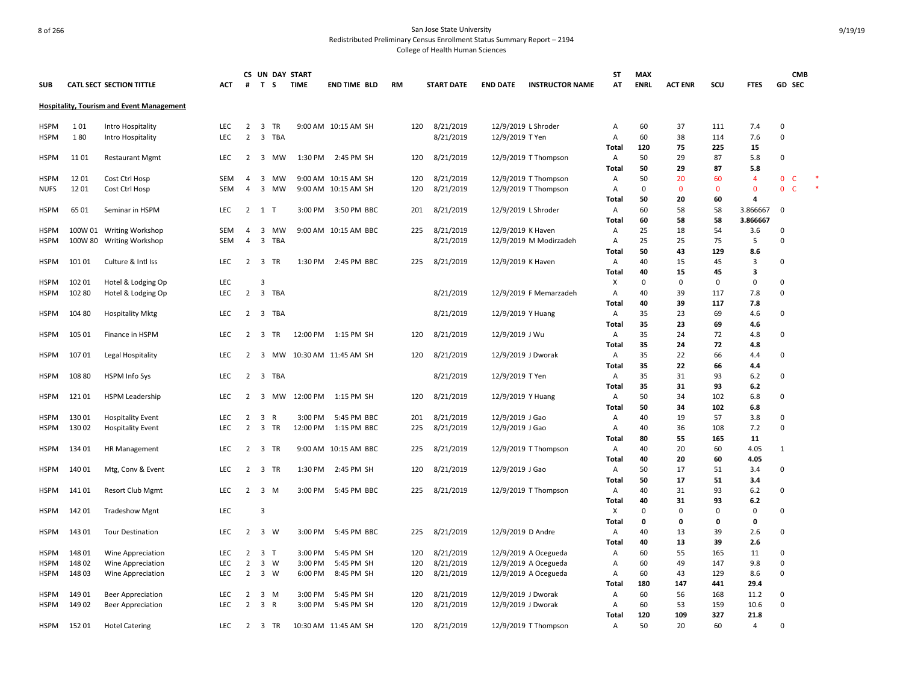San Jose State University
Redistributed Preliminary Census Enrollment Status Summary Report – 2194
College of Health Human Sciences

| SUB | CATL SECT | SECTION TITTLE | ACT | CS # | UN T | DAY S | START TIME | END TIME | BLD | RM | START DATE | END DATE | INSTRUCTOR NAME | ST AT | MAX ENRL | ACT ENR | SCU | FTES | GD | CMB SEC |
|---|---|---|---|---|---|---|---|---|---|---|---|---|---|---|---|---|---|---|---|---|
| **Hospitality, Tourism and Event Management** | | | | | | | | | | | | | | | | | | | | |
| HSPM | 1 01 | Intro Hospitality | LEC | 2 | 3 | TR | 9:00 AM | 10:15 AM | SH | 120 | 8/21/2019 | 12/9/2019 | L Shroder | A | 60 | 37 | 111 | 7.4 | 0 | |
| HSPM | 1 80 | Intro Hospitality | LEC | 2 | 3 | TBA | | | | | 8/21/2019 | 12/9/2019 | T Yen | A | 60 | 38 | 114 | 7.6 | 0 | |
| | | | | | | | | | | | | | | **Total** | **120** | **75** | **225** | **15** | | |
| HSPM | 11 01 | Restaurant Mgmt | LEC | 2 | 3 | MW | 1:30 PM | 2:45 PM | SH | 120 | 8/21/2019 | 12/9/2019 | T Thompson | A | 50 | 29 | 87 | 5.8 | 0 | |
| | | | | | | | | | | | | | | **Total** | **50** | **29** | **87** | **5.8** | | |
| HSPM | 12 01 | Cost Ctrl Hosp | SEM | 4 | 3 | MW | 9:00 AM | 10:15 AM | SH | 120 | 8/21/2019 | 12/9/2019 | T Thompson | A | 50 | 20 | 60 | 4 | 0 | C * |
| NUFS | 12 01 | Cost Ctrl Hosp | SEM | 4 | 3 | MW | 9:00 AM | 10:15 AM | SH | 120 | 8/21/2019 | 12/9/2019 | T Thompson | A | 0 | 0 | 0 | 0 | 0 | C * |
| | | | | | | | | | | | | | | **Total** | **50** | **20** | **60** | **4** | | |
| HSPM | 65 01 | Seminar in HSPM | LEC | 2 | 1 | T | 3:00 PM | 3:50 PM | BBC | 201 | 8/21/2019 | 12/9/2019 | L Shroder | A | 60 | 58 | 58 | 3.866667 | 0 | |
| | | | | | | | | | | | | | | **Total** | **60** | **58** | **58** | **3.866667** | | |
| HSPM | 100W 01 | Writing Workshop | SEM | 4 | 3 | MW | 9:00 AM | 10:15 AM | BBC | 225 | 8/21/2019 | 12/9/2019 | K Haven | A | 25 | 18 | 54 | 3.6 | 0 | |
| HSPM | 100W 80 | Writing Workshop | SEM | 4 | 3 | TBA | | | | | 8/21/2019 | 12/9/2019 | M Modirzadeh | A | 25 | 25 | 75 | 5 | 0 | |
| | | | | | | | | | | | | | | **Total** | **50** | **43** | **129** | **8.6** | | |
| HSPM | 101 01 | Culture & Intl Iss | LEC | 2 | 3 | TR | 1:30 PM | 2:45 PM | BBC | 225 | 8/21/2019 | 12/9/2019 | K Haven | A | 40 | 15 | 45 | 3 | 0 | |
| | | | | | | | | | | | | | | **Total** | **40** | **15** | **45** | **3** | | |
| HSPM | 102 01 | Hotel & Lodging Op | LEC | | 3 | | | | | | | | | X | 0 | 0 | 0 | 0 | 0 | |
| HSPM | 102 80 | Hotel & Lodging Op | LEC | 2 | 3 | TBA | | | | | 8/21/2019 | 12/9/2019 | F Memarzadeh | A | 40 | 39 | 117 | 7.8 | 0 | |
| | | | | | | | | | | | | | | **Total** | **40** | **39** | **117** | **7.8** | | |
| HSPM | 104 80 | Hospitality Mktg | LEC | 2 | 3 | TBA | | | | | 8/21/2019 | 12/9/2019 | Y Huang | A | 35 | 23 | 69 | 4.6 | 0 | |
| | | | | | | | | | | | | | | **Total** | **35** | **23** | **69** | **4.6** | | |
| HSPM | 105 01 | Finance in HSPM | LEC | 2 | 3 | TR | 12:00 PM | 1:15 PM | SH | 120 | 8/21/2019 | 12/9/2019 | J Wu | A | 35 | 24 | 72 | 4.8 | 0 | |
| | | | | | | | | | | | | | | **Total** | **35** | **24** | **72** | **4.8** | | |
| HSPM | 107 01 | Legal Hospitality | LEC | 2 | 3 | MW | 10:30 AM | 11:45 AM | SH | 120 | 8/21/2019 | 12/9/2019 | J Dworak | A | 35 | 22 | 66 | 4.4 | 0 | |
| | | | | | | | | | | | | | | **Total** | **35** | **22** | **66** | **4.4** | | |
| HSPM | 108 80 | HSPM Info Sys | LEC | 2 | 3 | TBA | | | | | 8/21/2019 | 12/9/2019 | T Yen | A | 35 | 31 | 93 | 6.2 | 0 | |
| | | | | | | | | | | | | | | **Total** | **35** | **31** | **93** | **6.2** | | |
| HSPM | 121 01 | HSPM Leadership | LEC | 2 | 3 | MW | 12:00 PM | 1:15 PM | SH | 120 | 8/21/2019 | 12/9/2019 | Y Huang | A | 50 | 34 | 102 | 6.8 | 0 | |
| | | | | | | | | | | | | | | **Total** | **50** | **34** | **102** | **6.8** | | |
| HSPM | 130 01 | Hospitality Event | LEC | 2 | 3 | R | 3:00 PM | 5:45 PM | BBC | 201 | 8/21/2019 | 12/9/2019 | J Gao | A | 40 | 19 | 57 | 3.8 | 0 | |
| HSPM | 130 02 | Hospitality Event | LEC | 2 | 3 | TR | 12:00 PM | 1:15 PM | BBC | 225 | 8/21/2019 | 12/9/2019 | J Gao | A | 40 | 36 | 108 | 7.2 | 0 | |
| | | | | | | | | | | | | | | **Total** | **80** | **55** | **165** | **11** | | |
| HSPM | 134 01 | HR Management | LEC | 2 | 3 | TR | 9:00 AM | 10:15 AM | BBC | 225 | 8/21/2019 | 12/9/2019 | T Thompson | A | 40 | 20 | 60 | 4.05 | 1 | |
| | | | | | | | | | | | | | | **Total** | **40** | **20** | **60** | **4.05** | | |
| HSPM | 140 01 | Mtg, Conv & Event | LEC | 2 | 3 | TR | 1:30 PM | 2:45 PM | SH | 120 | 8/21/2019 | 12/9/2019 | J Gao | A | 50 | 17 | 51 | 3.4 | 0 | |
| | | | | | | | | | | | | | | **Total** | **50** | **17** | **51** | **3.4** | | |
| HSPM | 141 01 | Resort Club Mgmt | LEC | 2 | 3 | M | 3:00 PM | 5:45 PM | BBC | 225 | 8/21/2019 | 12/9/2019 | T Thompson | A | 40 | 31 | 93 | 6.2 | 0 | |
| | | | | | | | | | | | | | | **Total** | **40** | **31** | **93** | **6.2** | | |
| HSPM | 142 01 | Tradeshow Mgnt | LEC | | 3 | | | | | | | | | X | 0 | 0 | 0 | 0 | 0 | |
| | | | | | | | | | | | | | | **Total** | **0** | **0** | **0** | **0** | | |
| HSPM | 143 01 | Tour Destination | LEC | 2 | 3 | W | 3:00 PM | 5:45 PM | BBC | 225 | 8/21/2019 | 12/9/2019 | D Andre | A | 40 | 13 | 39 | 2.6 | 0 | |
| | | | | | | | | | | | | | | **Total** | **40** | **13** | **39** | **2.6** | | |
| HSPM | 148 01 | Wine Appreciation | LEC | 2 | 3 | T | 3:00 PM | 5:45 PM | SH | 120 | 8/21/2019 | 12/9/2019 | A Ocegueda | A | 60 | 55 | 165 | 11 | 0 | |
| HSPM | 148 02 | Wine Appreciation | LEC | 2 | 3 | W | 3:00 PM | 5:45 PM | SH | 120 | 8/21/2019 | 12/9/2019 | A Ocegueda | A | 60 | 49 | 147 | 9.8 | 0 | |
| HSPM | 148 03 | Wine Appreciation | LEC | 2 | 3 | W | 6:00 PM | 8:45 PM | SH | 120 | 8/21/2019 | 12/9/2019 | A Ocegueda | A | 60 | 43 | 129 | 8.6 | 0 | |
| | | | | | | | | | | | | | | **Total** | **180** | **147** | **441** | **29.4** | | |
| HSPM | 149 01 | Beer Appreciation | LEC | 2 | 3 | M | 3:00 PM | 5:45 PM | SH | 120 | 8/21/2019 | 12/9/2019 | J Dworak | A | 60 | 56 | 168 | 11.2 | 0 | |
| HSPM | 149 02 | Beer Appreciation | LEC | 2 | 3 | R | 3:00 PM | 5:45 PM | SH | 120 | 8/21/2019 | 12/9/2019 | J Dworak | A | 60 | 53 | 159 | 10.6 | 0 | |
| | | | | | | | | | | | | | | **Total** | **120** | **109** | **327** | **21.8** | | |
| HSPM | 152 01 | Hotel Catering | LEC | 2 | 3 | TR | 10:30 AM | 11:45 AM | SH | 120 | 8/21/2019 | 12/9/2019 | T Thompson | A | 50 | 20 | 60 | 4 | 0 | |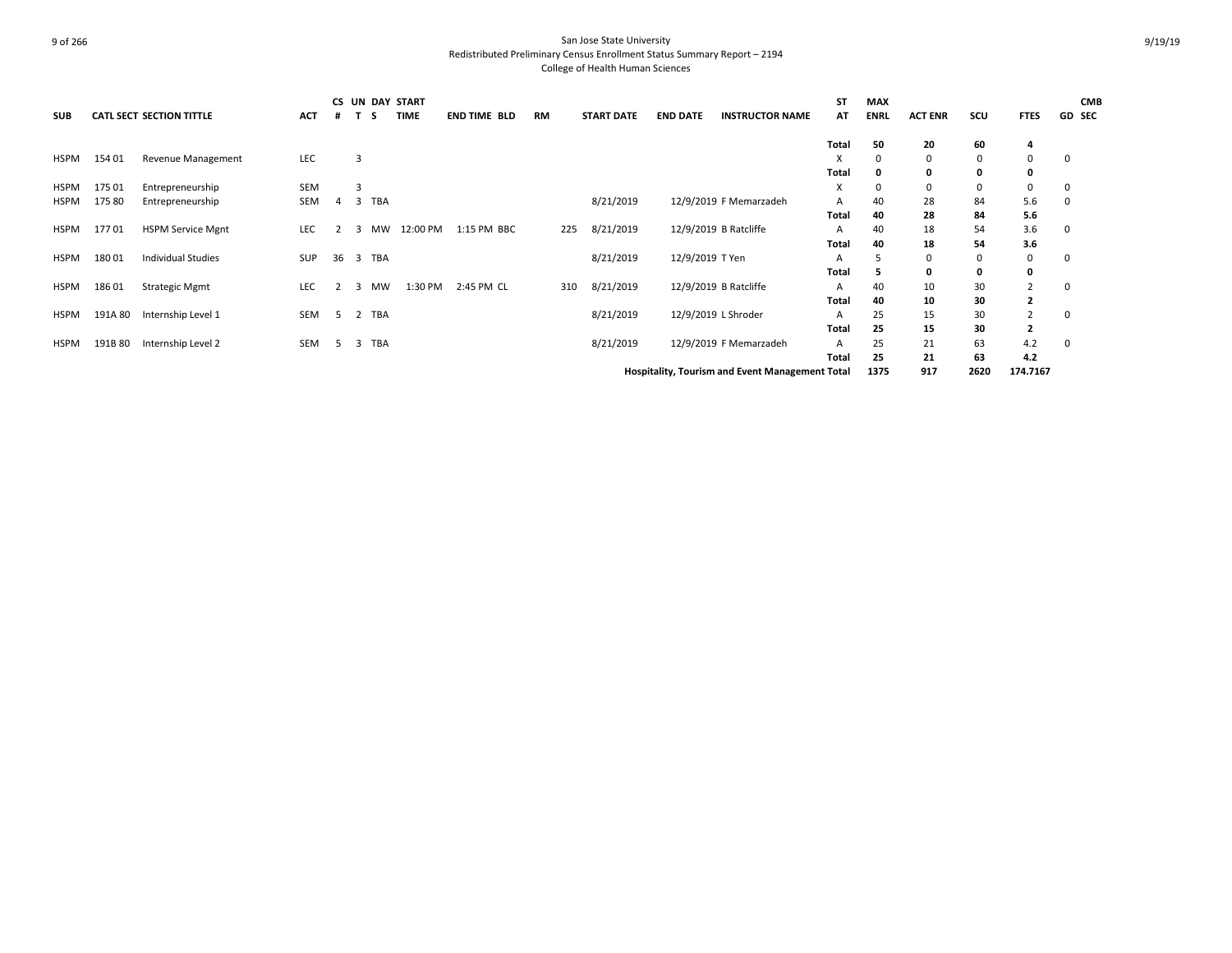San Jose State University
Redistributed Preliminary Census Enrollment Status Summary Report – 2194
College of Health Human Sciences

| SUB | CATL | SECT | SECTION TITTLE | ACT | CS # | UN T | DAY S | START TIME | END TIME | BLD | RM | START DATE | END DATE | INSTRUCTOR NAME | ST AT | MAX ENRL | ACT ENR | SCU | FTES | GD | CMB SEC |
|---|---|---|---|---|---|---|---|---|---|---|---|---|---|---|---|---|---|---|---|---|---|
| | | | | | | | | | | | | | | | **Total** | **50** | **20** | **60** | **4** | | |
| HSPM | 154 | 01 | Revenue Management | LEC | | 3 | | | | | | | | | X | 0 | 0 | 0 | 0 | 0 | |
| | | | | | | | | | | | | | | | **Total** | **0** | **0** | **0** | **0** | | |
| HSPM | 175 | 01 | Entrepreneurship | SEM | | 3 | | | | | | | | | X | 0 | 0 | 0 | 0 | 0 | |
| HSPM | 175 | 80 | Entrepreneurship | SEM | 4 | 3 | TBA | | | | | 8/21/2019 | 12/9/2019 | F Memarzadeh | A | 40 | 28 | 84 | 5.6 | 0 | |
| | | | | | | | | | | | | | | | **Total** | **40** | **28** | **84** | **5.6** | | |
| HSPM | 177 | 01 | HSPM Service Mgnt | LEC | 2 | 3 | MW | 12:00 PM | 1:15 PM | BBC | 225 | 8/21/2019 | 12/9/2019 | B Ratcliffe | A | 40 | 18 | 54 | 3.6 | 0 | |
| | | | | | | | | | | | | | | | **Total** | **40** | **18** | **54** | **3.6** | | |
| HSPM | 180 | 01 | Individual Studies | SUP | 36 | 3 | TBA | | | | | 8/21/2019 | 12/9/2019 | T Yen | A | 5 | 0 | 0 | 0 | 0 | |
| | | | | | | | | | | | | | | | **Total** | **5** | **0** | **0** | **0** | | |
| HSPM | 186 | 01 | Strategic Mgmt | LEC | 2 | 3 | MW | 1:30 PM | 2:45 PM | CL | 310 | 8/21/2019 | 12/9/2019 | B Ratcliffe | A | 40 | 10 | 30 | 2 | 0 | |
| | | | | | | | | | | | | | | | **Total** | **40** | **10** | **30** | **2** | | |
| HSPM | 191A | 80 | Internship Level 1 | SEM | 5 | 2 | TBA | | | | | 8/21/2019 | 12/9/2019 | L Shroder | A | 25 | 15 | 30 | 2 | 0 | |
| | | | | | | | | | | | | | | | **Total** | **25** | **15** | **30** | **2** | | |
| HSPM | 191B | 80 | Internship Level 2 | SEM | 5 | 3 | TBA | | | | | 8/21/2019 | 12/9/2019 | F Memarzadeh | A | 25 | 21 | 63 | 4.2 | 0 | |
| | | | | | | | | | | | | | | | **Total** | **25** | **21** | **63** | **4.2** | | |
| | | | | | | | | | | | | | | **Hospitality, Tourism and Event Management Total** | | **1375** | **917** | **2620** | **174.7167** | | |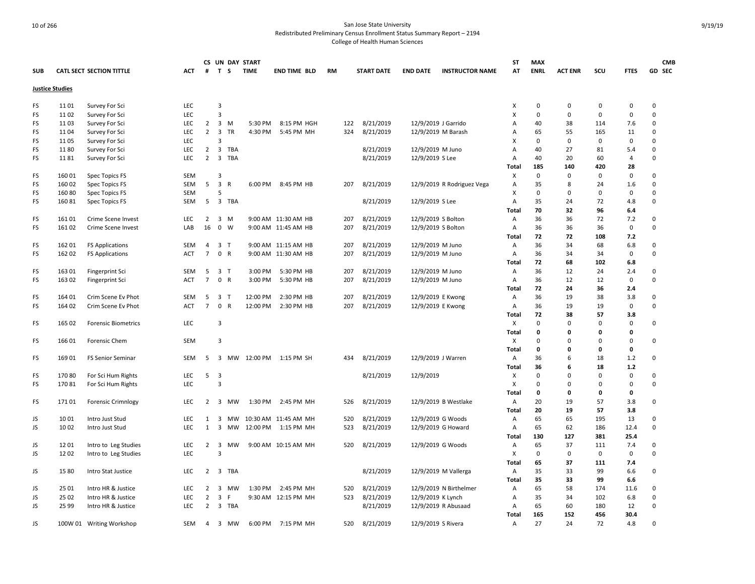San Jose State University
Redistributed Preliminary Census Enrollment Status Summary Report – 2194
College of Health Human Sciences

| SUB | CATL SECT | SECTION TITTLE | ACT | CS # | UN T | DAY S | START TIME | END TIME | BLD | RM | START DATE | END DATE | INSTRUCTOR NAME | ST AT | MAX ENRL | ACT ENR | SCU | FTES | GD | CMB SEC |
|---|---|---|---|---|---|---|---|---|---|---|---|---|---|---|---|---|---|---|---|---|
| **Justice Studies** | | | | | | | | | | | | | | | | | | | | |
| FS | 11 01 | Survey For Sci | LEC | | 3 | | | | | | | | | X | 0 | 0 | 0 | 0 | 0 | |
| FS | 11 02 | Survey For Sci | LEC | | 3 | | | | | | | | | X | 0 | 0 | 0 | 0 | 0 | |
| FS | 11 03 | Survey For Sci | LEC | 2 | 3 | M | 5:30 PM | 8:15 PM | HGH | 122 | 8/21/2019 | 12/9/2019 | J Garrido | A | 40 | 38 | 114 | 7.6 | 0 | |
| FS | 11 04 | Survey For Sci | LEC | 2 | 3 | TR | 4:30 PM | 5:45 PM | MH | 324 | 8/21/2019 | 12/9/2019 | M Barash | A | 65 | 55 | 165 | 11 | 0 | |
| FS | 11 05 | Survey For Sci | LEC | | 3 | | | | | | | | | X | 0 | 0 | 0 | 0 | 0 | |
| FS | 11 80 | Survey For Sci | LEC | 2 | 3 | TBA | | | | | 8/21/2019 | 12/9/2019 | M Juno | A | 40 | 27 | 81 | 5.4 | 0 | |
| FS | 11 81 | Survey For Sci | LEC | 2 | 3 | TBA | | | | | 8/21/2019 | 12/9/2019 | S Lee | A | 40 | 20 | 60 | 4 | 0 | |
| | | | | | | | | | | | | | | **Total** | **185** | **140** | **420** | **28** | | |
| FS | 160 01 | Spec Topics FS | SEM | | 3 | | | | | | | | | X | 0 | 0 | 0 | 0 | 0 | |
| FS | 160 02 | Spec Topics FS | SEM | 5 | 3 | R | 6:00 PM | 8:45 PM | HB | 207 | 8/21/2019 | 12/9/2019 | R Rodriguez Vega | A | 35 | 8 | 24 | 1.6 | 0 | |
| FS | 160 80 | Spec Topics FS | SEM | | 5 | | | | | | | | | X | 0 | 0 | 0 | 0 | 0 | |
| FS | 160 81 | Spec Topics FS | SEM | 5 | 3 | TBA | | | | | 8/21/2019 | 12/9/2019 | S Lee | A | 35 | 24 | 72 | 4.8 | 0 | |
| | | | | | | | | | | | | | | **Total** | **70** | **32** | **96** | **6.4** | | |
| FS | 161 01 | Crime Scene Invest | LEC | 2 | 3 | M | 9:00 AM | 11:30 AM | HB | 207 | 8/21/2019 | 12/9/2019 | S Bolton | A | 36 | 36 | 72 | 7.2 | 0 | |
| FS | 161 02 | Crime Scene Invest | LAB | 16 | 0 | W | 9:00 AM | 11:45 AM | HB | 207 | 8/21/2019 | 12/9/2019 | S Bolton | A | 36 | 36 | 36 | 0 | 0 | |
| | | | | | | | | | | | | | | **Total** | **72** | **72** | **108** | **7.2** | | |
| FS | 162 01 | FS Applications | SEM | 4 | 3 | T | 9:00 AM | 11:15 AM | HB | 207 | 8/21/2019 | 12/9/2019 | M Juno | A | 36 | 34 | 68 | 6.8 | 0 | |
| FS | 162 02 | FS Applications | ACT | 7 | 0 | R | 9:00 AM | 11:30 AM | HB | 207 | 8/21/2019 | 12/9/2019 | M Juno | A | 36 | 34 | 34 | 0 | 0 | |
| | | | | | | | | | | | | | | **Total** | **72** | **68** | **102** | **6.8** | | |
| FS | 163 01 | Fingerprint Sci | SEM | 5 | 3 | T | 3:00 PM | 5:30 PM | HB | 207 | 8/21/2019 | 12/9/2019 | M Juno | A | 36 | 12 | 24 | 2.4 | 0 | |
| FS | 163 02 | Fingerprint Sci | ACT | 7 | 0 | R | 3:00 PM | 5:30 PM | HB | 207 | 8/21/2019 | 12/9/2019 | M Juno | A | 36 | 12 | 12 | 0 | 0 | |
| | | | | | | | | | | | | | | **Total** | **72** | **24** | **36** | **2.4** | | |
| FS | 164 01 | Crim Scene Ev Phot | SEM | 5 | 3 | T | 12:00 PM | 2:30 PM | HB | 207 | 8/21/2019 | 12/9/2019 | E Kwong | A | 36 | 19 | 38 | 3.8 | 0 | |
| FS | 164 02 | Crim Scene Ev Phot | ACT | 7 | 0 | R | 12:00 PM | 2:30 PM | HB | 207 | 8/21/2019 | 12/9/2019 | E Kwong | A | 36 | 19 | 19 | 0 | 0 | |
| | | | | | | | | | | | | | | **Total** | **72** | **38** | **57** | **3.8** | | |
| FS | 165 02 | Forensic Biometrics | LEC | | 3 | | | | | | | | | X | 0 | 0 | 0 | 0 | 0 | |
| | | | | | | | | | | | | | | **Total** | **0** | **0** | **0** | **0** | | |
| FS | 166 01 | Forensic Chem | SEM | | 3 | | | | | | | | | X | 0 | 0 | 0 | 0 | 0 | |
| | | | | | | | | | | | | | | **Total** | **0** | **0** | **0** | **0** | | |
| FS | 169 01 | FS Senior Seminar | SEM | 5 | 3 | MW | 12:00 PM | 1:15 PM | SH | 434 | 8/21/2019 | 12/9/2019 | J Warren | A | 36 | 6 | 18 | 1.2 | 0 | |
| | | | | | | | | | | | | | | **Total** | **36** | **6** | **18** | **1.2** | | |
| FS | 170 80 | For Sci Hum Rights | LEC | 5 | 3 | | | | | | 8/21/2019 | 12/9/2019 | | X | 0 | 0 | 0 | 0 | 0 | |
| FS | 170 81 | For Sci Hum Rights | LEC | | 3 | | | | | | | | | X | 0 | 0 | 0 | 0 | 0 | |
| | | | | | | | | | | | | | | **Total** | **0** | **0** | **0** | **0** | | |
| FS | 171 01 | Forensic Crimnlogy | LEC | 2 | 3 | MW | 1:30 PM | 2:45 PM | MH | 526 | 8/21/2019 | 12/9/2019 | B Westlake | A | 20 | 19 | 57 | 3.8 | 0 | |
| | | | | | | | | | | | | | | **Total** | **20** | **19** | **57** | **3.8** | | |
| JS | 10 01 | Intro Just Stud | LEC | 1 | 3 | MW | 10:30 AM | 11:45 AM | MH | 520 | 8/21/2019 | 12/9/2019 | G Woods | A | 65 | 65 | 195 | 13 | 0 | |
| JS | 10 02 | Intro Just Stud | LEC | 1 | 3 | MW | 12:00 PM | 1:15 PM | MH | 523 | 8/21/2019 | 12/9/2019 | G Howard | A | 65 | 62 | 186 | 12.4 | 0 | |
| | | | | | | | | | | | | | | **Total** | **130** | **127** | **381** | **25.4** | | |
| JS | 12 01 | Intro to Leg Studies | LEC | 2 | 3 | MW | 9:00 AM | 10:15 AM | MH | 520 | 8/21/2019 | 12/9/2019 | G Woods | A | 65 | 37 | 111 | 7.4 | 0 | |
| JS | 12 02 | Intro to Leg Studies | LEC | | 3 | | | | | | | | | X | 0 | 0 | 0 | 0 | 0 | |
| | | | | | | | | | | | | | | **Total** | **65** | **37** | **111** | **7.4** | | |
| JS | 15 80 | Intro Stat Justice | LEC | 2 | 3 | TBA | | | | | 8/21/2019 | 12/9/2019 | M Vallerga | A | 35 | 33 | 99 | 6.6 | 0 | |
| | | | | | | | | | | | | | | **Total** | **35** | **33** | **99** | **6.6** | | |
| JS | 25 01 | Intro HR & Justice | LEC | 2 | 3 | MW | 1:30 PM | 2:45 PM | MH | 520 | 8/21/2019 | 12/9/2019 | N Birthelmer | A | 65 | 58 | 174 | 11.6 | 0 | |
| JS | 25 02 | Intro HR & Justice | LEC | 2 | 3 | F | 9:30 AM | 12:15 PM | MH | 523 | 8/21/2019 | 12/9/2019 | K Lynch | A | 35 | 34 | 102 | 6.8 | 0 | |
| JS | 25 99 | Intro HR & Justice | LEC | 2 | 3 | TBA | | | | | 8/21/2019 | 12/9/2019 | R Abusaad | A | 65 | 60 | 180 | 12 | 0 | |
| | | | | | | | | | | | | | | **Total** | **165** | **152** | **456** | **30.4** | | |
| JS | 100W 01 | Writing Workshop | SEM | 4 | 3 | MW | 6:00 PM | 7:15 PM | MH | 520 | 8/21/2019 | 12/9/2019 | S Rivera | A | 27 | 24 | 72 | 4.8 | 0 | |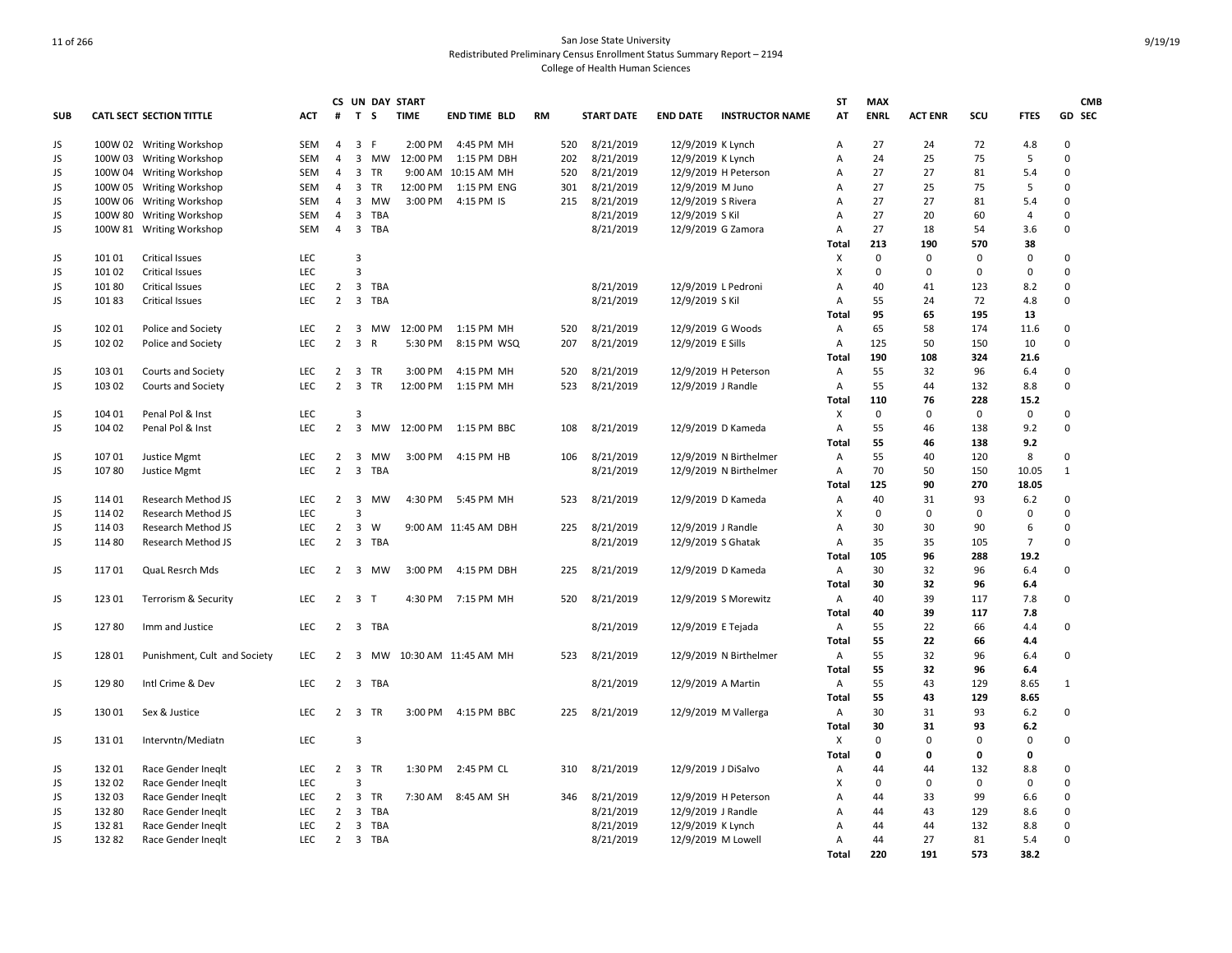San Jose State University
Redistributed Preliminary Census Enrollment Status Summary Report – 2194
College of Health Human Sciences

| SUB | CATL SECT | SECTION TITTLE | ACT | CS # | UN T | DAY S | START TIME | END TIME | BLD | RM | START DATE | END DATE | INSTRUCTOR NAME | ST AT | MAX ENRL | ACT ENR | SCU | FTES | GD | CMB SEC |
|---|---|---|---|---|---|---|---|---|---|---|---|---|---|---|---|---|---|---|---|---|
| JS | 100W 02 | Writing Workshop | SEM | 4 | 3 | F | 2:00 PM | 4:45 PM | MH | 520 | 8/21/2019 | 12/9/2019 | K Lynch | A | 27 | 24 | 72 | 4.8 | 0 | |
| JS | 100W 03 | Writing Workshop | SEM | 4 | 3 | MW | 12:00 PM | 1:15 PM | DBH | 202 | 8/21/2019 | 12/9/2019 | K Lynch | A | 24 | 25 | 75 | 5 | 0 | |
| JS | 100W 04 | Writing Workshop | SEM | 4 | 3 | TR | 9:00 AM | 10:15 AM | MH | 520 | 8/21/2019 | 12/9/2019 | H Peterson | A | 27 | 27 | 81 | 5.4 | 0 | |
| JS | 100W 05 | Writing Workshop | SEM | 4 | 3 | TR | 12:00 PM | 1:15 PM | ENG | 301 | 8/21/2019 | 12/9/2019 | M Juno | A | 27 | 25 | 75 | 5 | 0 | |
| JS | 100W 06 | Writing Workshop | SEM | 4 | 3 | MW | 3:00 PM | 4:15 PM | IS | 215 | 8/21/2019 | 12/9/2019 | S Rivera | A | 27 | 27 | 81 | 5.4 | 0 | |
| JS | 100W 80 | Writing Workshop | SEM | 4 | 3 | TBA | | | | | 8/21/2019 | 12/9/2019 | S Kil | A | 27 | 20 | 60 | 4 | 0 | |
| JS | 100W 81 | Writing Workshop | SEM | 4 | 3 | TBA | | | | | 8/21/2019 | 12/9/2019 | G Zamora | A | 27 | 18 | 54 | 3.6 | 0 | |
| | | | | | | | | | | | | | | **Total** | **213** | **190** | **570** | **38** | | |
| JS | 101 01 | Critical Issues | LEC | | 3 | | | | | | | | | X | 0 | 0 | 0 | 0 | 0 | |
| JS | 101 02 | Critical Issues | LEC | | 3 | | | | | | | | | X | 0 | 0 | 0 | 0 | 0 | |
| JS | 101 80 | Critical Issues | LEC | 2 | 3 | TBA | | | | | 8/21/2019 | 12/9/2019 | L Pedroni | A | 40 | 41 | 123 | 8.2 | 0 | |
| JS | 101 83 | Critical Issues | LEC | 2 | 3 | TBA | | | | | 8/21/2019 | 12/9/2019 | S Kil | A | 55 | 24 | 72 | 4.8 | 0 | |
| | | | | | | | | | | | | | | **Total** | **95** | **65** | **195** | **13** | | |
| JS | 102 01 | Police and Society | LEC | 2 | 3 | MW | 12:00 PM | 1:15 PM | MH | 520 | 8/21/2019 | 12/9/2019 | G Woods | A | 65 | 58 | 174 | 11.6 | 0 | |
| JS | 102 02 | Police and Society | LEC | 2 | 3 | R | 5:30 PM | 8:15 PM | WSQ | 207 | 8/21/2019 | 12/9/2019 | E Sills | A | 125 | 50 | 150 | 10 | 0 | |
| | | | | | | | | | | | | | | **Total** | **190** | **108** | **324** | **21.6** | | |
| JS | 103 01 | Courts and Society | LEC | 2 | 3 | TR | 3:00 PM | 4:15 PM | MH | 520 | 8/21/2019 | 12/9/2019 | H Peterson | A | 55 | 32 | 96 | 6.4 | 0 | |
| JS | 103 02 | Courts and Society | LEC | 2 | 3 | TR | 12:00 PM | 1:15 PM | MH | 523 | 8/21/2019 | 12/9/2019 | J Randle | A | 55 | 44 | 132 | 8.8 | 0 | |
| | | | | | | | | | | | | | | **Total** | **110** | **76** | **228** | **15.2** | | |
| JS | 104 01 | Penal Pol & Inst | LEC | | 3 | | | | | | | | | X | 0 | 0 | 0 | 0 | 0 | |
| JS | 104 02 | Penal Pol & Inst | LEC | 2 | 3 | MW | 12:00 PM | 1:15 PM | BBC | 108 | 8/21/2019 | 12/9/2019 | D Kameda | A | 55 | 46 | 138 | 9.2 | 0 | |
| | | | | | | | | | | | | | | **Total** | **55** | **46** | **138** | **9.2** | | |
| JS | 107 01 | Justice Mgmt | LEC | 2 | 3 | MW | 3:00 PM | 4:15 PM | HB | 106 | 8/21/2019 | 12/9/2019 | N Birthelmer | A | 55 | 40 | 120 | 8 | 0 | |
| JS | 107 80 | Justice Mgmt | LEC | 2 | 3 | TBA | | | | | 8/21/2019 | 12/9/2019 | N Birthelmer | A | 70 | 50 | 150 | 10.05 | 1 | |
| | | | | | | | | | | | | | | **Total** | **125** | **90** | **270** | **18.05** | | |
| JS | 114 01 | Research Method JS | LEC | 2 | 3 | MW | 4:30 PM | 5:45 PM | MH | 523 | 8/21/2019 | 12/9/2019 | D Kameda | A | 40 | 31 | 93 | 6.2 | 0 | |
| JS | 114 02 | Research Method JS | LEC | | 3 | | | | | | | | | X | 0 | 0 | 0 | 0 | 0 | |
| JS | 114 03 | Research Method JS | LEC | 2 | 3 | W | 9:00 AM | 11:45 AM | DBH | 225 | 8/21/2019 | 12/9/2019 | J Randle | A | 30 | 30 | 90 | 6 | 0 | |
| JS | 114 80 | Research Method JS | LEC | 2 | 3 | TBA | | | | | 8/21/2019 | 12/9/2019 | S Ghatak | A | 35 | 35 | 105 | 7 | 0 | |
| | | | | | | | | | | | | | | **Total** | **105** | **96** | **288** | **19.2** | | |
| JS | 117 01 | QuaL Resrch Mds | LEC | 2 | 3 | MW | 3:00 PM | 4:15 PM | DBH | 225 | 8/21/2019 | 12/9/2019 | D Kameda | A | 30 | 32 | 96 | 6.4 | 0 | |
| | | | | | | | | | | | | | | **Total** | **30** | **32** | **96** | **6.4** | | |
| JS | 123 01 | Terrorism & Security | LEC | 2 | 3 | T | 4:30 PM | 7:15 PM | MH | 520 | 8/21/2019 | 12/9/2019 | S Morewitz | A | 40 | 39 | 117 | 7.8 | 0 | |
| | | | | | | | | | | | | | | **Total** | **40** | **39** | **117** | **7.8** | | |
| JS | 127 80 | Imm and Justice | LEC | 2 | 3 | TBA | | | | | 8/21/2019 | 12/9/2019 | E Tejada | A | 55 | 22 | 66 | 4.4 | 0 | |
| | | | | | | | | | | | | | | **Total** | **55** | **22** | **66** | **4.4** | | |
| JS | 128 01 | Punishment, Cult and Society | LEC | 2 | 3 | MW | 10:30 AM | 11:45 AM | MH | 523 | 8/21/2019 | 12/9/2019 | N Birthelmer | A | 55 | 32 | 96 | 6.4 | 0 | |
| | | | | | | | | | | | | | | **Total** | **55** | **32** | **96** | **6.4** | | |
| JS | 129 80 | Intl Crime & Dev | LEC | 2 | 3 | TBA | | | | | 8/21/2019 | 12/9/2019 | A Martin | A | 55 | 43 | 129 | 8.65 | 1 | |
| | | | | | | | | | | | | | | **Total** | **55** | **43** | **129** | **8.65** | | |
| JS | 130 01 | Sex & Justice | LEC | 2 | 3 | TR | 3:00 PM | 4:15 PM | BBC | 225 | 8/21/2019 | 12/9/2019 | M Vallerga | A | 30 | 31 | 93 | 6.2 | 0 | |
| | | | | | | | | | | | | | | **Total** | **30** | **31** | **93** | **6.2** | | |
| JS | 131 01 | Intervntn/Mediatn | LEC | | 3 | | | | | | | | | X | 0 | 0 | 0 | 0 | 0 | |
| | | | | | | | | | | | | | | **Total** | **0** | **0** | **0** | **0** | | |
| JS | 132 01 | Race Gender Ineqlt | LEC | 2 | 3 | TR | 1:30 PM | 2:45 PM | CL | 310 | 8/21/2019 | 12/9/2019 | J DiSalvo | A | 44 | 44 | 132 | 8.8 | 0 | |
| JS | 132 02 | Race Gender Ineqlt | LEC | | 3 | | | | | | | | | X | 0 | 0 | 0 | 0 | 0 | |
| JS | 132 03 | Race Gender Ineqlt | LEC | 2 | 3 | TR | 7:30 AM | 8:45 AM | SH | 346 | 8/21/2019 | 12/9/2019 | H Peterson | A | 44 | 33 | 99 | 6.6 | 0 | |
| JS | 132 80 | Race Gender Ineqlt | LEC | 2 | 3 | TBA | | | | | 8/21/2019 | 12/9/2019 | J Randle | A | 44 | 43 | 129 | 8.6 | 0 | |
| JS | 132 81 | Race Gender Ineqlt | LEC | 2 | 3 | TBA | | | | | 8/21/2019 | 12/9/2019 | K Lynch | A | 44 | 44 | 132 | 8.8 | 0 | |
| JS | 132 82 | Race Gender Ineqlt | LEC | 2 | 3 | TBA | | | | | 8/21/2019 | 12/9/2019 | M Lowell | A | 44 | 27 | 81 | 5.4 | 0 | |
| | | | | | | | | | | | | | | **Total** | **220** | **191** | **573** | **38.2** | | |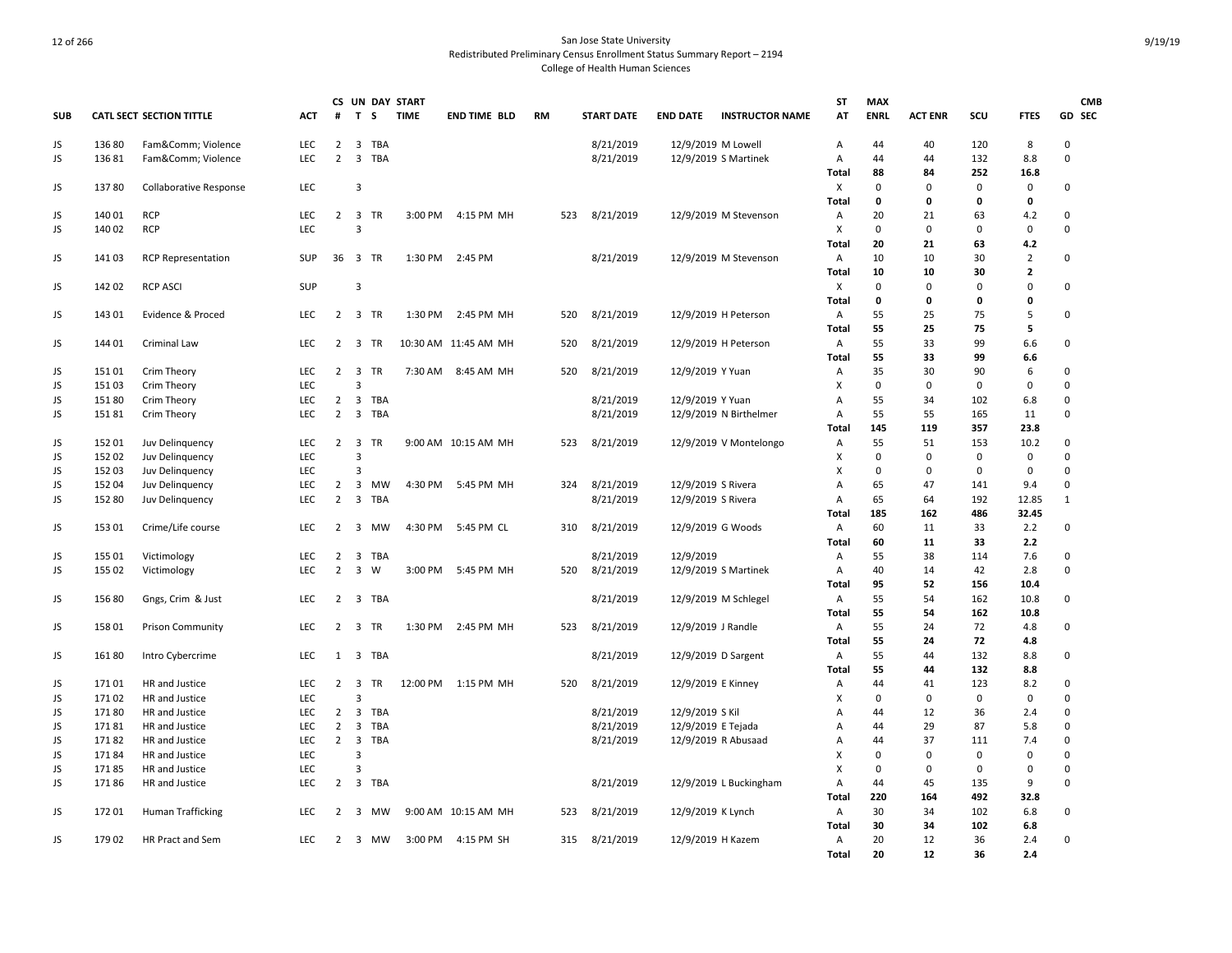San Jose State University
Redistributed Preliminary Census Enrollment Status Summary Report – 2194
College of Health Human Sciences

| SUB | CATL | SECT | SECTION TITTLE | ACT | CS # | UN T | DAY S | START TIME | END TIME | BLD | RM | START DATE | END DATE | INSTRUCTOR NAME | ST AT | MAX ENRL | ACT ENR | SCU | FTES | GD | CMB SEC |
|---|---|---|---|---|---|---|---|---|---|---|---|---|---|---|---|---|---|---|---|---|---|
| JS | 136 | 80 | Fam&Comm; Violence | LEC | 2 | 3 | TBA | | | | | 8/21/2019 | 12/9/2019 | M Lowell | A | 44 | 40 | 120 | 8 | 0 | |
| JS | 136 | 81 | Fam&Comm; Violence | LEC | 2 | 3 | TBA | | | | | 8/21/2019 | 12/9/2019 | S Martinek | A | 44 | 44 | 132 | 8.8 | 0 | |
| | | | | | | | | | | | | | | | **Total** | **88** | **84** | **252** | **16.8** | | |
| JS | 137 | 80 | Collaborative Response | LEC | | 3 | | | | | | | | | X | 0 | 0 | 0 | 0 | 0 | |
| | | | | | | | | | | | | | | | **Total** | **0** | **0** | **0** | **0** | | |
| JS | 140 | 01 | RCP | LEC | 2 | 3 | TR | 3:00 PM | 4:15 PM | MH | 523 | 8/21/2019 | 12/9/2019 | M Stevenson | A | 20 | 21 | 63 | 4.2 | 0 | |
| JS | 140 | 02 | RCP | LEC | | 3 | | | | | | | | | X | 0 | 0 | 0 | 0 | 0 | |
| | | | | | | | | | | | | | | | **Total** | **20** | **21** | **63** | **4.2** | | |
| JS | 141 | 03 | RCP Representation | SUP | 36 | 3 | TR | 1:30 PM | 2:45 PM | | | 8/21/2019 | 12/9/2019 | M Stevenson | A | 10 | 10 | 30 | 2 | 0 | |
| | | | | | | | | | | | | | | | **Total** | **10** | **10** | **30** | **2** | | |
| JS | 142 | 02 | RCP ASCI | SUP | | 3 | | | | | | | | | X | 0 | 0 | 0 | 0 | 0 | |
| | | | | | | | | | | | | | | | **Total** | **0** | **0** | **0** | **0** | | |
| JS | 143 | 01 | Evidence & Proced | LEC | 2 | 3 | TR | 1:30 PM | 2:45 PM | MH | 520 | 8/21/2019 | 12/9/2019 | H Peterson | A | 55 | 25 | 75 | 5 | 0 | |
| | | | | | | | | | | | | | | | **Total** | **55** | **25** | **75** | **5** | | |
| JS | 144 | 01 | Criminal Law | LEC | 2 | 3 | TR | 10:30 AM | 11:45 AM | MH | 520 | 8/21/2019 | 12/9/2019 | H Peterson | A | 55 | 33 | 99 | 6.6 | 0 | |
| | | | | | | | | | | | | | | | **Total** | **55** | **33** | **99** | **6.6** | | |
| JS | 151 | 01 | Crim Theory | LEC | 2 | 3 | TR | 7:30 AM | 8:45 AM | MH | 520 | 8/21/2019 | 12/9/2019 | Y Yuan | A | 35 | 30 | 90 | 6 | 0 | |
| JS | 151 | 03 | Crim Theory | LEC | | 3 | | | | | | | | | X | 0 | 0 | 0 | 0 | 0 | |
| JS | 151 | 80 | Crim Theory | LEC | 2 | 3 | TBA | | | | | 8/21/2019 | 12/9/2019 | Y Yuan | A | 55 | 34 | 102 | 6.8 | 0 | |
| JS | 151 | 81 | Crim Theory | LEC | 2 | 3 | TBA | | | | | 8/21/2019 | 12/9/2019 | N Birthelmer | A | 55 | 55 | 165 | 11 | 0 | |
| | | | | | | | | | | | | | | | **Total** | **145** | **119** | **357** | **23.8** | | |
| JS | 152 | 01 | Juv Delinquency | LEC | 2 | 3 | TR | 9:00 AM | 10:15 AM | MH | 523 | 8/21/2019 | 12/9/2019 | V Montelongo | A | 55 | 51 | 153 | 10.2 | 0 | |
| JS | 152 | 02 | Juv Delinquency | LEC | | 3 | | | | | | | | | X | 0 | 0 | 0 | 0 | 0 | |
| JS | 152 | 03 | Juv Delinquency | LEC | | 3 | | | | | | | | | X | 0 | 0 | 0 | 0 | 0 | |
| JS | 152 | 04 | Juv Delinquency | LEC | 2 | 3 | MW | 4:30 PM | 5:45 PM | MH | 324 | 8/21/2019 | 12/9/2019 | S Rivera | A | 65 | 47 | 141 | 9.4 | 0 | |
| JS | 152 | 80 | Juv Delinquency | LEC | 2 | 3 | TBA | | | | | 8/21/2019 | 12/9/2019 | S Rivera | A | 65 | 64 | 192 | 12.85 | 1 | |
| | | | | | | | | | | | | | | | **Total** | **185** | **162** | **486** | **32.45** | | |
| JS | 153 | 01 | Crime/Life course | LEC | 2 | 3 | MW | 4:30 PM | 5:45 PM | CL | 310 | 8/21/2019 | 12/9/2019 | G Woods | A | 60 | 11 | 33 | 2.2 | 0 | |
| | | | | | | | | | | | | | | | **Total** | **60** | **11** | **33** | **2.2** | | |
| JS | 155 | 01 | Victimology | LEC | 2 | 3 | TBA | | | | | 8/21/2019 | 12/9/2019 | | A | 55 | 38 | 114 | 7.6 | 0 | |
| JS | 155 | 02 | Victimology | LEC | 2 | 3 | W | 3:00 PM | 5:45 PM | MH | 520 | 8/21/2019 | 12/9/2019 | S Martinek | A | 40 | 14 | 42 | 2.8 | 0 | |
| | | | | | | | | | | | | | | | **Total** | **95** | **52** | **156** | **10.4** | | |
| JS | 156 | 80 | Gngs, Crim & Just | LEC | 2 | 3 | TBA | | | | | 8/21/2019 | 12/9/2019 | M Schlegel | A | 55 | 54 | 162 | 10.8 | 0 | |
| | | | | | | | | | | | | | | | **Total** | **55** | **54** | **162** | **10.8** | | |
| JS | 158 | 01 | Prison Community | LEC | 2 | 3 | TR | 1:30 PM | 2:45 PM | MH | 523 | 8/21/2019 | 12/9/2019 | J Randle | A | 55 | 24 | 72 | 4.8 | 0 | |
| | | | | | | | | | | | | | | | **Total** | **55** | **24** | **72** | **4.8** | | |
| JS | 161 | 80 | Intro Cybercrime | LEC | 1 | 3 | TBA | | | | | 8/21/2019 | 12/9/2019 | D Sargent | A | 55 | 44 | 132 | 8.8 | 0 | |
| | | | | | | | | | | | | | | | **Total** | **55** | **44** | **132** | **8.8** | | |
| JS | 171 | 01 | HR and Justice | LEC | 2 | 3 | TR | 12:00 PM | 1:15 PM | MH | 520 | 8/21/2019 | 12/9/2019 | E Kinney | A | 44 | 41 | 123 | 8.2 | 0 | |
| JS | 171 | 02 | HR and Justice | LEC | | 3 | | | | | | | | | X | 0 | 0 | 0 | 0 | 0 | |
| JS | 171 | 80 | HR and Justice | LEC | 2 | 3 | TBA | | | | | 8/21/2019 | 12/9/2019 | S Kil | A | 44 | 12 | 36 | 2.4 | 0 | |
| JS | 171 | 81 | HR and Justice | LEC | 2 | 3 | TBA | | | | | 8/21/2019 | 12/9/2019 | E Tejada | A | 44 | 29 | 87 | 5.8 | 0 | |
| JS | 171 | 82 | HR and Justice | LEC | 2 | 3 | TBA | | | | | 8/21/2019 | 12/9/2019 | R Abusaad | A | 44 | 37 | 111 | 7.4 | 0 | |
| JS | 171 | 84 | HR and Justice | LEC | | 3 | | | | | | | | | X | 0 | 0 | 0 | 0 | 0 | |
| JS | 171 | 85 | HR and Justice | LEC | | 3 | | | | | | | | | X | 0 | 0 | 0 | 0 | 0 | |
| JS | 171 | 86 | HR and Justice | LEC | 2 | 3 | TBA | | | | | 8/21/2019 | 12/9/2019 | L Buckingham | A | 44 | 45 | 135 | 9 | 0 | |
| | | | | | | | | | | | | | | | **Total** | **220** | **164** | **492** | **32.8** | | |
| JS | 172 | 01 | Human Trafficking | LEC | 2 | 3 | MW | 9:00 AM | 10:15 AM | MH | 523 | 8/21/2019 | 12/9/2019 | K Lynch | A | 30 | 34 | 102 | 6.8 | 0 | |
| | | | | | | | | | | | | | | | **Total** | **30** | **34** | **102** | **6.8** | | |
| JS | 179 | 02 | HR Pract and Sem | LEC | 2 | 3 | MW | 3:00 PM | 4:15 PM | SH | 315 | 8/21/2019 | 12/9/2019 | H Kazem | A | 20 | 12 | 36 | 2.4 | 0 | |
| | | | | | | | | | | | | | | | **Total** | **20** | **12** | **36** | **2.4** | | |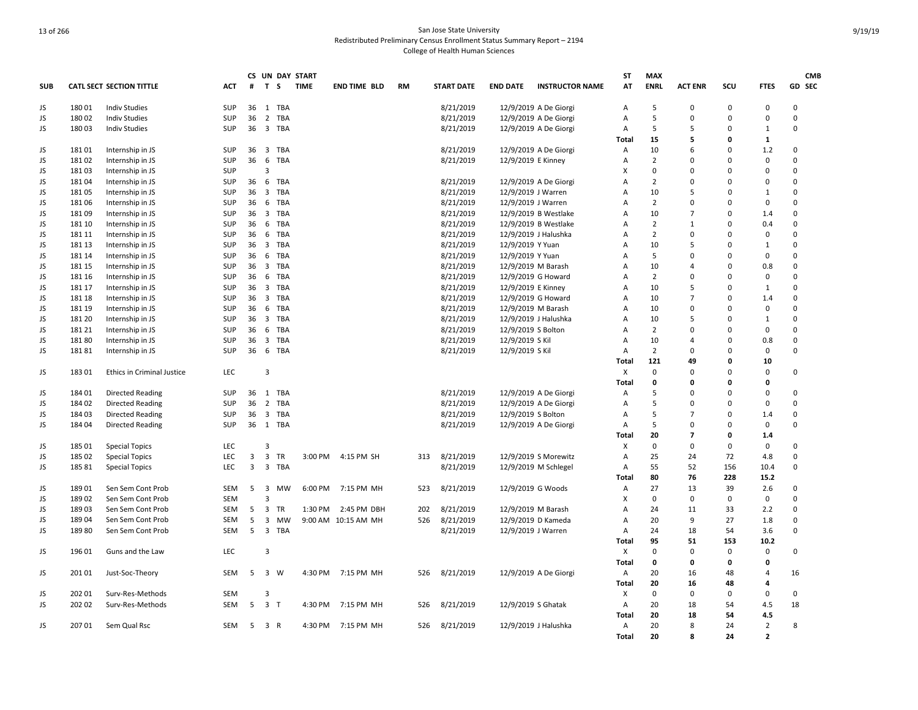San Jose State University
Redistributed Preliminary Census Enrollment Status Summary Report – 2194
College of Health Human Sciences

| SUB | CATL SECT | SECTION TITTLE | ACT | CS # | UN T | DAY S | START TIME | END TIME | BLD | RM | START DATE | END DATE | INSTRUCTOR NAME | ST AT | MAX ENRL | ACT ENR | SCU | FTES | GD | CMB SEC |
|---|---|---|---|---|---|---|---|---|---|---|---|---|---|---|---|---|---|---|---|---|
| JS | 180 01 | Indiv Studies | SUP | 36 | 1 | TBA | | | | | 8/21/2019 | 12/9/2019 | A De Giorgi | A | 5 | 0 | 0 | 0 | 0 | |
| JS | 180 02 | Indiv Studies | SUP | 36 | 2 | TBA | | | | | 8/21/2019 | 12/9/2019 | A De Giorgi | A | 5 | 0 | 0 | 0 | 0 | |
| JS | 180 03 | Indiv Studies | SUP | 36 | 3 | TBA | | | | | 8/21/2019 | 12/9/2019 | A De Giorgi | A | 5 | 5 | 0 | 1 | 0 | |
| | | | | | | | | | | | | | | Total | 15 | 5 | 0 | 1 | | |
| JS | 181 01 | Internship in JS | SUP | 36 | 3 | TBA | | | | | 8/21/2019 | 12/9/2019 | A De Giorgi | A | 10 | 6 | 0 | 1.2 | 0 | |
| JS | 181 02 | Internship in JS | SUP | 36 | 6 | TBA | | | | | 8/21/2019 | 12/9/2019 | E Kinney | A | 2 | 0 | 0 | 0 | 0 | |
| JS | 181 03 | Internship in JS | SUP | | 3 | | | | | | | | | X | 0 | 0 | 0 | 0 | 0 | |
| JS | 181 04 | Internship in JS | SUP | 36 | 6 | TBA | | | | | 8/21/2019 | 12/9/2019 | A De Giorgi | A | 2 | 0 | 0 | 0 | 0 | |
| JS | 181 05 | Internship in JS | SUP | 36 | 3 | TBA | | | | | 8/21/2019 | 12/9/2019 | J Warren | A | 10 | 5 | 0 | 1 | 0 | |
| JS | 181 06 | Internship in JS | SUP | 36 | 6 | TBA | | | | | 8/21/2019 | 12/9/2019 | J Warren | A | 2 | 0 | 0 | 0 | 0 | |
| JS | 181 09 | Internship in JS | SUP | 36 | 3 | TBA | | | | | 8/21/2019 | 12/9/2019 | B Westlake | A | 10 | 7 | 0 | 1.4 | 0 | |
| JS | 181 10 | Internship in JS | SUP | 36 | 6 | TBA | | | | | 8/21/2019 | 12/9/2019 | B Westlake | A | 2 | 1 | 0 | 0.4 | 0 | |
| JS | 181 11 | Internship in JS | SUP | 36 | 6 | TBA | | | | | 8/21/2019 | 12/9/2019 | J Halushka | A | 2 | 0 | 0 | 0 | 0 | |
| JS | 181 13 | Internship in JS | SUP | 36 | 3 | TBA | | | | | 8/21/2019 | 12/9/2019 | Y Yuan | A | 10 | 5 | 0 | 1 | 0 | |
| JS | 181 14 | Internship in JS | SUP | 36 | 6 | TBA | | | | | 8/21/2019 | 12/9/2019 | Y Yuan | A | 5 | 0 | 0 | 0 | 0 | |
| JS | 181 15 | Internship in JS | SUP | 36 | 3 | TBA | | | | | 8/21/2019 | 12/9/2019 | M Barash | A | 10 | 4 | 0 | 0.8 | 0 | |
| JS | 181 16 | Internship in JS | SUP | 36 | 6 | TBA | | | | | 8/21/2019 | 12/9/2019 | G Howard | A | 2 | 0 | 0 | 0 | 0 | |
| JS | 181 17 | Internship in JS | SUP | 36 | 3 | TBA | | | | | 8/21/2019 | 12/9/2019 | E Kinney | A | 10 | 5 | 0 | 1 | 0 | |
| JS | 181 18 | Internship in JS | SUP | 36 | 3 | TBA | | | | | 8/21/2019 | 12/9/2019 | G Howard | A | 10 | 7 | 0 | 1.4 | 0 | |
| JS | 181 19 | Internship in JS | SUP | 36 | 6 | TBA | | | | | 8/21/2019 | 12/9/2019 | M Barash | A | 10 | 0 | 0 | 0 | 0 | |
| JS | 181 20 | Internship in JS | SUP | 36 | 3 | TBA | | | | | 8/21/2019 | 12/9/2019 | J Halushka | A | 10 | 5 | 0 | 1 | 0 | |
| JS | 181 21 | Internship in JS | SUP | 36 | 6 | TBA | | | | | 8/21/2019 | 12/9/2019 | S Bolton | A | 2 | 0 | 0 | 0 | 0 | |
| JS | 181 80 | Internship in JS | SUP | 36 | 3 | TBA | | | | | 8/21/2019 | 12/9/2019 | S Kil | A | 10 | 4 | 0 | 0.8 | 0 | |
| JS | 181 81 | Internship in JS | SUP | 36 | 6 | TBA | | | | | 8/21/2019 | 12/9/2019 | S Kil | A | 2 | 0 | 0 | 0 | 0 | |
| | | | | | | | | | | | | | | Total | 121 | 49 | 0 | 10 | | |
| JS | 183 01 | Ethics in Criminal Justice | LEC | | 3 | | | | | | | | | X | 0 | 0 | 0 | 0 | 0 | |
| | | | | | | | | | | | | | | Total | 0 | 0 | 0 | 0 | | |
| JS | 184 01 | Directed Reading | SUP | 36 | 1 | TBA | | | | | 8/21/2019 | 12/9/2019 | A De Giorgi | A | 5 | 0 | 0 | 0 | 0 | |
| JS | 184 02 | Directed Reading | SUP | 36 | 2 | TBA | | | | | 8/21/2019 | 12/9/2019 | A De Giorgi | A | 5 | 0 | 0 | 0 | 0 | |
| JS | 184 03 | Directed Reading | SUP | 36 | 3 | TBA | | | | | 8/21/2019 | 12/9/2019 | S Bolton | A | 5 | 7 | 0 | 1.4 | 0 | |
| JS | 184 04 | Directed Reading | SUP | 36 | 1 | TBA | | | | | 8/21/2019 | 12/9/2019 | A De Giorgi | A | 5 | 0 | 0 | 0 | 0 | |
| | | | | | | | | | | | | | | Total | 20 | 7 | 0 | 1.4 | | |
| JS | 185 01 | Special Topics | LEC | | 3 | | | | | | | | | X | 0 | 0 | 0 | 0 | 0 | |
| JS | 185 02 | Special Topics | LEC | 3 | 3 | TR | 3:00 PM | 4:15 PM | SH | 313 | 8/21/2019 | 12/9/2019 | S Morewitz | A | 25 | 24 | 72 | 4.8 | 0 | |
| JS | 185 81 | Special Topics | LEC | 3 | 3 | TBA | | | | | 8/21/2019 | 12/9/2019 | M Schlegel | A | 55 | 52 | 156 | 10.4 | 0 | |
| | | | | | | | | | | | | | | Total | 80 | 76 | 228 | 15.2 | | |
| JS | 189 01 | Sen Sem Cont Prob | SEM | 5 | 3 | MW | 6:00 PM | 7:15 PM | MH | 523 | 8/21/2019 | 12/9/2019 | G Woods | A | 27 | 13 | 39 | 2.6 | 0 | |
| JS | 189 02 | Sen Sem Cont Prob | SEM | | 3 | | | | | | | | | X | 0 | 0 | 0 | 0 | 0 | |
| JS | 189 03 | Sen Sem Cont Prob | SEM | 5 | 3 | TR | 1:30 PM | 2:45 PM | DBH | 202 | 8/21/2019 | 12/9/2019 | M Barash | A | 24 | 11 | 33 | 2.2 | 0 | |
| JS | 189 04 | Sen Sem Cont Prob | SEM | 5 | 3 | MW | 9:00 AM | 10:15 AM | MH | 526 | 8/21/2019 | 12/9/2019 | D Kameda | A | 20 | 9 | 27 | 1.8 | 0 | |
| JS | 189 80 | Sen Sem Cont Prob | SEM | 5 | 3 | TBA | | | | | 8/21/2019 | 12/9/2019 | J Warren | A | 24 | 18 | 54 | 3.6 | 0 | |
| | | | | | | | | | | | | | | Total | 95 | 51 | 153 | 10.2 | | |
| JS | 196 01 | Guns and the Law | LEC | | 3 | | | | | | | | | X | 0 | 0 | 0 | 0 | 0 | |
| | | | | | | | | | | | | | | Total | 0 | 0 | 0 | 0 | | |
| JS | 201 01 | Just-Soc-Theory | SEM | 5 | 3 | W | 4:30 PM | 7:15 PM | MH | 526 | 8/21/2019 | 12/9/2019 | A De Giorgi | A | 20 | 16 | 48 | 4 | 16 | |
| | | | | | | | | | | | | | | Total | 20 | 16 | 48 | 4 | | |
| JS | 202 01 | Surv-Res-Methods | SEM | | 3 | | | | | | | | | X | 0 | 0 | 0 | 0 | 0 | |
| JS | 202 02 | Surv-Res-Methods | SEM | 5 | 3 | T | 4:30 PM | 7:15 PM | MH | 526 | 8/21/2019 | 12/9/2019 | S Ghatak | A | 20 | 18 | 54 | 4.5 | 18 | |
| | | | | | | | | | | | | | | Total | 20 | 18 | 54 | 4.5 | | |
| JS | 207 01 | Sem Qual Rsc | SEM | 5 | 3 | R | 4:30 PM | 7:15 PM | MH | 526 | 8/21/2019 | 12/9/2019 | J Halushka | A | 20 | 8 | 24 | 2 | 8 | |
| | | | | | | | | | | | | | | Total | 20 | 8 | 24 | 2 | | |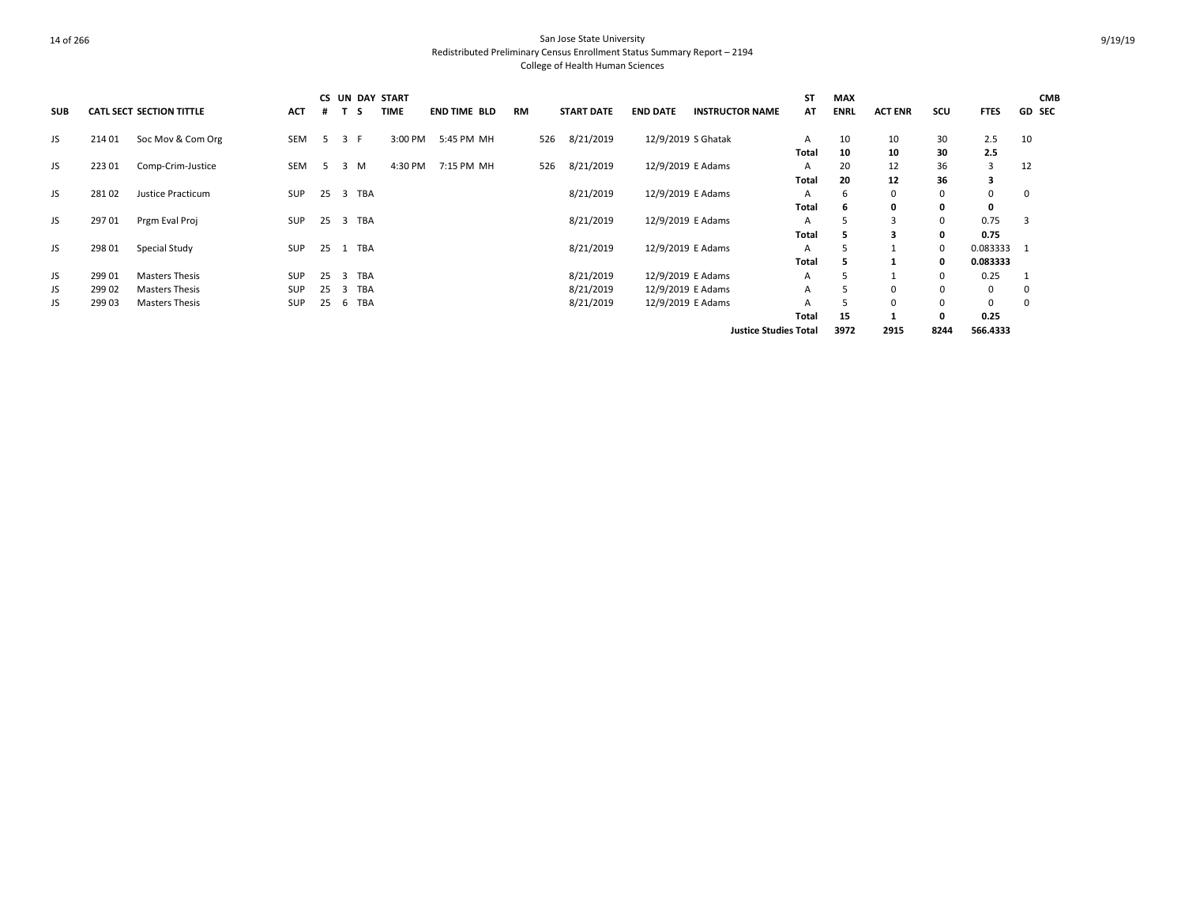San Jose State University
Redistributed Preliminary Census Enrollment Status Summary Report – 2194
College of Health Human Sciences

| SUB | CATL SECT | SECTION TITTLE | ACT | CS # | UN T | DAY S | START TIME | END TIME | BLD | RM | START DATE | END DATE | INSTRUCTOR NAME | ST AT | MAX ENRL | ACT ENR | SCU | FTES | GD | CMB SEC |
|---|---|---|---|---|---|---|---|---|---|---|---|---|---|---|---|---|---|---|---|---|
| JS | 214 01 | Soc Mov & Com Org | SEM | 5 | 3 | F | 3:00 PM | 5:45 PM | MH | 526 | 8/21/2019 | 12/9/2019 | S Ghatak | A | 10 | 10 | 30 | 2.5 | 10 | |
| | | | | | | | | | | | | | | **Total** | **10** | **10** | **30** | **2.5** | | |
| JS | 223 01 | Comp-Crim-Justice | SEM | 5 | 3 | M | 4:30 PM | 7:15 PM | MH | 526 | 8/21/2019 | 12/9/2019 | E Adams | A | 20 | 12 | 36 | 3 | 12 | |
| | | | | | | | | | | | | | | **Total** | **20** | **12** | **36** | **3** | | |
| JS | 281 02 | Justice Practicum | SUP | 25 | 3 | TBA | | | | | 8/21/2019 | 12/9/2019 | E Adams | A | 6 | 0 | 0 | 0 | 0 | |
| | | | | | | | | | | | | | | **Total** | **6** | **0** | **0** | **0** | | |
| JS | 297 01 | Prgm Eval Proj | SUP | 25 | 3 | TBA | | | | | 8/21/2019 | 12/9/2019 | E Adams | A | 5 | 3 | 0 | 0.75 | 3 | |
| | | | | | | | | | | | | | | **Total** | **5** | **3** | **0** | **0.75** | | |
| JS | 298 01 | Special Study | SUP | 25 | 1 | TBA | | | | | 8/21/2019 | 12/9/2019 | E Adams | A | 5 | 1 | 0 | 0.083333 | 1 | |
| | | | | | | | | | | | | | | **Total** | **5** | **1** | **0** | **0.083333** | | |
| JS | 299 01 | Masters Thesis | SUP | 25 | 3 | TBA | | | | | 8/21/2019 | 12/9/2019 | E Adams | A | 5 | 1 | 0 | 0.25 | 1 | |
| JS | 299 02 | Masters Thesis | SUP | 25 | 3 | TBA | | | | | 8/21/2019 | 12/9/2019 | E Adams | A | 5 | 0 | 0 | 0 | 0 | |
| JS | 299 03 | Masters Thesis | SUP | 25 | 6 | TBA | | | | | 8/21/2019 | 12/9/2019 | E Adams | A | 5 | 0 | 0 | 0 | 0 | |
| | | | | | | | | | | | | | | **Total** | **15** | **1** | **0** | **0.25** | | |
| | | | | | | | | | | | | | **Justice Studies Total** | | **3972** | **2915** | **8244** | **566.4333** | | |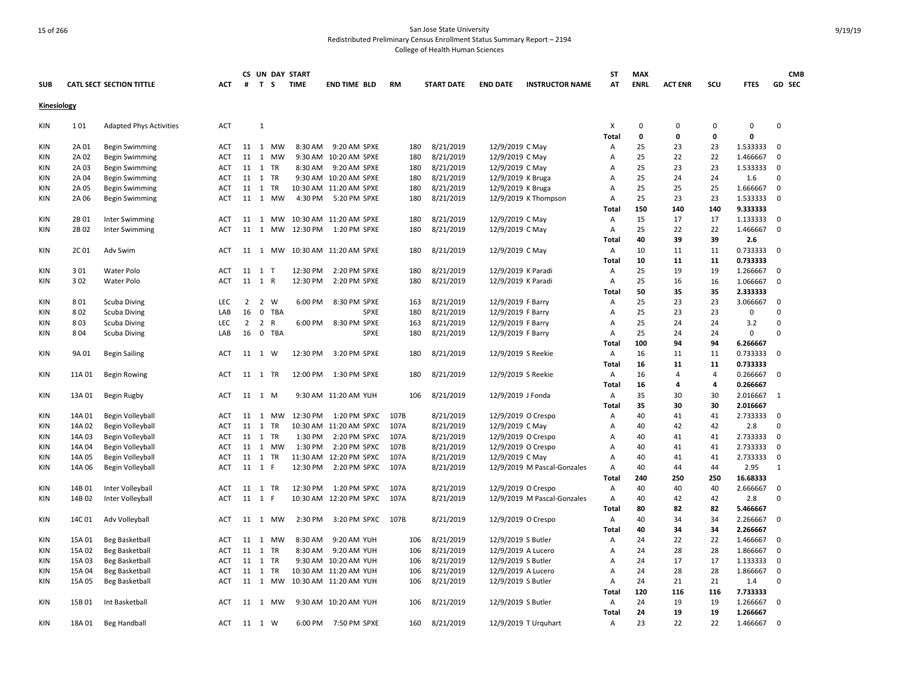San Jose State University
Redistributed Preliminary Census Enrollment Status Summary Report – 2194
College of Health Human Sciences

## Kinesiology

| SUB | CATL SECT | SECTION TITTLE | ACT | CS # | UN T | DAY S | START TIME | END TIME | BLD | RM | START DATE | END DATE | INSTRUCTOR NAME | ST AT | MAX ENRL | ACT ENR | SCU | FTES | GD | CMB SEC |
|---|---|---|---|---|---|---|---|---|---|---|---|---|---|---|---|---|---|---|---|---|
| KIN | 1 01 | Adapted Phys Activities | ACT | | 1 | | | | | | | | | X | 0 | 0 | 0 | 0 | 0 | |
| | | | | | | | | | | | | | | Total | 0 | 0 | 0 | 0 | | |
| KIN | 2A 01 | Begin Swimming | ACT | 11 | 1 | MW | 8:30 AM | 9:20 AM | SPXE | 180 | 8/21/2019 | 12/9/2019 | C May | A | 25 | 23 | 23 | 1.533333 | 0 | |
| KIN | 2A 02 | Begin Swimming | ACT | 11 | 1 | MW | 9:30 AM | 10:20 AM | SPXE | 180 | 8/21/2019 | 12/9/2019 | C May | A | 25 | 22 | 22 | 1.466667 | 0 | |
| KIN | 2A 03 | Begin Swimming | ACT | 11 | 1 | TR | 8:30 AM | 9:20 AM | SPXE | 180 | 8/21/2019 | 12/9/2019 | C May | A | 25 | 23 | 23 | 1.533333 | 0 | |
| KIN | 2A 04 | Begin Swimming | ACT | 11 | 1 | TR | 9:30 AM | 10:20 AM | SPXE | 180 | 8/21/2019 | 12/9/2019 | K Bruga | A | 25 | 24 | 24 | 1.6 | 0 | |
| KIN | 2A 05 | Begin Swimming | ACT | 11 | 1 | TR | 10:30 AM | 11:20 AM | SPXE | 180 | 8/21/2019 | 12/9/2019 | K Bruga | A | 25 | 25 | 25 | 1.666667 | 0 | |
| KIN | 2A 06 | Begin Swimming | ACT | 11 | 1 | MW | 4:30 PM | 5:20 PM | SPXE | 180 | 8/21/2019 | 12/9/2019 | K Thompson | A | 25 | 23 | 23 | 1.533333 | 0 | |
| | | | | | | | | | | | | | | Total | 150 | 140 | 140 | 9.333333 | | |
| KIN | 2B 01 | Inter Swimming | ACT | 11 | 1 | MW | 10:30 AM | 11:20 AM | SPXE | 180 | 8/21/2019 | 12/9/2019 | C May | A | 15 | 17 | 17 | 1.133333 | 0 | |
| KIN | 2B 02 | Inter Swimming | ACT | 11 | 1 | MW | 12:30 PM | 1:20 PM | SPXE | 180 | 8/21/2019 | 12/9/2019 | C May | A | 25 | 22 | 22 | 1.466667 | 0 | |
| | | | | | | | | | | | | | | Total | 40 | 39 | 39 | 2.6 | | |
| KIN | 2C 01 | Adv Swim | ACT | 11 | 1 | MW | 10:30 AM | 11:20 AM | SPXE | 180 | 8/21/2019 | 12/9/2019 | C May | A | 10 | 11 | 11 | 0.733333 | 0 | |
| | | | | | | | | | | | | | | Total | 10 | 11 | 11 | 0.733333 | | |
| KIN | 3 01 | Water Polo | ACT | 11 | 1 | T | 12:30 PM | 2:20 PM | SPXE | 180 | 8/21/2019 | 12/9/2019 | K Paradi | A | 25 | 19 | 19 | 1.266667 | 0 | |
| KIN | 3 02 | Water Polo | ACT | 11 | 1 | R | 12:30 PM | 2:20 PM | SPXE | 180 | 8/21/2019 | 12/9/2019 | K Paradi | A | 25 | 16 | 16 | 1.066667 | 0 | |
| | | | | | | | | | | | | | | Total | 50 | 35 | 35 | 2.333333 | | |
| KIN | 8 01 | Scuba Diving | LEC | 2 | 2 | W | 6:00 PM | 8:30 PM | SPXE | 163 | 8/21/2019 | 12/9/2019 | F Barry | A | 25 | 23 | 23 | 3.066667 | 0 | |
| KIN | 8 02 | Scuba Diving | LAB | 16 | 0 | TBA | | | SPXE | 180 | 8/21/2019 | 12/9/2019 | F Barry | A | 25 | 23 | 23 | 0 | 0 | |
| KIN | 8 03 | Scuba Diving | LEC | 2 | 2 | R | 6:00 PM | 8:30 PM | SPXE | 163 | 8/21/2019 | 12/9/2019 | F Barry | A | 25 | 24 | 24 | 3.2 | 0 | |
| KIN | 8 04 | Scuba Diving | LAB | 16 | 0 | TBA | | | SPXE | 180 | 8/21/2019 | 12/9/2019 | F Barry | A | 25 | 24 | 24 | 0 | 0 | |
| | | | | | | | | | | | | | | Total | 100 | 94 | 94 | 6.266667 | | |
| KIN | 9A 01 | Begin Sailing | ACT | 11 | 1 | W | 12:30 PM | 3:20 PM | SPXE | 180 | 8/21/2019 | 12/9/2019 | S Reekie | A | 16 | 11 | 11 | 0.733333 | 0 | |
| | | | | | | | | | | | | | | Total | 16 | 11 | 11 | 0.733333 | | |
| KIN | 11A 01 | Begin Rowing | ACT | 11 | 1 | TR | 12:00 PM | 1:30 PM | SPXE | 180 | 8/21/2019 | 12/9/2019 | S Reekie | A | 16 | 4 | 4 | 0.266667 | 0 | |
| | | | | | | | | | | | | | | Total | 16 | 4 | 4 | 0.266667 | | |
| KIN | 13A 01 | Begin Rugby | ACT | 11 | 1 | M | 9:30 AM | 11:20 AM | YUH | 106 | 8/21/2019 | 12/9/2019 | J Fonda | A | 35 | 30 | 30 | 2.016667 | 1 | |
| | | | | | | | | | | | | | | Total | 35 | 30 | 30 | 2.016667 | | |
| KIN | 14A 01 | Begin Volleyball | ACT | 11 | 1 | MW | 12:30 PM | 1:20 PM | SPXC | 107B | 8/21/2019 | 12/9/2019 | O Crespo | A | 40 | 41 | 41 | 2.733333 | 0 | |
| KIN | 14A 02 | Begin Volleyball | ACT | 11 | 1 | TR | 10:30 AM | 11:20 AM | SPXC | 107A | 8/21/2019 | 12/9/2019 | C May | A | 40 | 42 | 42 | 2.8 | 0 | |
| KIN | 14A 03 | Begin Volleyball | ACT | 11 | 1 | TR | 1:30 PM | 2:20 PM | SPXC | 107A | 8/21/2019 | 12/9/2019 | O Crespo | A | 40 | 41 | 41 | 2.733333 | 0 | |
| KIN | 14A 04 | Begin Volleyball | ACT | 11 | 1 | MW | 1:30 PM | 2:20 PM | SPXC | 107B | 8/21/2019 | 12/9/2019 | O Crespo | A | 40 | 41 | 41 | 2.733333 | 0 | |
| KIN | 14A 05 | Begin Volleyball | ACT | 11 | 1 | TR | 11:30 AM | 12:20 PM | SPXC | 107A | 8/21/2019 | 12/9/2019 | C May | A | 40 | 41 | 41 | 2.733333 | 0 | |
| KIN | 14A 06 | Begin Volleyball | ACT | 11 | 1 | F | 12:30 PM | 2:20 PM | SPXC | 107A | 8/21/2019 | 12/9/2019 | M Pascal-Gonzales | A | 40 | 44 | 44 | 2.95 | 1 | |
| | | | | | | | | | | | | | | Total | 240 | 250 | 250 | 16.68333 | | |
| KIN | 14B 01 | Inter Volleyball | ACT | 11 | 1 | TR | 12:30 PM | 1:20 PM | SPXC | 107A | 8/21/2019 | 12/9/2019 | O Crespo | A | 40 | 40 | 40 | 2.666667 | 0 | |
| KIN | 14B 02 | Inter Volleyball | ACT | 11 | 1 | F | 10:30 AM | 12:20 PM | SPXC | 107A | 8/21/2019 | 12/9/2019 | M Pascal-Gonzales | A | 40 | 42 | 42 | 2.8 | 0 | |
| | | | | | | | | | | | | | | Total | 80 | 82 | 82 | 5.466667 | | |
| KIN | 14C 01 | Adv Volleyball | ACT | 11 | 1 | MW | 2:30 PM | 3:20 PM | SPXC | 107B | 8/21/2019 | 12/9/2019 | O Crespo | A | 40 | 34 | 34 | 2.266667 | 0 | |
| | | | | | | | | | | | | | | Total | 40 | 34 | 34 | 2.266667 | | |
| KIN | 15A 01 | Beg Basketball | ACT | 11 | 1 | MW | 8:30 AM | 9:20 AM | YUH | 106 | 8/21/2019 | 12/9/2019 | S Butler | A | 24 | 22 | 22 | 1.466667 | 0 | |
| KIN | 15A 02 | Beg Basketball | ACT | 11 | 1 | TR | 8:30 AM | 9:20 AM | YUH | 106 | 8/21/2019 | 12/9/2019 | A Lucero | A | 24 | 28 | 28 | 1.866667 | 0 | |
| KIN | 15A 03 | Beg Basketball | ACT | 11 | 1 | TR | 9:30 AM | 10:20 AM | YUH | 106 | 8/21/2019 | 12/9/2019 | S Butler | A | 24 | 17 | 17 | 1.133333 | 0 | |
| KIN | 15A 04 | Beg Basketball | ACT | 11 | 1 | TR | 10:30 AM | 11:20 AM | YUH | 106 | 8/21/2019 | 12/9/2019 | A Lucero | A | 24 | 28 | 28 | 1.866667 | 0 | |
| KIN | 15A 05 | Beg Basketball | ACT | 11 | 1 | MW | 10:30 AM | 11:20 AM | YUH | 106 | 8/21/2019 | 12/9/2019 | S Butler | A | 24 | 21 | 21 | 1.4 | 0 | |
| | | | | | | | | | | | | | | Total | 120 | 116 | 116 | 7.733333 | | |
| KIN | 15B 01 | Int Basketball | ACT | 11 | 1 | MW | 9:30 AM | 10:20 AM | YUH | 106 | 8/21/2019 | 12/9/2019 | S Butler | A | 24 | 19 | 19 | 1.266667 | 0 | |
| | | | | | | | | | | | | | | Total | 24 | 19 | 19 | 1.266667 | | |
| KIN | 18A 01 | Beg Handball | ACT | 11 | 1 | W | 6:00 PM | 7:50 PM | SPXE | 160 | 8/21/2019 | 12/9/2019 | T Urquhart | A | 23 | 22 | 22 | 1.466667 | 0 | |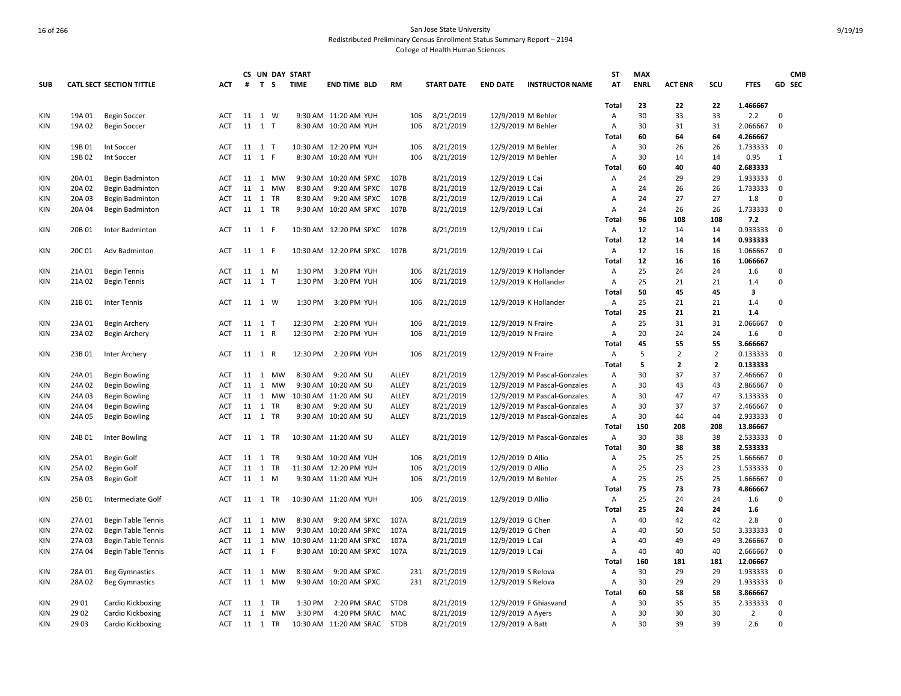San Jose State University
Redistributed Preliminary Census Enrollment Status Summary Report – 2194
College of Health Human Sciences

| SUB | CATL SECT | SECTION TITTLE | ACT | CS # | UN T | DAY S | START TIME | END TIME | BLD | RM | START DATE | END DATE | INSTRUCTOR NAME | ST AT | MAX ENRL | ACT ENR | SCU | FTES | GD | CMB SEC |
|---|---|---|---|---|---|---|---|---|---|---|---|---|---|---|---|---|---|---|---|---|
| | | | | | | | | | | | | | | Total | 23 | 22 | 22 | 1.466667 | | |
| KIN | 19A 01 | Begin Soccer | ACT | 11 | 1 | W | 9:30 AM | 11:20 AM | YUH | 106 | 8/21/2019 | 12/9/2019 | M Behler | A | 30 | 33 | 33 | 2.2 | 0 | |
| KIN | 19A 02 | Begin Soccer | ACT | 11 | 1 | T | 8:30 AM | 10:20 AM | YUH | 106 | 8/21/2019 | 12/9/2019 | M Behler | A | 30 | 31 | 31 | 2.066667 | 0 | |
| | | | | | | | | | | | | | | Total | 60 | 64 | 64 | 4.266667 | | |
| KIN | 19B 01 | Int Soccer | ACT | 11 | 1 | T | 10:30 AM | 12:20 PM | YUH | 106 | 8/21/2019 | 12/9/2019 | M Behler | A | 30 | 26 | 26 | 1.733333 | 0 | |
| KIN | 19B 02 | Int Soccer | ACT | 11 | 1 | F | 8:30 AM | 10:20 AM | YUH | 106 | 8/21/2019 | 12/9/2019 | M Behler | A | 30 | 14 | 14 | 0.95 | 1 | |
| | | | | | | | | | | | | | | Total | 60 | 40 | 40 | 2.683333 | | |
| KIN | 20A 01 | Begin Badminton | ACT | 11 | 1 | MW | 9:30 AM | 10:20 AM | SPXC | 107B | 8/21/2019 | 12/9/2019 | L Cai | A | 24 | 29 | 29 | 1.933333 | 0 | |
| KIN | 20A 02 | Begin Badminton | ACT | 11 | 1 | MW | 8:30 AM | 9:20 AM | SPXC | 107B | 8/21/2019 | 12/9/2019 | L Cai | A | 24 | 26 | 26 | 1.733333 | 0 | |
| KIN | 20A 03 | Begin Badminton | ACT | 11 | 1 | TR | 8:30 AM | 9:20 AM | SPXC | 107B | 8/21/2019 | 12/9/2019 | L Cai | A | 24 | 27 | 27 | 1.8 | 0 | |
| KIN | 20A 04 | Begin Badminton | ACT | 11 | 1 | TR | 9:30 AM | 10:20 AM | SPXC | 107B | 8/21/2019 | 12/9/2019 | L Cai | A | 24 | 26 | 26 | 1.733333 | 0 | |
| | | | | | | | | | | | | | | Total | 96 | 108 | 108 | 7.2 | | |
| KIN | 20B 01 | Inter Badminton | ACT | 11 | 1 | F | 10:30 AM | 12:20 PM | SPXC | 107B | 8/21/2019 | 12/9/2019 | L Cai | A | 12 | 14 | 14 | 0.933333 | 0 | |
| | | | | | | | | | | | | | | Total | 12 | 14 | 14 | 0.933333 | | |
| KIN | 20C 01 | Adv Badminton | ACT | 11 | 1 | F | 10:30 AM | 12:20 PM | SPXC | 107B | 8/21/2019 | 12/9/2019 | L Cai | A | 12 | 16 | 16 | 1.066667 | 0 | |
| | | | | | | | | | | | | | | Total | 12 | 16 | 16 | 1.066667 | | |
| KIN | 21A 01 | Begin Tennis | ACT | 11 | 1 | M | 1:30 PM | 3:20 PM | YUH | 106 | 8/21/2019 | 12/9/2019 | K Hollander | A | 25 | 24 | 24 | 1.6 | 0 | |
| KIN | 21A 02 | Begin Tennis | ACT | 11 | 1 | T | 1:30 PM | 3:20 PM | YUH | 106 | 8/21/2019 | 12/9/2019 | K Hollander | A | 25 | 21 | 21 | 1.4 | 0 | |
| | | | | | | | | | | | | | | Total | 50 | 45 | 45 | 3 | | |
| KIN | 21B 01 | Inter Tennis | ACT | 11 | 1 | W | 1:30 PM | 3:20 PM | YUH | 106 | 8/21/2019 | 12/9/2019 | K Hollander | A | 25 | 21 | 21 | 1.4 | 0 | |
| | | | | | | | | | | | | | | Total | 25 | 21 | 21 | 1.4 | | |
| KIN | 23A 01 | Begin Archery | ACT | 11 | 1 | T | 12:30 PM | 2:20 PM | YUH | 106 | 8/21/2019 | 12/9/2019 | N Fraire | A | 25 | 31 | 31 | 2.066667 | 0 | |
| KIN | 23A 02 | Begin Archery | ACT | 11 | 1 | R | 12:30 PM | 2:20 PM | YUH | 106 | 8/21/2019 | 12/9/2019 | N Fraire | A | 20 | 24 | 24 | 1.6 | 0 | |
| | | | | | | | | | | | | | | Total | 45 | 55 | 55 | 3.666667 | | |
| KIN | 23B 01 | Inter Archery | ACT | 11 | 1 | R | 12:30 PM | 2:20 PM | YUH | 106 | 8/21/2019 | 12/9/2019 | N Fraire | A | 5 | 2 | 2 | 0.133333 | 0 | |
| | | | | | | | | | | | | | | Total | 5 | 2 | 2 | 0.133333 | | |
| KIN | 24A 01 | Begin Bowling | ACT | 11 | 1 | MW | 8:30 AM | 9:20 AM | SU | ALLEY | 8/21/2019 | 12/9/2019 | M Pascal-Gonzales | A | 30 | 37 | 37 | 2.466667 | 0 | |
| KIN | 24A 02 | Begin Bowling | ACT | 11 | 1 | MW | 9:30 AM | 10:20 AM | SU | ALLEY | 8/21/2019 | 12/9/2019 | M Pascal-Gonzales | A | 30 | 43 | 43 | 2.866667 | 0 | |
| KIN | 24A 03 | Begin Bowling | ACT | 11 | 1 | MW | 10:30 AM | 11:20 AM | SU | ALLEY | 8/21/2019 | 12/9/2019 | M Pascal-Gonzales | A | 30 | 47 | 47 | 3.133333 | 0 | |
| KIN | 24A 04 | Begin Bowling | ACT | 11 | 1 | TR | 8:30 AM | 9:20 AM | SU | ALLEY | 8/21/2019 | 12/9/2019 | M Pascal-Gonzales | A | 30 | 37 | 37 | 2.466667 | 0 | |
| KIN | 24A 05 | Begin Bowling | ACT | 11 | 1 | TR | 9:30 AM | 10:20 AM | SU | ALLEY | 8/21/2019 | 12/9/2019 | M Pascal-Gonzales | A | 30 | 44 | 44 | 2.933333 | 0 | |
| | | | | | | | | | | | | | | Total | 150 | 208 | 208 | 13.86667 | | |
| KIN | 24B 01 | Inter Bowling | ACT | 11 | 1 | TR | 10:30 AM | 11:20 AM | SU | ALLEY | 8/21/2019 | 12/9/2019 | M Pascal-Gonzales | A | 30 | 38 | 38 | 2.533333 | 0 | |
| | | | | | | | | | | | | | | Total | 30 | 38 | 38 | 2.533333 | | |
| KIN | 25A 01 | Begin Golf | ACT | 11 | 1 | TR | 9:30 AM | 10:20 AM | YUH | 106 | 8/21/2019 | 12/9/2019 | D Allio | A | 25 | 25 | 25 | 1.666667 | 0 | |
| KIN | 25A 02 | Begin Golf | ACT | 11 | 1 | TR | 11:30 AM | 12:20 PM | YUH | 106 | 8/21/2019 | 12/9/2019 | D Allio | A | 25 | 23 | 23 | 1.533333 | 0 | |
| KIN | 25A 03 | Begin Golf | ACT | 11 | 1 | M | 9:30 AM | 11:20 AM | YUH | 106 | 8/21/2019 | 12/9/2019 | M Behler | A | 25 | 25 | 25 | 1.666667 | 0 | |
| | | | | | | | | | | | | | | Total | 75 | 73 | 73 | 4.866667 | | |
| KIN | 25B 01 | Intermediate Golf | ACT | 11 | 1 | TR | 10:30 AM | 11:20 AM | YUH | 106 | 8/21/2019 | 12/9/2019 | D Allio | A | 25 | 24 | 24 | 1.6 | 0 | |
| | | | | | | | | | | | | | | Total | 25 | 24 | 24 | 1.6 | | |
| KIN | 27A 01 | Begin Table Tennis | ACT | 11 | 1 | MW | 8:30 AM | 9:20 AM | SPXC | 107A | 8/21/2019 | 12/9/2019 | G Chen | A | 40 | 42 | 42 | 2.8 | 0 | |
| KIN | 27A 02 | Begin Table Tennis | ACT | 11 | 1 | MW | 9:30 AM | 10:20 AM | SPXC | 107A | 8/21/2019 | 12/9/2019 | G Chen | A | 40 | 50 | 50 | 3.333333 | 0 | |
| KIN | 27A 03 | Begin Table Tennis | ACT | 11 | 1 | MW | 10:30 AM | 11:20 AM | SPXC | 107A | 8/21/2019 | 12/9/2019 | L Cai | A | 40 | 49 | 49 | 3.266667 | 0 | |
| KIN | 27A 04 | Begin Table Tennis | ACT | 11 | 1 | F | 8:30 AM | 10:20 AM | SPXC | 107A | 8/21/2019 | 12/9/2019 | L Cai | A | 40 | 40 | 40 | 2.666667 | 0 | |
| | | | | | | | | | | | | | | Total | 160 | 181 | 181 | 12.06667 | | |
| KIN | 28A 01 | Beg Gymnastics | ACT | 11 | 1 | MW | 8:30 AM | 9:20 AM | SPXC | 231 | 8/21/2019 | 12/9/2019 | S Relova | A | 30 | 29 | 29 | 1.933333 | 0 | |
| KIN | 28A 02 | Beg Gymnastics | ACT | 11 | 1 | MW | 9:30 AM | 10:20 AM | SPXC | 231 | 8/21/2019 | 12/9/2019 | S Relova | A | 30 | 29 | 29 | 1.933333 | 0 | |
| | | | | | | | | | | | | | | Total | 60 | 58 | 58 | 3.866667 | | |
| KIN | 29 01 | Cardio Kickboxing | ACT | 11 | 1 | TR | 1:30 PM | 2:20 PM | SRAC | STDB | 8/21/2019 | 12/9/2019 | F Ghiasvand | A | 30 | 35 | 35 | 2.333333 | 0 | |
| KIN | 29 02 | Cardio Kickboxing | ACT | 11 | 1 | MW | 3:30 PM | 4:20 PM | SRAC | MAC | 8/21/2019 | 12/9/2019 | A Ayers | A | 30 | 30 | 30 | 2 | 0 | |
| KIN | 29 03 | Cardio Kickboxing | ACT | 11 | 1 | TR | 10:30 AM | 11:20 AM | SRAC | STDB | 8/21/2019 | 12/9/2019 | A Batt | A | 30 | 39 | 39 | 2.6 | 0 | |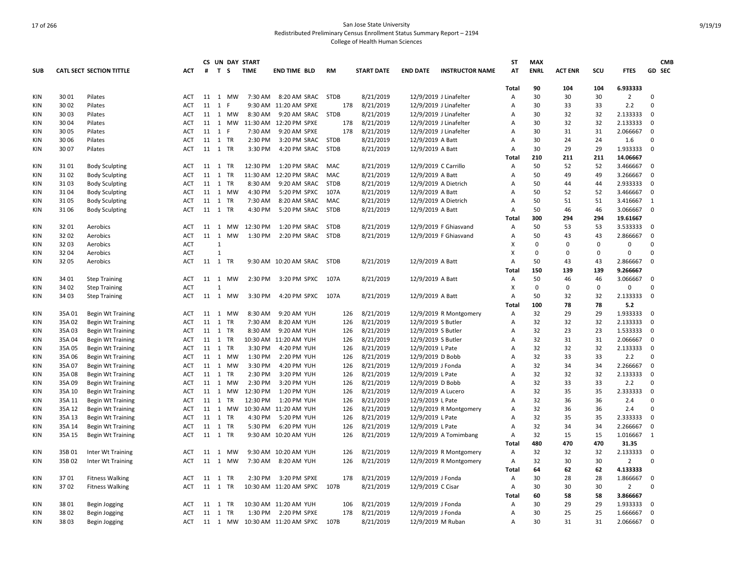San Jose State University
Redistributed Preliminary Census Enrollment Status Summary Report – 2194
College of Health Human Sciences

| SUB | CATL SECT | SECTION TITTLE | ACT | CS # | UN T | DAY S | START TIME | END TIME | BLD | RM | START DATE | END DATE | INSTRUCTOR NAME | ST AT | MAX ENRL | ACT ENR | SCU | FTES | GD | CMB SEC |
|---|---|---|---|---|---|---|---|---|---|---|---|---|---|---|---|---|---|---|---|---|
| | | | | | | | | | | | | | | Total | 90 | 104 | 104 | 6.933333 | | |
| KIN | 30 01 | Pilates | ACT | 11 | 1 | MW | 7:30 AM | 8:20 AM | SRAC | STDB | 8/21/2019 | 12/9/2019 | J Linafelter | A | 30 | 30 | 30 | 2 | 0 | |
| KIN | 30 02 | Pilates | ACT | 11 | 1 | F | 9:30 AM | 11:20 AM | SPXE | 178 | 8/21/2019 | 12/9/2019 | J Linafelter | A | 30 | 33 | 33 | 2.2 | 0 | |
| KIN | 30 03 | Pilates | ACT | 11 | 1 | MW | 8:30 AM | 9:20 AM | SRAC | STDB | 8/21/2019 | 12/9/2019 | J Linafelter | A | 30 | 32 | 32 | 2.133333 | 0 | |
| KIN | 30 04 | Pilates | ACT | 11 | 1 | MW | 11:30 AM | 12:20 PM | SPXE | 178 | 8/21/2019 | 12/9/2019 | J Linafelter | A | 30 | 32 | 32 | 2.133333 | 0 | |
| KIN | 30 05 | Pilates | ACT | 11 | 1 | F | 7:30 AM | 9:20 AM | SPXE | 178 | 8/21/2019 | 12/9/2019 | J Linafelter | A | 30 | 31 | 31 | 2.066667 | 0 | |
| KIN | 30 06 | Pilates | ACT | 11 | 1 | TR | 2:30 PM | 3:20 PM | SRAC | STDB | 8/21/2019 | 12/9/2019 | A Batt | A | 30 | 24 | 24 | 1.6 | 0 | |
| KIN | 30 07 | Pilates | ACT | 11 | 1 | TR | 3:30 PM | 4:20 PM | SRAC | STDB | 8/21/2019 | 12/9/2019 | A Batt | A | 30 | 29 | 29 | 1.933333 | 0 | |
| | | | | | | | | | | | | | | Total | 210 | 211 | 211 | 14.06667 | | |
| KIN | 31 01 | Body Sculpting | ACT | 11 | 1 | TR | 12:30 PM | 1:20 PM | SRAC | MAC | 8/21/2019 | 12/9/2019 | C Carrillo | A | 50 | 52 | 52 | 3.466667 | 0 | |
| KIN | 31 02 | Body Sculpting | ACT | 11 | 1 | TR | 11:30 AM | 12:20 PM | SRAC | MAC | 8/21/2019 | 12/9/2019 | A Batt | A | 50 | 49 | 49 | 3.266667 | 0 | |
| KIN | 31 03 | Body Sculpting | ACT | 11 | 1 | TR | 8:30 AM | 9:20 AM | SRAC | STDB | 8/21/2019 | 12/9/2019 | A Dietrich | A | 50 | 44 | 44 | 2.933333 | 0 | |
| KIN | 31 04 | Body Sculpting | ACT | 11 | 1 | MW | 4:30 PM | 5:20 PM | SPXC | 107A | 8/21/2019 | 12/9/2019 | A Batt | A | 50 | 52 | 52 | 3.466667 | 0 | |
| KIN | 31 05 | Body Sculpting | ACT | 11 | 1 | TR | 7:30 AM | 8:20 AM | SRAC | MAC | 8/21/2019 | 12/9/2019 | A Dietrich | A | 50 | 51 | 51 | 3.416667 | 1 | |
| KIN | 31 06 | Body Sculpting | ACT | 11 | 1 | TR | 4:30 PM | 5:20 PM | SRAC | STDB | 8/21/2019 | 12/9/2019 | A Batt | A | 50 | 46 | 46 | 3.066667 | 0 | |
| | | | | | | | | | | | | | | Total | 300 | 294 | 294 | 19.61667 | | |
| KIN | 32 01 | Aerobics | ACT | 11 | 1 | MW | 12:30 PM | 1:20 PM | SRAC | STDB | 8/21/2019 | 12/9/2019 | F Ghiasvand | A | 50 | 53 | 53 | 3.533333 | 0 | |
| KIN | 32 02 | Aerobics | ACT | 11 | 1 | MW | 1:30 PM | 2:20 PM | SRAC | STDB | 8/21/2019 | 12/9/2019 | F Ghiasvand | A | 50 | 43 | 43 | 2.866667 | 0 | |
| KIN | 32 03 | Aerobics | ACT | | 1 | | | | | | | | | X | 0 | 0 | 0 | 0 | 0 | |
| KIN | 32 04 | Aerobics | ACT | | 1 | | | | | | | | | X | 0 | 0 | 0 | 0 | 0 | |
| KIN | 32 05 | Aerobics | ACT | 11 | 1 | TR | 9:30 AM | 10:20 AM | SRAC | STDB | 8/21/2019 | 12/9/2019 | A Batt | A | 50 | 43 | 43 | 2.866667 | 0 | |
| | | | | | | | | | | | | | | Total | 150 | 139 | 139 | 9.266667 | | |
| KIN | 34 01 | Step Training | ACT | 11 | 1 | MW | 2:30 PM | 3:20 PM | SPXC | 107A | 8/21/2019 | 12/9/2019 | A Batt | A | 50 | 46 | 46 | 3.066667 | 0 | |
| KIN | 34 02 | Step Training | ACT | | 1 | | | | | | | | | X | 0 | 0 | 0 | 0 | 0 | |
| KIN | 34 03 | Step Training | ACT | 11 | 1 | MW | 3:30 PM | 4:20 PM | SPXC | 107A | 8/21/2019 | 12/9/2019 | A Batt | A | 50 | 32 | 32 | 2.133333 | 0 | |
| | | | | | | | | | | | | | | Total | 100 | 78 | 78 | 5.2 | | |
| KIN | 35A 01 | Begin Wt Training | ACT | 11 | 1 | MW | 8:30 AM | 9:20 AM | YUH | 126 | 8/21/2019 | 12/9/2019 | R Montgomery | A | 32 | 29 | 29 | 1.933333 | 0 | |
| KIN | 35A 02 | Begin Wt Training | ACT | 11 | 1 | TR | 7:30 AM | 8:20 AM | YUH | 126 | 8/21/2019 | 12/9/2019 | S Butler | A | 32 | 32 | 32 | 2.133333 | 0 | |
| KIN | 35A 03 | Begin Wt Training | ACT | 11 | 1 | TR | 8:30 AM | 9:20 AM | YUH | 126 | 8/21/2019 | 12/9/2019 | S Butler | A | 32 | 23 | 23 | 1.533333 | 0 | |
| KIN | 35A 04 | Begin Wt Training | ACT | 11 | 1 | TR | 10:30 AM | 11:20 AM | YUH | 126 | 8/21/2019 | 12/9/2019 | S Butler | A | 32 | 31 | 31 | 2.066667 | 0 | |
| KIN | 35A 05 | Begin Wt Training | ACT | 11 | 1 | TR | 3:30 PM | 4:20 PM | YUH | 126 | 8/21/2019 | 12/9/2019 | L Pate | A | 32 | 32 | 32 | 2.133333 | 0 | |
| KIN | 35A 06 | Begin Wt Training | ACT | 11 | 1 | MW | 1:30 PM | 2:20 PM | YUH | 126 | 8/21/2019 | 12/9/2019 | D Bobb | A | 32 | 33 | 33 | 2.2 | 0 | |
| KIN | 35A 07 | Begin Wt Training | ACT | 11 | 1 | MW | 3:30 PM | 4:20 PM | YUH | 126 | 8/21/2019 | 12/9/2019 | J Fonda | A | 32 | 34 | 34 | 2.266667 | 0 | |
| KIN | 35A 08 | Begin Wt Training | ACT | 11 | 1 | TR | 2:30 PM | 3:20 PM | YUH | 126 | 8/21/2019 | 12/9/2019 | L Pate | A | 32 | 32 | 32 | 2.133333 | 0 | |
| KIN | 35A 09 | Begin Wt Training | ACT | 11 | 1 | MW | 2:30 PM | 3:20 PM | YUH | 126 | 8/21/2019 | 12/9/2019 | D Bobb | A | 32 | 33 | 33 | 2.2 | 0 | |
| KIN | 35A 10 | Begin Wt Training | ACT | 11 | 1 | MW | 12:30 PM | 1:20 PM | YUH | 126 | 8/21/2019 | 12/9/2019 | A Lucero | A | 32 | 35 | 35 | 2.333333 | 0 | |
| KIN | 35A 11 | Begin Wt Training | ACT | 11 | 1 | TR | 12:30 PM | 1:20 PM | YUH | 126 | 8/21/2019 | 12/9/2019 | L Pate | A | 32 | 36 | 36 | 2.4 | 0 | |
| KIN | 35A 12 | Begin Wt Training | ACT | 11 | 1 | MW | 10:30 AM | 11:20 AM | YUH | 126 | 8/21/2019 | 12/9/2019 | R Montgomery | A | 32 | 36 | 36 | 2.4 | 0 | |
| KIN | 35A 13 | Begin Wt Training | ACT | 11 | 1 | TR | 4:30 PM | 5:20 PM | YUH | 126 | 8/21/2019 | 12/9/2019 | L Pate | A | 32 | 35 | 35 | 2.333333 | 0 | |
| KIN | 35A 14 | Begin Wt Training | ACT | 11 | 1 | TR | 5:30 PM | 6:20 PM | YUH | 126 | 8/21/2019 | 12/9/2019 | L Pate | A | 32 | 34 | 34 | 2.266667 | 0 | |
| KIN | 35A 15 | Begin Wt Training | ACT | 11 | 1 | TR | 9:30 AM | 10:20 AM | YUH | 126 | 8/21/2019 | 12/9/2019 | A Tomimbang | A | 32 | 15 | 15 | 1.016667 | 1 | |
| | | | | | | | | | | | | | | Total | 480 | 470 | 470 | 31.35 | | |
| KIN | 35B 01 | Inter Wt Training | ACT | 11 | 1 | MW | 9:30 AM | 10:20 AM | YUH | 126 | 8/21/2019 | 12/9/2019 | R Montgomery | A | 32 | 32 | 32 | 2.133333 | 0 | |
| KIN | 35B 02 | Inter Wt Training | ACT | 11 | 1 | MW | 7:30 AM | 8:20 AM | YUH | 126 | 8/21/2019 | 12/9/2019 | R Montgomery | A | 32 | 30 | 30 | 2 | 0 | |
| | | | | | | | | | | | | | | Total | 64 | 62 | 62 | 4.133333 | | |
| KIN | 37 01 | Fitness Walking | ACT | 11 | 1 | TR | 2:30 PM | 3:20 PM | SPXE | 178 | 8/21/2019 | 12/9/2019 | J Fonda | A | 30 | 28 | 28 | 1.866667 | 0 | |
| KIN | 37 02 | Fitness Walking | ACT | 11 | 1 | TR | 10:30 AM | 11:20 AM | SPXC | 107B | 8/21/2019 | 12/9/2019 | C Cisar | A | 30 | 30 | 30 | 2 | 0 | |
| | | | | | | | | | | | | | | Total | 60 | 58 | 58 | 3.866667 | | |
| KIN | 38 01 | Begin Jogging | ACT | 11 | 1 | TR | 10:30 AM | 11:20 AM | YUH | 106 | 8/21/2019 | 12/9/2019 | J Fonda | A | 30 | 29 | 29 | 1.933333 | 0 | |
| KIN | 38 02 | Begin Jogging | ACT | 11 | 1 | TR | 1:30 PM | 2:20 PM | SPXE | 178 | 8/21/2019 | 12/9/2019 | J Fonda | A | 30 | 25 | 25 | 1.666667 | 0 | |
| KIN | 38 03 | Begin Jogging | ACT | 11 | 1 | MW | 10:30 AM | 11:20 AM | SPXC | 107B | 8/21/2019 | 12/9/2019 | M Ruban | A | 30 | 31 | 31 | 2.066667 | 0 | |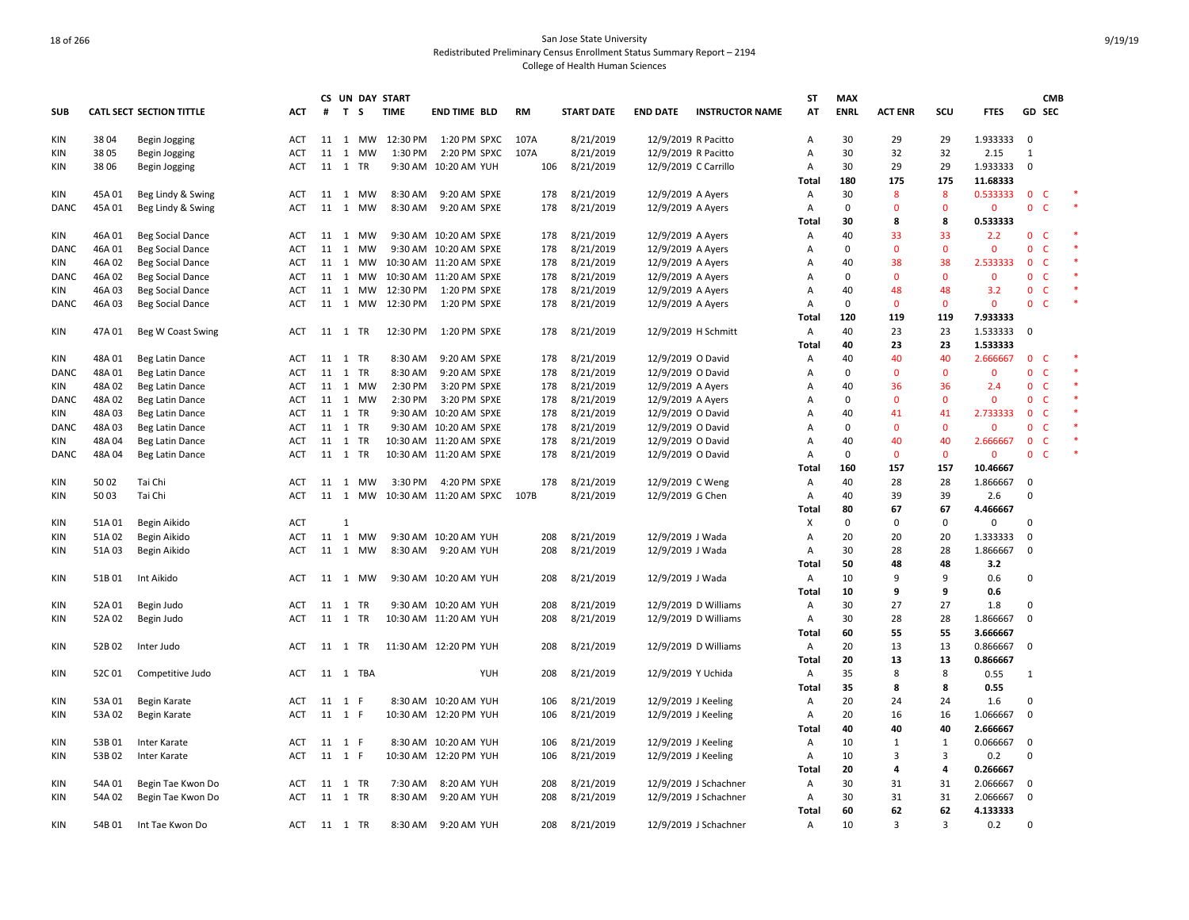San Jose State University
Redistributed Preliminary Census Enrollment Status Summary Report – 2194
College of Health Human Sciences

| SUB | CATL | SECT | SECTION TITTLE | ACT | CS # | UN T | DAY S | START TIME | END TIME | BLD | RM | START DATE | END DATE | INSTRUCTOR NAME | ST AT | MAX ENRL | ACT ENR | SCU | FTES | GD | CMB SEC | |
|---|---|---|---|---|---|---|---|---|---|---|---|---|---|---|---|---|---|---|---|---|---|---|
| KIN | 38 | 04 | Begin Jogging | ACT | 11 | 1 | MW | 12:30 PM | 1:20 PM | SPXC | 107A | 8/21/2019 | 12/9/2019 | R Pacitto | A | 30 | 29 | 29 | 1.933333 | 0 | | |
| KIN | 38 | 05 | Begin Jogging | ACT | 11 | 1 | MW | 1:30 PM | 2:20 PM | SPXC | 107A | 8/21/2019 | 12/9/2019 | R Pacitto | A | 30 | 32 | 32 | 2.15 | 1 | | |
| KIN | 38 | 06 | Begin Jogging | ACT | 11 | 1 | TR | 9:30 AM | 10:20 AM | YUH | 106 | 8/21/2019 | 12/9/2019 | C Carrillo | A | 30 | 29 | 29 | 1.933333 | 0 | | |
| | | | | | | | | | | | | | | | Total | 180 | 175 | 175 | 11.68333 | | | |
| KIN | 45A | 01 | Beg Lindy & Swing | ACT | 11 | 1 | MW | 8:30 AM | 9:20 AM | SPXE | 178 | 8/21/2019 | 12/9/2019 | A Ayers | A | 30 | 8 | 8 | 0.533333 | 0 | C | * |
| DANC | 45A | 01 | Beg Lindy & Swing | ACT | 11 | 1 | MW | 8:30 AM | 9:20 AM | SPXE | 178 | 8/21/2019 | 12/9/2019 | A Ayers | A | 0 | 0 | 0 | 0 | 0 | C | * |
| | | | | | | | | | | | | | | | Total | 30 | 8 | 8 | 0.533333 | | | |
| KIN | 46A | 01 | Beg Social Dance | ACT | 11 | 1 | MW | 9:30 AM | 10:20 AM | SPXE | 178 | 8/21/2019 | 12/9/2019 | A Ayers | A | 40 | 33 | 33 | 2.2 | 0 | C | * |
| DANC | 46A | 01 | Beg Social Dance | ACT | 11 | 1 | MW | 9:30 AM | 10:20 AM | SPXE | 178 | 8/21/2019 | 12/9/2019 | A Ayers | A | 0 | 0 | 0 | 0 | 0 | C | * |
| KIN | 46A | 02 | Beg Social Dance | ACT | 11 | 1 | MW | 10:30 AM | 11:20 AM | SPXE | 178 | 8/21/2019 | 12/9/2019 | A Ayers | A | 40 | 38 | 38 | 2.533333 | 0 | C | * |
| DANC | 46A | 02 | Beg Social Dance | ACT | 11 | 1 | MW | 10:30 AM | 11:20 AM | SPXE | 178 | 8/21/2019 | 12/9/2019 | A Ayers | A | 0 | 0 | 0 | 0 | 0 | C | * |
| KIN | 46A | 03 | Beg Social Dance | ACT | 11 | 1 | MW | 12:30 PM | 1:20 PM | SPXE | 178 | 8/21/2019 | 12/9/2019 | A Ayers | A | 40 | 48 | 48 | 3.2 | 0 | C | * |
| DANC | 46A | 03 | Beg Social Dance | ACT | 11 | 1 | MW | 12:30 PM | 1:20 PM | SPXE | 178 | 8/21/2019 | 12/9/2019 | A Ayers | A | 0 | 0 | 0 | 0 | 0 | C | * |
| | | | | | | | | | | | | | | | Total | 120 | 119 | 119 | 7.933333 | | | |
| KIN | 47A | 01 | Beg W Coast Swing | ACT | 11 | 1 | TR | 12:30 PM | 1:20 PM | SPXE | 178 | 8/21/2019 | 12/9/2019 | H Schmitt | A | 40 | 23 | 23 | 1.533333 | 0 | | |
| | | | | | | | | | | | | | | | Total | 40 | 23 | 23 | 1.533333 | | | |
| KIN | 48A | 01 | Beg Latin Dance | ACT | 11 | 1 | TR | 8:30 AM | 9:20 AM | SPXE | 178 | 8/21/2019 | 12/9/2019 | O David | A | 40 | 40 | 40 | 2.666667 | 0 | C | * |
| DANC | 48A | 01 | Beg Latin Dance | ACT | 11 | 1 | TR | 8:30 AM | 9:20 AM | SPXE | 178 | 8/21/2019 | 12/9/2019 | O David | A | 0 | 0 | 0 | 0 | 0 | C | * |
| KIN | 48A | 02 | Beg Latin Dance | ACT | 11 | 1 | MW | 2:30 PM | 3:20 PM | SPXE | 178 | 8/21/2019 | 12/9/2019 | A Ayers | A | 40 | 36 | 36 | 2.4 | 0 | C | * |
| DANC | 48A | 02 | Beg Latin Dance | ACT | 11 | 1 | MW | 2:30 PM | 3:20 PM | SPXE | 178 | 8/21/2019 | 12/9/2019 | A Ayers | A | 0 | 0 | 0 | 0 | 0 | C | * |
| KIN | 48A | 03 | Beg Latin Dance | ACT | 11 | 1 | TR | 9:30 AM | 10:20 AM | SPXE | 178 | 8/21/2019 | 12/9/2019 | O David | A | 40 | 41 | 41 | 2.733333 | 0 | C | * |
| DANC | 48A | 03 | Beg Latin Dance | ACT | 11 | 1 | TR | 9:30 AM | 10:20 AM | SPXE | 178 | 8/21/2019 | 12/9/2019 | O David | A | 0 | 0 | 0 | 0 | 0 | C | * |
| KIN | 48A | 04 | Beg Latin Dance | ACT | 11 | 1 | TR | 10:30 AM | 11:20 AM | SPXE | 178 | 8/21/2019 | 12/9/2019 | O David | A | 40 | 40 | 40 | 2.666667 | 0 | C | * |
| DANC | 48A | 04 | Beg Latin Dance | ACT | 11 | 1 | TR | 10:30 AM | 11:20 AM | SPXE | 178 | 8/21/2019 | 12/9/2019 | O David | A | 0 | 0 | 0 | 0 | 0 | C | * |
| | | | | | | | | | | | | | | | Total | 160 | 157 | 157 | 10.46667 | | | |
| KIN | 50 | 02 | Tai Chi | ACT | 11 | 1 | MW | 3:30 PM | 4:20 PM | SPXE | 178 | 8/21/2019 | 12/9/2019 | C Weng | A | 40 | 28 | 28 | 1.866667 | 0 | | |
| KIN | 50 | 03 | Tai Chi | ACT | 11 | 1 | MW | 10:30 AM | 11:20 AM | SPXC | 107B | 8/21/2019 | 12/9/2019 | G Chen | A | 40 | 39 | 39 | 2.6 | 0 | | |
| | | | | | | | | | | | | | | | Total | 80 | 67 | 67 | 4.466667 | | | |
| KIN | 51A | 01 | Begin Aikido | ACT | | 1 | | | | | | | | | X | 0 | 0 | 0 | 0 | 0 | | |
| KIN | 51A | 02 | Begin Aikido | ACT | 11 | 1 | MW | 9:30 AM | 10:20 AM | YUH | 208 | 8/21/2019 | 12/9/2019 | J Wada | A | 20 | 20 | 20 | 1.333333 | 0 | | |
| KIN | 51A | 03 | Begin Aikido | ACT | 11 | 1 | MW | 8:30 AM | 9:20 AM | YUH | 208 | 8/21/2019 | 12/9/2019 | J Wada | A | 30 | 28 | 28 | 1.866667 | 0 | | |
| | | | | | | | | | | | | | | | Total | 50 | 48 | 48 | 3.2 | | | |
| KIN | 51B | 01 | Int Aikido | ACT | 11 | 1 | MW | 9:30 AM | 10:20 AM | YUH | 208 | 8/21/2019 | 12/9/2019 | J Wada | A | 10 | 9 | 9 | 0.6 | 0 | | |
| | | | | | | | | | | | | | | | Total | 10 | 9 | 9 | 0.6 | | | |
| KIN | 52A | 01 | Begin Judo | ACT | 11 | 1 | TR | 9:30 AM | 10:20 AM | YUH | 208 | 8/21/2019 | 12/9/2019 | D Williams | A | 30 | 27 | 27 | 1.8 | 0 | | |
| KIN | 52A | 02 | Begin Judo | ACT | 11 | 1 | TR | 10:30 AM | 11:20 AM | YUH | 208 | 8/21/2019 | 12/9/2019 | D Williams | A | 30 | 28 | 28 | 1.866667 | 0 | | |
| | | | | | | | | | | | | | | | Total | 60 | 55 | 55 | 3.666667 | | | |
| KIN | 52B | 02 | Inter Judo | ACT | 11 | 1 | TR | 11:30 AM | 12:20 PM | YUH | 208 | 8/21/2019 | 12/9/2019 | D Williams | A | 20 | 13 | 13 | 0.866667 | 0 | | |
| | | | | | | | | | | | | | | | Total | 20 | 13 | 13 | 0.866667 | | | |
| KIN | 52C | 01 | Competitive Judo | ACT | 11 | 1 | TBA | | | YUH | 208 | 8/21/2019 | 12/9/2019 | Y Uchida | A | 35 | 8 | 8 | 0.55 | 1 | | |
| | | | | | | | | | | | | | | | Total | 35 | 8 | 8 | 0.55 | | | |
| KIN | 53A | 01 | Begin Karate | ACT | 11 | 1 | F | 8:30 AM | 10:20 AM | YUH | 106 | 8/21/2019 | 12/9/2019 | J Keeling | A | 20 | 24 | 24 | 1.6 | 0 | | |
| KIN | 53A | 02 | Begin Karate | ACT | 11 | 1 | F | 10:30 AM | 12:20 PM | YUH | 106 | 8/21/2019 | 12/9/2019 | J Keeling | A | 20 | 16 | 16 | 1.066667 | 0 | | |
| | | | | | | | | | | | | | | | Total | 40 | 40 | 40 | 2.666667 | | | |
| KIN | 53B | 01 | Inter Karate | ACT | 11 | 1 | F | 8:30 AM | 10:20 AM | YUH | 106 | 8/21/2019 | 12/9/2019 | J Keeling | A | 10 | 1 | 1 | 0.066667 | 0 | | |
| KIN | 53B | 02 | Inter Karate | ACT | 11 | 1 | F | 10:30 AM | 12:20 PM | YUH | 106 | 8/21/2019 | 12/9/2019 | J Keeling | A | 10 | 3 | 3 | 0.2 | 0 | | |
| | | | | | | | | | | | | | | | Total | 20 | 4 | 4 | 0.266667 | | | |
| KIN | 54A | 01 | Begin Tae Kwon Do | ACT | 11 | 1 | TR | 7:30 AM | 8:20 AM | YUH | 208 | 8/21/2019 | 12/9/2019 | J Schachner | A | 30 | 31 | 31 | 2.066667 | 0 | | |
| KIN | 54A | 02 | Begin Tae Kwon Do | ACT | 11 | 1 | TR | 8:30 AM | 9:20 AM | YUH | 208 | 8/21/2019 | 12/9/2019 | J Schachner | A | 30 | 31 | 31 | 2.066667 | 0 | | |
| | | | | | | | | | | | | | | | Total | 60 | 62 | 62 | 4.133333 | | | |
| KIN | 54B | 01 | Int Tae Kwon Do | ACT | 11 | 1 | TR | 8:30 AM | 9:20 AM | YUH | 208 | 8/21/2019 | 12/9/2019 | J Schachner | A | 10 | 3 | 3 | 0.2 | 0 | | |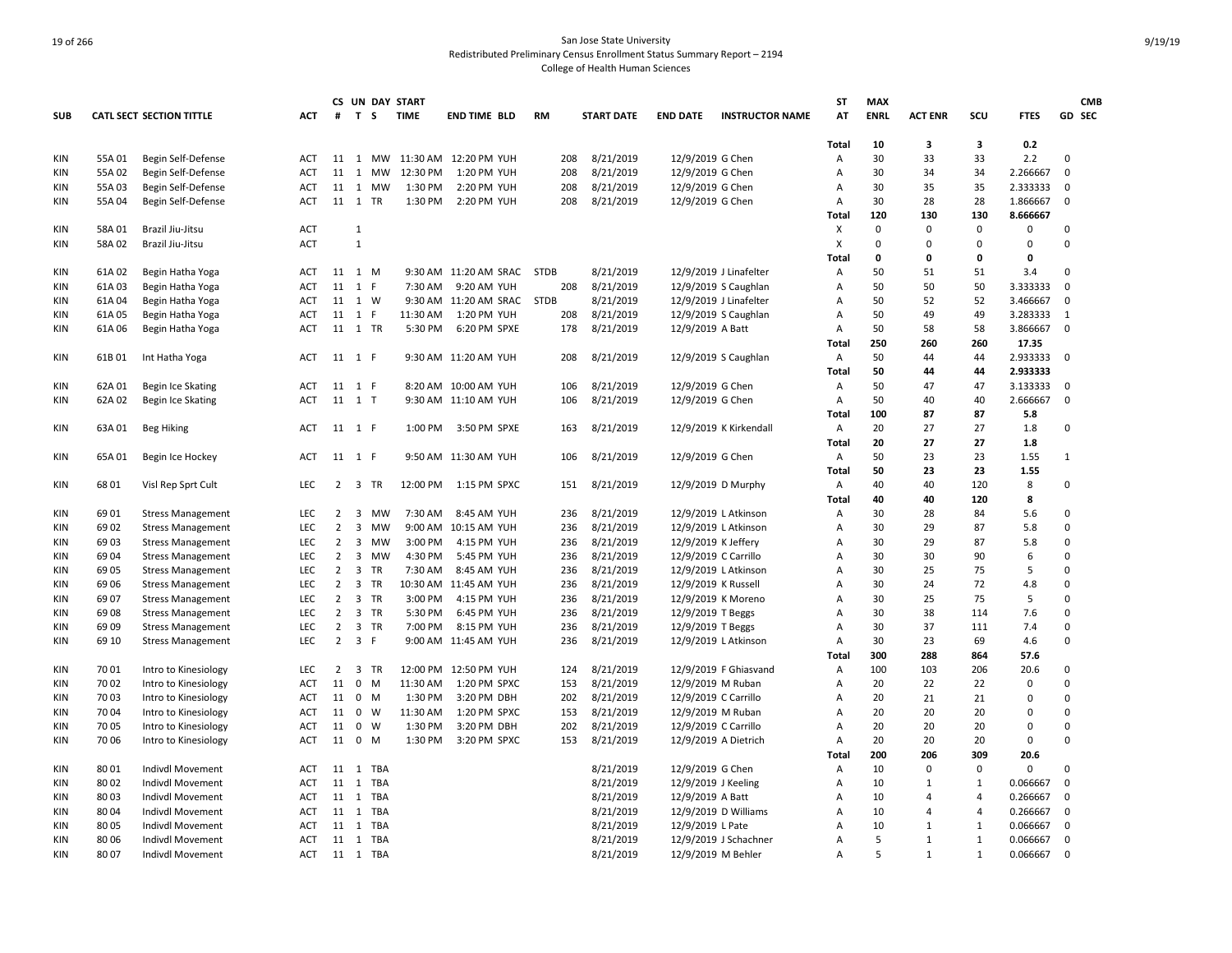San Jose State University
Redistributed Preliminary Census Enrollment Status Summary Report – 2194
College of Health Human Sciences

| SUB | CATL SECT | SECTION TITTLE | ACT | CS # | UN T | DAY S | START TIME | END TIME | BLD | RM | START DATE | END DATE | INSTRUCTOR NAME | ST AT | MAX ENRL | ACT ENR | SCU | FTES | GD | CMB SEC |
|---|---|---|---|---|---|---|---|---|---|---|---|---|---|---|---|---|---|---|---|---|
| | | | | | | | | | | | | | | Total | 10 | 3 | 3 | 0.2 | | |
| KIN | 55A 01 | Begin Self-Defense | ACT | 11 | 1 | MW | 11:30 AM | 12:20 PM | YUH | 208 | 8/21/2019 | 12/9/2019 | G Chen | A | 30 | 33 | 33 | 2.2 | 0 | |
| KIN | 55A 02 | Begin Self-Defense | ACT | 11 | 1 | MW | 12:30 PM | 1:20 PM | YUH | 208 | 8/21/2019 | 12/9/2019 | G Chen | A | 30 | 34 | 34 | 2.266667 | 0 | |
| KIN | 55A 03 | Begin Self-Defense | ACT | 11 | 1 | MW | 1:30 PM | 2:20 PM | YUH | 208 | 8/21/2019 | 12/9/2019 | G Chen | A | 30 | 35 | 35 | 2.333333 | 0 | |
| KIN | 55A 04 | Begin Self-Defense | ACT | 11 | 1 | TR | 1:30 PM | 2:20 PM | YUH | 208 | 8/21/2019 | 12/9/2019 | G Chen | A | 30 | 28 | 28 | 1.866667 | 0 | |
| | | | | | | | | | | | | | | Total | 120 | 130 | 130 | 8.666667 | | |
| KIN | 58A 01 | Brazil Jiu-Jitsu | ACT | | 1 | | | | | | | | | X | 0 | 0 | 0 | 0 | 0 | |
| KIN | 58A 02 | Brazil Jiu-Jitsu | ACT | | 1 | | | | | | | | | X | 0 | 0 | 0 | 0 | 0 | |
| | | | | | | | | | | | | | | Total | 0 | 0 | 0 | 0 | | |
| KIN | 61A 02 | Begin Hatha Yoga | ACT | 11 | 1 | M | 9:30 AM | 11:20 AM | SRAC | STDB | 8/21/2019 | 12/9/2019 | J Linafelter | A | 50 | 51 | 51 | 3.4 | 0 | |
| KIN | 61A 03 | Begin Hatha Yoga | ACT | 11 | 1 | F | 7:30 AM | 9:20 AM | YUH | 208 | 8/21/2019 | 12/9/2019 | S Caughlan | A | 50 | 50 | 50 | 3.333333 | 0 | |
| KIN | 61A 04 | Begin Hatha Yoga | ACT | 11 | 1 | W | 9:30 AM | 11:20 AM | SRAC | STDB | 8/21/2019 | 12/9/2019 | J Linafelter | A | 50 | 52 | 52 | 3.466667 | 0 | |
| KIN | 61A 05 | Begin Hatha Yoga | ACT | 11 | 1 | F | 11:30 AM | 1:20 PM | YUH | 208 | 8/21/2019 | 12/9/2019 | S Caughlan | A | 50 | 49 | 49 | 3.283333 | 1 | |
| KIN | 61A 06 | Begin Hatha Yoga | ACT | 11 | 1 | TR | 5:30 PM | 6:20 PM | SPXE | 178 | 8/21/2019 | 12/9/2019 | A Batt | A | 50 | 58 | 58 | 3.866667 | 0 | |
| | | | | | | | | | | | | | | Total | 250 | 260 | 260 | 17.35 | | |
| KIN | 61B 01 | Int Hatha Yoga | ACT | 11 | 1 | F | 9:30 AM | 11:20 AM | YUH | 208 | 8/21/2019 | 12/9/2019 | S Caughlan | A | 50 | 44 | 44 | 2.933333 | 0 | |
| | | | | | | | | | | | | | | Total | 50 | 44 | 44 | 2.933333 | | |
| KIN | 62A 01 | Begin Ice Skating | ACT | 11 | 1 | F | 8:20 AM | 10:00 AM | YUH | 106 | 8/21/2019 | 12/9/2019 | G Chen | A | 50 | 47 | 47 | 3.133333 | 0 | |
| KIN | 62A 02 | Begin Ice Skating | ACT | 11 | 1 | T | 9:30 AM | 11:10 AM | YUH | 106 | 8/21/2019 | 12/9/2019 | G Chen | A | 50 | 40 | 40 | 2.666667 | 0 | |
| | | | | | | | | | | | | | | Total | 100 | 87 | 87 | 5.8 | | |
| KIN | 63A 01 | Beg Hiking | ACT | 11 | 1 | F | 1:00 PM | 3:50 PM | SPXE | 163 | 8/21/2019 | 12/9/2019 | K Kirkendall | A | 20 | 27 | 27 | 1.8 | 0 | |
| | | | | | | | | | | | | | | Total | 20 | 27 | 27 | 1.8 | | |
| KIN | 65A 01 | Begin Ice Hockey | ACT | 11 | 1 | F | 9:50 AM | 11:30 AM | YUH | 106 | 8/21/2019 | 12/9/2019 | G Chen | A | 50 | 23 | 23 | 1.55 | 1 | |
| | | | | | | | | | | | | | | Total | 50 | 23 | 23 | 1.55 | | |
| KIN | 68 01 | Visl Rep Sprt Cult | LEC | 2 | 3 | TR | 12:00 PM | 1:15 PM | SPXC | 151 | 8/21/2019 | 12/9/2019 | D Murphy | A | 40 | 40 | 120 | 8 | 0 | |
| | | | | | | | | | | | | | | Total | 40 | 40 | 120 | 8 | | |
| KIN | 69 01 | Stress Management | LEC | 2 | 3 | MW | 7:30 AM | 8:45 AM | YUH | 236 | 8/21/2019 | 12/9/2019 | L Atkinson | A | 30 | 28 | 84 | 5.6 | 0 | |
| KIN | 69 02 | Stress Management | LEC | 2 | 3 | MW | 9:00 AM | 10:15 AM | YUH | 236 | 8/21/2019 | 12/9/2019 | L Atkinson | A | 30 | 29 | 87 | 5.8 | 0 | |
| KIN | 69 03 | Stress Management | LEC | 2 | 3 | MW | 3:00 PM | 4:15 PM | YUH | 236 | 8/21/2019 | 12/9/2019 | K Jeffery | A | 30 | 29 | 87 | 5.8 | 0 | |
| KIN | 69 04 | Stress Management | LEC | 2 | 3 | MW | 4:30 PM | 5:45 PM | YUH | 236 | 8/21/2019 | 12/9/2019 | C Carrillo | A | 30 | 30 | 90 | 6 | 0 | |
| KIN | 69 05 | Stress Management | LEC | 2 | 3 | TR | 7:30 AM | 8:45 AM | YUH | 236 | 8/21/2019 | 12/9/2019 | L Atkinson | A | 30 | 25 | 75 | 5 | 0 | |
| KIN | 69 06 | Stress Management | LEC | 2 | 3 | TR | 10:30 AM | 11:45 AM | YUH | 236 | 8/21/2019 | 12/9/2019 | K Russell | A | 30 | 24 | 72 | 4.8 | 0 | |
| KIN | 69 07 | Stress Management | LEC | 2 | 3 | TR | 3:00 PM | 4:15 PM | YUH | 236 | 8/21/2019 | 12/9/2019 | K Moreno | A | 30 | 25 | 75 | 5 | 0 | |
| KIN | 69 08 | Stress Management | LEC | 2 | 3 | TR | 5:30 PM | 6:45 PM | YUH | 236 | 8/21/2019 | 12/9/2019 | T Beggs | A | 30 | 38 | 114 | 7.6 | 0 | |
| KIN | 69 09 | Stress Management | LEC | 2 | 3 | TR | 7:00 PM | 8:15 PM | YUH | 236 | 8/21/2019 | 12/9/2019 | T Beggs | A | 30 | 37 | 111 | 7.4 | 0 | |
| KIN | 69 10 | Stress Management | LEC | 2 | 3 | F | 9:00 AM | 11:45 AM | YUH | 236 | 8/21/2019 | 12/9/2019 | L Atkinson | A | 30 | 23 | 69 | 4.6 | 0 | |
| | | | | | | | | | | | | | | Total | 300 | 288 | 864 | 57.6 | | |
| KIN | 70 01 | Intro to Kinesiology | LEC | 2 | 3 | TR | 12:00 PM | 12:50 PM | YUH | 124 | 8/21/2019 | 12/9/2019 | F Ghiasvand | A | 100 | 103 | 206 | 20.6 | 0 | |
| KIN | 70 02 | Intro to Kinesiology | ACT | 11 | 0 | M | 11:30 AM | 1:20 PM | SPXC | 153 | 8/21/2019 | 12/9/2019 | M Ruban | A | 20 | 22 | 22 | 0 | 0 | |
| KIN | 70 03 | Intro to Kinesiology | ACT | 11 | 0 | M | 1:30 PM | 3:20 PM | DBH | 202 | 8/21/2019 | 12/9/2019 | C Carrillo | A | 20 | 21 | 21 | 0 | 0 | |
| KIN | 70 04 | Intro to Kinesiology | ACT | 11 | 0 | W | 11:30 AM | 1:20 PM | SPXC | 153 | 8/21/2019 | 12/9/2019 | M Ruban | A | 20 | 20 | 20 | 0 | 0 | |
| KIN | 70 05 | Intro to Kinesiology | ACT | 11 | 0 | W | 1:30 PM | 3:20 PM | DBH | 202 | 8/21/2019 | 12/9/2019 | C Carrillo | A | 20 | 20 | 20 | 0 | 0 | |
| KIN | 70 06 | Intro to Kinesiology | ACT | 11 | 0 | M | 1:30 PM | 3:20 PM | SPXC | 153 | 8/21/2019 | 12/9/2019 | A Dietrich | A | 20 | 20 | 20 | 0 | 0 | |
| | | | | | | | | | | | | | | Total | 200 | 206 | 309 | 20.6 | | |
| KIN | 80 01 | Indivdl Movement | ACT | 11 | 1 | TBA | | | | | 8/21/2019 | 12/9/2019 | G Chen | A | 10 | 0 | 0 | 0 | 0 | |
| KIN | 80 02 | Indivdl Movement | ACT | 11 | 1 | TBA | | | | | 8/21/2019 | 12/9/2019 | J Keeling | A | 10 | 1 | 1 | 0.066667 | 0 | |
| KIN | 80 03 | Indivdl Movement | ACT | 11 | 1 | TBA | | | | | 8/21/2019 | 12/9/2019 | A Batt | A | 10 | 4 | 4 | 0.266667 | 0 | |
| KIN | 80 04 | Indivdl Movement | ACT | 11 | 1 | TBA | | | | | 8/21/2019 | 12/9/2019 | D Williams | A | 10 | 4 | 4 | 0.266667 | 0 | |
| KIN | 80 05 | Indivdl Movement | ACT | 11 | 1 | TBA | | | | | 8/21/2019 | 12/9/2019 | L Pate | A | 10 | 1 | 1 | 0.066667 | 0 | |
| KIN | 80 06 | Indivdl Movement | ACT | 11 | 1 | TBA | | | | | 8/21/2019 | 12/9/2019 | J Schachner | A | 5 | 1 | 1 | 0.066667 | 0 | |
| KIN | 80 07 | Indivdl Movement | ACT | 11 | 1 | TBA | | | | | 8/21/2019 | 12/9/2019 | M Behler | A | 5 | 1 | 1 | 0.066667 | 0 | |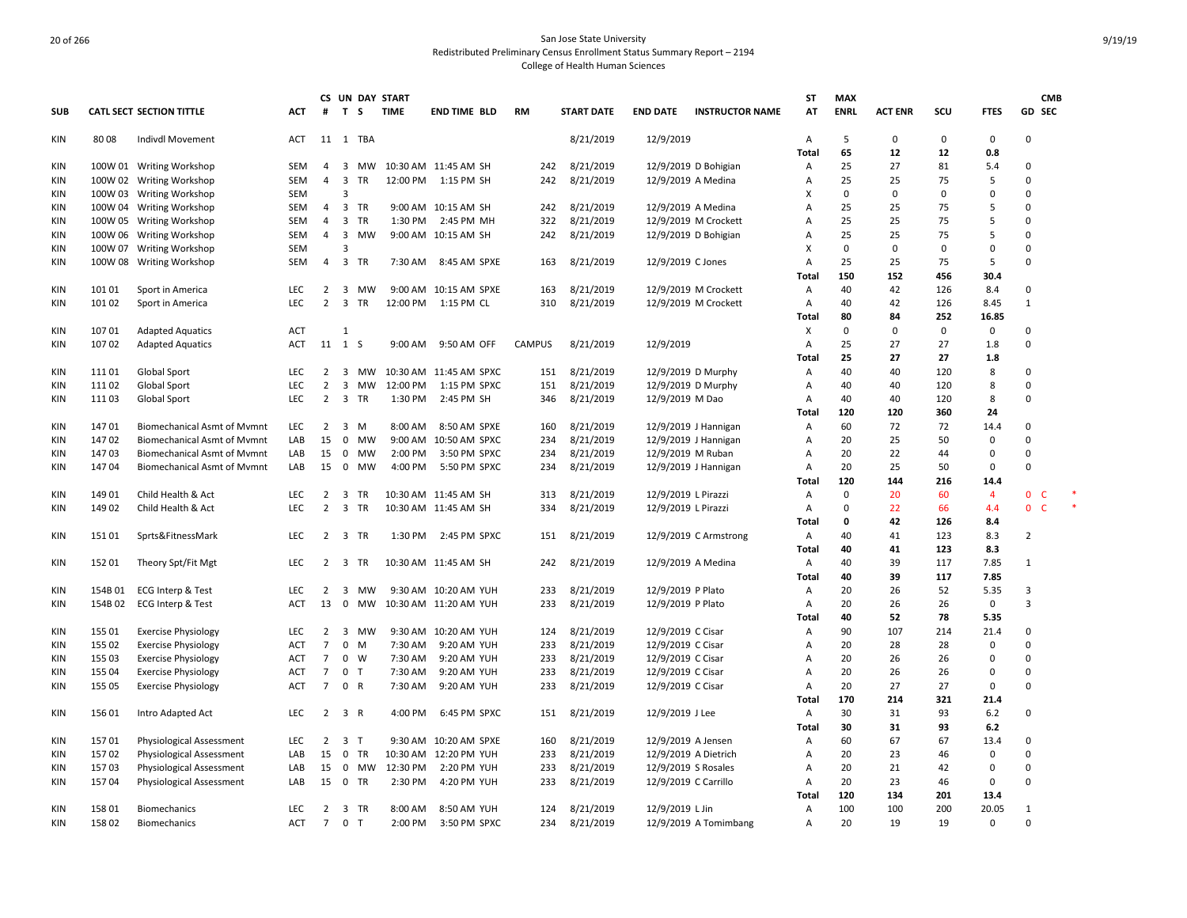San Jose State University
Redistributed Preliminary Census Enrollment Status Summary Report – 2194
College of Health Human Sciences

| SUB | CATL SECT | SECTION TITTLE | ACT | CS # | UN T | DAY S | START TIME | END TIME | BLD | RM | START DATE | END DATE | INSTRUCTOR NAME | ST AT | MAX ENRL | ACT ENR | SCU | FTES | GD | CMB SEC |
|---|---|---|---|---|---|---|---|---|---|---|---|---|---|---|---|---|---|---|---|---|
| KIN | 80 08 | Indivdl Movement | ACT | 11 | 1 | TBA | | | | | 8/21/2019 | 12/9/2019 | | A | 5 | 0 | 0 | 0 | 0 | |
| | | | | | | | | | | | | | | **Total** | **65** | **12** | **12** | **0.8** | | |
| KIN | 100W 01 | Writing Workshop | SEM | 4 | 3 | MW | 10:30 AM | 11:45 AM | SH | 242 | 8/21/2019 | 12/9/2019 | D Bohigian | A | 25 | 27 | 81 | 5.4 | 0 | |
| KIN | 100W 02 | Writing Workshop | SEM | 4 | 3 | TR | 12:00 PM | 1:15 PM | SH | 242 | 8/21/2019 | 12/9/2019 | A Medina | A | 25 | 25 | 75 | 5 | 0 | |
| KIN | 100W 03 | Writing Workshop | SEM | | 3 | | | | | | | | | X | 0 | 0 | 0 | 0 | 0 | |
| KIN | 100W 04 | Writing Workshop | SEM | 4 | 3 | TR | 9:00 AM | 10:15 AM | SH | 242 | 8/21/2019 | 12/9/2019 | A Medina | A | 25 | 25 | 75 | 5 | 0 | |
| KIN | 100W 05 | Writing Workshop | SEM | 4 | 3 | TR | 1:30 PM | 2:45 PM | MH | 322 | 8/21/2019 | 12/9/2019 | M Crockett | A | 25 | 25 | 75 | 5 | 0 | |
| KIN | 100W 06 | Writing Workshop | SEM | 4 | 3 | MW | 9:00 AM | 10:15 AM | SH | 242 | 8/21/2019 | 12/9/2019 | D Bohigian | A | 25 | 25 | 75 | 5 | 0 | |
| KIN | 100W 07 | Writing Workshop | SEM | | 3 | | | | | | | | | X | 0 | 0 | 0 | 0 | 0 | |
| KIN | 100W 08 | Writing Workshop | SEM | 4 | 3 | TR | 7:30 AM | 8:45 AM | SPXE | 163 | 8/21/2019 | 12/9/2019 | C Jones | A | 25 | 25 | 75 | 5 | 0 | |
| | | | | | | | | | | | | | | **Total** | **150** | **152** | **456** | **30.4** | | |
| KIN | 101 01 | Sport in America | LEC | 2 | 3 | MW | 9:00 AM | 10:15 AM | SPXE | 163 | 8/21/2019 | 12/9/2019 | M Crockett | A | 40 | 42 | 126 | 8.4 | 0 | |
| KIN | 101 02 | Sport in America | LEC | 2 | 3 | TR | 12:00 PM | 1:15 PM | CL | 310 | 8/21/2019 | 12/9/2019 | M Crockett | A | 40 | 42 | 126 | 8.45 | 1 | |
| | | | | | | | | | | | | | | **Total** | **80** | **84** | **252** | **16.85** | | |
| KIN | 107 01 | Adapted Aquatics | ACT | | 1 | | | | | | | | | X | 0 | 0 | 0 | 0 | 0 | |
| KIN | 107 02 | Adapted Aquatics | ACT | 11 | 1 | S | 9:00 AM | 9:50 AM | OFF | CAMPUS | 8/21/2019 | 12/9/2019 | | A | 25 | 27 | 27 | 1.8 | 0 | |
| | | | | | | | | | | | | | | **Total** | **25** | **27** | **27** | **1.8** | | |
| KIN | 111 01 | Global Sport | LEC | 2 | 3 | MW | 10:30 AM | 11:45 AM | SPXC | 151 | 8/21/2019 | 12/9/2019 | D Murphy | A | 40 | 40 | 120 | 8 | 0 | |
| KIN | 111 02 | Global Sport | LEC | 2 | 3 | MW | 12:00 PM | 1:15 PM | SPXC | 151 | 8/21/2019 | 12/9/2019 | D Murphy | A | 40 | 40 | 120 | 8 | 0 | |
| KIN | 111 03 | Global Sport | LEC | 2 | 3 | TR | 1:30 PM | 2:45 PM | SH | 346 | 8/21/2019 | 12/9/2019 | M Dao | A | 40 | 40 | 120 | 8 | 0 | |
| | | | | | | | | | | | | | | **Total** | **120** | **120** | **360** | **24** | | |
| KIN | 147 01 | Biomechanical Asmt of Mvmnt | LEC | 2 | 3 | M | 8:00 AM | 8:50 AM | SPXE | 160 | 8/21/2019 | 12/9/2019 | J Hannigan | A | 60 | 72 | 72 | 14.4 | 0 | |
| KIN | 147 02 | Biomechanical Asmt of Mvmnt | LAB | 15 | 0 | MW | 9:00 AM | 10:50 AM | SPXC | 234 | 8/21/2019 | 12/9/2019 | J Hannigan | A | 20 | 25 | 50 | 0 | 0 | |
| KIN | 147 03 | Biomechanical Asmt of Mvmnt | LAB | 15 | 0 | MW | 2:00 PM | 3:50 PM | SPXC | 234 | 8/21/2019 | 12/9/2019 | M Ruban | A | 20 | 22 | 44 | 0 | 0 | |
| KIN | 147 04 | Biomechanical Asmt of Mvmnt | LAB | 15 | 0 | MW | 4:00 PM | 5:50 PM | SPXC | 234 | 8/21/2019 | 12/9/2019 | J Hannigan | A | 20 | 25 | 50 | 0 | 0 | |
| | | | | | | | | | | | | | | **Total** | **120** | **144** | **216** | **14.4** | | |
| KIN | 149 01 | Child Health & Act | LEC | 2 | 3 | TR | 10:30 AM | 11:45 AM | SH | 313 | 8/21/2019 | 12/9/2019 | L Pirazzi | A | 0 | 20 | 60 | 4 | 0 | C * |
| KIN | 149 02 | Child Health & Act | LEC | 2 | 3 | TR | 10:30 AM | 11:45 AM | SH | 334 | 8/21/2019 | 12/9/2019 | L Pirazzi | A | 0 | 22 | 66 | 4.4 | 0 | C * |
| | | | | | | | | | | | | | | **Total** | **0** | **42** | **126** | **8.4** | | |
| KIN | 151 01 | Sprts&FitnessMark | LEC | 2 | 3 | TR | 1:30 PM | 2:45 PM | SPXC | 151 | 8/21/2019 | 12/9/2019 | C Armstrong | A | 40 | 41 | 123 | 8.3 | 2 | |
| | | | | | | | | | | | | | | **Total** | **40** | **41** | **123** | **8.3** | | |
| KIN | 152 01 | Theory Spt/Fit Mgt | LEC | 2 | 3 | TR | 10:30 AM | 11:45 AM | SH | 242 | 8/21/2019 | 12/9/2019 | A Medina | A | 40 | 39 | 117 | 7.85 | 1 | |
| | | | | | | | | | | | | | | **Total** | **40** | **39** | **117** | **7.85** | | |
| KIN | 154B 01 | ECG Interp & Test | LEC | 2 | 3 | MW | 9:30 AM | 10:20 AM | YUH | 233 | 8/21/2019 | 12/9/2019 | P Plato | A | 20 | 26 | 52 | 5.35 | 3 | |
| KIN | 154B 02 | ECG Interp & Test | ACT | 13 | 0 | MW | 10:30 AM | 11:20 AM | YUH | 233 | 8/21/2019 | 12/9/2019 | P Plato | A | 20 | 26 | 26 | 0 | 3 | |
| | | | | | | | | | | | | | | **Total** | **40** | **52** | **78** | **5.35** | | |
| KIN | 155 01 | Exercise Physiology | LEC | 2 | 3 | MW | 9:30 AM | 10:20 AM | YUH | 124 | 8/21/2019 | 12/9/2019 | C Cisar | A | 90 | 107 | 214 | 21.4 | 0 | |
| KIN | 155 02 | Exercise Physiology | ACT | 7 | 0 | M | 7:30 AM | 9:20 AM | YUH | 233 | 8/21/2019 | 12/9/2019 | C Cisar | A | 20 | 28 | 28 | 0 | 0 | |
| KIN | 155 03 | Exercise Physiology | ACT | 7 | 0 | W | 7:30 AM | 9:20 AM | YUH | 233 | 8/21/2019 | 12/9/2019 | C Cisar | A | 20 | 26 | 26 | 0 | 0 | |
| KIN | 155 04 | Exercise Physiology | ACT | 7 | 0 | T | 7:30 AM | 9:20 AM | YUH | 233 | 8/21/2019 | 12/9/2019 | C Cisar | A | 20 | 26 | 26 | 0 | 0 | |
| KIN | 155 05 | Exercise Physiology | ACT | 7 | 0 | R | 7:30 AM | 9:20 AM | YUH | 233 | 8/21/2019 | 12/9/2019 | C Cisar | A | 20 | 27 | 27 | 0 | 0 | |
| | | | | | | | | | | | | | | **Total** | **170** | **214** | **321** | **21.4** | | |
| KIN | 156 01 | Intro Adapted Act | LEC | 2 | 3 | R | 4:00 PM | 6:45 PM | SPXC | 151 | 8/21/2019 | 12/9/2019 | J Lee | A | 30 | 31 | 93 | 6.2 | 0 | |
| | | | | | | | | | | | | | | **Total** | **30** | **31** | **93** | **6.2** | | |
| KIN | 157 01 | Physiological Assessment | LEC | 2 | 3 | T | 9:30 AM | 10:20 AM | SPXE | 160 | 8/21/2019 | 12/9/2019 | A Jensen | A | 60 | 67 | 67 | 13.4 | 0 | |
| KIN | 157 02 | Physiological Assessment | LAB | 15 | 0 | TR | 10:30 AM | 12:20 PM | YUH | 233 | 8/21/2019 | 12/9/2019 | A Dietrich | A | 20 | 23 | 46 | 0 | 0 | |
| KIN | 157 03 | Physiological Assessment | LAB | 15 | 0 | MW | 12:30 PM | 2:20 PM | YUH | 233 | 8/21/2019 | 12/9/2019 | S Rosales | A | 20 | 21 | 42 | 0 | 0 | |
| KIN | 157 04 | Physiological Assessment | LAB | 15 | 0 | TR | 2:30 PM | 4:20 PM | YUH | 233 | 8/21/2019 | 12/9/2019 | C Carrillo | A | 20 | 23 | 46 | 0 | 0 | |
| | | | | | | | | | | | | | | **Total** | **120** | **134** | **201** | **13.4** | | |
| KIN | 158 01 | Biomechanics | LEC | 2 | 3 | TR | 8:00 AM | 8:50 AM | YUH | 124 | 8/21/2019 | 12/9/2019 | L Jin | A | 100 | 100 | 200 | 20.05 | 1 | |
| KIN | 158 02 | Biomechanics | ACT | 7 | 0 | T | 2:00 PM | 3:50 PM | SPXC | 234 | 8/21/2019 | 12/9/2019 | A Tomimbang | A | 20 | 19 | 19 | 0 | 0 | |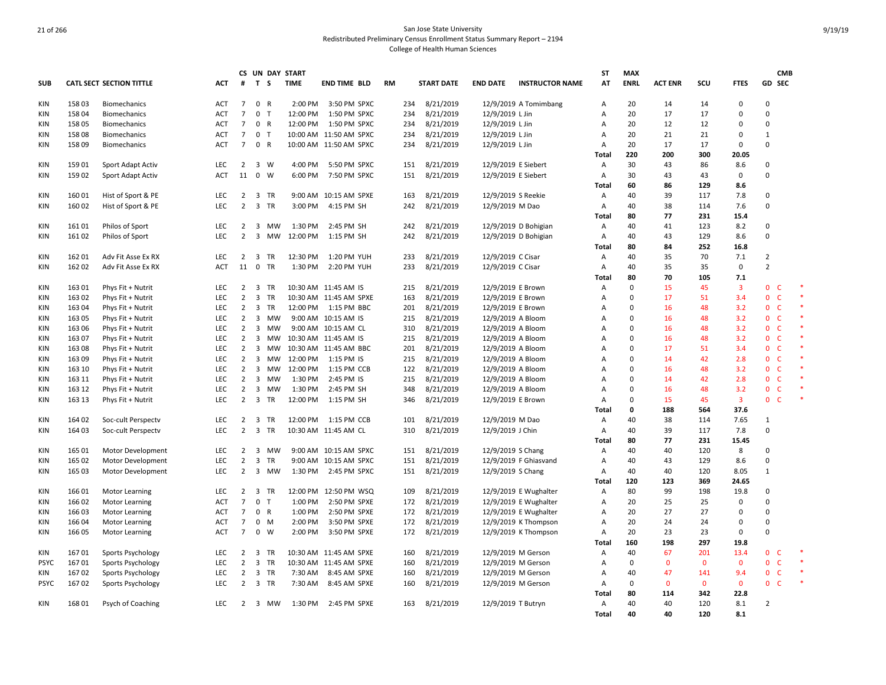San Jose State University
Redistributed Preliminary Census Enrollment Status Summary Report – 2194
College of Health Human Sciences

| SUB | CATL SECT | SECTION TITTLE | ACT | CS # | UN T | DAY S | START TIME | END TIME | BLD | RM | START DATE | END DATE | INSTRUCTOR NAME | ST AT | MAX ENRL | ACT ENR | SCU | FTES | GD | CMB SEC | |
|---|---|---|---|---|---|---|---|---|---|---|---|---|---|---|---|---|---|---|---|---|---|
| KIN | 158 03 | Biomechanics | ACT | 7 | 0 | R | 2:00 PM | 3:50 PM | SPXC | 234 | 8/21/2019 | 12/9/2019 | A Tomimbang | A | 20 | 14 | 14 | 0 | 0 | | |
| KIN | 158 04 | Biomechanics | ACT | 7 | 0 | T | 12:00 PM | 1:50 PM | SPXC | 234 | 8/21/2019 | 12/9/2019 | L Jin | A | 20 | 17 | 17 | 0 | 0 | | |
| KIN | 158 05 | Biomechanics | ACT | 7 | 0 | R | 12:00 PM | 1:50 PM | SPXC | 234 | 8/21/2019 | 12/9/2019 | L Jin | A | 20 | 12 | 12 | 0 | 0 | | |
| KIN | 158 08 | Biomechanics | ACT | 7 | 0 | T | 10:00 AM | 11:50 AM | SPXC | 234 | 8/21/2019 | 12/9/2019 | L Jin | A | 20 | 21 | 21 | 0 | 1 | | |
| KIN | 158 09 | Biomechanics | ACT | 7 | 0 | R | 10:00 AM | 11:50 AM | SPXC | 234 | 8/21/2019 | 12/9/2019 | L Jin | A | 20 | 17 | 17 | 0 | 0 | | |
| | | | | | | | | | | | | | | **Total** | **220** | **200** | **300** | **20.05** | | | |
| KIN | 159 01 | Sport Adapt Activ | LEC | 2 | 3 | W | 4:00 PM | 5:50 PM | SPXC | 151 | 8/21/2019 | 12/9/2019 | E Siebert | A | 30 | 43 | 86 | 8.6 | 0 | | |
| KIN | 159 02 | Sport Adapt Activ | ACT | 11 | 0 | W | 6:00 PM | 7:50 PM | SPXC | 151 | 8/21/2019 | 12/9/2019 | E Siebert | A | 30 | 43 | 43 | 0 | 0 | | |
| | | | | | | | | | | | | | | **Total** | **60** | **86** | **129** | **8.6** | | | |
| KIN | 160 01 | Hist of Sport & PE | LEC | 2 | 3 | TR | 9:00 AM | 10:15 AM | SPXE | 163 | 8/21/2019 | 12/9/2019 | S Reekie | A | 40 | 39 | 117 | 7.8 | 0 | | |
| KIN | 160 02 | Hist of Sport & PE | LEC | 2 | 3 | TR | 3:00 PM | 4:15 PM | SH | 242 | 8/21/2019 | 12/9/2019 | M Dao | A | 40 | 38 | 114 | 7.6 | 0 | | |
| | | | | | | | | | | | | | | **Total** | **80** | **77** | **231** | **15.4** | | | |
| KIN | 161 01 | Philos of Sport | LEC | 2 | 3 | MW | 1:30 PM | 2:45 PM | SH | 242 | 8/21/2019 | 12/9/2019 | D Bohigian | A | 40 | 41 | 123 | 8.2 | 0 | | |
| KIN | 161 02 | Philos of Sport | LEC | 2 | 3 | MW | 12:00 PM | 1:15 PM | SH | 242 | 8/21/2019 | 12/9/2019 | D Bohigian | A | 40 | 43 | 129 | 8.6 | 0 | | |
| | | | | | | | | | | | | | | **Total** | **80** | **84** | **252** | **16.8** | | | |
| KIN | 162 01 | Adv Fit Asse Ex RX | LEC | 2 | 3 | TR | 12:30 PM | 1:20 PM | YUH | 233 | 8/21/2019 | 12/9/2019 | C Cisar | A | 40 | 35 | 70 | 7.1 | 2 | | |
| KIN | 162 02 | Adv Fit Asse Ex RX | ACT | 11 | 0 | TR | 1:30 PM | 2:20 PM | YUH | 233 | 8/21/2019 | 12/9/2019 | C Cisar | A | 40 | 35 | 35 | 0 | 2 | | |
| | | | | | | | | | | | | | | **Total** | **80** | **70** | **105** | **7.1** | | | |
| KIN | 163 01 | Phys Fit + Nutrit | LEC | 2 | 3 | TR | 10:30 AM | 11:45 AM | IS | 215 | 8/21/2019 | 12/9/2019 | E Brown | A | 0 | 15 | 45 | 3 | 0 | C | * |
| KIN | 163 02 | Phys Fit + Nutrit | LEC | 2 | 3 | TR | 10:30 AM | 11:45 AM | SPXE | 163 | 8/21/2019 | 12/9/2019 | E Brown | A | 0 | 17 | 51 | 3.4 | 0 | C | * |
| KIN | 163 04 | Phys Fit + Nutrit | LEC | 2 | 3 | TR | 12:00 PM | 1:15 PM | BBC | 201 | 8/21/2019 | 12/9/2019 | E Brown | A | 0 | 16 | 48 | 3.2 | 0 | C | * |
| KIN | 163 05 | Phys Fit + Nutrit | LEC | 2 | 3 | MW | 9:00 AM | 10:15 AM | IS | 215 | 8/21/2019 | 12/9/2019 | A Bloom | A | 0 | 16 | 48 | 3.2 | 0 | C | * |
| KIN | 163 06 | Phys Fit + Nutrit | LEC | 2 | 3 | MW | 9:00 AM | 10:15 AM | CL | 310 | 8/21/2019 | 12/9/2019 | A Bloom | A | 0 | 16 | 48 | 3.2 | 0 | C | * |
| KIN | 163 07 | Phys Fit + Nutrit | LEC | 2 | 3 | MW | 10:30 AM | 11:45 AM | IS | 215 | 8/21/2019 | 12/9/2019 | A Bloom | A | 0 | 16 | 48 | 3.2 | 0 | C | * |
| KIN | 163 08 | Phys Fit + Nutrit | LEC | 2 | 3 | MW | 10:30 AM | 11:45 AM | BBC | 201 | 8/21/2019 | 12/9/2019 | A Bloom | A | 0 | 17 | 51 | 3.4 | 0 | C | * |
| KIN | 163 09 | Phys Fit + Nutrit | LEC | 2 | 3 | MW | 12:00 PM | 1:15 PM | IS | 215 | 8/21/2019 | 12/9/2019 | A Bloom | A | 0 | 14 | 42 | 2.8 | 0 | C | * |
| KIN | 163 10 | Phys Fit + Nutrit | LEC | 2 | 3 | MW | 12:00 PM | 1:15 PM | CCB | 122 | 8/21/2019 | 12/9/2019 | A Bloom | A | 0 | 16 | 48 | 3.2 | 0 | C | * |
| KIN | 163 11 | Phys Fit + Nutrit | LEC | 2 | 3 | MW | 1:30 PM | 2:45 PM | IS | 215 | 8/21/2019 | 12/9/2019 | A Bloom | A | 0 | 14 | 42 | 2.8 | 0 | C | * |
| KIN | 163 12 | Phys Fit + Nutrit | LEC | 2 | 3 | MW | 1:30 PM | 2:45 PM | SH | 348 | 8/21/2019 | 12/9/2019 | A Bloom | A | 0 | 16 | 48 | 3.2 | 0 | C | * |
| KIN | 163 13 | Phys Fit + Nutrit | LEC | 2 | 3 | TR | 12:00 PM | 1:15 PM | SH | 346 | 8/21/2019 | 12/9/2019 | E Brown | A | 0 | 15 | 45 | 3 | 0 | C | * |
| | | | | | | | | | | | | | | **Total** | **0** | **188** | **564** | **37.6** | | | |
| KIN | 164 02 | Soc-cult Perspectv | LEC | 2 | 3 | TR | 12:00 PM | 1:15 PM | CCB | 101 | 8/21/2019 | 12/9/2019 | M Dao | A | 40 | 38 | 114 | 7.65 | 1 | | |
| KIN | 164 03 | Soc-cult Perspectv | LEC | 2 | 3 | TR | 10:30 AM | 11:45 AM | CL | 310 | 8/21/2019 | 12/9/2019 | J Chin | A | 40 | 39 | 117 | 7.8 | 0 | | |
| | | | | | | | | | | | | | | **Total** | **80** | **77** | **231** | **15.45** | | | |
| KIN | 165 01 | Motor Development | LEC | 2 | 3 | MW | 9:00 AM | 10:15 AM | SPXC | 151 | 8/21/2019 | 12/9/2019 | S Chang | A | 40 | 40 | 120 | 8 | 0 | | |
| KIN | 165 02 | Motor Development | LEC | 2 | 3 | TR | 9:00 AM | 10:15 AM | SPXC | 151 | 8/21/2019 | 12/9/2019 | F Ghiasvand | A | 40 | 43 | 129 | 8.6 | 0 | | |
| KIN | 165 03 | Motor Development | LEC | 2 | 3 | MW | 1:30 PM | 2:45 PM | SPXC | 151 | 8/21/2019 | 12/9/2019 | S Chang | A | 40 | 40 | 120 | 8.05 | 1 | | |
| | | | | | | | | | | | | | | **Total** | **120** | **123** | **369** | **24.65** | | | |
| KIN | 166 01 | Motor Learning | LEC | 2 | 3 | TR | 12:00 PM | 12:50 PM | WSQ | 109 | 8/21/2019 | 12/9/2019 | E Wughalter | A | 80 | 99 | 198 | 19.8 | 0 | | |
| KIN | 166 02 | Motor Learning | ACT | 7 | 0 | T | 1:00 PM | 2:50 PM | SPXE | 172 | 8/21/2019 | 12/9/2019 | E Wughalter | A | 20 | 25 | 25 | 0 | 0 | | |
| KIN | 166 03 | Motor Learning | ACT | 7 | 0 | R | 1:00 PM | 2:50 PM | SPXE | 172 | 8/21/2019 | 12/9/2019 | E Wughalter | A | 20 | 27 | 27 | 0 | 0 | | |
| KIN | 166 04 | Motor Learning | ACT | 7 | 0 | M | 2:00 PM | 3:50 PM | SPXE | 172 | 8/21/2019 | 12/9/2019 | K Thompson | A | 20 | 24 | 24 | 0 | 0 | | |
| KIN | 166 05 | Motor Learning | ACT | 7 | 0 | W | 2:00 PM | 3:50 PM | SPXE | 172 | 8/21/2019 | 12/9/2019 | K Thompson | A | 20 | 23 | 23 | 0 | 0 | | |
| | | | | | | | | | | | | | | **Total** | **160** | **198** | **297** | **19.8** | | | |
| KIN | 167 01 | Sports Psychology | LEC | 2 | 3 | TR | 10:30 AM | 11:45 AM | SPXE | 160 | 8/21/2019 | 12/9/2019 | M Gerson | A | 40 | 67 | 201 | 13.4 | 0 | C | * |
| PSYC | 167 01 | Sports Psychology | LEC | 2 | 3 | TR | 10:30 AM | 11:45 AM | SPXE | 160 | 8/21/2019 | 12/9/2019 | M Gerson | A | 0 | 0 | 0 | 0 | 0 | C | * |
| KIN | 167 02 | Sports Psychology | LEC | 2 | 3 | TR | 7:30 AM | 8:45 AM | SPXE | 160 | 8/21/2019 | 12/9/2019 | M Gerson | A | 40 | 47 | 141 | 9.4 | 0 | C | * |
| PSYC | 167 02 | Sports Psychology | LEC | 2 | 3 | TR | 7:30 AM | 8:45 AM | SPXE | 160 | 8/21/2019 | 12/9/2019 | M Gerson | A | 0 | 0 | 0 | 0 | 0 | C | * |
| | | | | | | | | | | | | | | **Total** | **80** | **114** | **342** | **22.8** | | | |
| KIN | 168 01 | Psych of Coaching | LEC | 2 | 3 | MW | 1:30 PM | 2:45 PM | SPXE | 163 | 8/21/2019 | 12/9/2019 | T Butryn | A | 40 | 40 | 120 | 8.1 | 2 | | |
| | | | | | | | | | | | | | | **Total** | **40** | **40** | **120** | **8.1** | | | |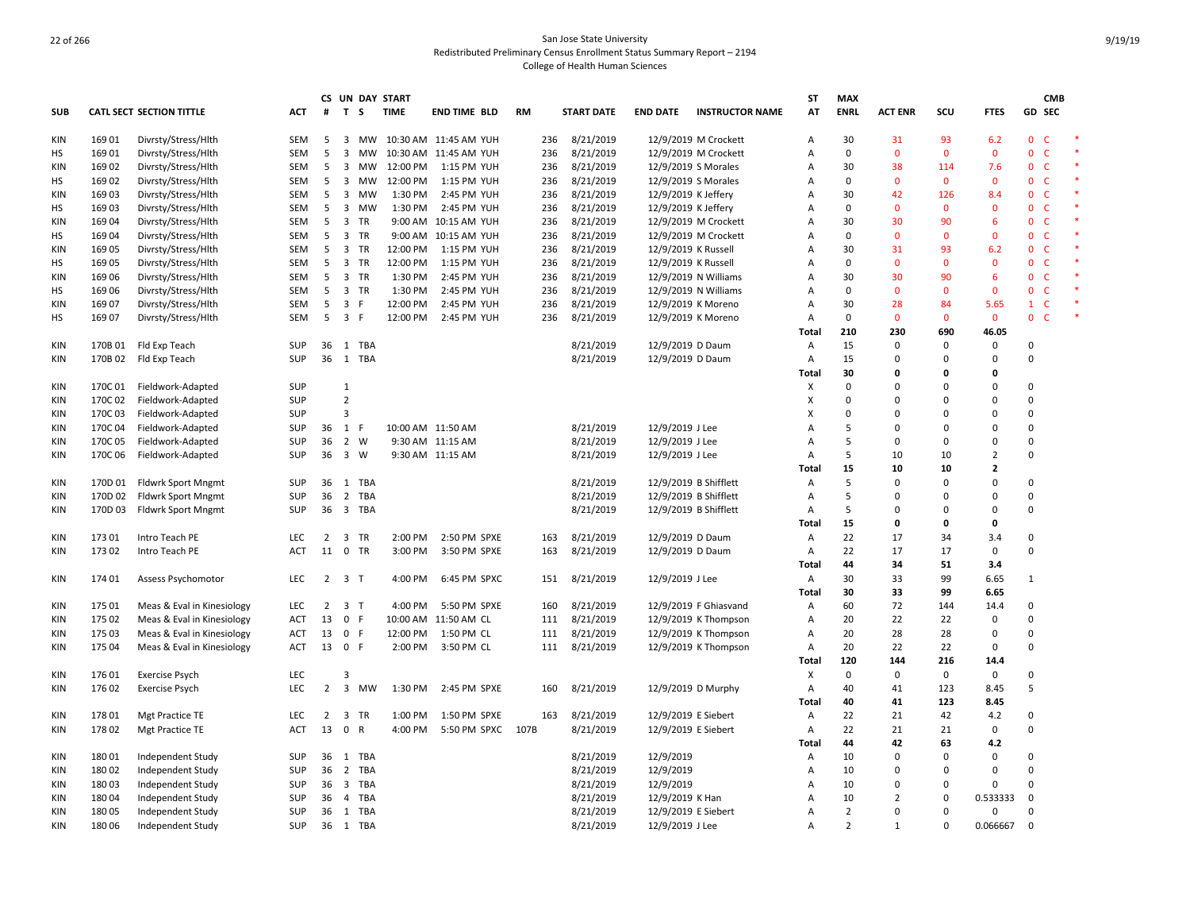San Jose State University
Redistributed Preliminary Census Enrollment Status Summary Report – 2194
College of Health Human Sciences

| SUB | CATL SECT | SECTION TITTLE | ACT | CS # | UN T | DAY S | START TIME | END TIME | BLD | RM | START DATE | END DATE | INSTRUCTOR NAME | ST AT | MAX ENRL | ACT ENR | SCU | FTES | GD | CMB SEC | |
|---|---|---|---|---|---|---|---|---|---|---|---|---|---|---|---|---|---|---|---|---|---|
| KIN | 169 01 | Divrsty/Stress/Hlth | SEM | 5 | 3 | MW | 10:30 AM | 11:45 AM | YUH | 236 | 8/21/2019 | 12/9/2019 | M Crockett | A | 30 | 31 | 93 | 6.2 | 0 | C | * |
| HS | 169 01 | Divrsty/Stress/Hlth | SEM | 5 | 3 | MW | 10:30 AM | 11:45 AM | YUH | 236 | 8/21/2019 | 12/9/2019 | M Crockett | A | 0 | 0 | 0 | 0 | 0 | C | * |
| KIN | 169 02 | Divrsty/Stress/Hlth | SEM | 5 | 3 | MW | 12:00 PM | 1:15 PM | YUH | 236 | 8/21/2019 | 12/9/2019 | S Morales | A | 30 | 38 | 114 | 7.6 | 0 | C | * |
| HS | 169 02 | Divrsty/Stress/Hlth | SEM | 5 | 3 | MW | 12:00 PM | 1:15 PM | YUH | 236 | 8/21/2019 | 12/9/2019 | S Morales | A | 0 | 0 | 0 | 0 | 0 | C | * |
| KIN | 169 03 | Divrsty/Stress/Hlth | SEM | 5 | 3 | MW | 1:30 PM | 2:45 PM | YUH | 236 | 8/21/2019 | 12/9/2019 | K Jeffery | A | 30 | 42 | 126 | 8.4 | 0 | C | * |
| HS | 169 03 | Divrsty/Stress/Hlth | SEM | 5 | 3 | MW | 1:30 PM | 2:45 PM | YUH | 236 | 8/21/2019 | 12/9/2019 | K Jeffery | A | 0 | 0 | 0 | 0 | 0 | C | * |
| KIN | 169 04 | Divrsty/Stress/Hlth | SEM | 5 | 3 | TR | 9:00 AM | 10:15 AM | YUH | 236 | 8/21/2019 | 12/9/2019 | M Crockett | A | 30 | 30 | 90 | 6 | 0 | C | * |
| HS | 169 04 | Divrsty/Stress/Hlth | SEM | 5 | 3 | TR | 9:00 AM | 10:15 AM | YUH | 236 | 8/21/2019 | 12/9/2019 | M Crockett | A | 0 | 0 | 0 | 0 | 0 | C | * |
| KIN | 169 05 | Divrsty/Stress/Hlth | SEM | 5 | 3 | TR | 12:00 PM | 1:15 PM | YUH | 236 | 8/21/2019 | 12/9/2019 | K Russell | A | 30 | 31 | 93 | 6.2 | 0 | C | * |
| HS | 169 05 | Divrsty/Stress/Hlth | SEM | 5 | 3 | TR | 12:00 PM | 1:15 PM | YUH | 236 | 8/21/2019 | 12/9/2019 | K Russell | A | 0 | 0 | 0 | 0 | 0 | C | * |
| KIN | 169 06 | Divrsty/Stress/Hlth | SEM | 5 | 3 | TR | 1:30 PM | 2:45 PM | YUH | 236 | 8/21/2019 | 12/9/2019 | N Williams | A | 30 | 30 | 90 | 6 | 0 | C | * |
| HS | 169 06 | Divrsty/Stress/Hlth | SEM | 5 | 3 | TR | 1:30 PM | 2:45 PM | YUH | 236 | 8/21/2019 | 12/9/2019 | N Williams | A | 0 | 0 | 0 | 0 | 0 | C | * |
| KIN | 169 07 | Divrsty/Stress/Hlth | SEM | 5 | 3 | F | 12:00 PM | 2:45 PM | YUH | 236 | 8/21/2019 | 12/9/2019 | K Moreno | A | 30 | 28 | 84 | 5.65 | 1 | C | * |
| HS | 169 07 | Divrsty/Stress/Hlth | SEM | 5 | 3 | F | 12:00 PM | 2:45 PM | YUH | 236 | 8/21/2019 | 12/9/2019 | K Moreno | A | 0 | 0 | 0 | 0 | 0 | C | * |
| | | | | | | | | | | | | | | **Total** | **210** | **230** | **690** | **46.05** | | | |
| KIN | 170B 01 | Fld Exp Teach | SUP | 36 | 1 | TBA | | | | | 8/21/2019 | 12/9/2019 | D Daum | A | 15 | 0 | 0 | 0 | 0 | | |
| KIN | 170B 02 | Fld Exp Teach | SUP | 36 | 1 | TBA | | | | | 8/21/2019 | 12/9/2019 | D Daum | A | 15 | 0 | 0 | 0 | 0 | | |
| | | | | | | | | | | | | | | **Total** | **30** | **0** | **0** | **0** | | | |
| KIN | 170C 01 | Fieldwork-Adapted | SUP | | 1 | | | | | | | | | X | 0 | 0 | 0 | 0 | 0 | | |
| KIN | 170C 02 | Fieldwork-Adapted | SUP | | 2 | | | | | | | | | X | 0 | 0 | 0 | 0 | 0 | | |
| KIN | 170C 03 | Fieldwork-Adapted | SUP | | 3 | | | | | | | | | X | 0 | 0 | 0 | 0 | 0 | | |
| KIN | 170C 04 | Fieldwork-Adapted | SUP | 36 | 1 | F | 10:00 AM | 11:50 AM | | | 8/21/2019 | 12/9/2019 | J Lee | A | 5 | 0 | 0 | 0 | 0 | | |
| KIN | 170C 05 | Fieldwork-Adapted | SUP | 36 | 2 | W | 9:30 AM | 11:15 AM | | | 8/21/2019 | 12/9/2019 | J Lee | A | 5 | 0 | 0 | 0 | 0 | | |
| KIN | 170C 06 | Fieldwork-Adapted | SUP | 36 | 3 | W | 9:30 AM | 11:15 AM | | | 8/21/2019 | 12/9/2019 | J Lee | A | 5 | 10 | 10 | 2 | 0 | | |
| | | | | | | | | | | | | | | **Total** | **15** | **10** | **10** | **2** | | | |
| KIN | 170D 01 | Fldwrk Sport Mngmt | SUP | 36 | 1 | TBA | | | | | 8/21/2019 | 12/9/2019 | B Shifflett | A | 5 | 0 | 0 | 0 | 0 | | |
| KIN | 170D 02 | Fldwrk Sport Mngmt | SUP | 36 | 2 | TBA | | | | | 8/21/2019 | 12/9/2019 | B Shifflett | A | 5 | 0 | 0 | 0 | 0 | | |
| KIN | 170D 03 | Fldwrk Sport Mngmt | SUP | 36 | 3 | TBA | | | | | 8/21/2019 | 12/9/2019 | B Shifflett | A | 5 | 0 | 0 | 0 | 0 | | |
| | | | | | | | | | | | | | | **Total** | **15** | **0** | **0** | **0** | | | |
| KIN | 173 01 | Intro Teach PE | LEC | 2 | 3 | TR | 2:00 PM | 2:50 PM | SPXE | 163 | 8/21/2019 | 12/9/2019 | D Daum | A | 22 | 17 | 34 | 3.4 | 0 | | |
| KIN | 173 02 | Intro Teach PE | ACT | 11 | 0 | TR | 3:00 PM | 3:50 PM | SPXE | 163 | 8/21/2019 | 12/9/2019 | D Daum | A | 22 | 17 | 17 | 0 | 0 | | |
| | | | | | | | | | | | | | | **Total** | **44** | **34** | **51** | **3.4** | | | |
| KIN | 174 01 | Assess Psychomotor | LEC | 2 | 3 | T | 4:00 PM | 6:45 PM | SPXC | 151 | 8/21/2019 | 12/9/2019 | J Lee | A | 30 | 33 | 99 | 6.65 | 1 | | |
| | | | | | | | | | | | | | | **Total** | **30** | **33** | **99** | **6.65** | | | |
| KIN | 175 01 | Meas & Eval in Kinesiology | LEC | 2 | 3 | T | 4:00 PM | 5:50 PM | SPXE | 160 | 8/21/2019 | 12/9/2019 | F Ghiasvand | A | 60 | 72 | 144 | 14.4 | 0 | | |
| KIN | 175 02 | Meas & Eval in Kinesiology | ACT | 13 | 0 | F | 10:00 AM | 11:50 AM | CL | 111 | 8/21/2019 | 12/9/2019 | K Thompson | A | 20 | 22 | 22 | 0 | 0 | | |
| KIN | 175 03 | Meas & Eval in Kinesiology | ACT | 13 | 0 | F | 12:00 PM | 1:50 PM | CL | 111 | 8/21/2019 | 12/9/2019 | K Thompson | A | 20 | 28 | 28 | 0 | 0 | | |
| KIN | 175 04 | Meas & Eval in Kinesiology | ACT | 13 | 0 | F | 2:00 PM | 3:50 PM | CL | 111 | 8/21/2019 | 12/9/2019 | K Thompson | A | 20 | 22 | 22 | 0 | 0 | | |
| | | | | | | | | | | | | | | **Total** | **120** | **144** | **216** | **14.4** | | | |
| KIN | 176 01 | Exercise Psych | LEC | | 3 | | | | | | | | | X | 0 | 0 | 0 | 0 | 0 | | |
| KIN | 176 02 | Exercise Psych | LEC | 2 | 3 | MW | 1:30 PM | 2:45 PM | SPXE | 160 | 8/21/2019 | 12/9/2019 | D Murphy | A | 40 | 41 | 123 | 8.45 | 5 | | |
| | | | | | | | | | | | | | | **Total** | **40** | **41** | **123** | **8.45** | | | |
| KIN | 178 01 | Mgt Practice TE | LEC | 2 | 3 | TR | 1:00 PM | 1:50 PM | SPXE | 163 | 8/21/2019 | 12/9/2019 | E Siebert | A | 22 | 21 | 42 | 4.2 | 0 | | |
| KIN | 178 02 | Mgt Practice TE | ACT | 13 | 0 | R | 4:00 PM | 5:50 PM | SPXC | 107B | 8/21/2019 | 12/9/2019 | E Siebert | A | 22 | 21 | 21 | 0 | 0 | | |
| | | | | | | | | | | | | | | **Total** | **44** | **42** | **63** | **4.2** | | | |
| KIN | 180 01 | Independent Study | SUP | 36 | 1 | TBA | | | | | 8/21/2019 | 12/9/2019 | | A | 10 | 0 | 0 | 0 | 0 | | |
| KIN | 180 02 | Independent Study | SUP | 36 | 2 | TBA | | | | | 8/21/2019 | 12/9/2019 | | A | 10 | 0 | 0 | 0 | 0 | | |
| KIN | 180 03 | Independent Study | SUP | 36 | 3 | TBA | | | | | 8/21/2019 | 12/9/2019 | | A | 10 | 0 | 0 | 0 | 0 | | |
| KIN | 180 04 | Independent Study | SUP | 36 | 4 | TBA | | | | | 8/21/2019 | 12/9/2019 | K Han | A | 10 | 2 | 0 | 0.533333 | 0 | | |
| KIN | 180 05 | Independent Study | SUP | 36 | 1 | TBA | | | | | 8/21/2019 | 12/9/2019 | E Siebert | A | 2 | 0 | 0 | 0 | 0 | | |
| KIN | 180 06 | Independent Study | SUP | 36 | 1 | TBA | | | | | 8/21/2019 | 12/9/2019 | J Lee | A | 2 | 1 | 0 | 0.066667 | 0 | | |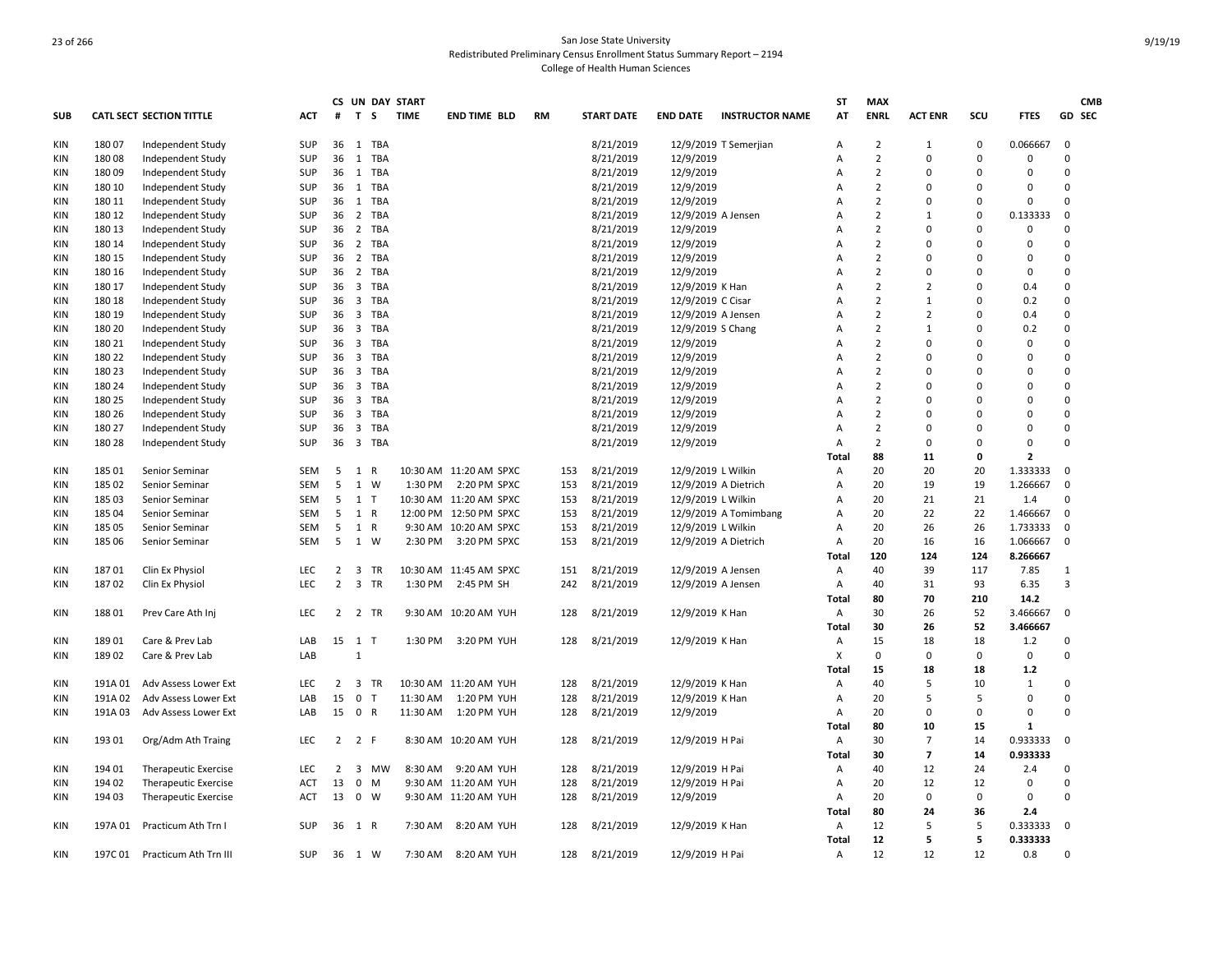San Jose State University
Redistributed Preliminary Census Enrollment Status Summary Report – 2194
College of Health Human Sciences

| SUB | CATL SECT | SECTION TITTLE | ACT | CS # | UN T | DAY S | START TIME | END TIME | BLD | RM | START DATE | END DATE | INSTRUCTOR NAME | ST AT | MAX ENRL | ACT ENR | SCU | FTES | GD | CMB SEC |
|---|---|---|---|---|---|---|---|---|---|---|---|---|---|---|---|---|---|---|---|---|
| KIN | 180 07 | Independent Study | SUP | 36 | 1 | TBA | | | | | 8/21/2019 | 12/9/2019 | T Semerjian | A | 2 | 1 | 0 | 0.066667 | 0 | |
| KIN | 180 08 | Independent Study | SUP | 36 | 1 | TBA | | | | | 8/21/2019 | 12/9/2019 | | A | 2 | 0 | 0 | 0 | 0 | |
| KIN | 180 09 | Independent Study | SUP | 36 | 1 | TBA | | | | | 8/21/2019 | 12/9/2019 | | A | 2 | 0 | 0 | 0 | 0 | |
| KIN | 180 10 | Independent Study | SUP | 36 | 1 | TBA | | | | | 8/21/2019 | 12/9/2019 | | A | 2 | 0 | 0 | 0 | 0 | |
| KIN | 180 11 | Independent Study | SUP | 36 | 1 | TBA | | | | | 8/21/2019 | 12/9/2019 | | A | 2 | 0 | 0 | 0 | 0 | |
| KIN | 180 12 | Independent Study | SUP | 36 | 2 | TBA | | | | | 8/21/2019 | 12/9/2019 | A Jensen | A | 2 | 1 | 0 | 0.133333 | 0 | |
| KIN | 180 13 | Independent Study | SUP | 36 | 2 | TBA | | | | | 8/21/2019 | 12/9/2019 | | A | 2 | 0 | 0 | 0 | 0 | |
| KIN | 180 14 | Independent Study | SUP | 36 | 2 | TBA | | | | | 8/21/2019 | 12/9/2019 | | A | 2 | 0 | 0 | 0 | 0 | |
| KIN | 180 15 | Independent Study | SUP | 36 | 2 | TBA | | | | | 8/21/2019 | 12/9/2019 | | A | 2 | 0 | 0 | 0 | 0 | |
| KIN | 180 16 | Independent Study | SUP | 36 | 2 | TBA | | | | | 8/21/2019 | 12/9/2019 | | A | 2 | 0 | 0 | 0 | 0 | |
| KIN | 180 17 | Independent Study | SUP | 36 | 3 | TBA | | | | | 8/21/2019 | 12/9/2019 | K Han | A | 2 | 2 | 0 | 0.4 | 0 | |
| KIN | 180 18 | Independent Study | SUP | 36 | 3 | TBA | | | | | 8/21/2019 | 12/9/2019 | C Cisar | A | 2 | 1 | 0 | 0.2 | 0 | |
| KIN | 180 19 | Independent Study | SUP | 36 | 3 | TBA | | | | | 8/21/2019 | 12/9/2019 | A Jensen | A | 2 | 2 | 0 | 0.4 | 0 | |
| KIN | 180 20 | Independent Study | SUP | 36 | 3 | TBA | | | | | 8/21/2019 | 12/9/2019 | S Chang | A | 2 | 1 | 0 | 0.2 | 0 | |
| KIN | 180 21 | Independent Study | SUP | 36 | 3 | TBA | | | | | 8/21/2019 | 12/9/2019 | | A | 2 | 0 | 0 | 0 | 0 | |
| KIN | 180 22 | Independent Study | SUP | 36 | 3 | TBA | | | | | 8/21/2019 | 12/9/2019 | | A | 2 | 0 | 0 | 0 | 0 | |
| KIN | 180 23 | Independent Study | SUP | 36 | 3 | TBA | | | | | 8/21/2019 | 12/9/2019 | | A | 2 | 0 | 0 | 0 | 0 | |
| KIN | 180 24 | Independent Study | SUP | 36 | 3 | TBA | | | | | 8/21/2019 | 12/9/2019 | | A | 2 | 0 | 0 | 0 | 0 | |
| KIN | 180 25 | Independent Study | SUP | 36 | 3 | TBA | | | | | 8/21/2019 | 12/9/2019 | | A | 2 | 0 | 0 | 0 | 0 | |
| KIN | 180 26 | Independent Study | SUP | 36 | 3 | TBA | | | | | 8/21/2019 | 12/9/2019 | | A | 2 | 0 | 0 | 0 | 0 | |
| KIN | 180 27 | Independent Study | SUP | 36 | 3 | TBA | | | | | 8/21/2019 | 12/9/2019 | | A | 2 | 0 | 0 | 0 | 0 | |
| KIN | 180 28 | Independent Study | SUP | 36 | 3 | TBA | | | | | 8/21/2019 | 12/9/2019 | | A | 2 | 0 | 0 | 0 | 0 | |
| | | | | | | | | | | | | | | **Total** | **88** | **11** | **0** | **2** | | |
| KIN | 185 01 | Senior Seminar | SEM | 5 | 1 | R | 10:30 AM | 11:20 AM | SPXC | 153 | 8/21/2019 | 12/9/2019 | L Wilkin | A | 20 | 20 | 20 | 1.333333 | 0 | |
| KIN | 185 02 | Senior Seminar | SEM | 5 | 1 | W | 1:30 PM | 2:20 PM | SPXC | 153 | 8/21/2019 | 12/9/2019 | A Dietrich | A | 20 | 19 | 19 | 1.266667 | 0 | |
| KIN | 185 03 | Senior Seminar | SEM | 5 | 1 | T | 10:30 AM | 11:20 AM | SPXC | 153 | 8/21/2019 | 12/9/2019 | L Wilkin | A | 20 | 21 | 21 | 1.4 | 0 | |
| KIN | 185 04 | Senior Seminar | SEM | 5 | 1 | R | 12:00 PM | 12:50 PM | SPXC | 153 | 8/21/2019 | 12/9/2019 | A Tomimbang | A | 20 | 22 | 22 | 1.466667 | 0 | |
| KIN | 185 05 | Senior Seminar | SEM | 5 | 1 | R | 9:30 AM | 10:20 AM | SPXC | 153 | 8/21/2019 | 12/9/2019 | L Wilkin | A | 20 | 26 | 26 | 1.733333 | 0 | |
| KIN | 185 06 | Senior Seminar | SEM | 5 | 1 | W | 2:30 PM | 3:20 PM | SPXC | 153 | 8/21/2019 | 12/9/2019 | A Dietrich | A | 20 | 16 | 16 | 1.066667 | 0 | |
| | | | | | | | | | | | | | | **Total** | **120** | **124** | **124** | **8.266667** | | |
| KIN | 187 01 | Clin Ex Physiol | LEC | 2 | 3 | TR | 10:30 AM | 11:45 AM | SPXC | 151 | 8/21/2019 | 12/9/2019 | A Jensen | A | 40 | 39 | 117 | 7.85 | 1 | |
| KIN | 187 02 | Clin Ex Physiol | LEC | 2 | 3 | TR | 1:30 PM | 2:45 PM | SH | 242 | 8/21/2019 | 12/9/2019 | A Jensen | A | 40 | 31 | 93 | 6.35 | 3 | |
| | | | | | | | | | | | | | | **Total** | **80** | **70** | **210** | **14.2** | | |
| KIN | 188 01 | Prev Care Ath Inj | LEC | 2 | 2 | TR | 9:30 AM | 10:20 AM | YUH | 128 | 8/21/2019 | 12/9/2019 | K Han | A | 30 | 26 | 52 | 3.466667 | 0 | |
| | | | | | | | | | | | | | | **Total** | **30** | **26** | **52** | **3.466667** | | |
| KIN | 189 01 | Care & Prev Lab | LAB | 15 | 1 | T | 1:30 PM | 3:20 PM | YUH | 128 | 8/21/2019 | 12/9/2019 | K Han | A | 15 | 18 | 18 | 1.2 | 0 | |
| KIN | 189 02 | Care & Prev Lab | LAB | | 1 | | | | | | | | | X | 0 | 0 | 0 | 0 | 0 | |
| | | | | | | | | | | | | | | **Total** | **15** | **18** | **18** | **1.2** | | |
| KIN | 191A 01 | Adv Assess Lower Ext | LEC | 2 | 3 | TR | 10:30 AM | 11:20 AM | YUH | 128 | 8/21/2019 | 12/9/2019 | K Han | A | 40 | 5 | 10 | 1 | 0 | |
| KIN | 191A 02 | Adv Assess Lower Ext | LAB | 15 | 0 | T | 11:30 AM | 1:20 PM | YUH | 128 | 8/21/2019 | 12/9/2019 | K Han | A | 20 | 5 | 5 | 0 | 0 | |
| KIN | 191A 03 | Adv Assess Lower Ext | LAB | 15 | 0 | R | 11:30 AM | 1:20 PM | YUH | 128 | 8/21/2019 | 12/9/2019 | | A | 20 | 0 | 0 | 0 | 0 | |
| | | | | | | | | | | | | | | **Total** | **80** | **10** | **15** | **1** | | |
| KIN | 193 01 | Org/Adm Ath Traing | LEC | 2 | 2 | F | 8:30 AM | 10:20 AM | YUH | 128 | 8/21/2019 | 12/9/2019 | H Pai | A | 30 | 7 | 14 | 0.933333 | 0 | |
| | | | | | | | | | | | | | | **Total** | **30** | **7** | **14** | **0.933333** | | |
| KIN | 194 01 | Therapeutic Exercise | LEC | 2 | 3 | MW | 8:30 AM | 9:20 AM | YUH | 128 | 8/21/2019 | 12/9/2019 | H Pai | A | 40 | 12 | 24 | 2.4 | 0 | |
| KIN | 194 02 | Therapeutic Exercise | ACT | 13 | 0 | M | 9:30 AM | 11:20 AM | YUH | 128 | 8/21/2019 | 12/9/2019 | H Pai | A | 20 | 12 | 12 | 0 | 0 | |
| KIN | 194 03 | Therapeutic Exercise | ACT | 13 | 0 | W | 9:30 AM | 11:20 AM | YUH | 128 | 8/21/2019 | 12/9/2019 | | A | 20 | 0 | 0 | 0 | 0 | |
| | | | | | | | | | | | | | | **Total** | **80** | **24** | **36** | **2.4** | | |
| KIN | 197A 01 | Practicum Ath Trn I | SUP | 36 | 1 | R | 7:30 AM | 8:20 AM | YUH | 128 | 8/21/2019 | 12/9/2019 | K Han | A | 12 | 5 | 5 | 0.333333 | 0 | |
| | | | | | | | | | | | | | | **Total** | **12** | **5** | **5** | **0.333333** | | |
| KIN | 197C 01 | Practicum Ath Trn III | SUP | 36 | 1 | W | 7:30 AM | 8:20 AM | YUH | 128 | 8/21/2019 | 12/9/2019 | H Pai | A | 12 | 12 | 12 | 0.8 | 0 | |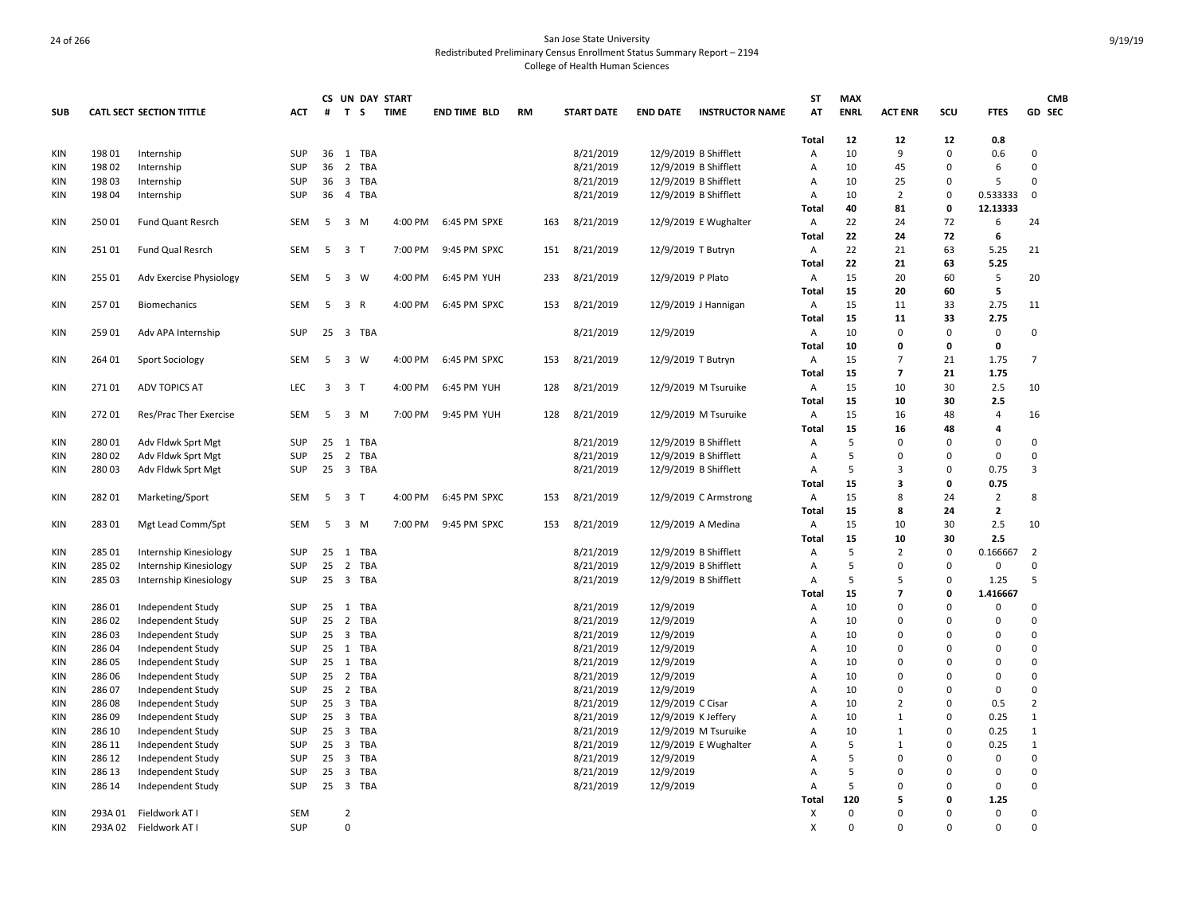San Jose State University
Redistributed Preliminary Census Enrollment Status Summary Report – 2194
College of Health Human Sciences

| SUB | CATL SECT | SECTION TITTLE | ACT | CS # | UN T | DAY S | START TIME | END TIME | BLD | RM | START DATE | END DATE | INSTRUCTOR NAME | ST AT | MAX ENRL | ACT ENR | SCU | FTES | GD | CMB SEC |
|---|---|---|---|---|---|---|---|---|---|---|---|---|---|---|---|---|---|---|---|---|
| | | | | | | | | | | | | | | Total | 12 | 12 | 12 | 0.8 | | |
| KIN | 198 01 | Internship | SUP | 36 | 1 | TBA | | | | | 8/21/2019 | 12/9/2019 | B Shifflett | A | 10 | 9 | 0 | 0.6 | 0 | |
| KIN | 198 02 | Internship | SUP | 36 | 2 | TBA | | | | | 8/21/2019 | 12/9/2019 | B Shifflett | A | 10 | 45 | 0 | 6 | 0 | |
| KIN | 198 03 | Internship | SUP | 36 | 3 | TBA | | | | | 8/21/2019 | 12/9/2019 | B Shifflett | A | 10 | 25 | 0 | 5 | 0 | |
| KIN | 198 04 | Internship | SUP | 36 | 4 | TBA | | | | | 8/21/2019 | 12/9/2019 | B Shifflett | A | 10 | 2 | 0 | 0.533333 | 0 | |
| | | | | | | | | | | | | | | Total | 40 | 81 | 0 | 12.13333 | | |
| KIN | 250 01 | Fund Quant Resrch | SEM | 5 | 3 | M | 4:00 PM | 6:45 PM | SPXE | 163 | 8/21/2019 | 12/9/2019 | E Wughalter | A | 22 | 24 | 72 | 6 | 24 | |
| | | | | | | | | | | | | | | Total | 22 | 24 | 72 | 6 | | |
| KIN | 251 01 | Fund Qual Resrch | SEM | 5 | 3 | T | 7:00 PM | 9:45 PM | SPXC | 151 | 8/21/2019 | 12/9/2019 | T Butryn | A | 22 | 21 | 63 | 5.25 | 21 | |
| | | | | | | | | | | | | | | Total | 22 | 21 | 63 | 5.25 | | |
| KIN | 255 01 | Adv Exercise Physiology | SEM | 5 | 3 | W | 4:00 PM | 6:45 PM | YUH | 233 | 8/21/2019 | 12/9/2019 | P Plato | A | 15 | 20 | 60 | 5 | 20 | |
| | | | | | | | | | | | | | | Total | 15 | 20 | 60 | 5 | | |
| KIN | 257 01 | Biomechanics | SEM | 5 | 3 | R | 4:00 PM | 6:45 PM | SPXC | 153 | 8/21/2019 | 12/9/2019 | J Hannigan | A | 15 | 11 | 33 | 2.75 | 11 | |
| | | | | | | | | | | | | | | Total | 15 | 11 | 33 | 2.75 | | |
| KIN | 259 01 | Adv APA Internship | SUP | 25 | 3 | TBA | | | | | 8/21/2019 | 12/9/2019 | | A | 10 | 0 | 0 | 0 | 0 | |
| | | | | | | | | | | | | | | Total | 10 | 0 | 0 | 0 | | |
| KIN | 264 01 | Sport Sociology | SEM | 5 | 3 | W | 4:00 PM | 6:45 PM | SPXC | 153 | 8/21/2019 | 12/9/2019 | T Butryn | A | 15 | 7 | 21 | 1.75 | 7 | |
| | | | | | | | | | | | | | | Total | 15 | 7 | 21 | 1.75 | | |
| KIN | 271 01 | ADV TOPICS AT | LEC | 3 | 3 | T | 4:00 PM | 6:45 PM | YUH | 128 | 8/21/2019 | 12/9/2019 | M Tsuruike | A | 15 | 10 | 30 | 2.5 | 10 | |
| | | | | | | | | | | | | | | Total | 15 | 10 | 30 | 2.5 | | |
| KIN | 272 01 | Res/Prac Ther Exercise | SEM | 5 | 3 | M | 7:00 PM | 9:45 PM | YUH | 128 | 8/21/2019 | 12/9/2019 | M Tsuruike | A | 15 | 16 | 48 | 4 | 16 | |
| | | | | | | | | | | | | | | Total | 15 | 16 | 48 | 4 | | |
| KIN | 280 01 | Adv Fldwk Sprt Mgt | SUP | 25 | 1 | TBA | | | | | 8/21/2019 | 12/9/2019 | B Shifflett | A | 5 | 0 | 0 | 0 | 0 | |
| KIN | 280 02 | Adv Fldwk Sprt Mgt | SUP | 25 | 2 | TBA | | | | | 8/21/2019 | 12/9/2019 | B Shifflett | A | 5 | 0 | 0 | 0 | 0 | |
| KIN | 280 03 | Adv Fldwk Sprt Mgt | SUP | 25 | 3 | TBA | | | | | 8/21/2019 | 12/9/2019 | B Shifflett | A | 5 | 3 | 0 | 0.75 | 3 | |
| | | | | | | | | | | | | | | Total | 15 | 3 | 0 | 0.75 | | |
| KIN | 282 01 | Marketing/Sport | SEM | 5 | 3 | T | 4:00 PM | 6:45 PM | SPXC | 153 | 8/21/2019 | 12/9/2019 | C Armstrong | A | 15 | 8 | 24 | 2 | 8 | |
| | | | | | | | | | | | | | | Total | 15 | 8 | 24 | 2 | | |
| KIN | 283 01 | Mgt Lead Comm/Spt | SEM | 5 | 3 | M | 7:00 PM | 9:45 PM | SPXC | 153 | 8/21/2019 | 12/9/2019 | A Medina | A | 15 | 10 | 30 | 2.5 | 10 | |
| | | | | | | | | | | | | | | Total | 15 | 10 | 30 | 2.5 | | |
| KIN | 285 01 | Internship Kinesiology | SUP | 25 | 1 | TBA | | | | | 8/21/2019 | 12/9/2019 | B Shifflett | A | 5 | 2 | 0 | 0.166667 | 2 | |
| KIN | 285 02 | Internship Kinesiology | SUP | 25 | 2 | TBA | | | | | 8/21/2019 | 12/9/2019 | B Shifflett | A | 5 | 0 | 0 | 0 | 0 | |
| KIN | 285 03 | Internship Kinesiology | SUP | 25 | 3 | TBA | | | | | 8/21/2019 | 12/9/2019 | B Shifflett | A | 5 | 5 | 0 | 1.25 | 5 | |
| | | | | | | | | | | | | | | Total | 15 | 7 | 0 | 1.416667 | | |
| KIN | 286 01 | Independent Study | SUP | 25 | 1 | TBA | | | | | 8/21/2019 | 12/9/2019 | | A | 10 | 0 | 0 | 0 | 0 | |
| KIN | 286 02 | Independent Study | SUP | 25 | 2 | TBA | | | | | 8/21/2019 | 12/9/2019 | | A | 10 | 0 | 0 | 0 | 0 | |
| KIN | 286 03 | Independent Study | SUP | 25 | 3 | TBA | | | | | 8/21/2019 | 12/9/2019 | | A | 10 | 0 | 0 | 0 | 0 | |
| KIN | 286 04 | Independent Study | SUP | 25 | 1 | TBA | | | | | 8/21/2019 | 12/9/2019 | | A | 10 | 0 | 0 | 0 | 0 | |
| KIN | 286 05 | Independent Study | SUP | 25 | 1 | TBA | | | | | 8/21/2019 | 12/9/2019 | | A | 10 | 0 | 0 | 0 | 0 | |
| KIN | 286 06 | Independent Study | SUP | 25 | 2 | TBA | | | | | 8/21/2019 | 12/9/2019 | | A | 10 | 0 | 0 | 0 | 0 | |
| KIN | 286 07 | Independent Study | SUP | 25 | 2 | TBA | | | | | 8/21/2019 | 12/9/2019 | | A | 10 | 0 | 0 | 0 | 0 | |
| KIN | 286 08 | Independent Study | SUP | 25 | 3 | TBA | | | | | 8/21/2019 | 12/9/2019 | C Cisar | A | 10 | 2 | 0 | 0.5 | 2 | |
| KIN | 286 09 | Independent Study | SUP | 25 | 3 | TBA | | | | | 8/21/2019 | 12/9/2019 | K Jeffery | A | 10 | 1 | 0 | 0.25 | 1 | |
| KIN | 286 10 | Independent Study | SUP | 25 | 3 | TBA | | | | | 8/21/2019 | 12/9/2019 | M Tsuruike | A | 10 | 1 | 0 | 0.25 | 1 | |
| KIN | 286 11 | Independent Study | SUP | 25 | 3 | TBA | | | | | 8/21/2019 | 12/9/2019 | E Wughalter | A | 5 | 1 | 0 | 0.25 | 1 | |
| KIN | 286 12 | Independent Study | SUP | 25 | 3 | TBA | | | | | 8/21/2019 | 12/9/2019 | | A | 5 | 0 | 0 | 0 | 0 | |
| KIN | 286 13 | Independent Study | SUP | 25 | 3 | TBA | | | | | 8/21/2019 | 12/9/2019 | | A | 5 | 0 | 0 | 0 | 0 | |
| KIN | 286 14 | Independent Study | SUP | 25 | 3 | TBA | | | | | 8/21/2019 | 12/9/2019 | | A | 5 | 0 | 0 | 0 | 0 | |
| | | | | | | | | | | | | | | Total | 120 | 5 | 0 | 1.25 | | |
| KIN | 293A 01 | Fieldwork AT I | SEM | | 2 | | | | | | | | | X | 0 | 0 | 0 | 0 | 0 | |
| KIN | 293A 02 | Fieldwork AT I | SUP | | 0 | | | | | | | | | X | 0 | 0 | 0 | 0 | 0 | |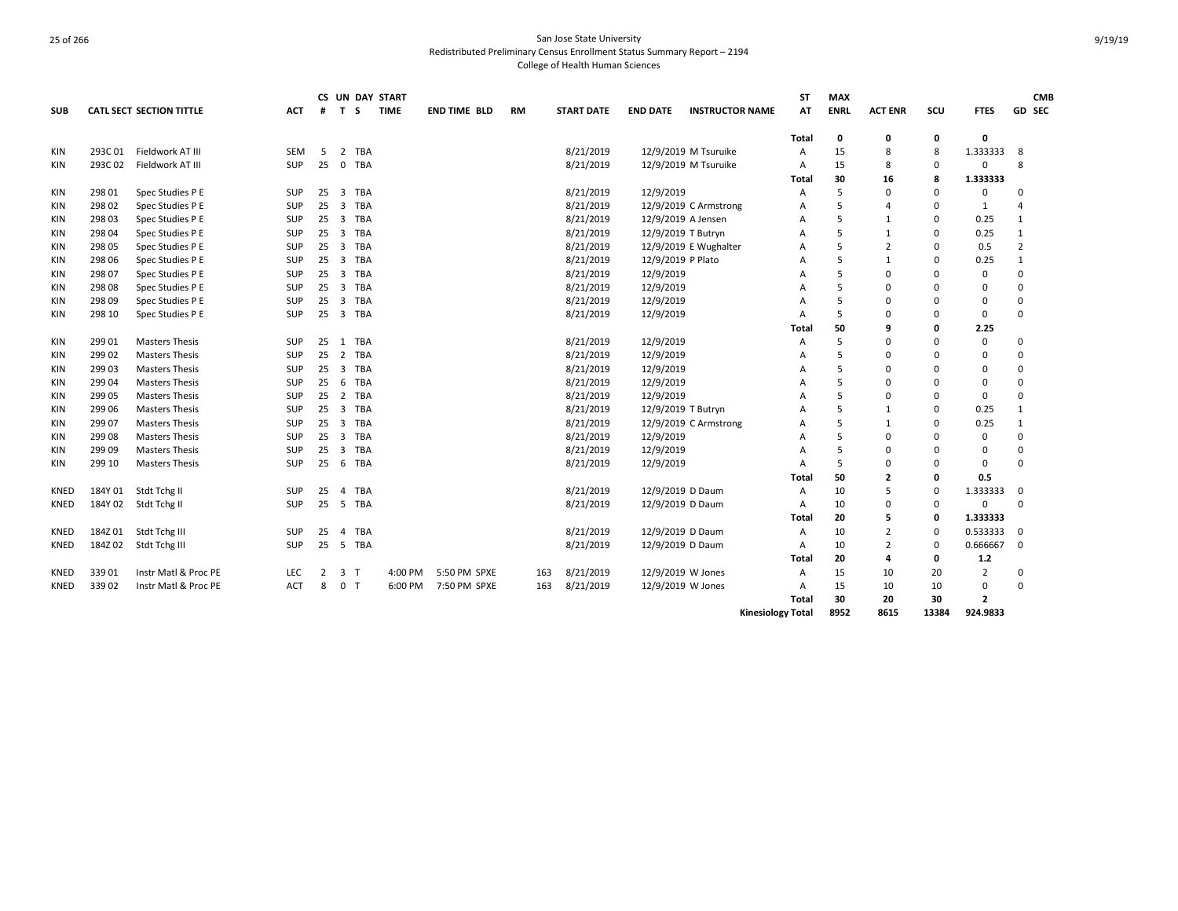San Jose State University
Redistributed Preliminary Census Enrollment Status Summary Report – 2194
College of Health Human Sciences

| SUB | CATL | SECT | SECTION TITTLE | ACT | CS # | UN T | DAY S | START TIME | END TIME | BLD | RM | START DATE | END DATE | INSTRUCTOR NAME | ST AT | MAX ENRL | ACT ENR | SCU | FTES | GD | CMB SEC |
|---|---|---|---|---|---|---|---|---|---|---|---|---|---|---|---|---|---|---|---|---|---|
| | | | | | | | | | | | | | | | Total | 0 | 0 | 0 | 0 | | |
| KIN | 293C | 01 | Fieldwork AT III | SEM | 5 | 2 | TBA | | | | | 8/21/2019 | 12/9/2019 | M Tsuruike | A | 15 | 8 | 8 | 1.333333 | 8 | |
| KIN | 293C | 02 | Fieldwork AT III | SUP | 25 | 0 | TBA | | | | | 8/21/2019 | 12/9/2019 | M Tsuruike | A | 15 | 8 | 0 | 0 | 8 | |
| | | | | | | | | | | | | | | | Total | 30 | 16 | 8 | 1.333333 | | |
| KIN | 298 | 01 | Spec Studies P E | SUP | 25 | 3 | TBA | | | | | 8/21/2019 | 12/9/2019 | | A | 5 | 0 | 0 | 0 | 0 | |
| KIN | 298 | 02 | Spec Studies P E | SUP | 25 | 3 | TBA | | | | | 8/21/2019 | 12/9/2019 | C Armstrong | A | 5 | 4 | 0 | 1 | 4 | |
| KIN | 298 | 03 | Spec Studies P E | SUP | 25 | 3 | TBA | | | | | 8/21/2019 | 12/9/2019 | A Jensen | A | 5 | 1 | 0 | 0.25 | 1 | |
| KIN | 298 | 04 | Spec Studies P E | SUP | 25 | 3 | TBA | | | | | 8/21/2019 | 12/9/2019 | T Butryn | A | 5 | 1 | 0 | 0.25 | 1 | |
| KIN | 298 | 05 | Spec Studies P E | SUP | 25 | 3 | TBA | | | | | 8/21/2019 | 12/9/2019 | E Wughalter | A | 5 | 2 | 0 | 0.5 | 2 | |
| KIN | 298 | 06 | Spec Studies P E | SUP | 25 | 3 | TBA | | | | | 8/21/2019 | 12/9/2019 | P Plato | A | 5 | 1 | 0 | 0.25 | 1 | |
| KIN | 298 | 07 | Spec Studies P E | SUP | 25 | 3 | TBA | | | | | 8/21/2019 | 12/9/2019 | | A | 5 | 0 | 0 | 0 | 0 | |
| KIN | 298 | 08 | Spec Studies P E | SUP | 25 | 3 | TBA | | | | | 8/21/2019 | 12/9/2019 | | A | 5 | 0 | 0 | 0 | 0 | |
| KIN | 298 | 09 | Spec Studies P E | SUP | 25 | 3 | TBA | | | | | 8/21/2019 | 12/9/2019 | | A | 5 | 0 | 0 | 0 | 0 | |
| KIN | 298 | 10 | Spec Studies P E | SUP | 25 | 3 | TBA | | | | | 8/21/2019 | 12/9/2019 | | A | 5 | 0 | 0 | 0 | 0 | |
| | | | | | | | | | | | | | | | Total | 50 | 9 | 0 | 2.25 | | |
| KIN | 299 | 01 | Masters Thesis | SUP | 25 | 1 | TBA | | | | | 8/21/2019 | 12/9/2019 | | A | 5 | 0 | 0 | 0 | 0 | |
| KIN | 299 | 02 | Masters Thesis | SUP | 25 | 2 | TBA | | | | | 8/21/2019 | 12/9/2019 | | A | 5 | 0 | 0 | 0 | 0 | |
| KIN | 299 | 03 | Masters Thesis | SUP | 25 | 3 | TBA | | | | | 8/21/2019 | 12/9/2019 | | A | 5 | 0 | 0 | 0 | 0 | |
| KIN | 299 | 04 | Masters Thesis | SUP | 25 | 6 | TBA | | | | | 8/21/2019 | 12/9/2019 | | A | 5 | 0 | 0 | 0 | 0 | |
| KIN | 299 | 05 | Masters Thesis | SUP | 25 | 2 | TBA | | | | | 8/21/2019 | 12/9/2019 | | A | 5 | 0 | 0 | 0 | 0 | |
| KIN | 299 | 06 | Masters Thesis | SUP | 25 | 3 | TBA | | | | | 8/21/2019 | 12/9/2019 | T Butryn | A | 5 | 1 | 0 | 0.25 | 1 | |
| KIN | 299 | 07 | Masters Thesis | SUP | 25 | 3 | TBA | | | | | 8/21/2019 | 12/9/2019 | C Armstrong | A | 5 | 1 | 0 | 0.25 | 1 | |
| KIN | 299 | 08 | Masters Thesis | SUP | 25 | 3 | TBA | | | | | 8/21/2019 | 12/9/2019 | | A | 5 | 0 | 0 | 0 | 0 | |
| KIN | 299 | 09 | Masters Thesis | SUP | 25 | 3 | TBA | | | | | 8/21/2019 | 12/9/2019 | | A | 5 | 0 | 0 | 0 | 0 | |
| KIN | 299 | 10 | Masters Thesis | SUP | 25 | 6 | TBA | | | | | 8/21/2019 | 12/9/2019 | | A | 5 | 0 | 0 | 0 | 0 | |
| | | | | | | | | | | | | | | | Total | 50 | 2 | 0 | 0.5 | | |
| KNED | 184Y | 01 | Stdt Tchg II | SUP | 25 | 4 | TBA | | | | | 8/21/2019 | 12/9/2019 | D Daum | A | 10 | 5 | 0 | 1.333333 | 0 | |
| KNED | 184Y | 02 | Stdt Tchg II | SUP | 25 | 5 | TBA | | | | | 8/21/2019 | 12/9/2019 | D Daum | A | 10 | 0 | 0 | 0 | 0 | |
| | | | | | | | | | | | | | | | Total | 20 | 5 | 0 | 1.333333 | | |
| KNED | 184Z | 01 | Stdt Tchg III | SUP | 25 | 4 | TBA | | | | | 8/21/2019 | 12/9/2019 | D Daum | A | 10 | 2 | 0 | 0.533333 | 0 | |
| KNED | 184Z | 02 | Stdt Tchg III | SUP | 25 | 5 | TBA | | | | | 8/21/2019 | 12/9/2019 | D Daum | A | 10 | 2 | 0 | 0.666667 | 0 | |
| | | | | | | | | | | | | | | | Total | 20 | 4 | 0 | 1.2 | | |
| KNED | 339 | 01 | Instr Matl & Proc PE | LEC | 2 | 3 | T | 4:00 PM | 5:50 PM | SPXE | 163 | 8/21/2019 | 12/9/2019 | W Jones | A | 15 | 10 | 20 | 2 | 0 | |
| KNED | 339 | 02 | Instr Matl & Proc PE | ACT | 8 | 0 | T | 6:00 PM | 7:50 PM | SPXE | 163 | 8/21/2019 | 12/9/2019 | W Jones | A | 15 | 10 | 10 | 0 | 0 | |
| | | | | | | | | | | | | | | | Total | 30 | 20 | 30 | 2 | | |
| | | | | | | | | | | | | | | Kinesiology Total | | 8952 | 8615 | 13384 | 924.9833 | | |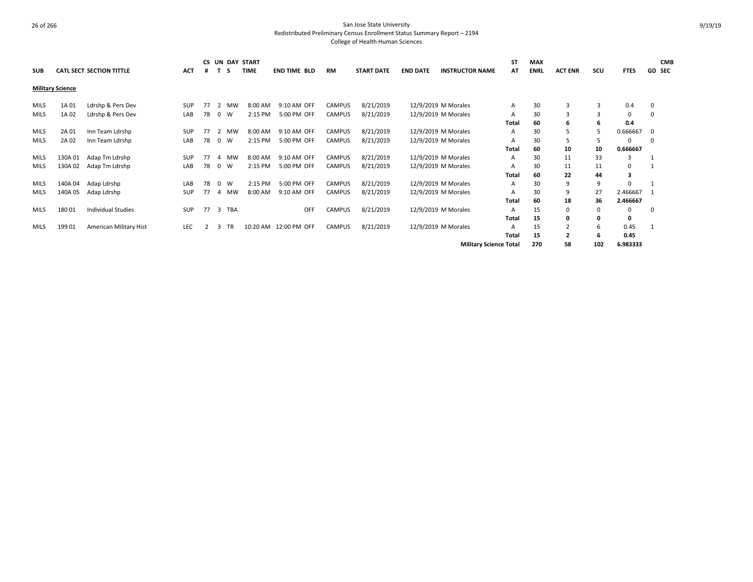San Jose State University
Redistributed Preliminary Census Enrollment Status Summary Report – 2194
College of Health Human Sciences

| SUB | CATL SECT | SECTION TITTLE | ACT | CS # | UN T | DAY S | START TIME | END TIME | BLD | RM | START DATE | END DATE | INSTRUCTOR NAME | ST AT | MAX ENRL | ACT ENR | SCU | FTES | GD | CMB SEC |
|---|---|---|---|---|---|---|---|---|---|---|---|---|---|---|---|---|---|---|---|---|
| **Military Science** | | | | | | | | | | | | | | | | | | | | |
| MILS | 1A 01 | Ldrshp & Pers Dev | SUP | 77 | 2 | MW | 8:00 AM | 9:10 AM | OFF | CAMPUS | 8/21/2019 | 12/9/2019 | M Morales | A | 30 | 3 | 3 | 0.4 | 0 | |
| MILS | 1A 02 | Ldrshp & Pers Dev | LAB | 78 | 0 | W | 2:15 PM | 5:00 PM | OFF | CAMPUS | 8/21/2019 | 12/9/2019 | M Morales | A | 30 | 3 | 3 | 0 | 0 | |
| | | | | | | | | | | | | | | **Total** | **60** | **6** | **6** | **0.4** | | |
| MILS | 2A 01 | Inn Team Ldrshp | SUP | 77 | 2 | MW | 8:00 AM | 9:10 AM | OFF | CAMPUS | 8/21/2019 | 12/9/2019 | M Morales | A | 30 | 5 | 5 | 0.666667 | 0 | |
| MILS | 2A 02 | Inn Team Ldrshp | LAB | 78 | 0 | W | 2:15 PM | 5:00 PM | OFF | CAMPUS | 8/21/2019 | 12/9/2019 | M Morales | A | 30 | 5 | 5 | 0 | 0 | |
| | | | | | | | | | | | | | | **Total** | **60** | **10** | **10** | **0.666667** | | |
| MILS | 130A 01 | Adap Tm Ldrshp | SUP | 77 | 4 | MW | 8:00 AM | 9:10 AM | OFF | CAMPUS | 8/21/2019 | 12/9/2019 | M Morales | A | 30 | 11 | 33 | 3 | 1 | |
| MILS | 130A 02 | Adap Tm Ldrshp | LAB | 78 | 0 | W | 2:15 PM | 5:00 PM | OFF | CAMPUS | 8/21/2019 | 12/9/2019 | M Morales | A | 30 | 11 | 11 | 0 | 1 | |
| | | | | | | | | | | | | | | **Total** | **60** | **22** | **44** | **3** | | |
| MILS | 140A 04 | Adap Ldrshp | LAB | 78 | 0 | W | 2:15 PM | 5:00 PM | OFF | CAMPUS | 8/21/2019 | 12/9/2019 | M Morales | A | 30 | 9 | 9 | 0 | 1 | |
| MILS | 140A 05 | Adap Ldrshp | SUP | 77 | 4 | MW | 8:00 AM | 9:10 AM | OFF | CAMPUS | 8/21/2019 | 12/9/2019 | M Morales | A | 30 | 9 | 27 | 2.466667 | 1 | |
| | | | | | | | | | | | | | | **Total** | **60** | **18** | **36** | **2.466667** | | |
| MILS | 180 01 | Individual Studies | SUP | 77 | 3 | TBA | | | OFF | CAMPUS | 8/21/2019 | 12/9/2019 | M Morales | A | 15 | 0 | 0 | 0 | 0 | |
| | | | | | | | | | | | | | | **Total** | **15** | **0** | **0** | **0** | | |
| MILS | 199 01 | American Military Hist | LEC | 2 | 3 | TR | 10:20 AM | 12:00 PM | OFF | CAMPUS | 8/21/2019 | 12/9/2019 | M Morales | A | 15 | 2 | 6 | 0.45 | 1 | |
| | | | | | | | | | | | | | | **Total** | **15** | **2** | **6** | **0.45** | | |
| | | | | | | | | | | | | | **Military Science Total** | | **270** | **58** | **102** | **6.983333** | | |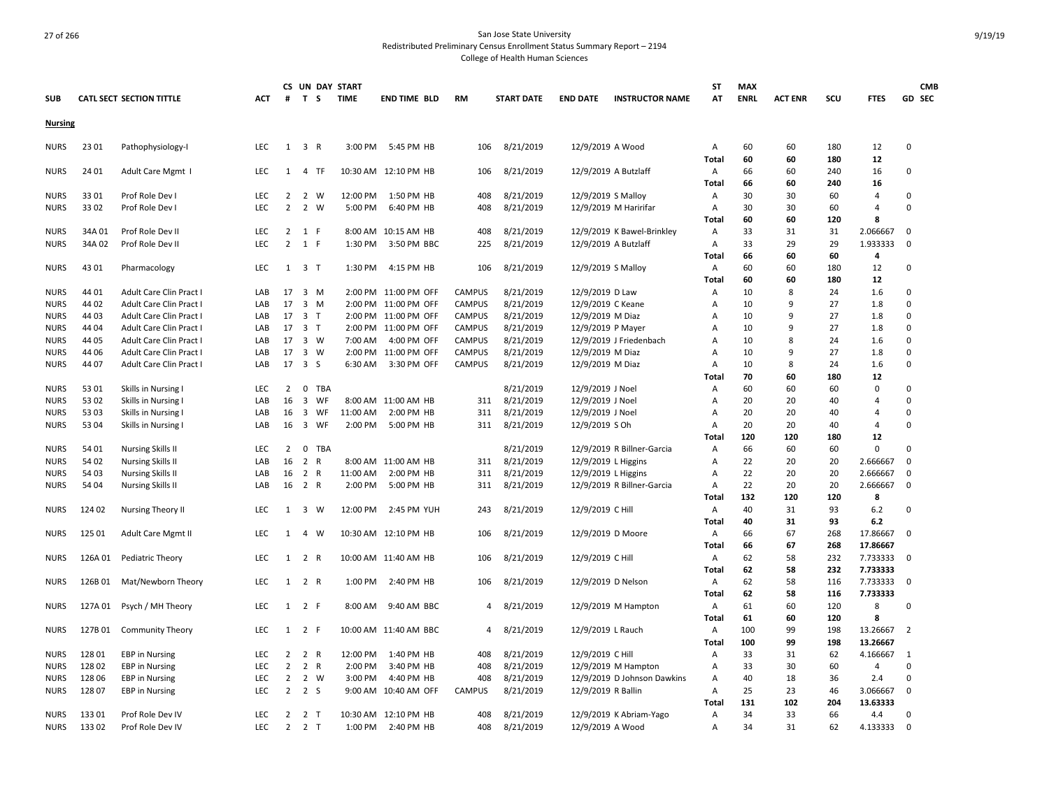San Jose State University
Redistributed Preliminary Census Enrollment Status Summary Report – 2194
College of Health Human Sciences

| SUB | CATL SECT | SECTION TITTLE | ACT | CS # | UN T | DAY S | START TIME | END TIME | BLD | RM | START DATE | END DATE | INSTRUCTOR NAME | ST AT | MAX ENRL | ACT ENR | SCU | FTES | GD | CMB SEC |
|---|---|---|---|---|---|---|---|---|---|---|---|---|---|---|---|---|---|---|---|---|
| **Nursing** | | | | | | | | | | | | | | | | | | | | |
| NURS | 23 01 | Pathophysiology-I | LEC | 1 | 3 | R | 3:00 PM | 5:45 PM | HB | 106 | 8/21/2019 | 12/9/2019 | A Wood | A | 60 | 60 | 180 | 12 | 0 | |
| | | | | | | | | | | | | | | **Total** | **60** | **60** | **180** | **12** | | |
| NURS | 24 01 | Adult Care Mgmt I | LEC | 1 | 4 | TF | 10:30 AM | 12:10 PM | HB | 106 | 8/21/2019 | 12/9/2019 | A Butzlaff | A | 66 | 60 | 240 | 16 | 0 | |
| | | | | | | | | | | | | | | **Total** | **66** | **60** | **240** | **16** | | |
| NURS | 33 01 | Prof Role Dev I | LEC | 2 | 2 | W | 12:00 PM | 1:50 PM | HB | 408 | 8/21/2019 | 12/9/2019 | S Malloy | A | 30 | 30 | 60 | 4 | 0 | |
| NURS | 33 02 | Prof Role Dev I | LEC | 2 | 2 | W | 5:00 PM | 6:40 PM | HB | 408 | 8/21/2019 | 12/9/2019 | M Haririfar | A | 30 | 30 | 60 | 4 | 0 | |
| | | | | | | | | | | | | | | **Total** | **60** | **60** | **120** | **8** | | |
| NURS | 34A 01 | Prof Role Dev II | LEC | 2 | 1 | F | 8:00 AM | 10:15 AM | HB | 408 | 8/21/2019 | 12/9/2019 | K Bawel-Brinkley | A | 33 | 31 | 31 | 2.066667 | 0 | |
| NURS | 34A 02 | Prof Role Dev II | LEC | 2 | 1 | F | 1:30 PM | 3:50 PM | BBC | 225 | 8/21/2019 | 12/9/2019 | A Butzlaff | A | 33 | 29 | 29 | 1.933333 | 0 | |
| | | | | | | | | | | | | | | **Total** | **66** | **60** | **60** | **4** | | |
| NURS | 43 01 | Pharmacology | LEC | 1 | 3 | T | 1:30 PM | 4:15 PM | HB | 106 | 8/21/2019 | 12/9/2019 | S Malloy | A | 60 | 60 | 180 | 12 | 0 | |
| | | | | | | | | | | | | | | **Total** | **60** | **60** | **180** | **12** | | |
| NURS | 44 01 | Adult Care Clin Pract I | LAB | 17 | 3 | M | 2:00 PM | 11:00 PM | OFF | CAMPUS | 8/21/2019 | 12/9/2019 | D Law | A | 10 | 8 | 24 | 1.6 | 0 | |
| NURS | 44 02 | Adult Care Clin Pract I | LAB | 17 | 3 | M | 2:00 PM | 11:00 PM | OFF | CAMPUS | 8/21/2019 | 12/9/2019 | C Keane | A | 10 | 9 | 27 | 1.8 | 0 | |
| NURS | 44 03 | Adult Care Clin Pract I | LAB | 17 | 3 | T | 2:00 PM | 11:00 PM | OFF | CAMPUS | 8/21/2019 | 12/9/2019 | M Diaz | A | 10 | 9 | 27 | 1.8 | 0 | |
| NURS | 44 04 | Adult Care Clin Pract I | LAB | 17 | 3 | T | 2:00 PM | 11:00 PM | OFF | CAMPUS | 8/21/2019 | 12/9/2019 | P Mayer | A | 10 | 9 | 27 | 1.8 | 0 | |
| NURS | 44 05 | Adult Care Clin Pract I | LAB | 17 | 3 | W | 7:00 AM | 4:00 PM | OFF | CAMPUS | 8/21/2019 | 12/9/2019 | J Friedenbach | A | 10 | 8 | 24 | 1.6 | 0 | |
| NURS | 44 06 | Adult Care Clin Pract I | LAB | 17 | 3 | W | 2:00 PM | 11:00 PM | OFF | CAMPUS | 8/21/2019 | 12/9/2019 | M Diaz | A | 10 | 9 | 27 | 1.8 | 0 | |
| NURS | 44 07 | Adult Care Clin Pract I | LAB | 17 | 3 | S | 6:30 AM | 3:30 PM | OFF | CAMPUS | 8/21/2019 | 12/9/2019 | M Diaz | A | 10 | 8 | 24 | 1.6 | 0 | |
| | | | | | | | | | | | | | | **Total** | **70** | **60** | **180** | **12** | | |
| NURS | 53 01 | Skills in Nursing I | LEC | 2 | 0 | TBA | | | | | 8/21/2019 | 12/9/2019 | J Noel | A | 60 | 60 | 60 | 0 | 0 | |
| NURS | 53 02 | Skills in Nursing I | LAB | 16 | 3 | WF | 8:00 AM | 11:00 AM | HB | 311 | 8/21/2019 | 12/9/2019 | J Noel | A | 20 | 20 | 40 | 4 | 0 | |
| NURS | 53 03 | Skills in Nursing I | LAB | 16 | 3 | WF | 11:00 AM | 2:00 PM | HB | 311 | 8/21/2019 | 12/9/2019 | J Noel | A | 20 | 20 | 40 | 4 | 0 | |
| NURS | 53 04 | Skills in Nursing I | LAB | 16 | 3 | WF | 2:00 PM | 5:00 PM | HB | 311 | 8/21/2019 | 12/9/2019 | S Oh | A | 20 | 20 | 40 | 4 | 0 | |
| | | | | | | | | | | | | | | **Total** | **120** | **120** | **180** | **12** | | |
| NURS | 54 01 | Nursing Skills II | LEC | 2 | 0 | TBA | | | | | 8/21/2019 | 12/9/2019 | R Billner-Garcia | A | 66 | 60 | 60 | 0 | 0 | |
| NURS | 54 02 | Nursing Skills II | LAB | 16 | 2 | R | 8:00 AM | 11:00 AM | HB | 311 | 8/21/2019 | 12/9/2019 | L Higgins | A | 22 | 20 | 20 | 2.666667 | 0 | |
| NURS | 54 03 | Nursing Skills II | LAB | 16 | 2 | R | 11:00 AM | 2:00 PM | HB | 311 | 8/21/2019 | 12/9/2019 | L Higgins | A | 22 | 20 | 20 | 2.666667 | 0 | |
| NURS | 54 04 | Nursing Skills II | LAB | 16 | 2 | R | 2:00 PM | 5:00 PM | HB | 311 | 8/21/2019 | 12/9/2019 | R Billner-Garcia | A | 22 | 20 | 20 | 2.666667 | 0 | |
| | | | | | | | | | | | | | | **Total** | **132** | **120** | **120** | **8** | | |
| NURS | 124 02 | Nursing Theory II | LEC | 1 | 3 | W | 12:00 PM | 2:45 PM | YUH | 243 | 8/21/2019 | 12/9/2019 | C Hill | A | 40 | 31 | 93 | 6.2 | 0 | |
| | | | | | | | | | | | | | | **Total** | **40** | **31** | **93** | **6.2** | | |
| NURS | 125 01 | Adult Care Mgmt II | LEC | 1 | 4 | W | 10:30 AM | 12:10 PM | HB | 106 | 8/21/2019 | 12/9/2019 | D Moore | A | 66 | 67 | 268 | 17.86667 | 0 | |
| | | | | | | | | | | | | | | **Total** | **66** | **67** | **268** | **17.86667** | | |
| NURS | 126A 01 | Pediatric Theory | LEC | 1 | 2 | R | 10:00 AM | 11:40 AM | HB | 106 | 8/21/2019 | 12/9/2019 | C Hill | A | 62 | 58 | 232 | 7.733333 | 0 | |
| | | | | | | | | | | | | | | **Total** | **62** | **58** | **232** | **7.733333** | | |
| NURS | 126B 01 | Mat/Newborn Theory | LEC | 1 | 2 | R | 1:00 PM | 2:40 PM | HB | 106 | 8/21/2019 | 12/9/2019 | D Nelson | A | 62 | 58 | 116 | 7.733333 | 0 | |
| | | | | | | | | | | | | | | **Total** | **62** | **58** | **116** | **7.733333** | | |
| NURS | 127A 01 | Psych / MH Theory | LEC | 1 | 2 | F | 8:00 AM | 9:40 AM | BBC | 4 | 8/21/2019 | 12/9/2019 | M Hampton | A | 61 | 60 | 120 | 8 | 0 | |
| | | | | | | | | | | | | | | **Total** | **61** | **60** | **120** | **8** | | |
| NURS | 127B 01 | Community Theory | LEC | 1 | 2 | F | 10:00 AM | 11:40 AM | BBC | 4 | 8/21/2019 | 12/9/2019 | L Rauch | A | 100 | 99 | 198 | 13.26667 | 2 | |
| | | | | | | | | | | | | | | **Total** | **100** | **99** | **198** | **13.26667** | | |
| NURS | 128 01 | EBP in Nursing | LEC | 2 | 2 | R | 12:00 PM | 1:40 PM | HB | 408 | 8/21/2019 | 12/9/2019 | C Hill | A | 33 | 31 | 62 | 4.166667 | 1 | |
| NURS | 128 02 | EBP in Nursing | LEC | 2 | 2 | R | 2:00 PM | 3:40 PM | HB | 408 | 8/21/2019 | 12/9/2019 | M Hampton | A | 33 | 30 | 60 | 4 | 0 | |
| NURS | 128 06 | EBP in Nursing | LEC | 2 | 2 | W | 3:00 PM | 4:40 PM | HB | 408 | 8/21/2019 | 12/9/2019 | D Johnson Dawkins | A | 40 | 18 | 36 | 2.4 | 0 | |
| NURS | 128 07 | EBP in Nursing | LEC | 2 | 2 | S | 9:00 AM | 10:40 AM | OFF | CAMPUS | 8/21/2019 | 12/9/2019 | R Ballin | A | 25 | 23 | 46 | 3.066667 | 0 | |
| | | | | | | | | | | | | | | **Total** | **131** | **102** | **204** | **13.63333** | | |
| NURS | 133 01 | Prof Role Dev IV | LEC | 2 | 2 | T | 10:30 AM | 12:10 PM | HB | 408 | 8/21/2019 | 12/9/2019 | K Abriam-Yago | A | 34 | 33 | 66 | 4.4 | 0 | |
| NURS | 133 02 | Prof Role Dev IV | LEC | 2 | 2 | T | 1:00 PM | 2:40 PM | HB | 408 | 8/21/2019 | 12/9/2019 | A Wood | A | 34 | 31 | 62 | 4.133333 | 0 | |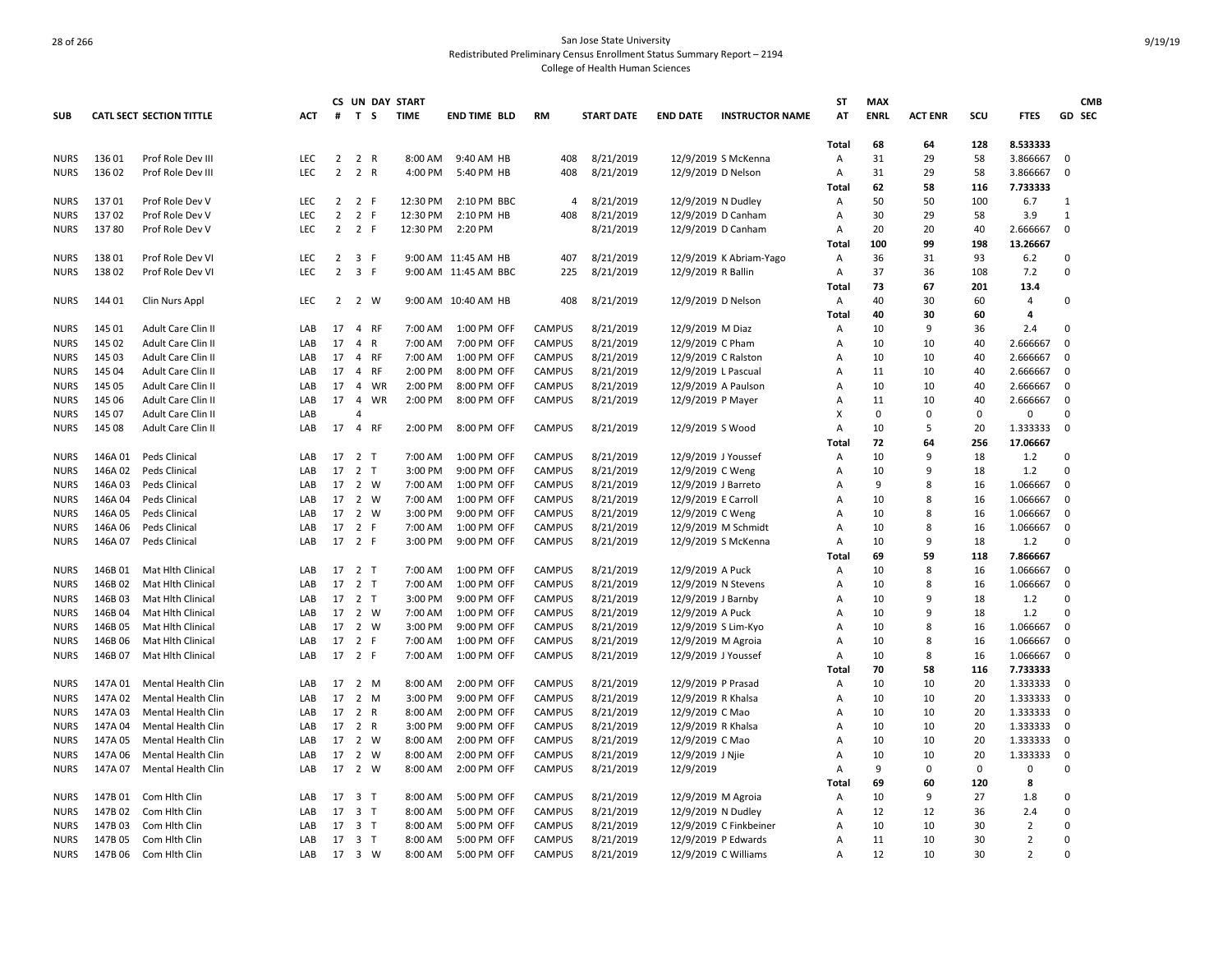# San Jose State University
## Redistributed Preliminary Census Enrollment Status Summary Report – 2194
### College of Health Human Sciences

| SUB | CATL SECT | SECTION TITTLE | ACT | CS # | UN T | DAY S | START TIME | END TIME | BLD | RM | START DATE | END DATE | INSTRUCTOR NAME | ST AT | MAX ENRL | ACT ENR | SCU | FTES | GD | CMB SEC |
|---|---|---|---|---|---|---|---|---|---|---|---|---|---|---|---|---|---|---|---|---|
| | | | | | | | | | | | | | | Total | 68 | 64 | 128 | 8.533333 | | |
| NURS | 136 01 | Prof Role Dev III | LEC | 2 | 2 | R | 8:00 AM | 9:40 AM | HB | 408 | 8/21/2019 | 12/9/2019 | S McKenna | A | 31 | 29 | 58 | 3.866667 | 0 | |
| NURS | 136 02 | Prof Role Dev III | LEC | 2 | 2 | R | 4:00 PM | 5:40 PM | HB | 408 | 8/21/2019 | 12/9/2019 | D Nelson | A | 31 | 29 | 58 | 3.866667 | 0 | |
| | | | | | | | | | | | | | | Total | 62 | 58 | 116 | 7.733333 | | |
| NURS | 137 01 | Prof Role Dev V | LEC | 2 | 2 | F | 12:30 PM | 2:10 PM | BBC | 4 | 8/21/2019 | 12/9/2019 | N Dudley | A | 50 | 50 | 100 | 6.7 | 1 | |
| NURS | 137 02 | Prof Role Dev V | LEC | 2 | 2 | F | 12:30 PM | 2:10 PM | HB | 408 | 8/21/2019 | 12/9/2019 | D Canham | A | 30 | 29 | 58 | 3.9 | 1 | |
| NURS | 137 80 | Prof Role Dev V | LEC | 2 | 2 | F | 12:30 PM | 2:20 PM | | | 8/21/2019 | 12/9/2019 | D Canham | A | 20 | 20 | 40 | 2.666667 | 0 | |
| | | | | | | | | | | | | | | Total | 100 | 99 | 198 | 13.26667 | | |
| NURS | 138 01 | Prof Role Dev VI | LEC | 2 | 3 | F | 9:00 AM | 11:45 AM | HB | 407 | 8/21/2019 | 12/9/2019 | K Abriam-Yago | A | 36 | 31 | 93 | 6.2 | 0 | |
| NURS | 138 02 | Prof Role Dev VI | LEC | 2 | 3 | F | 9:00 AM | 11:45 AM | BBC | 225 | 8/21/2019 | 12/9/2019 | R Ballin | A | 37 | 36 | 108 | 7.2 | 0 | |
| | | | | | | | | | | | | | | Total | 73 | 67 | 201 | 13.4 | | |
| NURS | 144 01 | Clin Nurs Appl | LEC | 2 | 2 | W | 9:00 AM | 10:40 AM | HB | 408 | 8/21/2019 | 12/9/2019 | D Nelson | A | 40 | 30 | 60 | 4 | 0 | |
| | | | | | | | | | | | | | | Total | 40 | 30 | 60 | 4 | | |
| NURS | 145 01 | Adult Care Clin II | LAB | 17 | 4 | RF | 7:00 AM | 1:00 PM | OFF | CAMPUS | 8/21/2019 | 12/9/2019 | M Diaz | A | 10 | 9 | 36 | 2.4 | 0 | |
| NURS | 145 02 | Adult Care Clin II | LAB | 17 | 4 | R | 7:00 AM | 7:00 PM | OFF | CAMPUS | 8/21/2019 | 12/9/2019 | C Pham | A | 10 | 10 | 40 | 2.666667 | 0 | |
| NURS | 145 03 | Adult Care Clin II | LAB | 17 | 4 | RF | 7:00 AM | 1:00 PM | OFF | CAMPUS | 8/21/2019 | 12/9/2019 | C Ralston | A | 10 | 10 | 40 | 2.666667 | 0 | |
| NURS | 145 04 | Adult Care Clin II | LAB | 17 | 4 | RF | 2:00 PM | 8:00 PM | OFF | CAMPUS | 8/21/2019 | 12/9/2019 | L Pascual | A | 11 | 10 | 40 | 2.666667 | 0 | |
| NURS | 145 05 | Adult Care Clin II | LAB | 17 | 4 | WR | 2:00 PM | 8:00 PM | OFF | CAMPUS | 8/21/2019 | 12/9/2019 | A Paulson | A | 10 | 10 | 40 | 2.666667 | 0 | |
| NURS | 145 06 | Adult Care Clin II | LAB | 17 | 4 | WR | 2:00 PM | 8:00 PM | OFF | CAMPUS | 8/21/2019 | 12/9/2019 | P Mayer | A | 11 | 10 | 40 | 2.666667 | 0 | |
| NURS | 145 07 | Adult Care Clin II | LAB | | 4 | | | | | | | | | X | 0 | 0 | 0 | 0 | 0 | |
| NURS | 145 08 | Adult Care Clin II | LAB | 17 | 4 | RF | 2:00 PM | 8:00 PM | OFF | CAMPUS | 8/21/2019 | 12/9/2019 | S Wood | A | 10 | 5 | 20 | 1.333333 | 0 | |
| | | | | | | | | | | | | | | Total | 72 | 64 | 256 | 17.06667 | | |
| NURS | 146A 01 | Peds Clinical | LAB | 17 | 2 | T | 7:00 AM | 1:00 PM | OFF | CAMPUS | 8/21/2019 | 12/9/2019 | J Youssef | A | 10 | 9 | 18 | 1.2 | 0 | |
| NURS | 146A 02 | Peds Clinical | LAB | 17 | 2 | T | 3:00 PM | 9:00 PM | OFF | CAMPUS | 8/21/2019 | 12/9/2019 | C Weng | A | 10 | 9 | 18 | 1.2 | 0 | |
| NURS | 146A 03 | Peds Clinical | LAB | 17 | 2 | W | 7:00 AM | 1:00 PM | OFF | CAMPUS | 8/21/2019 | 12/9/2019 | J Barreto | A | 9 | 8 | 16 | 1.066667 | 0 | |
| NURS | 146A 04 | Peds Clinical | LAB | 17 | 2 | W | 7:00 AM | 1:00 PM | OFF | CAMPUS | 8/21/2019 | 12/9/2019 | E Carroll | A | 10 | 8 | 16 | 1.066667 | 0 | |
| NURS | 146A 05 | Peds Clinical | LAB | 17 | 2 | W | 3:00 PM | 9:00 PM | OFF | CAMPUS | 8/21/2019 | 12/9/2019 | C Weng | A | 10 | 8 | 16 | 1.066667 | 0 | |
| NURS | 146A 06 | Peds Clinical | LAB | 17 | 2 | F | 7:00 AM | 1:00 PM | OFF | CAMPUS | 8/21/2019 | 12/9/2019 | M Schmidt | A | 10 | 8 | 16 | 1.066667 | 0 | |
| NURS | 146A 07 | Peds Clinical | LAB | 17 | 2 | F | 3:00 PM | 9:00 PM | OFF | CAMPUS | 8/21/2019 | 12/9/2019 | S McKenna | A | 10 | 9 | 18 | 1.2 | 0 | |
| | | | | | | | | | | | | | | Total | 69 | 59 | 118 | 7.866667 | | |
| NURS | 146B 01 | Mat Hlth Clinical | LAB | 17 | 2 | T | 7:00 AM | 1:00 PM | OFF | CAMPUS | 8/21/2019 | 12/9/2019 | A Puck | A | 10 | 8 | 16 | 1.066667 | 0 | |
| NURS | 146B 02 | Mat Hlth Clinical | LAB | 17 | 2 | T | 7:00 AM | 1:00 PM | OFF | CAMPUS | 8/21/2019 | 12/9/2019 | N Stevens | A | 10 | 8 | 16 | 1.066667 | 0 | |
| NURS | 146B 03 | Mat Hlth Clinical | LAB | 17 | 2 | T | 3:00 PM | 9:00 PM | OFF | CAMPUS | 8/21/2019 | 12/9/2019 | J Barnby | A | 10 | 9 | 18 | 1.2 | 0 | |
| NURS | 146B 04 | Mat Hlth Clinical | LAB | 17 | 2 | W | 7:00 AM | 1:00 PM | OFF | CAMPUS | 8/21/2019 | 12/9/2019 | A Puck | A | 10 | 9 | 18 | 1.2 | 0 | |
| NURS | 146B 05 | Mat Hlth Clinical | LAB | 17 | 2 | W | 3:00 PM | 9:00 PM | OFF | CAMPUS | 8/21/2019 | 12/9/2019 | S Lim-Kyo | A | 10 | 8 | 16 | 1.066667 | 0 | |
| NURS | 146B 06 | Mat Hlth Clinical | LAB | 17 | 2 | F | 7:00 AM | 1:00 PM | OFF | CAMPUS | 8/21/2019 | 12/9/2019 | M Agroia | A | 10 | 8 | 16 | 1.066667 | 0 | |
| NURS | 146B 07 | Mat Hlth Clinical | LAB | 17 | 2 | F | 7:00 AM | 1:00 PM | OFF | CAMPUS | 8/21/2019 | 12/9/2019 | J Youssef | A | 10 | 8 | 16 | 1.066667 | 0 | |
| | | | | | | | | | | | | | | Total | 70 | 58 | 116 | 7.733333 | | |
| NURS | 147A 01 | Mental Health Clin | LAB | 17 | 2 | M | 8:00 AM | 2:00 PM | OFF | CAMPUS | 8/21/2019 | 12/9/2019 | P Prasad | A | 10 | 10 | 20 | 1.333333 | 0 | |
| NURS | 147A 02 | Mental Health Clin | LAB | 17 | 2 | M | 3:00 PM | 9:00 PM | OFF | CAMPUS | 8/21/2019 | 12/9/2019 | R Khalsa | A | 10 | 10 | 20 | 1.333333 | 0 | |
| NURS | 147A 03 | Mental Health Clin | LAB | 17 | 2 | R | 8:00 AM | 2:00 PM | OFF | CAMPUS | 8/21/2019 | 12/9/2019 | C Mao | A | 10 | 10 | 20 | 1.333333 | 0 | |
| NURS | 147A 04 | Mental Health Clin | LAB | 17 | 2 | R | 3:00 PM | 9:00 PM | OFF | CAMPUS | 8/21/2019 | 12/9/2019 | R Khalsa | A | 10 | 10 | 20 | 1.333333 | 0 | |
| NURS | 147A 05 | Mental Health Clin | LAB | 17 | 2 | W | 8:00 AM | 2:00 PM | OFF | CAMPUS | 8/21/2019 | 12/9/2019 | C Mao | A | 10 | 10 | 20 | 1.333333 | 0 | |
| NURS | 147A 06 | Mental Health Clin | LAB | 17 | 2 | W | 8:00 AM | 2:00 PM | OFF | CAMPUS | 8/21/2019 | 12/9/2019 | J Njie | A | 10 | 10 | 20 | 1.333333 | 0 | |
| NURS | 147A 07 | Mental Health Clin | LAB | 17 | 2 | W | 8:00 AM | 2:00 PM | OFF | CAMPUS | 8/21/2019 | 12/9/2019 | | A | 9 | 0 | 0 | 0 | 0 | |
| | | | | | | | | | | | | | | Total | 69 | 60 | 120 | 8 | | |
| NURS | 147B 01 | Com Hlth Clin | LAB | 17 | 3 | T | 8:00 AM | 5:00 PM | OFF | CAMPUS | 8/21/2019 | 12/9/2019 | M Agroia | A | 10 | 9 | 27 | 1.8 | 0 | |
| NURS | 147B 02 | Com Hlth Clin | LAB | 17 | 3 | T | 8:00 AM | 5:00 PM | OFF | CAMPUS | 8/21/2019 | 12/9/2019 | N Dudley | A | 12 | 12 | 36 | 2.4 | 0 | |
| NURS | 147B 03 | Com Hlth Clin | LAB | 17 | 3 | T | 8:00 AM | 5:00 PM | OFF | CAMPUS | 8/21/2019 | 12/9/2019 | C Finkbeiner | A | 10 | 10 | 30 | 2 | 0 | |
| NURS | 147B 05 | Com Hlth Clin | LAB | 17 | 3 | T | 8:00 AM | 5:00 PM | OFF | CAMPUS | 8/21/2019 | 12/9/2019 | P Edwards | A | 11 | 10 | 30 | 2 | 0 | |
| NURS | 147B 06 | Com Hlth Clin | LAB | 17 | 3 | W | 8:00 AM | 5:00 PM | OFF | CAMPUS | 8/21/2019 | 12/9/2019 | C Williams | A | 12 | 10 | 30 | 2 | 0 | |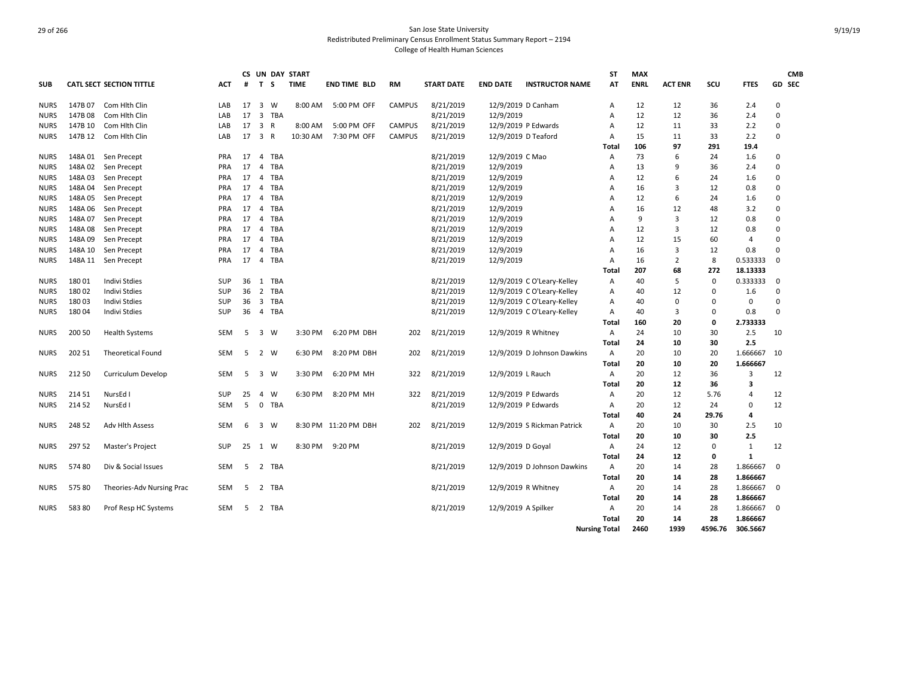# San Jose State University
## Redistributed Preliminary Census Enrollment Status Summary Report – 2194
### College of Health Human Sciences

| SUB | CATL SECT | SECTION TITTLE | ACT | CS # | UN T | DAY S | START TIME | END TIME | BLD | RM | START DATE | END DATE | INSTRUCTOR NAME | ST AT | MAX ENRL | ACT ENR | SCU | FTES | GD | CMB SEC |
|---|---|---|---|---|---|---|---|---|---|---|---|---|---|---|---|---|---|---|---|---|
| NURS | 147B 07 | Com Hlth Clin | LAB | 17 | 3 | W | 8:00 AM | 5:00 PM | OFF | CAMPUS | 8/21/2019 | 12/9/2019 | D Canham | A | 12 | 12 | 36 | 2.4 | 0 | |
| NURS | 147B 08 | Com Hlth Clin | LAB | 17 | 3 | TBA | | | | | 8/21/2019 | 12/9/2019 | | A | 12 | 12 | 36 | 2.4 | 0 | |
| NURS | 147B 10 | Com Hlth Clin | LAB | 17 | 3 | R | 8:00 AM | 5:00 PM | OFF | CAMPUS | 8/21/2019 | 12/9/2019 | P Edwards | A | 12 | 11 | 33 | 2.2 | 0 | |
| NURS | 147B 12 | Com Hlth Clin | LAB | 17 | 3 | R | 10:30 AM | 7:30 PM | OFF | CAMPUS | 8/21/2019 | 12/9/2019 | D Teaford | A | 15 | 11 | 33 | 2.2 | 0 | |
| | | | | | | | | | | | | | | **Total** | **106** | **97** | **291** | **19.4** | | |
| NURS | 148A 01 | Sen Precept | PRA | 17 | 4 | TBA | | | | | 8/21/2019 | 12/9/2019 | C Mao | A | 73 | 6 | 24 | 1.6 | 0 | |
| NURS | 148A 02 | Sen Precept | PRA | 17 | 4 | TBA | | | | | 8/21/2019 | 12/9/2019 | | A | 13 | 9 | 36 | 2.4 | 0 | |
| NURS | 148A 03 | Sen Precept | PRA | 17 | 4 | TBA | | | | | 8/21/2019 | 12/9/2019 | | A | 12 | 6 | 24 | 1.6 | 0 | |
| NURS | 148A 04 | Sen Precept | PRA | 17 | 4 | TBA | | | | | 8/21/2019 | 12/9/2019 | | A | 16 | 3 | 12 | 0.8 | 0 | |
| NURS | 148A 05 | Sen Precept | PRA | 17 | 4 | TBA | | | | | 8/21/2019 | 12/9/2019 | | A | 12 | 6 | 24 | 1.6 | 0 | |
| NURS | 148A 06 | Sen Precept | PRA | 17 | 4 | TBA | | | | | 8/21/2019 | 12/9/2019 | | A | 16 | 12 | 48 | 3.2 | 0 | |
| NURS | 148A 07 | Sen Precept | PRA | 17 | 4 | TBA | | | | | 8/21/2019 | 12/9/2019 | | A | 9 | 3 | 12 | 0.8 | 0 | |
| NURS | 148A 08 | Sen Precept | PRA | 17 | 4 | TBA | | | | | 8/21/2019 | 12/9/2019 | | A | 12 | 3 | 12 | 0.8 | 0 | |
| NURS | 148A 09 | Sen Precept | PRA | 17 | 4 | TBA | | | | | 8/21/2019 | 12/9/2019 | | A | 12 | 15 | 60 | 4 | 0 | |
| NURS | 148A 10 | Sen Precept | PRA | 17 | 4 | TBA | | | | | 8/21/2019 | 12/9/2019 | | A | 16 | 3 | 12 | 0.8 | 0 | |
| NURS | 148A 11 | Sen Precept | PRA | 17 | 4 | TBA | | | | | 8/21/2019 | 12/9/2019 | | A | 16 | 2 | 8 | 0.533333 | 0 | |
| | | | | | | | | | | | | | | **Total** | **207** | **68** | **272** | **18.13333** | | |
| NURS | 180 01 | Indivi Stdies | SUP | 36 | 1 | TBA | | | | | 8/21/2019 | 12/9/2019 | C O'Leary-Kelley | A | 40 | 5 | 0 | 0.333333 | 0 | |
| NURS | 180 02 | Indivi Stdies | SUP | 36 | 2 | TBA | | | | | 8/21/2019 | 12/9/2019 | C O'Leary-Kelley | A | 40 | 12 | 0 | 1.6 | 0 | |
| NURS | 180 03 | Indivi Stdies | SUP | 36 | 3 | TBA | | | | | 8/21/2019 | 12/9/2019 | C O'Leary-Kelley | A | 40 | 0 | 0 | 0 | 0 | |
| NURS | 180 04 | Indivi Stdies | SUP | 36 | 4 | TBA | | | | | 8/21/2019 | 12/9/2019 | C O'Leary-Kelley | A | 40 | 3 | 0 | 0.8 | 0 | |
| | | | | | | | | | | | | | | **Total** | **160** | **20** | **0** | **2.733333** | | |
| NURS | 200 50 | Health Systems | SEM | 5 | 3 | W | 3:30 PM | 6:20 PM | DBH | 202 | 8/21/2019 | 12/9/2019 | R Whitney | A | 24 | 10 | 30 | 2.5 | 10 | |
| | | | | | | | | | | | | | | **Total** | **24** | **10** | **30** | **2.5** | | |
| NURS | 202 51 | Theoretical Found | SEM | 5 | 2 | W | 6:30 PM | 8:20 PM | DBH | 202 | 8/21/2019 | 12/9/2019 | D Johnson Dawkins | A | 20 | 10 | 20 | 1.666667 | 10 | |
| | | | | | | | | | | | | | | **Total** | **20** | **10** | **20** | **1.666667** | | |
| NURS | 212 50 | Curriculum Develop | SEM | 5 | 3 | W | 3:30 PM | 6:20 PM | MH | 322 | 8/21/2019 | 12/9/2019 | L Rauch | A | 20 | 12 | 36 | 3 | 12 | |
| | | | | | | | | | | | | | | **Total** | **20** | **12** | **36** | **3** | | |
| NURS | 214 51 | NursEd I | SUP | 25 | 4 | W | 6:30 PM | 8:20 PM | MH | 322 | 8/21/2019 | 12/9/2019 | P Edwards | A | 20 | 12 | 5.76 | 4 | 12 | |
| NURS | 214 52 | NursEd I | SEM | 5 | 0 | TBA | | | | | 8/21/2019 | 12/9/2019 | P Edwards | A | 20 | 12 | 24 | 0 | 12 | |
| | | | | | | | | | | | | | | **Total** | **40** | **24** | **29.76** | **4** | | |
| NURS | 248 52 | Adv Hlth Assess | SEM | 6 | 3 | W | 8:30 PM | 11:20 PM | DBH | 202 | 8/21/2019 | 12/9/2019 | S Rickman Patrick | A | 20 | 10 | 30 | 2.5 | 10 | |
| | | | | | | | | | | | | | | **Total** | **20** | **10** | **30** | **2.5** | | |
| NURS | 297 52 | Master's Project | SUP | 25 | 1 | W | 8:30 PM | 9:20 PM | | | 8/21/2019 | 12/9/2019 | D Goyal | A | 24 | 12 | 0 | 1 | 12 | |
| | | | | | | | | | | | | | | **Total** | **24** | **12** | **0** | **1** | | |
| NURS | 574 80 | Div & Social Issues | SEM | 5 | 2 | TBA | | | | | 8/21/2019 | 12/9/2019 | D Johnson Dawkins | A | 20 | 14 | 28 | 1.866667 | 0 | |
| | | | | | | | | | | | | | | **Total** | **20** | **14** | **28** | **1.866667** | | |
| NURS | 575 80 | Theories-Adv Nursing Prac | SEM | 5 | 2 | TBA | | | | | 8/21/2019 | 12/9/2019 | R Whitney | A | 20 | 14 | 28 | 1.866667 | 0 | |
| | | | | | | | | | | | | | | **Total** | **20** | **14** | **28** | **1.866667** | | |
| NURS | 583 80 | Prof Resp HC Systems | SEM | 5 | 2 | TBA | | | | | 8/21/2019 | 12/9/2019 | A Spilker | A | 20 | 14 | 28 | 1.866667 | 0 | |
| | | | | | | | | | | | | | | **Total** | **20** | **14** | **28** | **1.866667** | | |
| | | | | | | | | | | | | | | **Nursing Total** | **2460** | **1939** | **4596.76** | **306.5667** | | |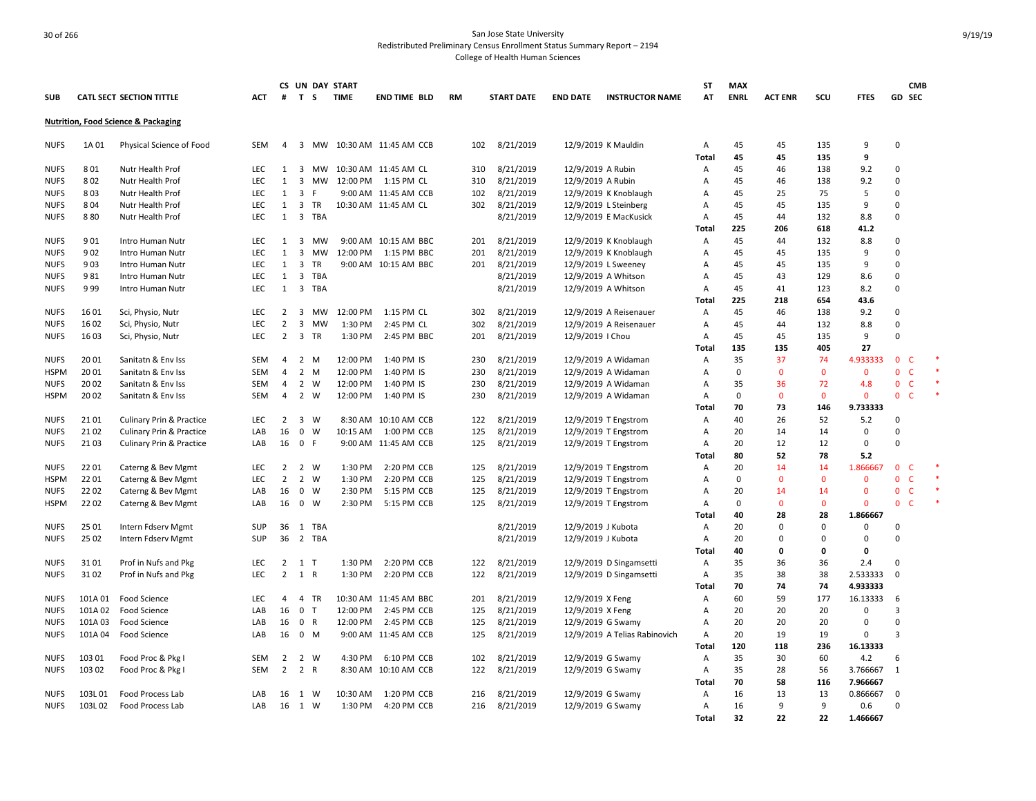San Jose State University
Redistributed Preliminary Census Enrollment Status Summary Report – 2194
College of Health Human Sciences

| SUB | CATL SECT | SECTION TITTLE | ACT | CS # | UN T | DAY S | START TIME | END TIME | BLD | RM | START DATE | END DATE | INSTRUCTOR NAME | ST AT | MAX ENRL | ACT ENR | SCU | FTES | GD | CMB SEC |
|---|---|---|---|---|---|---|---|---|---|---|---|---|---|---|---|---|---|---|---|---|
| **Nutrition, Food Science & Packaging** | | | | | | | | | | | | | | | | | | | | |
| NUFS | 1A 01 | Physical Science of Food | SEM | 4 | 3 | MW | 10:30 AM | 11:45 AM | CCB | 102 | 8/21/2019 | 12/9/2019 | K Mauldin | A | 45 | 45 | 135 | 9 | 0 | |
| | | | | | | | | | | | | | | Total | 45 | 45 | 135 | 9 | | |
| NUFS | 8 01 | Nutr Health Prof | LEC | 1 | 3 | MW | 10:30 AM | 11:45 AM | CL | 310 | 8/21/2019 | 12/9/2019 | A Rubin | A | 45 | 46 | 138 | 9.2 | 0 | |
| NUFS | 8 02 | Nutr Health Prof | LEC | 1 | 3 | MW | 12:00 PM | 1:15 PM | CL | 310 | 8/21/2019 | 12/9/2019 | A Rubin | A | 45 | 46 | 138 | 9.2 | 0 | |
| NUFS | 8 03 | Nutr Health Prof | LEC | 1 | 3 | F | 9:00 AM | 11:45 AM | CCB | 102 | 8/21/2019 | 12/9/2019 | K Knoblaugh | A | 45 | 25 | 75 | 5 | 0 | |
| NUFS | 8 04 | Nutr Health Prof | LEC | 1 | 3 | TR | 10:30 AM | 11:45 AM | CL | 302 | 8/21/2019 | 12/9/2019 | L Steinberg | A | 45 | 45 | 135 | 9 | 0 | |
| NUFS | 8 80 | Nutr Health Prof | LEC | 1 | 3 | TBA | | | | | 8/21/2019 | 12/9/2019 | E MacKusick | A | 45 | 44 | 132 | 8.8 | 0 | |
| | | | | | | | | | | | | | | Total | 225 | 206 | 618 | 41.2 | | |
| NUFS | 9 01 | Intro Human Nutr | LEC | 1 | 3 | MW | 9:00 AM | 10:15 AM | BBC | 201 | 8/21/2019 | 12/9/2019 | K Knoblaugh | A | 45 | 44 | 132 | 8.8 | 0 | |
| NUFS | 9 02 | Intro Human Nutr | LEC | 1 | 3 | MW | 12:00 PM | 1:15 PM | BBC | 201 | 8/21/2019 | 12/9/2019 | K Knoblaugh | A | 45 | 45 | 135 | 9 | 0 | |
| NUFS | 9 03 | Intro Human Nutr | LEC | 1 | 3 | TR | 9:00 AM | 10:15 AM | BBC | 201 | 8/21/2019 | 12/9/2019 | L Sweeney | A | 45 | 45 | 135 | 9 | 0 | |
| NUFS | 9 81 | Intro Human Nutr | LEC | 1 | 3 | TBA | | | | | 8/21/2019 | 12/9/2019 | A Whitson | A | 45 | 43 | 129 | 8.6 | 0 | |
| NUFS | 9 99 | Intro Human Nutr | LEC | 1 | 3 | TBA | | | | | 8/21/2019 | 12/9/2019 | A Whitson | A | 45 | 41 | 123 | 8.2 | 0 | |
| | | | | | | | | | | | | | | Total | 225 | 218 | 654 | 43.6 | | |
| NUFS | 16 01 | Sci, Physio, Nutr | LEC | 2 | 3 | MW | 12:00 PM | 1:15 PM | CL | 302 | 8/21/2019 | 12/9/2019 | A Reisenauer | A | 45 | 46 | 138 | 9.2 | 0 | |
| NUFS | 16 02 | Sci, Physio, Nutr | LEC | 2 | 3 | MW | 1:30 PM | 2:45 PM | CL | 302 | 8/21/2019 | 12/9/2019 | A Reisenauer | A | 45 | 44 | 132 | 8.8 | 0 | |
| NUFS | 16 03 | Sci, Physio, Nutr | LEC | 2 | 3 | TR | 1:30 PM | 2:45 PM | BBC | 201 | 8/21/2019 | 12/9/2019 | I Chou | A | 45 | 45 | 135 | 9 | 0 | |
| | | | | | | | | | | | | | | Total | 135 | 135 | 405 | 27 | | |
| NUFS | 20 01 | Sanitatn & Env Iss | SEM | 4 | 2 | M | 12:00 PM | 1:40 PM | IS | 230 | 8/21/2019 | 12/9/2019 | A Widaman | A | 35 | 37 | 74 | 4.933333 | 0 | C * |
| HSPM | 20 01 | Sanitatn & Env Iss | SEM | 4 | 2 | M | 12:00 PM | 1:40 PM | IS | 230 | 8/21/2019 | 12/9/2019 | A Widaman | A | 0 | 0 | 0 | 0 | 0 | C * |
| NUFS | 20 02 | Sanitatn & Env Iss | SEM | 4 | 2 | W | 12:00 PM | 1:40 PM | IS | 230 | 8/21/2019 | 12/9/2019 | A Widaman | A | 35 | 36 | 72 | 4.8 | 0 | C * |
| HSPM | 20 02 | Sanitatn & Env Iss | SEM | 4 | 2 | W | 12:00 PM | 1:40 PM | IS | 230 | 8/21/2019 | 12/9/2019 | A Widaman | A | 0 | 0 | 0 | 0 | 0 | C * |
| | | | | | | | | | | | | | | Total | 70 | 73 | 146 | 9.733333 | | |
| NUFS | 21 01 | Culinary Prin & Practice | LEC | 2 | 3 | W | 8:30 AM | 10:10 AM | CCB | 122 | 8/21/2019 | 12/9/2019 | T Engstrom | A | 40 | 26 | 52 | 5.2 | 0 | |
| NUFS | 21 02 | Culinary Prin & Practice | LAB | 16 | 0 | W | 10:15 AM | 1:00 PM | CCB | 125 | 8/21/2019 | 12/9/2019 | T Engstrom | A | 20 | 14 | 14 | 0 | 0 | |
| NUFS | 21 03 | Culinary Prin & Practice | LAB | 16 | 0 | F | 9:00 AM | 11:45 AM | CCB | 125 | 8/21/2019 | 12/9/2019 | T Engstrom | A | 20 | 12 | 12 | 0 | 0 | |
| | | | | | | | | | | | | | | Total | 80 | 52 | 78 | 5.2 | | |
| NUFS | 22 01 | Caterng & Bev Mgmt | LEC | 2 | 2 | W | 1:30 PM | 2:20 PM | CCB | 125 | 8/21/2019 | 12/9/2019 | T Engstrom | A | 20 | 14 | 14 | 1.866667 | 0 | C * |
| HSPM | 22 01 | Caterng & Bev Mgmt | LEC | 2 | 2 | W | 1:30 PM | 2:20 PM | CCB | 125 | 8/21/2019 | 12/9/2019 | T Engstrom | A | 0 | 0 | 0 | 0 | 0 | C * |
| NUFS | 22 02 | Caterng & Bev Mgmt | LAB | 16 | 0 | W | 2:30 PM | 5:15 PM | CCB | 125 | 8/21/2019 | 12/9/2019 | T Engstrom | A | 20 | 14 | 14 | 0 | 0 | C * |
| HSPM | 22 02 | Caterng & Bev Mgmt | LAB | 16 | 0 | W | 2:30 PM | 5:15 PM | CCB | 125 | 8/21/2019 | 12/9/2019 | T Engstrom | A | 0 | 0 | 0 | 0 | 0 | C * |
| | | | | | | | | | | | | | | Total | 40 | 28 | 28 | 1.866667 | | |
| NUFS | 25 01 | Intern Fdserv Mgmt | SUP | 36 | 1 | TBA | | | | | 8/21/2019 | 12/9/2019 | J Kubota | A | 20 | 0 | 0 | 0 | 0 | |
| NUFS | 25 02 | Intern Fdserv Mgmt | SUP | 36 | 2 | TBA | | | | | 8/21/2019 | 12/9/2019 | J Kubota | A | 20 | 0 | 0 | 0 | 0 | |
| | | | | | | | | | | | | | | Total | 40 | 0 | 0 | 0 | | |
| NUFS | 31 01 | Prof in Nufs and Pkg | LEC | 2 | 1 | T | 1:30 PM | 2:20 PM | CCB | 122 | 8/21/2019 | 12/9/2019 | D Singamsetti | A | 35 | 36 | 36 | 2.4 | 0 | |
| NUFS | 31 02 | Prof in Nufs and Pkg | LEC | 2 | 1 | R | 1:30 PM | 2:20 PM | CCB | 122 | 8/21/2019 | 12/9/2019 | D Singamsetti | A | 35 | 38 | 38 | 2.533333 | 0 | |
| | | | | | | | | | | | | | | Total | 70 | 74 | 74 | 4.933333 | | |
| NUFS | 101A 01 | Food Science | LEC | 4 | 4 | TR | 10:30 AM | 11:45 AM | BBC | 201 | 8/21/2019 | 12/9/2019 | X Feng | A | 60 | 59 | 177 | 16.13333 | 6 | |
| NUFS | 101A 02 | Food Science | LAB | 16 | 0 | T | 12:00 PM | 2:45 PM | CCB | 125 | 8/21/2019 | 12/9/2019 | X Feng | A | 20 | 20 | 20 | 0 | 3 | |
| NUFS | 101A 03 | Food Science | LAB | 16 | 0 | R | 12:00 PM | 2:45 PM | CCB | 125 | 8/21/2019 | 12/9/2019 | G Swamy | A | 20 | 20 | 20 | 0 | 0 | |
| NUFS | 101A 04 | Food Science | LAB | 16 | 0 | M | 9:00 AM | 11:45 AM | CCB | 125 | 8/21/2019 | 12/9/2019 | A Telias Rabinovich | A | 20 | 19 | 19 | 0 | 3 | |
| | | | | | | | | | | | | | | Total | 120 | 118 | 236 | 16.13333 | | |
| NUFS | 103 01 | Food Proc & Pkg I | SEM | 2 | 2 | W | 4:30 PM | 6:10 PM | CCB | 102 | 8/21/2019 | 12/9/2019 | G Swamy | A | 35 | 30 | 60 | 4.2 | 6 | |
| NUFS | 103 02 | Food Proc & Pkg I | SEM | 2 | 2 | R | 8:30 AM | 10:10 AM | CCB | 122 | 8/21/2019 | 12/9/2019 | G Swamy | A | 35 | 28 | 56 | 3.766667 | 1 | |
| | | | | | | | | | | | | | | Total | 70 | 58 | 116 | 7.966667 | | |
| NUFS | 103L 01 | Food Process Lab | LAB | 16 | 1 | W | 10:30 AM | 1:20 PM | CCB | 216 | 8/21/2019 | 12/9/2019 | G Swamy | A | 16 | 13 | 13 | 0.866667 | 0 | |
| NUFS | 103L 02 | Food Process Lab | LAB | 16 | 1 | W | 1:30 PM | 4:20 PM | CCB | 216 | 8/21/2019 | 12/9/2019 | G Swamy | A | 16 | 9 | 9 | 0.6 | 0 | |
| | | | | | | | | | | | | | | Total | 32 | 22 | 22 | 1.466667 | | |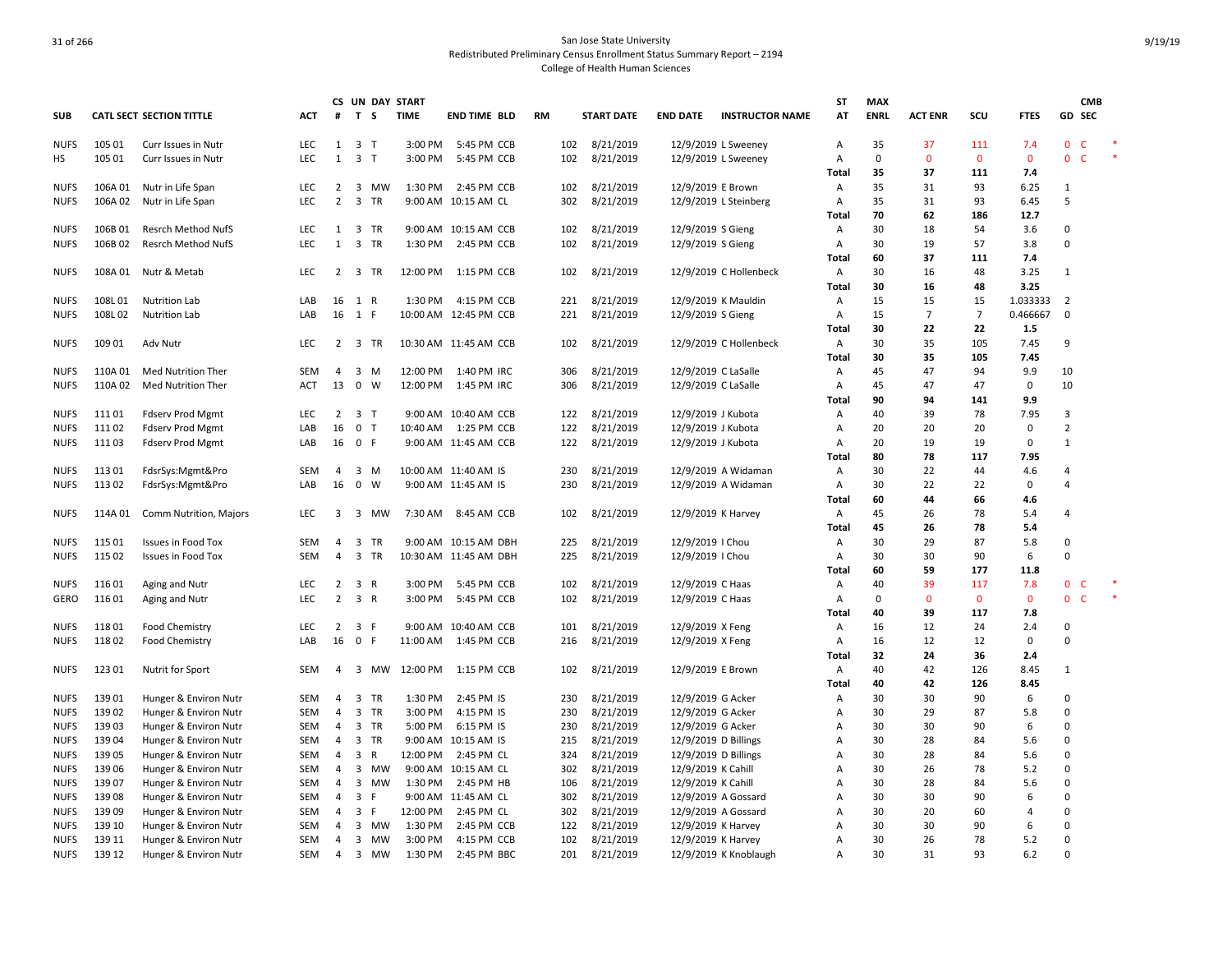San Jose State University
Redistributed Preliminary Census Enrollment Status Summary Report – 2194
College of Health Human Sciences

| SUB | CATL SECT | SECTION TITTLE | ACT | CS # | UN T | DAY S | START TIME | END TIME | BLD | RM | START DATE | END DATE | INSTRUCTOR NAME | ST AT | MAX ENRL | ACT ENR | SCU | FTES | GD | CMB SEC | |
|---|---|---|---|---|---|---|---|---|---|---|---|---|---|---|---|---|---|---|---|---|---|
| NUFS | 105 01 | Curr Issues in Nutr | LEC | 1 | 3 | T | 3:00 PM | 5:45 PM | CCB | 102 | 8/21/2019 | 12/9/2019 | L Sweeney | A | 35 | 37 | 111 | 7.4 | 0 | C | * |
| HS | 105 01 | Curr Issues in Nutr | LEC | 1 | 3 | T | 3:00 PM | 5:45 PM | CCB | 102 | 8/21/2019 | 12/9/2019 | L Sweeney | A | 0 | 0 | 0 | 0 | 0 | C | * |
| | | | | | | | | | | | | | | **Total** | **35** | **37** | **111** | **7.4** | | | |
| NUFS | 106A 01 | Nutr in Life Span | LEC | 2 | 3 | MW | 1:30 PM | 2:45 PM | CCB | 102 | 8/21/2019 | 12/9/2019 | E Brown | A | 35 | 31 | 93 | 6.25 | 1 | | |
| NUFS | 106A 02 | Nutr in Life Span | LEC | 2 | 3 | TR | 9:00 AM | 10:15 AM | CL | 302 | 8/21/2019 | 12/9/2019 | L Steinberg | A | 35 | 31 | 93 | 6.45 | 5 | | |
| | | | | | | | | | | | | | | **Total** | **70** | **62** | **186** | **12.7** | | | |
| NUFS | 106B 01 | Resrch Method NufS | LEC | 1 | 3 | TR | 9:00 AM | 10:15 AM | CCB | 102 | 8/21/2019 | 12/9/2019 | S Gieng | A | 30 | 18 | 54 | 3.6 | 0 | | |
| NUFS | 106B 02 | Resrch Method NufS | LEC | 1 | 3 | TR | 1:30 PM | 2:45 PM | CCB | 102 | 8/21/2019 | 12/9/2019 | S Gieng | A | 30 | 19 | 57 | 3.8 | 0 | | |
| | | | | | | | | | | | | | | **Total** | **60** | **37** | **111** | **7.4** | | | |
| NUFS | 108A 01 | Nutr & Metab | LEC | 2 | 3 | TR | 12:00 PM | 1:15 PM | CCB | 102 | 8/21/2019 | 12/9/2019 | C Hollenbeck | A | 30 | 16 | 48 | 3.25 | 1 | | |
| | | | | | | | | | | | | | | **Total** | **30** | **16** | **48** | **3.25** | | | |
| NUFS | 108L 01 | Nutrition Lab | LAB | 16 | 1 | R | 1:30 PM | 4:15 PM | CCB | 221 | 8/21/2019 | 12/9/2019 | K Mauldin | A | 15 | 15 | 15 | 1.033333 | 2 | | |
| NUFS | 108L 02 | Nutrition Lab | LAB | 16 | 1 | F | 10:00 AM | 12:45 PM | CCB | 221 | 8/21/2019 | 12/9/2019 | S Gieng | A | 15 | 7 | 7 | 0.466667 | 0 | | |
| | | | | | | | | | | | | | | **Total** | **30** | **22** | **22** | **1.5** | | | |
| NUFS | 109 01 | Adv Nutr | LEC | 2 | 3 | TR | 10:30 AM | 11:45 AM | CCB | 102 | 8/21/2019 | 12/9/2019 | C Hollenbeck | A | 30 | 35 | 105 | 7.45 | 9 | | |
| | | | | | | | | | | | | | | **Total** | **30** | **35** | **105** | **7.45** | | | |
| NUFS | 110A 01 | Med Nutrition Ther | SEM | 4 | 3 | M | 12:00 PM | 1:40 PM | IRC | 306 | 8/21/2019 | 12/9/2019 | C LaSalle | A | 45 | 47 | 94 | 9.9 | 10 | | |
| NUFS | 110A 02 | Med Nutrition Ther | ACT | 13 | 0 | W | 12:00 PM | 1:45 PM | IRC | 306 | 8/21/2019 | 12/9/2019 | C LaSalle | A | 45 | 47 | 47 | 0 | 10 | | |
| | | | | | | | | | | | | | | **Total** | **90** | **94** | **141** | **9.9** | | | |
| NUFS | 111 01 | Fdserv Prod Mgmt | LEC | 2 | 3 | T | 9:00 AM | 10:40 AM | CCB | 122 | 8/21/2019 | 12/9/2019 | J Kubota | A | 40 | 39 | 78 | 7.95 | 3 | | |
| NUFS | 111 02 | Fdserv Prod Mgmt | LAB | 16 | 0 | T | 10:40 AM | 1:25 PM | CCB | 122 | 8/21/2019 | 12/9/2019 | J Kubota | A | 20 | 20 | 20 | 0 | 2 | | |
| NUFS | 111 03 | Fdserv Prod Mgmt | LAB | 16 | 0 | F | 9:00 AM | 11:45 AM | CCB | 122 | 8/21/2019 | 12/9/2019 | J Kubota | A | 20 | 19 | 19 | 0 | 1 | | |
| | | | | | | | | | | | | | | **Total** | **80** | **78** | **117** | **7.95** | | | |
| NUFS | 113 01 | FdsrSys:Mgmt&Pro | SEM | 4 | 3 | M | 10:00 AM | 11:40 AM | IS | 230 | 8/21/2019 | 12/9/2019 | A Widaman | A | 30 | 22 | 44 | 4.6 | 4 | | |
| NUFS | 113 02 | FdsrSys:Mgmt&Pro | LAB | 16 | 0 | W | 9:00 AM | 11:45 AM | IS | 230 | 8/21/2019 | 12/9/2019 | A Widaman | A | 30 | 22 | 22 | 0 | 4 | | |
| | | | | | | | | | | | | | | **Total** | **60** | **44** | **66** | **4.6** | | | |
| NUFS | 114A 01 | Comm Nutrition, Majors | LEC | 3 | 3 | MW | 7:30 AM | 8:45 AM | CCB | 102 | 8/21/2019 | 12/9/2019 | K Harvey | A | 45 | 26 | 78 | 5.4 | 4 | | |
| | | | | | | | | | | | | | | **Total** | **45** | **26** | **78** | **5.4** | | | |
| NUFS | 115 01 | Issues in Food Tox | SEM | 4 | 3 | TR | 9:00 AM | 10:15 AM | DBH | 225 | 8/21/2019 | 12/9/2019 | I Chou | A | 30 | 29 | 87 | 5.8 | 0 | | |
| NUFS | 115 02 | Issues in Food Tox | SEM | 4 | 3 | TR | 10:30 AM | 11:45 AM | DBH | 225 | 8/21/2019 | 12/9/2019 | I Chou | A | 30 | 30 | 90 | 6 | 0 | | |
| | | | | | | | | | | | | | | **Total** | **60** | **59** | **177** | **11.8** | | | |
| NUFS | 116 01 | Aging and Nutr | LEC | 2 | 3 | R | 3:00 PM | 5:45 PM | CCB | 102 | 8/21/2019 | 12/9/2019 | C Haas | A | 40 | 39 | 117 | 7.8 | 0 | C | * |
| GERO | 116 01 | Aging and Nutr | LEC | 2 | 3 | R | 3:00 PM | 5:45 PM | CCB | 102 | 8/21/2019 | 12/9/2019 | C Haas | A | 0 | 0 | 0 | 0 | 0 | C | * |
| | | | | | | | | | | | | | | **Total** | **40** | **39** | **117** | **7.8** | | | |
| NUFS | 118 01 | Food Chemistry | LEC | 2 | 3 | F | 9:00 AM | 10:40 AM | CCB | 101 | 8/21/2019 | 12/9/2019 | X Feng | A | 16 | 12 | 24 | 2.4 | 0 | | |
| NUFS | 118 02 | Food Chemistry | LAB | 16 | 0 | F | 11:00 AM | 1:45 PM | CCB | 216 | 8/21/2019 | 12/9/2019 | X Feng | A | 16 | 12 | 12 | 0 | 0 | | |
| | | | | | | | | | | | | | | **Total** | **32** | **24** | **36** | **2.4** | | | |
| NUFS | 123 01 | Nutrit for Sport | SEM | 4 | 3 | MW | 12:00 PM | 1:15 PM | CCB | 102 | 8/21/2019 | 12/9/2019 | E Brown | A | 40 | 42 | 126 | 8.45 | 1 | | |
| | | | | | | | | | | | | | | **Total** | **40** | **42** | **126** | **8.45** | | | |
| NUFS | 139 01 | Hunger & Environ Nutr | SEM | 4 | 3 | TR | 1:30 PM | 2:45 PM | IS | 230 | 8/21/2019 | 12/9/2019 | G Acker | A | 30 | 30 | 90 | 6 | 0 | | |
| NUFS | 139 02 | Hunger & Environ Nutr | SEM | 4 | 3 | TR | 3:00 PM | 4:15 PM | IS | 230 | 8/21/2019 | 12/9/2019 | G Acker | A | 30 | 29 | 87 | 5.8 | 0 | | |
| NUFS | 139 03 | Hunger & Environ Nutr | SEM | 4 | 3 | TR | 5:00 PM | 6:15 PM | IS | 230 | 8/21/2019 | 12/9/2019 | G Acker | A | 30 | 30 | 90 | 6 | 0 | | |
| NUFS | 139 04 | Hunger & Environ Nutr | SEM | 4 | 3 | TR | 9:00 AM | 10:15 AM | IS | 215 | 8/21/2019 | 12/9/2019 | D Billings | A | 30 | 28 | 84 | 5.6 | 0 | | |
| NUFS | 139 05 | Hunger & Environ Nutr | SEM | 4 | 3 | R | 12:00 PM | 2:45 PM | CL | 324 | 8/21/2019 | 12/9/2019 | D Billings | A | 30 | 28 | 84 | 5.6 | 0 | | |
| NUFS | 139 06 | Hunger & Environ Nutr | SEM | 4 | 3 | MW | 9:00 AM | 10:15 AM | CL | 302 | 8/21/2019 | 12/9/2019 | K Cahill | A | 30 | 26 | 78 | 5.2 | 0 | | |
| NUFS | 139 07 | Hunger & Environ Nutr | SEM | 4 | 3 | MW | 1:30 PM | 2:45 PM | HB | 106 | 8/21/2019 | 12/9/2019 | K Cahill | A | 30 | 28 | 84 | 5.6 | 0 | | |
| NUFS | 139 08 | Hunger & Environ Nutr | SEM | 4 | 3 | F | 9:00 AM | 11:45 AM | CL | 302 | 8/21/2019 | 12/9/2019 | A Gossard | A | 30 | 30 | 90 | 6 | 0 | | |
| NUFS | 139 09 | Hunger & Environ Nutr | SEM | 4 | 3 | F | 12:00 PM | 2:45 PM | CL | 302 | 8/21/2019 | 12/9/2019 | A Gossard | A | 30 | 20 | 60 | 4 | 0 | | |
| NUFS | 139 10 | Hunger & Environ Nutr | SEM | 4 | 3 | MW | 1:30 PM | 2:45 PM | CCB | 122 | 8/21/2019 | 12/9/2019 | K Harvey | A | 30 | 30 | 90 | 6 | 0 | | |
| NUFS | 139 11 | Hunger & Environ Nutr | SEM | 4 | 3 | MW | 3:00 PM | 4:15 PM | CCB | 102 | 8/21/2019 | 12/9/2019 | K Harvey | A | 30 | 26 | 78 | 5.2 | 0 | | |
| NUFS | 139 12 | Hunger & Environ Nutr | SEM | 4 | 3 | MW | 1:30 PM | 2:45 PM | BBC | 201 | 8/21/2019 | 12/9/2019 | K Knoblaugh | A | 30 | 31 | 93 | 6.2 | 0 | | |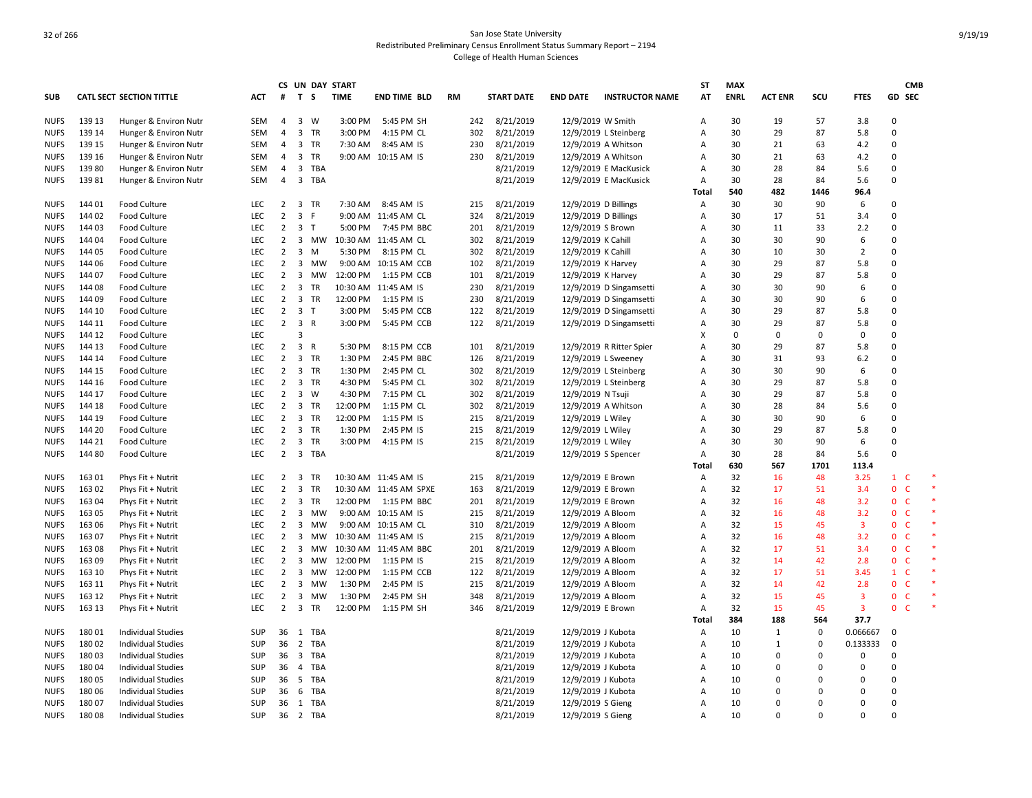San Jose State University
Redistributed Preliminary Census Enrollment Status Summary Report – 2194
College of Health Human Sciences

| SUB | CATL SECT | SECTION TITTLE | ACT | CS # | UN T | DAY S | START TIME | END TIME | BLD | RM | START DATE | END DATE | INSTRUCTOR NAME | ST AT | MAX ENRL | ACT ENR | SCU | FTES | GD | CMB SEC | |
|---|---|---|---|---|---|---|---|---|---|---|---|---|---|---|---|---|---|---|---|---|---|
| NUFS | 139 13 | Hunger & Environ Nutr | SEM | 4 | 3 | W | 3:00 PM | 5:45 PM | SH | 242 | 8/21/2019 | 12/9/2019 | W Smith | A | 30 | 19 | 57 | 3.8 | 0 | | |
| NUFS | 139 14 | Hunger & Environ Nutr | SEM | 4 | 3 | TR | 3:00 PM | 4:15 PM | CL | 302 | 8/21/2019 | 12/9/2019 | L Steinberg | A | 30 | 29 | 87 | 5.8 | 0 | | |
| NUFS | 139 15 | Hunger & Environ Nutr | SEM | 4 | 3 | TR | 7:30 AM | 8:45 AM | IS | 230 | 8/21/2019 | 12/9/2019 | A Whitson | A | 30 | 21 | 63 | 4.2 | 0 | | |
| NUFS | 139 16 | Hunger & Environ Nutr | SEM | 4 | 3 | TR | 9:00 AM | 10:15 AM | IS | 230 | 8/21/2019 | 12/9/2019 | A Whitson | A | 30 | 21 | 63 | 4.2 | 0 | | |
| NUFS | 139 80 | Hunger & Environ Nutr | SEM | 4 | 3 | TBA | | | | | 8/21/2019 | 12/9/2019 | E MacKusick | A | 30 | 28 | 84 | 5.6 | 0 | | |
| NUFS | 139 81 | Hunger & Environ Nutr | SEM | 4 | 3 | TBA | | | | | 8/21/2019 | 12/9/2019 | E MacKusick | A | 30 | 28 | 84 | 5.6 | 0 | | |
| | | | | | | | | | | | | | | Total | 540 | 482 | 1446 | 96.4 | | | |
| NUFS | 144 01 | Food Culture | LEC | 2 | 3 | TR | 7:30 AM | 8:45 AM | IS | 215 | 8/21/2019 | 12/9/2019 | D Billings | A | 30 | 30 | 90 | 6 | 0 | | |
| NUFS | 144 02 | Food Culture | LEC | 2 | 3 | F | 9:00 AM | 11:45 AM | CL | 324 | 8/21/2019 | 12/9/2019 | D Billings | A | 30 | 17 | 51 | 3.4 | 0 | | |
| NUFS | 144 03 | Food Culture | LEC | 2 | 3 | T | 5:00 PM | 7:45 PM | BBC | 201 | 8/21/2019 | 12/9/2019 | S Brown | A | 30 | 11 | 33 | 2.2 | 0 | | |
| NUFS | 144 04 | Food Culture | LEC | 2 | 3 | MW | 10:30 AM | 11:45 AM | CL | 302 | 8/21/2019 | 12/9/2019 | K Cahill | A | 30 | 30 | 90 | 6 | 0 | | |
| NUFS | 144 05 | Food Culture | LEC | 2 | 3 | M | 5:30 PM | 8:15 PM | CL | 302 | 8/21/2019 | 12/9/2019 | K Cahill | A | 30 | 10 | 30 | 2 | 0 | | |
| NUFS | 144 06 | Food Culture | LEC | 2 | 3 | MW | 9:00 AM | 10:15 AM | CCB | 102 | 8/21/2019 | 12/9/2019 | K Harvey | A | 30 | 29 | 87 | 5.8 | 0 | | |
| NUFS | 144 07 | Food Culture | LEC | 2 | 3 | MW | 12:00 PM | 1:15 PM | CCB | 101 | 8/21/2019 | 12/9/2019 | K Harvey | A | 30 | 29 | 87 | 5.8 | 0 | | |
| NUFS | 144 08 | Food Culture | LEC | 2 | 3 | TR | 10:30 AM | 11:45 AM | IS | 230 | 8/21/2019 | 12/9/2019 | D Singamsetti | A | 30 | 30 | 90 | 6 | 0 | | |
| NUFS | 144 09 | Food Culture | LEC | 2 | 3 | TR | 12:00 PM | 1:15 PM | IS | 230 | 8/21/2019 | 12/9/2019 | D Singamsetti | A | 30 | 30 | 90 | 6 | 0 | | |
| NUFS | 144 10 | Food Culture | LEC | 2 | 3 | T | 3:00 PM | 5:45 PM | CCB | 122 | 8/21/2019 | 12/9/2019 | D Singamsetti | A | 30 | 29 | 87 | 5.8 | 0 | | |
| NUFS | 144 11 | Food Culture | LEC | 2 | 3 | R | 3:00 PM | 5:45 PM | CCB | 122 | 8/21/2019 | 12/9/2019 | D Singamsetti | A | 30 | 29 | 87 | 5.8 | 0 | | |
| NUFS | 144 12 | Food Culture | LEC | | 3 | | | | | | | | | X | 0 | 0 | 0 | 0 | 0 | | |
| NUFS | 144 13 | Food Culture | LEC | 2 | 3 | R | 5:30 PM | 8:15 PM | CCB | 101 | 8/21/2019 | 12/9/2019 | R Ritter Spier | A | 30 | 29 | 87 | 5.8 | 0 | | |
| NUFS | 144 14 | Food Culture | LEC | 2 | 3 | TR | 1:30 PM | 2:45 PM | BBC | 126 | 8/21/2019 | 12/9/2019 | L Sweeney | A | 30 | 31 | 93 | 6.2 | 0 | | |
| NUFS | 144 15 | Food Culture | LEC | 2 | 3 | TR | 1:30 PM | 2:45 PM | CL | 302 | 8/21/2019 | 12/9/2019 | L Steinberg | A | 30 | 30 | 90 | 6 | 0 | | |
| NUFS | 144 16 | Food Culture | LEC | 2 | 3 | TR | 4:30 PM | 5:45 PM | CL | 302 | 8/21/2019 | 12/9/2019 | L Steinberg | A | 30 | 29 | 87 | 5.8 | 0 | | |
| NUFS | 144 17 | Food Culture | LEC | 2 | 3 | W | 4:30 PM | 7:15 PM | CL | 302 | 8/21/2019 | 12/9/2019 | N Tsuji | A | 30 | 29 | 87 | 5.8 | 0 | | |
| NUFS | 144 18 | Food Culture | LEC | 2 | 3 | TR | 12:00 PM | 1:15 PM | CL | 302 | 8/21/2019 | 12/9/2019 | A Whitson | A | 30 | 28 | 84 | 5.6 | 0 | | |
| NUFS | 144 19 | Food Culture | LEC | 2 | 3 | TR | 12:00 PM | 1:15 PM | IS | 215 | 8/21/2019 | 12/9/2019 | L Wiley | A | 30 | 30 | 90 | 6 | 0 | | |
| NUFS | 144 20 | Food Culture | LEC | 2 | 3 | TR | 1:30 PM | 2:45 PM | IS | 215 | 8/21/2019 | 12/9/2019 | L Wiley | A | 30 | 29 | 87 | 5.8 | 0 | | |
| NUFS | 144 21 | Food Culture | LEC | 2 | 3 | TR | 3:00 PM | 4:15 PM | IS | 215 | 8/21/2019 | 12/9/2019 | L Wiley | A | 30 | 30 | 90 | 6 | 0 | | |
| NUFS | 144 80 | Food Culture | LEC | 2 | 3 | TBA | | | | | 8/21/2019 | 12/9/2019 | S Spencer | A | 30 | 28 | 84 | 5.6 | 0 | | |
| | | | | | | | | | | | | | | Total | 630 | 567 | 1701 | 113.4 | | | |
| NUFS | 163 01 | Phys Fit + Nutrit | LEC | 2 | 3 | TR | 10:30 AM | 11:45 AM | IS | 215 | 8/21/2019 | 12/9/2019 | E Brown | A | 32 | 16 | 48 | 3.25 | 1 | C | * |
| NUFS | 163 02 | Phys Fit + Nutrit | LEC | 2 | 3 | TR | 10:30 AM | 11:45 AM | SPXE | 163 | 8/21/2019 | 12/9/2019 | E Brown | A | 32 | 17 | 51 | 3.4 | 0 | C | * |
| NUFS | 163 04 | Phys Fit + Nutrit | LEC | 2 | 3 | TR | 12:00 PM | 1:15 PM | BBC | 201 | 8/21/2019 | 12/9/2019 | E Brown | A | 32 | 16 | 48 | 3.2 | 0 | C | * |
| NUFS | 163 05 | Phys Fit + Nutrit | LEC | 2 | 3 | MW | 9:00 AM | 10:15 AM | IS | 215 | 8/21/2019 | 12/9/2019 | A Bloom | A | 32 | 16 | 48 | 3.2 | 0 | C | * |
| NUFS | 163 06 | Phys Fit + Nutrit | LEC | 2 | 3 | MW | 9:00 AM | 10:15 AM | CL | 310 | 8/21/2019 | 12/9/2019 | A Bloom | A | 32 | 15 | 45 | 3 | 0 | C | * |
| NUFS | 163 07 | Phys Fit + Nutrit | LEC | 2 | 3 | MW | 10:30 AM | 11:45 AM | IS | 215 | 8/21/2019 | 12/9/2019 | A Bloom | A | 32 | 16 | 48 | 3.2 | 0 | C | * |
| NUFS | 163 08 | Phys Fit + Nutrit | LEC | 2 | 3 | MW | 10:30 AM | 11:45 AM | BBC | 201 | 8/21/2019 | 12/9/2019 | A Bloom | A | 32 | 17 | 51 | 3.4 | 0 | C | * |
| NUFS | 163 09 | Phys Fit + Nutrit | LEC | 2 | 3 | MW | 12:00 PM | 1:15 PM | IS | 215 | 8/21/2019 | 12/9/2019 | A Bloom | A | 32 | 14 | 42 | 2.8 | 0 | C | * |
| NUFS | 163 10 | Phys Fit + Nutrit | LEC | 2 | 3 | MW | 12:00 PM | 1:15 PM | CCB | 122 | 8/21/2019 | 12/9/2019 | A Bloom | A | 32 | 17 | 51 | 3.45 | 1 | C | * |
| NUFS | 163 11 | Phys Fit + Nutrit | LEC | 2 | 3 | MW | 1:30 PM | 2:45 PM | IS | 215 | 8/21/2019 | 12/9/2019 | A Bloom | A | 32 | 14 | 42 | 2.8 | 0 | C | * |
| NUFS | 163 12 | Phys Fit + Nutrit | LEC | 2 | 3 | MW | 1:30 PM | 2:45 PM | SH | 348 | 8/21/2019 | 12/9/2019 | A Bloom | A | 32 | 15 | 45 | 3 | 0 | C | * |
| NUFS | 163 13 | Phys Fit + Nutrit | LEC | 2 | 3 | TR | 12:00 PM | 1:15 PM | SH | 346 | 8/21/2019 | 12/9/2019 | E Brown | A | 32 | 15 | 45 | 3 | 0 | C | * |
| | | | | | | | | | | | | | | Total | 384 | 188 | 564 | 37.7 | | | |
| NUFS | 180 01 | Individual Studies | SUP | 36 | 1 | TBA | | | | | 8/21/2019 | 12/9/2019 | J Kubota | A | 10 | 1 | 0 | 0.066667 | 0 | | |
| NUFS | 180 02 | Individual Studies | SUP | 36 | 2 | TBA | | | | | 8/21/2019 | 12/9/2019 | J Kubota | A | 10 | 1 | 0 | 0.133333 | 0 | | |
| NUFS | 180 03 | Individual Studies | SUP | 36 | 3 | TBA | | | | | 8/21/2019 | 12/9/2019 | J Kubota | A | 10 | 0 | 0 | 0 | 0 | | |
| NUFS | 180 04 | Individual Studies | SUP | 36 | 4 | TBA | | | | | 8/21/2019 | 12/9/2019 | J Kubota | A | 10 | 0 | 0 | 0 | 0 | | |
| NUFS | 180 05 | Individual Studies | SUP | 36 | 5 | TBA | | | | | 8/21/2019 | 12/9/2019 | J Kubota | A | 10 | 0 | 0 | 0 | 0 | | |
| NUFS | 180 06 | Individual Studies | SUP | 36 | 6 | TBA | | | | | 8/21/2019 | 12/9/2019 | J Kubota | A | 10 | 0 | 0 | 0 | 0 | | |
| NUFS | 180 07 | Individual Studies | SUP | 36 | 1 | TBA | | | | | 8/21/2019 | 12/9/2019 | S Gieng | A | 10 | 0 | 0 | 0 | 0 | | |
| NUFS | 180 08 | Individual Studies | SUP | 36 | 2 | TBA | | | | | 8/21/2019 | 12/9/2019 | S Gieng | A | 10 | 0 | 0 | 0 | 0 | | |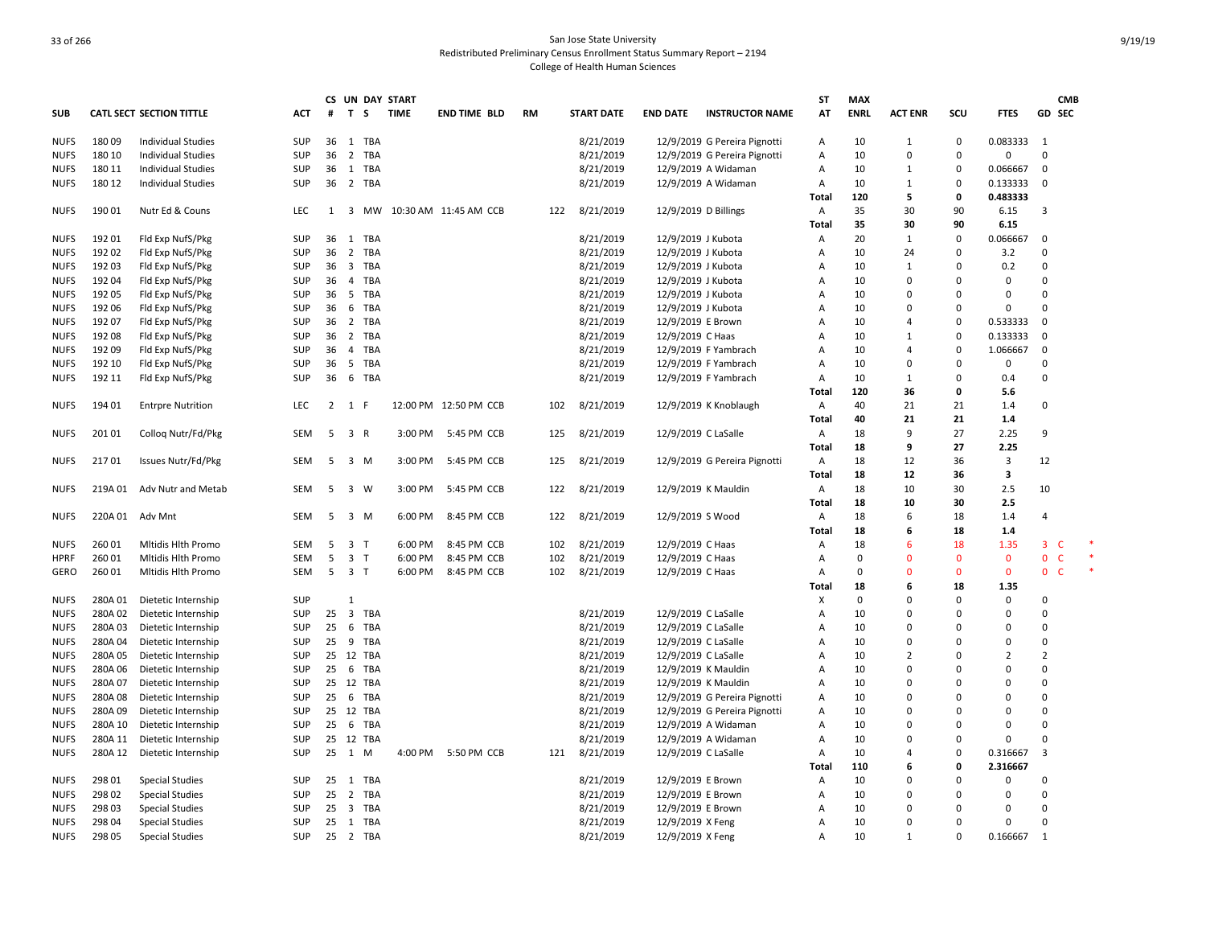San Jose State University
Redistributed Preliminary Census Enrollment Status Summary Report – 2194
College of Health Human Sciences

| SUB | CATL SECT | SECTION TITTLE | ACT | CS # | UN T | DAY S | START TIME | END TIME | BLD | RM | START DATE | END DATE | INSTRUCTOR NAME | ST AT | MAX ENRL | ACT ENR | SCU | FTES | GD | CMB SEC |
|---|---|---|---|---|---|---|---|---|---|---|---|---|---|---|---|---|---|---|---|---|
| NUFS | 180 09 | Individual Studies | SUP | 36 | 1 | TBA | | | | | 8/21/2019 | 12/9/2019 | G Pereira Pignotti | A | 10 | 1 | 0 | 0.083333 | 1 | |
| NUFS | 180 10 | Individual Studies | SUP | 36 | 2 | TBA | | | | | 8/21/2019 | 12/9/2019 | G Pereira Pignotti | A | 10 | 0 | 0 | 0 | 0 | |
| NUFS | 180 11 | Individual Studies | SUP | 36 | 1 | TBA | | | | | 8/21/2019 | 12/9/2019 | A Widaman | A | 10 | 1 | 0 | 0.066667 | 0 | |
| NUFS | 180 12 | Individual Studies | SUP | 36 | 2 | TBA | | | | | 8/21/2019 | 12/9/2019 | A Widaman | A | 10 | 1 | 0 | 0.133333 | 0 | |
| | | | | | | | | | | | | | | **Total** | **120** | **5** | **0** | **0.483333** | | |
| NUFS | 190 01 | Nutr Ed & Couns | LEC | 1 | 3 | MW | 10:30 AM | 11:45 AM | CCB | 122 | 8/21/2019 | 12/9/2019 | D Billings | A | 35 | 30 | 90 | 6.15 | 3 | |
| | | | | | | | | | | | | | | **Total** | **35** | **30** | **90** | **6.15** | | |
| NUFS | 192 01 | Fld Exp NufS/Pkg | SUP | 36 | 1 | TBA | | | | | 8/21/2019 | 12/9/2019 | J Kubota | A | 20 | 1 | 0 | 0.066667 | 0 | |
| NUFS | 192 02 | Fld Exp NufS/Pkg | SUP | 36 | 2 | TBA | | | | | 8/21/2019 | 12/9/2019 | J Kubota | A | 10 | 24 | 0 | 3.2 | 0 | |
| NUFS | 192 03 | Fld Exp NufS/Pkg | SUP | 36 | 3 | TBA | | | | | 8/21/2019 | 12/9/2019 | J Kubota | A | 10 | 1 | 0 | 0.2 | 0 | |
| NUFS | 192 04 | Fld Exp NufS/Pkg | SUP | 36 | 4 | TBA | | | | | 8/21/2019 | 12/9/2019 | J Kubota | A | 10 | 0 | 0 | 0 | 0 | |
| NUFS | 192 05 | Fld Exp NufS/Pkg | SUP | 36 | 5 | TBA | | | | | 8/21/2019 | 12/9/2019 | J Kubota | A | 10 | 0 | 0 | 0 | 0 | |
| NUFS | 192 06 | Fld Exp NufS/Pkg | SUP | 36 | 6 | TBA | | | | | 8/21/2019 | 12/9/2019 | J Kubota | A | 10 | 0 | 0 | 0 | 0 | |
| NUFS | 192 07 | Fld Exp NufS/Pkg | SUP | 36 | 2 | TBA | | | | | 8/21/2019 | 12/9/2019 | E Brown | A | 10 | 4 | 0 | 0.533333 | 0 | |
| NUFS | 192 08 | Fld Exp NufS/Pkg | SUP | 36 | 2 | TBA | | | | | 8/21/2019 | 12/9/2019 | C Haas | A | 10 | 1 | 0 | 0.133333 | 0 | |
| NUFS | 192 09 | Fld Exp NufS/Pkg | SUP | 36 | 4 | TBA | | | | | 8/21/2019 | 12/9/2019 | F Yambrach | A | 10 | 4 | 0 | 1.066667 | 0 | |
| NUFS | 192 10 | Fld Exp NufS/Pkg | SUP | 36 | 5 | TBA | | | | | 8/21/2019 | 12/9/2019 | F Yambrach | A | 10 | 0 | 0 | 0 | 0 | |
| NUFS | 192 11 | Fld Exp NufS/Pkg | SUP | 36 | 6 | TBA | | | | | 8/21/2019 | 12/9/2019 | F Yambrach | A | 10 | 1 | 0 | 0.4 | 0 | |
| | | | | | | | | | | | | | | **Total** | **120** | **36** | **0** | **5.6** | | |
| NUFS | 194 01 | Entrpre Nutrition | LEC | 2 | 1 | F | 12:00 PM | 12:50 PM | CCB | 102 | 8/21/2019 | 12/9/2019 | K Knoblaugh | A | 40 | 21 | 21 | 1.4 | 0 | |
| | | | | | | | | | | | | | | **Total** | **40** | **21** | **21** | **1.4** | | |
| NUFS | 201 01 | Colloq Nutr/Fd/Pkg | SEM | 5 | 3 | R | 3:00 PM | 5:45 PM | CCB | 125 | 8/21/2019 | 12/9/2019 | C LaSalle | A | 18 | 9 | 27 | 2.25 | 9 | |
| | | | | | | | | | | | | | | **Total** | **18** | **9** | **27** | **2.25** | | |
| NUFS | 217 01 | Issues Nutr/Fd/Pkg | SEM | 5 | 3 | M | 3:00 PM | 5:45 PM | CCB | 125 | 8/21/2019 | 12/9/2019 | G Pereira Pignotti | A | 18 | 12 | 36 | 3 | 12 | |
| | | | | | | | | | | | | | | **Total** | **18** | **12** | **36** | **3** | | |
| NUFS | 219A 01 | Adv Nutr and Metab | SEM | 5 | 3 | W | 3:00 PM | 5:45 PM | CCB | 122 | 8/21/2019 | 12/9/2019 | K Mauldin | A | 18 | 10 | 30 | 2.5 | 10 | |
| | | | | | | | | | | | | | | **Total** | **18** | **10** | **30** | **2.5** | | |
| NUFS | 220A 01 | Adv Mnt | SEM | 5 | 3 | M | 6:00 PM | 8:45 PM | CCB | 122 | 8/21/2019 | 12/9/2019 | S Wood | A | 18 | 6 | 18 | 1.4 | 4 | |
| | | | | | | | | | | | | | | **Total** | **18** | **6** | **18** | **1.4** | | |
| NUFS | 260 01 | Mltidis Hlth Promo | SEM | 5 | 3 | T | 6:00 PM | 8:45 PM | CCB | 102 | 8/21/2019 | 12/9/2019 | C Haas | A | 18 | 6 | 18 | 1.35 | 3 | C * |
| HPRF | 260 01 | Mltidis Hlth Promo | SEM | 5 | 3 | T | 6:00 PM | 8:45 PM | CCB | 102 | 8/21/2019 | 12/9/2019 | C Haas | A | 0 | 0 | 0 | 0 | 0 | C * |
| GERO | 260 01 | Mltidis Hlth Promo | SEM | 5 | 3 | T | 6:00 PM | 8:45 PM | CCB | 102 | 8/21/2019 | 12/9/2019 | C Haas | A | 0 | 0 | 0 | 0 | 0 | C * |
| | | | | | | | | | | | | | | **Total** | **18** | **6** | **18** | **1.35** | | |
| NUFS | 280A 01 | Dietetic Internship | SUP | | 1 | | | | | | | | | X | 0 | 0 | 0 | 0 | 0 | |
| NUFS | 280A 02 | Dietetic Internship | SUP | 25 | 3 | TBA | | | | | 8/21/2019 | 12/9/2019 | C LaSalle | A | 10 | 0 | 0 | 0 | 0 | |
| NUFS | 280A 03 | Dietetic Internship | SUP | 25 | 6 | TBA | | | | | 8/21/2019 | 12/9/2019 | C LaSalle | A | 10 | 0 | 0 | 0 | 0 | |
| NUFS | 280A 04 | Dietetic Internship | SUP | 25 | 9 | TBA | | | | | 8/21/2019 | 12/9/2019 | C LaSalle | A | 10 | 0 | 0 | 0 | 0 | |
| NUFS | 280A 05 | Dietetic Internship | SUP | 25 | 12 | TBA | | | | | 8/21/2019 | 12/9/2019 | C LaSalle | A | 10 | 2 | 0 | 2 | 2 | |
| NUFS | 280A 06 | Dietetic Internship | SUP | 25 | 6 | TBA | | | | | 8/21/2019 | 12/9/2019 | K Mauldin | A | 10 | 0 | 0 | 0 | 0 | |
| NUFS | 280A 07 | Dietetic Internship | SUP | 25 | 12 | TBA | | | | | 8/21/2019 | 12/9/2019 | K Mauldin | A | 10 | 0 | 0 | 0 | 0 | |
| NUFS | 280A 08 | Dietetic Internship | SUP | 25 | 6 | TBA | | | | | 8/21/2019 | 12/9/2019 | G Pereira Pignotti | A | 10 | 0 | 0 | 0 | 0 | |
| NUFS | 280A 09 | Dietetic Internship | SUP | 25 | 12 | TBA | | | | | 8/21/2019 | 12/9/2019 | G Pereira Pignotti | A | 10 | 0 | 0 | 0 | 0 | |
| NUFS | 280A 10 | Dietetic Internship | SUP | 25 | 6 | TBA | | | | | 8/21/2019 | 12/9/2019 | A Widaman | A | 10 | 0 | 0 | 0 | 0 | |
| NUFS | 280A 11 | Dietetic Internship | SUP | 25 | 12 | TBA | | | | | 8/21/2019 | 12/9/2019 | A Widaman | A | 10 | 0 | 0 | 0 | 0 | |
| NUFS | 280A 12 | Dietetic Internship | SUP | 25 | 1 | M | 4:00 PM | 5:50 PM | CCB | 121 | 8/21/2019 | 12/9/2019 | C LaSalle | A | 10 | 4 | 0 | 0.316667 | 3 | |
| | | | | | | | | | | | | | | **Total** | **110** | **6** | **0** | **2.316667** | | |
| NUFS | 298 01 | Special Studies | SUP | 25 | 1 | TBA | | | | | 8/21/2019 | 12/9/2019 | E Brown | A | 10 | 0 | 0 | 0 | 0 | |
| NUFS | 298 02 | Special Studies | SUP | 25 | 2 | TBA | | | | | 8/21/2019 | 12/9/2019 | E Brown | A | 10 | 0 | 0 | 0 | 0 | |
| NUFS | 298 03 | Special Studies | SUP | 25 | 3 | TBA | | | | | 8/21/2019 | 12/9/2019 | E Brown | A | 10 | 0 | 0 | 0 | 0 | |
| NUFS | 298 04 | Special Studies | SUP | 25 | 1 | TBA | | | | | 8/21/2019 | 12/9/2019 | X Feng | A | 10 | 0 | 0 | 0 | 0 | |
| NUFS | 298 05 | Special Studies | SUP | 25 | 2 | TBA | | | | | 8/21/2019 | 12/9/2019 | X Feng | A | 10 | 1 | 0 | 0.166667 | 1 | |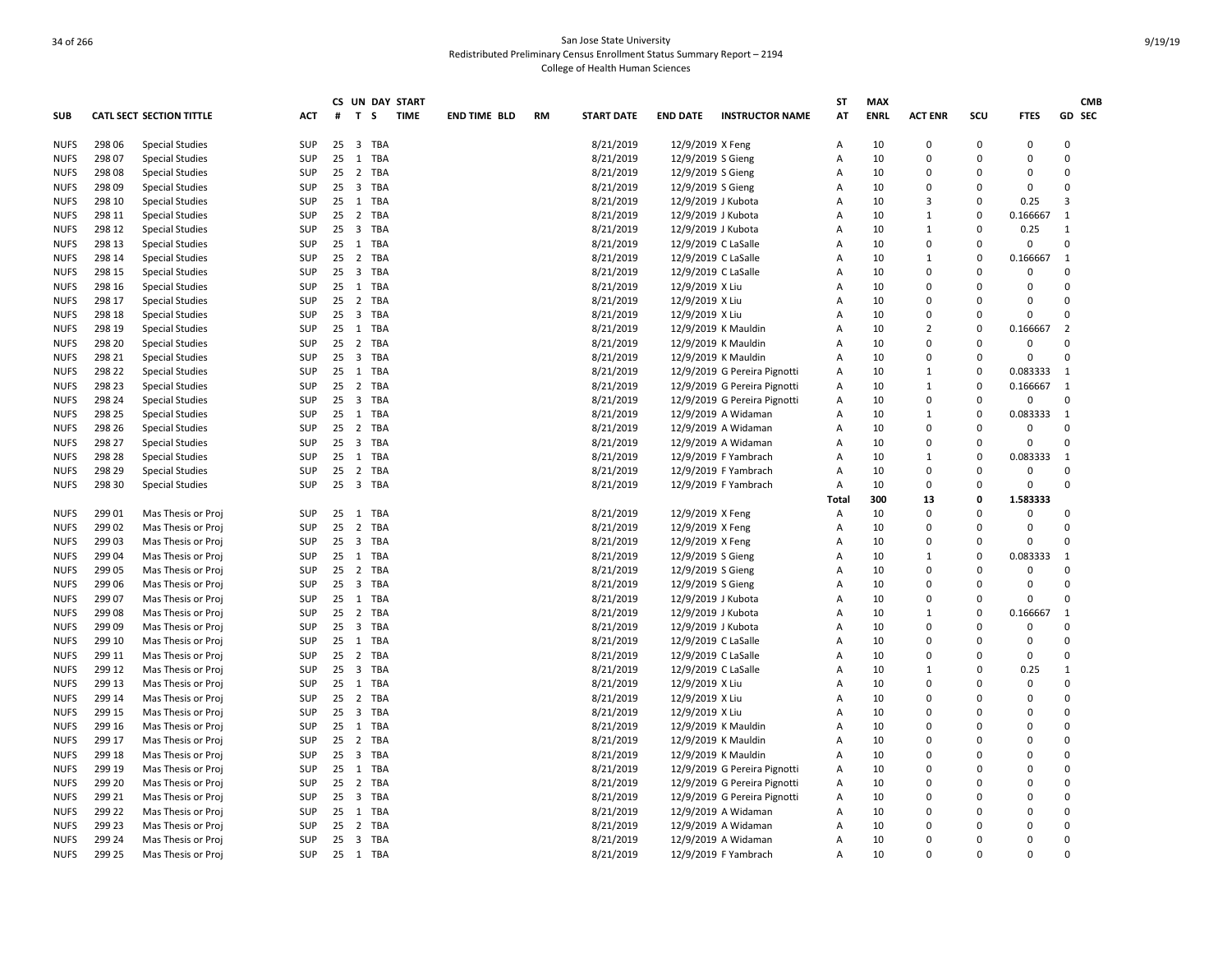San Jose State University
Redistributed Preliminary Census Enrollment Status Summary Report – 2194
College of Health Human Sciences

| SUB | CATL SECT | SECTION TITTLE | ACT | CS # | UN T | DAY S | START TIME | END TIME | BLD | RM | START DATE | END DATE | INSTRUCTOR NAME | ST AT | MAX ENRL | ACT ENR | SCU | FTES | GD | CMB SEC |
|---|---|---|---|---|---|---|---|---|---|---|---|---|---|---|---|---|---|---|---|---|
| NUFS | 298 06 | Special Studies | SUP | 25 | 3 | TBA | | | | | 8/21/2019 | 12/9/2019 | X Feng | A | 10 | 0 | 0 | 0 | 0 | |
| NUFS | 298 07 | Special Studies | SUP | 25 | 1 | TBA | | | | | 8/21/2019 | 12/9/2019 | S Gieng | A | 10 | 0 | 0 | 0 | 0 | |
| NUFS | 298 08 | Special Studies | SUP | 25 | 2 | TBA | | | | | 8/21/2019 | 12/9/2019 | S Gieng | A | 10 | 0 | 0 | 0 | 0 | |
| NUFS | 298 09 | Special Studies | SUP | 25 | 3 | TBA | | | | | 8/21/2019 | 12/9/2019 | S Gieng | A | 10 | 0 | 0 | 0 | 0 | |
| NUFS | 298 10 | Special Studies | SUP | 25 | 1 | TBA | | | | | 8/21/2019 | 12/9/2019 | J Kubota | A | 10 | 3 | 0 | 0.25 | 3 | |
| NUFS | 298 11 | Special Studies | SUP | 25 | 2 | TBA | | | | | 8/21/2019 | 12/9/2019 | J Kubota | A | 10 | 1 | 0 | 0.166667 | 1 | |
| NUFS | 298 12 | Special Studies | SUP | 25 | 3 | TBA | | | | | 8/21/2019 | 12/9/2019 | J Kubota | A | 10 | 1 | 0 | 0.25 | 1 | |
| NUFS | 298 13 | Special Studies | SUP | 25 | 1 | TBA | | | | | 8/21/2019 | 12/9/2019 | C LaSalle | A | 10 | 0 | 0 | 0 | 0 | |
| NUFS | 298 14 | Special Studies | SUP | 25 | 2 | TBA | | | | | 8/21/2019 | 12/9/2019 | C LaSalle | A | 10 | 1 | 0 | 0.166667 | 1 | |
| NUFS | 298 15 | Special Studies | SUP | 25 | 3 | TBA | | | | | 8/21/2019 | 12/9/2019 | C LaSalle | A | 10 | 0 | 0 | 0 | 0 | |
| NUFS | 298 16 | Special Studies | SUP | 25 | 1 | TBA | | | | | 8/21/2019 | 12/9/2019 | X Liu | A | 10 | 0 | 0 | 0 | 0 | |
| NUFS | 298 17 | Special Studies | SUP | 25 | 2 | TBA | | | | | 8/21/2019 | 12/9/2019 | X Liu | A | 10 | 0 | 0 | 0 | 0 | |
| NUFS | 298 18 | Special Studies | SUP | 25 | 3 | TBA | | | | | 8/21/2019 | 12/9/2019 | X Liu | A | 10 | 0 | 0 | 0 | 0 | |
| NUFS | 298 19 | Special Studies | SUP | 25 | 1 | TBA | | | | | 8/21/2019 | 12/9/2019 | K Mauldin | A | 10 | 2 | 0 | 0.166667 | 2 | |
| NUFS | 298 20 | Special Studies | SUP | 25 | 2 | TBA | | | | | 8/21/2019 | 12/9/2019 | K Mauldin | A | 10 | 0 | 0 | 0 | 0 | |
| NUFS | 298 21 | Special Studies | SUP | 25 | 3 | TBA | | | | | 8/21/2019 | 12/9/2019 | K Mauldin | A | 10 | 0 | 0 | 0 | 0 | |
| NUFS | 298 22 | Special Studies | SUP | 25 | 1 | TBA | | | | | 8/21/2019 | 12/9/2019 | G Pereira Pignotti | A | 10 | 1 | 0 | 0.083333 | 1 | |
| NUFS | 298 23 | Special Studies | SUP | 25 | 2 | TBA | | | | | 8/21/2019 | 12/9/2019 | G Pereira Pignotti | A | 10 | 1 | 0 | 0.166667 | 1 | |
| NUFS | 298 24 | Special Studies | SUP | 25 | 3 | TBA | | | | | 8/21/2019 | 12/9/2019 | G Pereira Pignotti | A | 10 | 0 | 0 | 0 | 0 | |
| NUFS | 298 25 | Special Studies | SUP | 25 | 1 | TBA | | | | | 8/21/2019 | 12/9/2019 | A Widaman | A | 10 | 1 | 0 | 0.083333 | 1 | |
| NUFS | 298 26 | Special Studies | SUP | 25 | 2 | TBA | | | | | 8/21/2019 | 12/9/2019 | A Widaman | A | 10 | 0 | 0 | 0 | 0 | |
| NUFS | 298 27 | Special Studies | SUP | 25 | 3 | TBA | | | | | 8/21/2019 | 12/9/2019 | A Widaman | A | 10 | 0 | 0 | 0 | 0 | |
| NUFS | 298 28 | Special Studies | SUP | 25 | 1 | TBA | | | | | 8/21/2019 | 12/9/2019 | F Yambrach | A | 10 | 1 | 0 | 0.083333 | 1 | |
| NUFS | 298 29 | Special Studies | SUP | 25 | 2 | TBA | | | | | 8/21/2019 | 12/9/2019 | F Yambrach | A | 10 | 0 | 0 | 0 | 0 | |
| NUFS | 298 30 | Special Studies | SUP | 25 | 3 | TBA | | | | | 8/21/2019 | 12/9/2019 | F Yambrach | A | 10 | 0 | 0 | 0 | 0 | |
| | | | | | | | | | | | | | | **Total** | **300** | **13** | **0** | **1.583333** | | |
| NUFS | 299 01 | Mas Thesis or Proj | SUP | 25 | 1 | TBA | | | | | 8/21/2019 | 12/9/2019 | X Feng | A | 10 | 0 | 0 | 0 | 0 | |
| NUFS | 299 02 | Mas Thesis or Proj | SUP | 25 | 2 | TBA | | | | | 8/21/2019 | 12/9/2019 | X Feng | A | 10 | 0 | 0 | 0 | 0 | |
| NUFS | 299 03 | Mas Thesis or Proj | SUP | 25 | 3 | TBA | | | | | 8/21/2019 | 12/9/2019 | X Feng | A | 10 | 0 | 0 | 0 | 0 | |
| NUFS | 299 04 | Mas Thesis or Proj | SUP | 25 | 1 | TBA | | | | | 8/21/2019 | 12/9/2019 | S Gieng | A | 10 | 1 | 0 | 0.083333 | 1 | |
| NUFS | 299 05 | Mas Thesis or Proj | SUP | 25 | 2 | TBA | | | | | 8/21/2019 | 12/9/2019 | S Gieng | A | 10 | 0 | 0 | 0 | 0 | |
| NUFS | 299 06 | Mas Thesis or Proj | SUP | 25 | 3 | TBA | | | | | 8/21/2019 | 12/9/2019 | S Gieng | A | 10 | 0 | 0 | 0 | 0 | |
| NUFS | 299 07 | Mas Thesis or Proj | SUP | 25 | 1 | TBA | | | | | 8/21/2019 | 12/9/2019 | J Kubota | A | 10 | 0 | 0 | 0 | 0 | |
| NUFS | 299 08 | Mas Thesis or Proj | SUP | 25 | 2 | TBA | | | | | 8/21/2019 | 12/9/2019 | J Kubota | A | 10 | 1 | 0 | 0.166667 | 1 | |
| NUFS | 299 09 | Mas Thesis or Proj | SUP | 25 | 3 | TBA | | | | | 8/21/2019 | 12/9/2019 | J Kubota | A | 10 | 0 | 0 | 0 | 0 | |
| NUFS | 299 10 | Mas Thesis or Proj | SUP | 25 | 1 | TBA | | | | | 8/21/2019 | 12/9/2019 | C LaSalle | A | 10 | 0 | 0 | 0 | 0 | |
| NUFS | 299 11 | Mas Thesis or Proj | SUP | 25 | 2 | TBA | | | | | 8/21/2019 | 12/9/2019 | C LaSalle | A | 10 | 0 | 0 | 0 | 0 | |
| NUFS | 299 12 | Mas Thesis or Proj | SUP | 25 | 3 | TBA | | | | | 8/21/2019 | 12/9/2019 | C LaSalle | A | 10 | 1 | 0 | 0.25 | 1 | |
| NUFS | 299 13 | Mas Thesis or Proj | SUP | 25 | 1 | TBA | | | | | 8/21/2019 | 12/9/2019 | X Liu | A | 10 | 0 | 0 | 0 | 0 | |
| NUFS | 299 14 | Mas Thesis or Proj | SUP | 25 | 2 | TBA | | | | | 8/21/2019 | 12/9/2019 | X Liu | A | 10 | 0 | 0 | 0 | 0 | |
| NUFS | 299 15 | Mas Thesis or Proj | SUP | 25 | 3 | TBA | | | | | 8/21/2019 | 12/9/2019 | X Liu | A | 10 | 0 | 0 | 0 | 0 | |
| NUFS | 299 16 | Mas Thesis or Proj | SUP | 25 | 1 | TBA | | | | | 8/21/2019 | 12/9/2019 | K Mauldin | A | 10 | 0 | 0 | 0 | 0 | |
| NUFS | 299 17 | Mas Thesis or Proj | SUP | 25 | 2 | TBA | | | | | 8/21/2019 | 12/9/2019 | K Mauldin | A | 10 | 0 | 0 | 0 | 0 | |
| NUFS | 299 18 | Mas Thesis or Proj | SUP | 25 | 3 | TBA | | | | | 8/21/2019 | 12/9/2019 | K Mauldin | A | 10 | 0 | 0 | 0 | 0 | |
| NUFS | 299 19 | Mas Thesis or Proj | SUP | 25 | 1 | TBA | | | | | 8/21/2019 | 12/9/2019 | G Pereira Pignotti | A | 10 | 0 | 0 | 0 | 0 | |
| NUFS | 299 20 | Mas Thesis or Proj | SUP | 25 | 2 | TBA | | | | | 8/21/2019 | 12/9/2019 | G Pereira Pignotti | A | 10 | 0 | 0 | 0 | 0 | |
| NUFS | 299 21 | Mas Thesis or Proj | SUP | 25 | 3 | TBA | | | | | 8/21/2019 | 12/9/2019 | G Pereira Pignotti | A | 10 | 0 | 0 | 0 | 0 | |
| NUFS | 299 22 | Mas Thesis or Proj | SUP | 25 | 1 | TBA | | | | | 8/21/2019 | 12/9/2019 | A Widaman | A | 10 | 0 | 0 | 0 | 0 | |
| NUFS | 299 23 | Mas Thesis or Proj | SUP | 25 | 2 | TBA | | | | | 8/21/2019 | 12/9/2019 | A Widaman | A | 10 | 0 | 0 | 0 | 0 | |
| NUFS | 299 24 | Mas Thesis or Proj | SUP | 25 | 3 | TBA | | | | | 8/21/2019 | 12/9/2019 | A Widaman | A | 10 | 0 | 0 | 0 | 0 | |
| NUFS | 299 25 | Mas Thesis or Proj | SUP | 25 | 1 | TBA | | | | | 8/21/2019 | 12/9/2019 | F Yambrach | A | 10 | 0 | 0 | 0 | 0 | |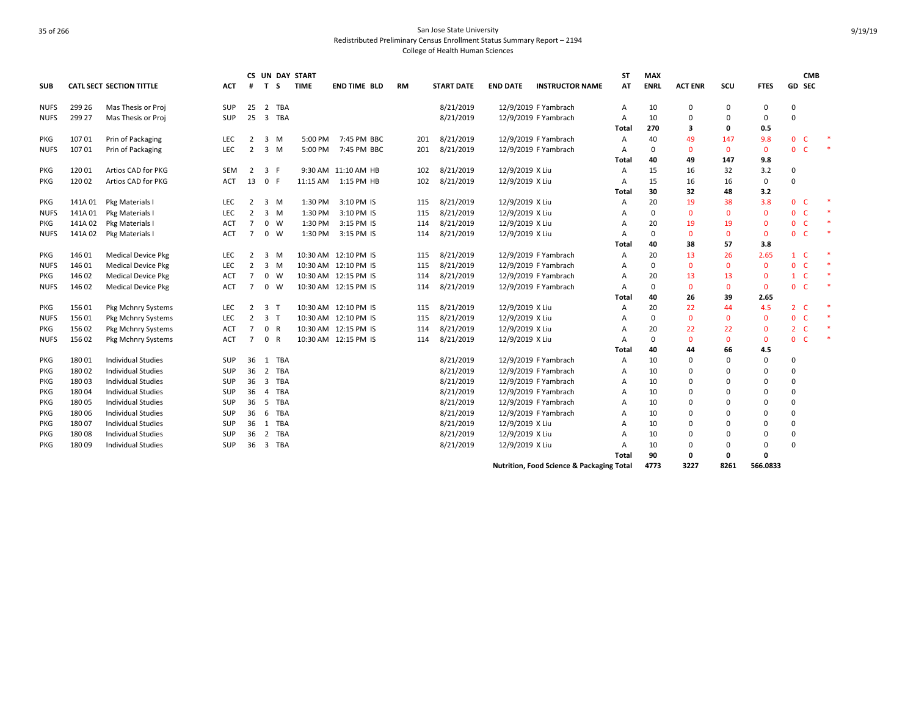San Jose State University
Redistributed Preliminary Census Enrollment Status Summary Report – 2194
College of Health Human Sciences

| SUB | CATL SECT | SECTION TITTLE | ACT | CS # | UN T | DAY S | START TIME | END TIME | BLD | RM | START DATE | END DATE | INSTRUCTOR NAME | ST AT | MAX ENRL | ACT ENR | SCU | FTES | GD | CMB SEC | |
|---|---|---|---|---|---|---|---|---|---|---|---|---|---|---|---|---|---|---|---|---|---|
| NUFS | 299 26 | Mas Thesis or Proj | SUP | 25 | 2 | TBA | | | | | 8/21/2019 | 12/9/2019 | F Yambrach | A | 10 | 0 | 0 | 0 | 0 | | |
| NUFS | 299 27 | Mas Thesis or Proj | SUP | 25 | 3 | TBA | | | | | 8/21/2019 | 12/9/2019 | F Yambrach | A | 10 | 0 | 0 | 0 | 0 | | |
| | | | | | | | | | | | | | | Total | 270 | 3 | 0 | 0.5 | | | |
| PKG | 107 01 | Prin of Packaging | LEC | 2 | 3 | M | 5:00 PM | 7:45 PM | BBC | 201 | 8/21/2019 | 12/9/2019 | F Yambrach | A | 40 | 49 | 147 | 9.8 | 0 | C | * |
| NUFS | 107 01 | Prin of Packaging | LEC | 2 | 3 | M | 5:00 PM | 7:45 PM | BBC | 201 | 8/21/2019 | 12/9/2019 | F Yambrach | A | 0 | 0 | 0 | 0 | 0 | C | * |
| | | | | | | | | | | | | | | Total | 40 | 49 | 147 | 9.8 | | | |
| PKG | 120 01 | Artios CAD for PKG | SEM | 2 | 3 | F | 9:30 AM | 11:10 AM | HB | 102 | 8/21/2019 | 12/9/2019 | X Liu | A | 15 | 16 | 32 | 3.2 | 0 | | |
| PKG | 120 02 | Artios CAD for PKG | ACT | 13 | 0 | F | 11:15 AM | 1:15 PM | HB | 102 | 8/21/2019 | 12/9/2019 | X Liu | A | 15 | 16 | 16 | 0 | 0 | | |
| | | | | | | | | | | | | | | Total | 30 | 32 | 48 | 3.2 | | | |
| PKG | 141A 01 | Pkg Materials I | LEC | 2 | 3 | M | 1:30 PM | 3:10 PM | IS | 115 | 8/21/2019 | 12/9/2019 | X Liu | A | 20 | 19 | 38 | 3.8 | 0 | C | * |
| NUFS | 141A 01 | Pkg Materials I | LEC | 2 | 3 | M | 1:30 PM | 3:10 PM | IS | 115 | 8/21/2019 | 12/9/2019 | X Liu | A | 0 | 0 | 0 | 0 | 0 | C | * |
| PKG | 141A 02 | Pkg Materials I | ACT | 7 | 0 | W | 1:30 PM | 3:15 PM | IS | 114 | 8/21/2019 | 12/9/2019 | X Liu | A | 20 | 19 | 19 | 0 | 0 | C | * |
| NUFS | 141A 02 | Pkg Materials I | ACT | 7 | 0 | W | 1:30 PM | 3:15 PM | IS | 114 | 8/21/2019 | 12/9/2019 | X Liu | A | 0 | 0 | 0 | 0 | 0 | C | * |
| | | | | | | | | | | | | | | Total | 40 | 38 | 57 | 3.8 | | | |
| PKG | 146 01 | Medical Device Pkg | LEC | 2 | 3 | M | 10:30 AM | 12:10 PM | IS | 115 | 8/21/2019 | 12/9/2019 | F Yambrach | A | 20 | 13 | 26 | 2.65 | 1 | C | * |
| NUFS | 146 01 | Medical Device Pkg | LEC | 2 | 3 | M | 10:30 AM | 12:10 PM | IS | 115 | 8/21/2019 | 12/9/2019 | F Yambrach | A | 0 | 0 | 0 | 0 | 0 | C | * |
| PKG | 146 02 | Medical Device Pkg | ACT | 7 | 0 | W | 10:30 AM | 12:15 PM | IS | 114 | 8/21/2019 | 12/9/2019 | F Yambrach | A | 20 | 13 | 13 | 0 | 1 | C | * |
| NUFS | 146 02 | Medical Device Pkg | ACT | 7 | 0 | W | 10:30 AM | 12:15 PM | IS | 114 | 8/21/2019 | 12/9/2019 | F Yambrach | A | 0 | 0 | 0 | 0 | 0 | C | * |
| | | | | | | | | | | | | | | Total | 40 | 26 | 39 | 2.65 | | | |
| PKG | 156 01 | Pkg Mchnry Systems | LEC | 2 | 3 | T | 10:30 AM | 12:10 PM | IS | 115 | 8/21/2019 | 12/9/2019 | X Liu | A | 20 | 22 | 44 | 4.5 | 2 | C | * |
| NUFS | 156 01 | Pkg Mchnry Systems | LEC | 2 | 3 | T | 10:30 AM | 12:10 PM | IS | 115 | 8/21/2019 | 12/9/2019 | X Liu | A | 0 | 0 | 0 | 0 | 0 | C | * |
| PKG | 156 02 | Pkg Mchnry Systems | ACT | 7 | 0 | R | 10:30 AM | 12:15 PM | IS | 114 | 8/21/2019 | 12/9/2019 | X Liu | A | 20 | 22 | 22 | 0 | 2 | C | * |
| NUFS | 156 02 | Pkg Mchnry Systems | ACT | 7 | 0 | R | 10:30 AM | 12:15 PM | IS | 114 | 8/21/2019 | 12/9/2019 | X Liu | A | 0 | 0 | 0 | 0 | 0 | C | * |
| | | | | | | | | | | | | | | Total | 40 | 44 | 66 | 4.5 | | | |
| PKG | 180 01 | Individual Studies | SUP | 36 | 1 | TBA | | | | | 8/21/2019 | 12/9/2019 | F Yambrach | A | 10 | 0 | 0 | 0 | 0 | | |
| PKG | 180 02 | Individual Studies | SUP | 36 | 2 | TBA | | | | | 8/21/2019 | 12/9/2019 | F Yambrach | A | 10 | 0 | 0 | 0 | 0 | | |
| PKG | 180 03 | Individual Studies | SUP | 36 | 3 | TBA | | | | | 8/21/2019 | 12/9/2019 | F Yambrach | A | 10 | 0 | 0 | 0 | 0 | | |
| PKG | 180 04 | Individual Studies | SUP | 36 | 4 | TBA | | | | | 8/21/2019 | 12/9/2019 | F Yambrach | A | 10 | 0 | 0 | 0 | 0 | | |
| PKG | 180 05 | Individual Studies | SUP | 36 | 5 | TBA | | | | | 8/21/2019 | 12/9/2019 | F Yambrach | A | 10 | 0 | 0 | 0 | 0 | | |
| PKG | 180 06 | Individual Studies | SUP | 36 | 6 | TBA | | | | | 8/21/2019 | 12/9/2019 | F Yambrach | A | 10 | 0 | 0 | 0 | 0 | | |
| PKG | 180 07 | Individual Studies | SUP | 36 | 1 | TBA | | | | | 8/21/2019 | 12/9/2019 | X Liu | A | 10 | 0 | 0 | 0 | 0 | | |
| PKG | 180 08 | Individual Studies | SUP | 36 | 2 | TBA | | | | | 8/21/2019 | 12/9/2019 | X Liu | A | 10 | 0 | 0 | 0 | 0 | | |
| PKG | 180 09 | Individual Studies | SUP | 36 | 3 | TBA | | | | | 8/21/2019 | 12/9/2019 | X Liu | A | 10 | 0 | 0 | 0 | 0 | | |
| | | | | | | | | | | | | | | Total | 90 | 0 | 0 | 0 | | | |
| | | | | | | | | | | | | | Nutrition, Food Science & Packaging Total | | 4773 | 3227 | 8261 | 566.0833 | | | |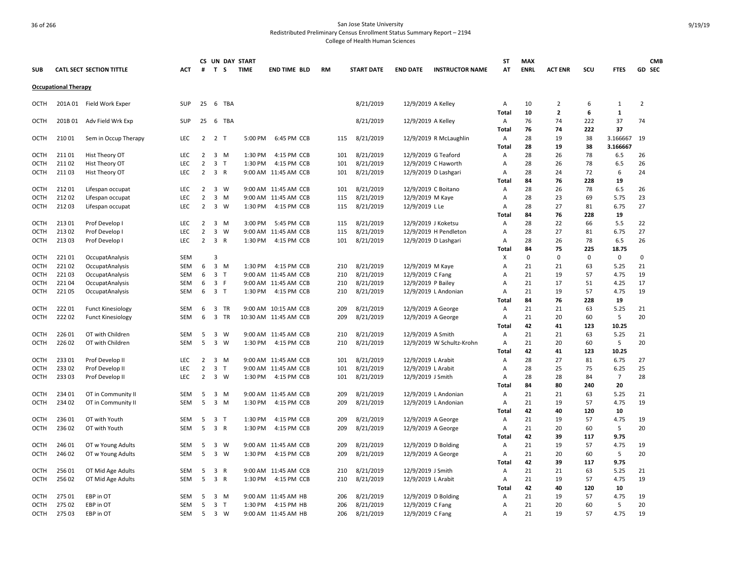San Jose State University
Redistributed Preliminary Census Enrollment Status Summary Report – 2194
College of Health Human Sciences

| SUB | CATL SECT | SECTION TITTLE | ACT | CS # | UN T | DAY S | START TIME | END TIME | BLD | RM | START DATE | END DATE | INSTRUCTOR NAME | ST AT | MAX ENRL | ACT ENR | SCU | FTES | GD | CMB SEC |
|---|---|---|---|---|---|---|---|---|---|---|---|---|---|---|---|---|---|---|---|---|
| **Occupational Therapy** | | | | | | | | | | | | | | | | | | | | |
| OCTH | 201A 01 | Field Work Exper | SUP | 25 | 6 | TBA | | | | | 8/21/2019 | 12/9/2019 | A Kelley | A | 10 | 2 | 6 | 1 | 2 | |
| | | | | | | | | | | | | | | **Total** | **10** | **2** | **6** | **1** | | |
| OCTH | 201B 01 | Adv Field Wrk Exp | SUP | 25 | 6 | TBA | | | | | 8/21/2019 | 12/9/2019 | A Kelley | A | 76 | 74 | 222 | 37 | 74 | |
| | | | | | | | | | | | | | | **Total** | **76** | **74** | **222** | **37** | | |
| OCTH | 210 01 | Sem in Occup Therapy | LEC | 2 | 2 | T | 5:00 PM | 6:45 PM | CCB | 115 | 8/21/2019 | 12/9/2019 | R McLaughlin | A | 28 | 19 | 38 | 3.166667 | 19 | |
| | | | | | | | | | | | | | | **Total** | **28** | **19** | **38** | **3.166667** | | |
| OCTH | 211 01 | Hist Theory OT | LEC | 2 | 3 | M | 1:30 PM | 4:15 PM | CCB | 101 | 8/21/2019 | 12/9/2019 | G Teaford | A | 28 | 26 | 78 | 6.5 | 26 | |
| OCTH | 211 02 | Hist Theory OT | LEC | 2 | 3 | T | 1:30 PM | 4:15 PM | CCB | 101 | 8/21/2019 | 12/9/2019 | C Haworth | A | 28 | 26 | 78 | 6.5 | 26 | |
| OCTH | 211 03 | Hist Theory OT | LEC | 2 | 3 | R | 9:00 AM | 11:45 AM | CCB | 101 | 8/21/2019 | 12/9/2019 | D Lashgari | A | 28 | 24 | 72 | 6 | 24 | |
| | | | | | | | | | | | | | | **Total** | **84** | **76** | **228** | **19** | | |
| OCTH | 212 01 | Lifespan occupat | LEC | 2 | 3 | W | 9:00 AM | 11:45 AM | CCB | 101 | 8/21/2019 | 12/9/2019 | C Boitano | A | 28 | 26 | 78 | 6.5 | 26 | |
| OCTH | 212 02 | Lifespan occupat | LEC | 2 | 3 | M | 9:00 AM | 11:45 AM | CCB | 115 | 8/21/2019 | 12/9/2019 | M Kaye | A | 28 | 23 | 69 | 5.75 | 23 | |
| OCTH | 212 03 | Lifespan occupat | LEC | 2 | 3 | W | 1:30 PM | 4:15 PM | CCB | 115 | 8/21/2019 | 12/9/2019 | L Le | A | 28 | 27 | 81 | 6.75 | 27 | |
| | | | | | | | | | | | | | | **Total** | **84** | **76** | **228** | **19** | | |
| OCTH | 213 01 | Prof Develop I | LEC | 2 | 3 | M | 3:00 PM | 5:45 PM | CCB | 115 | 8/21/2019 | 12/9/2019 | J Koketsu | A | 28 | 22 | 66 | 5.5 | 22 | |
| OCTH | 213 02 | Prof Develop I | LEC | 2 | 3 | W | 9:00 AM | 11:45 AM | CCB | 115 | 8/21/2019 | 12/9/2019 | H Pendleton | A | 28 | 27 | 81 | 6.75 | 27 | |
| OCTH | 213 03 | Prof Develop I | LEC | 2 | 3 | R | 1:30 PM | 4:15 PM | CCB | 101 | 8/21/2019 | 12/9/2019 | D Lashgari | A | 28 | 26 | 78 | 6.5 | 26 | |
| | | | | | | | | | | | | | | **Total** | **84** | **75** | **225** | **18.75** | | |
| OCTH | 221 01 | OccupatAnalysis | SEM | | 3 | | | | | | | | | X | 0 | 0 | 0 | 0 | 0 | |
| OCTH | 221 02 | OccupatAnalysis | SEM | 6 | 3 | M | 1:30 PM | 4:15 PM | CCB | 210 | 8/21/2019 | 12/9/2019 | M Kaye | A | 21 | 21 | 63 | 5.25 | 21 | |
| OCTH | 221 03 | OccupatAnalysis | SEM | 6 | 3 | T | 9:00 AM | 11:45 AM | CCB | 210 | 8/21/2019 | 12/9/2019 | C Fang | A | 21 | 19 | 57 | 4.75 | 19 | |
| OCTH | 221 04 | OccupatAnalysis | SEM | 6 | 3 | F | 9:00 AM | 11:45 AM | CCB | 210 | 8/21/2019 | 12/9/2019 | P Bailey | A | 21 | 17 | 51 | 4.25 | 17 | |
| OCTH | 221 05 | OccupatAnalysis | SEM | 6 | 3 | T | 1:30 PM | 4:15 PM | CCB | 210 | 8/21/2019 | 12/9/2019 | L Andonian | A | 21 | 19 | 57 | 4.75 | 19 | |
| | | | | | | | | | | | | | | **Total** | **84** | **76** | **228** | **19** | | |
| OCTH | 222 01 | Funct Kinesiology | SEM | 6 | 3 | TR | 9:00 AM | 10:15 AM | CCB | 209 | 8/21/2019 | 12/9/2019 | A George | A | 21 | 21 | 63 | 5.25 | 21 | |
| OCTH | 222 02 | Funct Kinesiology | SEM | 6 | 3 | TR | 10:30 AM | 11:45 AM | CCB | 209 | 8/21/2019 | 12/9/2019 | A George | A | 21 | 20 | 60 | 5 | 20 | |
| | | | | | | | | | | | | | | **Total** | **42** | **41** | **123** | **10.25** | | |
| OCTH | 226 01 | OT with Children | SEM | 5 | 3 | W | 9:00 AM | 11:45 AM | CCB | 210 | 8/21/2019 | 12/9/2019 | A Smith | A | 21 | 21 | 63 | 5.25 | 21 | |
| OCTH | 226 02 | OT with Children | SEM | 5 | 3 | W | 1:30 PM | 4:15 PM | CCB | 210 | 8/21/2019 | 12/9/2019 | W Schultz-Krohn | A | 21 | 20 | 60 | 5 | 20 | |
| | | | | | | | | | | | | | | **Total** | **42** | **41** | **123** | **10.25** | | |
| OCTH | 233 01 | Prof Develop II | LEC | 2 | 3 | M | 9:00 AM | 11:45 AM | CCB | 101 | 8/21/2019 | 12/9/2019 | L Arabit | A | 28 | 27 | 81 | 6.75 | 27 | |
| OCTH | 233 02 | Prof Develop II | LEC | 2 | 3 | T | 9:00 AM | 11:45 AM | CCB | 101 | 8/21/2019 | 12/9/2019 | L Arabit | A | 28 | 25 | 75 | 6.25 | 25 | |
| OCTH | 233 03 | Prof Develop II | LEC | 2 | 3 | W | 1:30 PM | 4:15 PM | CCB | 101 | 8/21/2019 | 12/9/2019 | J Smith | A | 28 | 28 | 84 | 7 | 28 | |
| | | | | | | | | | | | | | | **Total** | **84** | **80** | **240** | **20** | | |
| OCTH | 234 01 | OT in Community II | SEM | 5 | 3 | M | 9:00 AM | 11:45 AM | CCB | 209 | 8/21/2019 | 12/9/2019 | L Andonian | A | 21 | 21 | 63 | 5.25 | 21 | |
| OCTH | 234 02 | OT in Community II | SEM | 5 | 3 | M | 1:30 PM | 4:15 PM | CCB | 209 | 8/21/2019 | 12/9/2019 | L Andonian | A | 21 | 19 | 57 | 4.75 | 19 | |
| | | | | | | | | | | | | | | **Total** | **42** | **40** | **120** | **10** | | |
| OCTH | 236 01 | OT with Youth | SEM | 5 | 3 | T | 1:30 PM | 4:15 PM | CCB | 209 | 8/21/2019 | 12/9/2019 | A George | A | 21 | 19 | 57 | 4.75 | 19 | |
| OCTH | 236 02 | OT with Youth | SEM | 5 | 3 | R | 1:30 PM | 4:15 PM | CCB | 209 | 8/21/2019 | 12/9/2019 | A George | A | 21 | 20 | 60 | 5 | 20 | |
| | | | | | | | | | | | | | | **Total** | **42** | **39** | **117** | **9.75** | | |
| OCTH | 246 01 | OT w Young Adults | SEM | 5 | 3 | W | 9:00 AM | 11:45 AM | CCB | 209 | 8/21/2019 | 12/9/2019 | D Bolding | A | 21 | 19 | 57 | 4.75 | 19 | |
| OCTH | 246 02 | OT w Young Adults | SEM | 5 | 3 | W | 1:30 PM | 4:15 PM | CCB | 209 | 8/21/2019 | 12/9/2019 | A George | A | 21 | 20 | 60 | 5 | 20 | |
| | | | | | | | | | | | | | | **Total** | **42** | **39** | **117** | **9.75** | | |
| OCTH | 256 01 | OT Mid Age Adults | SEM | 5 | 3 | R | 9:00 AM | 11:45 AM | CCB | 210 | 8/21/2019 | 12/9/2019 | J Smith | A | 21 | 21 | 63 | 5.25 | 21 | |
| OCTH | 256 02 | OT Mid Age Adults | SEM | 5 | 3 | R | 1:30 PM | 4:15 PM | CCB | 210 | 8/21/2019 | 12/9/2019 | L Arabit | A | 21 | 19 | 57 | 4.75 | 19 | |
| | | | | | | | | | | | | | | **Total** | **42** | **40** | **120** | **10** | | |
| OCTH | 275 01 | EBP in OT | SEM | 5 | 3 | M | 9:00 AM | 11:45 AM | HB | 206 | 8/21/2019 | 12/9/2019 | D Bolding | A | 21 | 19 | 57 | 4.75 | 19 | |
| OCTH | 275 02 | EBP in OT | SEM | 5 | 3 | T | 1:30 PM | 4:15 PM | HB | 206 | 8/21/2019 | 12/9/2019 | C Fang | A | 21 | 20 | 60 | 5 | 20 | |
| OCTH | 275 03 | EBP in OT | SEM | 5 | 3 | W | 9:00 AM | 11:45 AM | HB | 206 | 8/21/2019 | 12/9/2019 | C Fang | A | 21 | 19 | 57 | 4.75 | 19 | |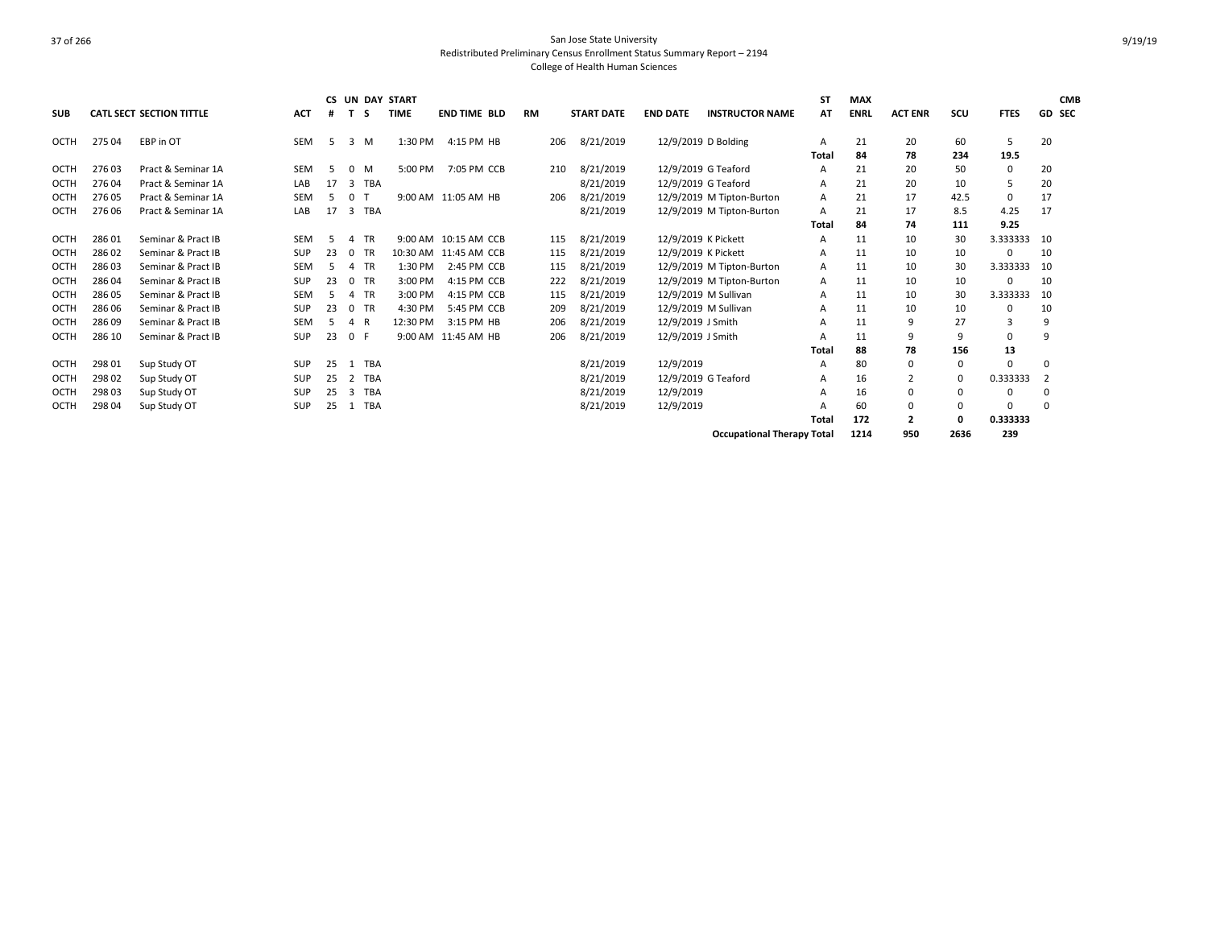San Jose State University
Redistributed Preliminary Census Enrollment Status Summary Report – 2194
College of Health Human Sciences

| SUB | CATL | SECT | SECTION TITTLE | ACT | CS # | UN T | DAY S | START TIME | END TIME | BLD | RM | START DATE | END DATE | INSTRUCTOR NAME | ST AT | MAX ENRL | ACT ENR | SCU | FTES | GD | CMB SEC |
|---|---|---|---|---|---|---|---|---|---|---|---|---|---|---|---|---|---|---|---|---|---|
| OCTH | 275 | 04 | EBP in OT | SEM | 5 | 3 | M | 1:30 PM | 4:15 PM | HB | 206 | 8/21/2019 | 12/9/2019 | D Bolding | A | 21 | 20 | 60 | 5 | 20 | |
| | | | | | | | | | | | | | | | Total | 84 | 78 | 234 | 19.5 | | |
| OCTH | 276 | 03 | Pract & Seminar 1A | SEM | 5 | 0 | M | 5:00 PM | 7:05 PM | CCB | 210 | 8/21/2019 | 12/9/2019 | G Teaford | A | 21 | 20 | 50 | 0 | 20 | |
| OCTH | 276 | 04 | Pract & Seminar 1A | LAB | 17 | 3 | TBA | | | | | 8/21/2019 | 12/9/2019 | G Teaford | A | 21 | 20 | 10 | 5 | 20 | |
| OCTH | 276 | 05 | Pract & Seminar 1A | SEM | 5 | 0 | T | 9:00 AM | 11:05 AM | HB | 206 | 8/21/2019 | 12/9/2019 | M Tipton-Burton | A | 21 | 17 | 42.5 | 0 | 17 | |
| OCTH | 276 | 06 | Pract & Seminar 1A | LAB | 17 | 3 | TBA | | | | | 8/21/2019 | 12/9/2019 | M Tipton-Burton | A | 21 | 17 | 8.5 | 4.25 | 17 | |
| | | | | | | | | | | | | | | | Total | 84 | 74 | 111 | 9.25 | | |
| OCTH | 286 | 01 | Seminar & Pract IB | SEM | 5 | 4 | TR | 9:00 AM | 10:15 AM | CCB | 115 | 8/21/2019 | 12/9/2019 | K Pickett | A | 11 | 10 | 30 | 3.333333 | 10 | |
| OCTH | 286 | 02 | Seminar & Pract IB | SUP | 23 | 0 | TR | 10:30 AM | 11:45 AM | CCB | 115 | 8/21/2019 | 12/9/2019 | K Pickett | A | 11 | 10 | 10 | 0 | 10 | |
| OCTH | 286 | 03 | Seminar & Pract IB | SEM | 5 | 4 | TR | 1:30 PM | 2:45 PM | CCB | 115 | 8/21/2019 | 12/9/2019 | M Tipton-Burton | A | 11 | 10 | 30 | 3.333333 | 10 | |
| OCTH | 286 | 04 | Seminar & Pract IB | SUP | 23 | 0 | TR | 3:00 PM | 4:15 PM | CCB | 222 | 8/21/2019 | 12/9/2019 | M Tipton-Burton | A | 11 | 10 | 10 | 0 | 10 | |
| OCTH | 286 | 05 | Seminar & Pract IB | SEM | 5 | 4 | TR | 3:00 PM | 4:15 PM | CCB | 115 | 8/21/2019 | 12/9/2019 | M Sullivan | A | 11 | 10 | 30 | 3.333333 | 10 | |
| OCTH | 286 | 06 | Seminar & Pract IB | SUP | 23 | 0 | TR | 4:30 PM | 5:45 PM | CCB | 209 | 8/21/2019 | 12/9/2019 | M Sullivan | A | 11 | 10 | 10 | 0 | 10 | |
| OCTH | 286 | 09 | Seminar & Pract IB | SEM | 5 | 4 | R | 12:30 PM | 3:15 PM | HB | 206 | 8/21/2019 | 12/9/2019 | J Smith | A | 11 | 9 | 27 | 3 | 9 | |
| OCTH | 286 | 10 | Seminar & Pract IB | SUP | 23 | 0 | F | 9:00 AM | 11:45 AM | HB | 206 | 8/21/2019 | 12/9/2019 | J Smith | A | 11 | 9 | 9 | 0 | 9 | |
| | | | | | | | | | | | | | | | Total | 88 | 78 | 156 | 13 | | |
| OCTH | 298 | 01 | Sup Study OT | SUP | 25 | 1 | TBA | | | | | 8/21/2019 | 12/9/2019 | | A | 80 | 0 | 0 | 0 | 0 | |
| OCTH | 298 | 02 | Sup Study OT | SUP | 25 | 2 | TBA | | | | | 8/21/2019 | 12/9/2019 | G Teaford | A | 16 | 2 | 0 | 0.333333 | 2 | |
| OCTH | 298 | 03 | Sup Study OT | SUP | 25 | 3 | TBA | | | | | 8/21/2019 | 12/9/2019 | | A | 16 | 0 | 0 | 0 | 0 | |
| OCTH | 298 | 04 | Sup Study OT | SUP | 25 | 1 | TBA | | | | | 8/21/2019 | 12/9/2019 | | A | 60 | 0 | 0 | 0 | 0 | |
| | | | | | | | | | | | | | | | Total | 172 | 2 | 0 | 0.333333 | | |
| | | | | | | | | | | | | | | Occupational Therapy Total | | 1214 | 950 | 2636 | 239 | | |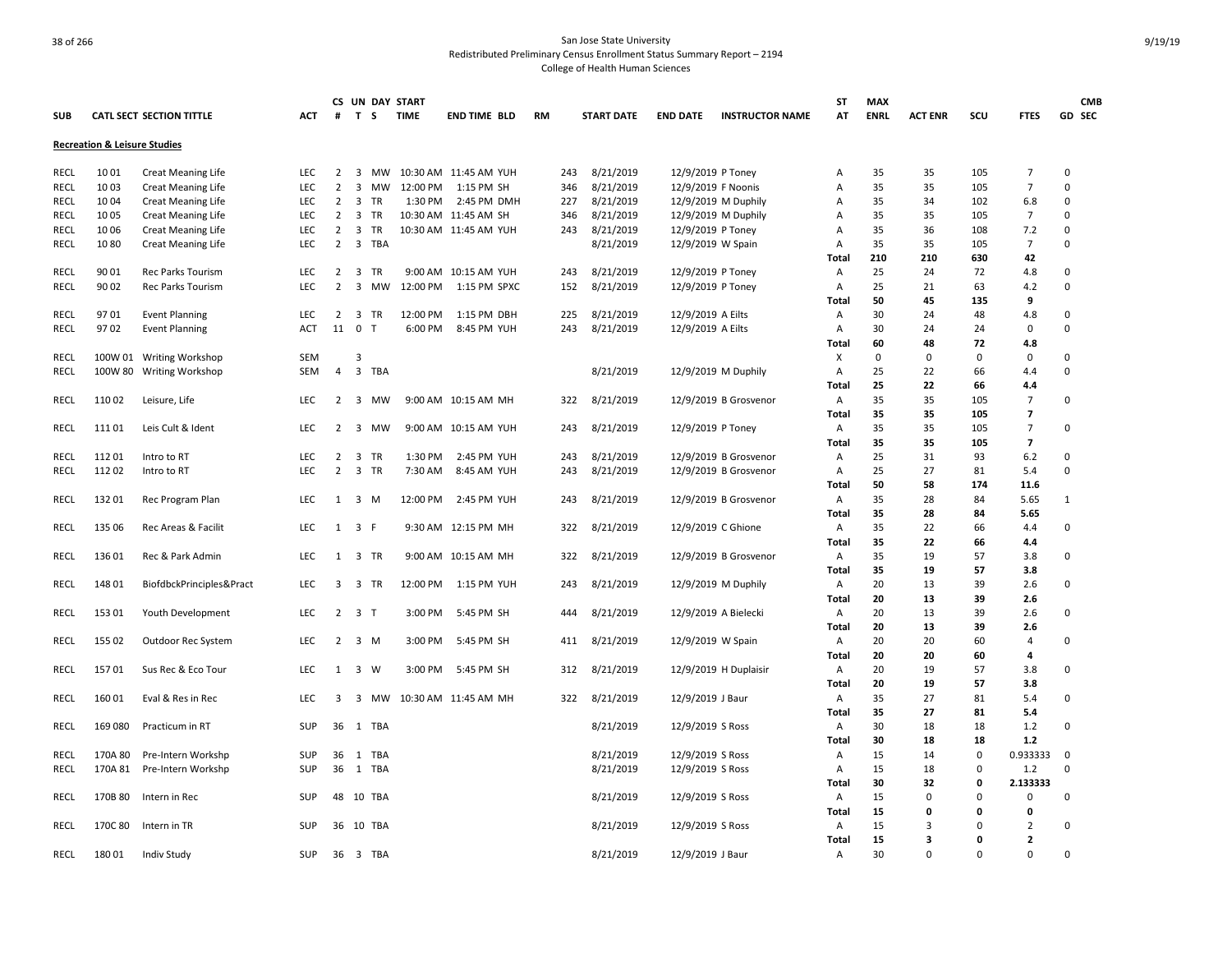San Jose State University
Redistributed Preliminary Census Enrollment Status Summary Report – 2194
College of Health Human Sciences

| SUB | CATL SECT | SECTION TITTLE | ACT | CS # | UN T | DAY S | START TIME | END TIME | BLD | RM | START DATE | END DATE | INSTRUCTOR NAME | ST AT | MAX ENRL | ACT ENR | SCU | FTES | GD | CMB SEC |
|---|---|---|---|---|---|---|---|---|---|---|---|---|---|---|---|---|---|---|---|---|
| **Recreation & Leisure Studies** | | | | | | | | | | | | | | | | | | | | |
| RECL | 10 01 | Creat Meaning Life | LEC | 2 | 3 | MW | 10:30 AM | 11:45 AM | YUH | 243 | 8/21/2019 | 12/9/2019 | P Toney | A | 35 | 35 | 105 | 7 | 0 | |
| RECL | 10 03 | Creat Meaning Life | LEC | 2 | 3 | MW | 12:00 PM | 1:15 PM | SH | 346 | 8/21/2019 | 12/9/2019 | F Noonis | A | 35 | 35 | 105 | 7 | 0 | |
| RECL | 10 04 | Creat Meaning Life | LEC | 2 | 3 | TR | 1:30 PM | 2:45 PM | DMH | 227 | 8/21/2019 | 12/9/2019 | M Duphily | A | 35 | 34 | 102 | 6.8 | 0 | |
| RECL | 10 05 | Creat Meaning Life | LEC | 2 | 3 | TR | 10:30 AM | 11:45 AM | SH | 346 | 8/21/2019 | 12/9/2019 | M Duphily | A | 35 | 35 | 105 | 7 | 0 | |
| RECL | 10 06 | Creat Meaning Life | LEC | 2 | 3 | TR | 10:30 AM | 11:45 AM | YUH | 243 | 8/21/2019 | 12/9/2019 | P Toney | A | 35 | 36 | 108 | 7.2 | 0 | |
| RECL | 10 80 | Creat Meaning Life | LEC | 2 | 3 | TBA | | | | | 8/21/2019 | 12/9/2019 | W Spain | A | 35 | 35 | 105 | 7 | 0 | |
| | | | | | | | | | | | | | | **Total** | **210** | **210** | **630** | **42** | | |
| RECL | 90 01 | Rec Parks Tourism | LEC | 2 | 3 | TR | 9:00 AM | 10:15 AM | YUH | 243 | 8/21/2019 | 12/9/2019 | P Toney | A | 25 | 24 | 72 | 4.8 | 0 | |
| RECL | 90 02 | Rec Parks Tourism | LEC | 2 | 3 | MW | 12:00 PM | 1:15 PM | SPXC | 152 | 8/21/2019 | 12/9/2019 | P Toney | A | 25 | 21 | 63 | 4.2 | 0 | |
| | | | | | | | | | | | | | | **Total** | **50** | **45** | **135** | **9** | | |
| RECL | 97 01 | Event Planning | LEC | 2 | 3 | TR | 12:00 PM | 1:15 PM | DBH | 225 | 8/21/2019 | 12/9/2019 | A Eilts | A | 30 | 24 | 48 | 4.8 | 0 | |
| RECL | 97 02 | Event Planning | ACT | 11 | 0 | T | 6:00 PM | 8:45 PM | YUH | 243 | 8/21/2019 | 12/9/2019 | A Eilts | A | 30 | 24 | 24 | 0 | 0 | |
| | | | | | | | | | | | | | | **Total** | **60** | **48** | **72** | **4.8** | | |
| RECL | 100W 01 | Writing Workshop | SEM | | 3 | | | | | | | | | X | 0 | 0 | 0 | 0 | 0 | |
| RECL | 100W 80 | Writing Workshop | SEM | 4 | 3 | TBA | | | | | 8/21/2019 | 12/9/2019 | M Duphily | A | 25 | 22 | 66 | 4.4 | 0 | |
| | | | | | | | | | | | | | | **Total** | **25** | **22** | **66** | **4.4** | | |
| RECL | 110 02 | Leisure, Life | LEC | 2 | 3 | MW | 9:00 AM | 10:15 AM | MH | 322 | 8/21/2019 | 12/9/2019 | B Grosvenor | A | 35 | 35 | 105 | 7 | 0 | |
| | | | | | | | | | | | | | | **Total** | **35** | **35** | **105** | **7** | | |
| RECL | 111 01 | Leis Cult & Ident | LEC | 2 | 3 | MW | 9:00 AM | 10:15 AM | YUH | 243 | 8/21/2019 | 12/9/2019 | P Toney | A | 35 | 35 | 105 | 7 | 0 | |
| | | | | | | | | | | | | | | **Total** | **35** | **35** | **105** | **7** | | |
| RECL | 112 01 | Intro to RT | LEC | 2 | 3 | TR | 1:30 PM | 2:45 PM | YUH | 243 | 8/21/2019 | 12/9/2019 | B Grosvenor | A | 25 | 31 | 93 | 6.2 | 0 | |
| RECL | 112 02 | Intro to RT | LEC | 2 | 3 | TR | 7:30 AM | 8:45 AM | YUH | 243 | 8/21/2019 | 12/9/2019 | B Grosvenor | A | 25 | 27 | 81 | 5.4 | 0 | |
| | | | | | | | | | | | | | | **Total** | **50** | **58** | **174** | **11.6** | | |
| RECL | 132 01 | Rec Program Plan | LEC | 1 | 3 | M | 12:00 PM | 2:45 PM | YUH | 243 | 8/21/2019 | 12/9/2019 | B Grosvenor | A | 35 | 28 | 84 | 5.65 | 1 | |
| | | | | | | | | | | | | | | **Total** | **35** | **28** | **84** | **5.65** | | |
| RECL | 135 06 | Rec Areas & Facilit | LEC | 1 | 3 | F | 9:30 AM | 12:15 PM | MH | 322 | 8/21/2019 | 12/9/2019 | C Ghione | A | 35 | 22 | 66 | 4.4 | 0 | |
| | | | | | | | | | | | | | | **Total** | **35** | **22** | **66** | **4.4** | | |
| RECL | 136 01 | Rec & Park Admin | LEC | 1 | 3 | TR | 9:00 AM | 10:15 AM | MH | 322 | 8/21/2019 | 12/9/2019 | B Grosvenor | A | 35 | 19 | 57 | 3.8 | 0 | |
| | | | | | | | | | | | | | | **Total** | **35** | **19** | **57** | **3.8** | | |
| RECL | 148 01 | BiofdbckPrinciples&Pract | LEC | 3 | 3 | TR | 12:00 PM | 1:15 PM | YUH | 243 | 8/21/2019 | 12/9/2019 | M Duphily | A | 20 | 13 | 39 | 2.6 | 0 | |
| | | | | | | | | | | | | | | **Total** | **20** | **13** | **39** | **2.6** | | |
| RECL | 153 01 | Youth Development | LEC | 2 | 3 | T | 3:00 PM | 5:45 PM | SH | 444 | 8/21/2019 | 12/9/2019 | A Bielecki | A | 20 | 13 | 39 | 2.6 | 0 | |
| | | | | | | | | | | | | | | **Total** | **20** | **13** | **39** | **2.6** | | |
| RECL | 155 02 | Outdoor Rec System | LEC | 2 | 3 | M | 3:00 PM | 5:45 PM | SH | 411 | 8/21/2019 | 12/9/2019 | W Spain | A | 20 | 20 | 60 | 4 | 0 | |
| | | | | | | | | | | | | | | **Total** | **20** | **20** | **60** | **4** | | |
| RECL | 157 01 | Sus Rec & Eco Tour | LEC | 1 | 3 | W | 3:00 PM | 5:45 PM | SH | 312 | 8/21/2019 | 12/9/2019 | H Duplaisir | A | 20 | 19 | 57 | 3.8 | 0 | |
| | | | | | | | | | | | | | | **Total** | **20** | **19** | **57** | **3.8** | | |
| RECL | 160 01 | Eval & Res in Rec | LEC | 3 | 3 | MW | 10:30 AM | 11:45 AM | MH | 322 | 8/21/2019 | 12/9/2019 | J Baur | A | 35 | 27 | 81 | 5.4 | 0 | |
| | | | | | | | | | | | | | | **Total** | **35** | **27** | **81** | **5.4** | | |
| RECL | 169 080 | Practicum in RT | SUP | 36 | 1 | TBA | | | | | 8/21/2019 | 12/9/2019 | S Ross | A | 30 | 18 | 18 | 1.2 | 0 | |
| | | | | | | | | | | | | | | **Total** | **30** | **18** | **18** | **1.2** | | |
| RECL | 170A 80 | Pre-Intern Workshp | SUP | 36 | 1 | TBA | | | | | 8/21/2019 | 12/9/2019 | S Ross | A | 15 | 14 | 0 | 0.933333 | 0 | |
| RECL | 170A 81 | Pre-Intern Workshp | SUP | 36 | 1 | TBA | | | | | 8/21/2019 | 12/9/2019 | S Ross | A | 15 | 18 | 0 | 1.2 | 0 | |
| | | | | | | | | | | | | | | **Total** | **30** | **32** | **0** | **2.133333** | | |
| RECL | 170B 80 | Intern in Rec | SUP | 48 | 10 | TBA | | | | | 8/21/2019 | 12/9/2019 | S Ross | A | 15 | 0 | 0 | 0 | 0 | |
| | | | | | | | | | | | | | | **Total** | **15** | **0** | **0** | **0** | | |
| RECL | 170C 80 | Intern in TR | SUP | 36 | 10 | TBA | | | | | 8/21/2019 | 12/9/2019 | S Ross | A | 15 | 3 | 0 | 2 | 0 | |
| | | | | | | | | | | | | | | **Total** | **15** | **3** | **0** | **2** | | |
| RECL | 180 01 | Indiv Study | SUP | 36 | 3 | TBA | | | | | 8/21/2019 | 12/9/2019 | J Baur | A | 30 | 0 | 0 | 0 | 0 | |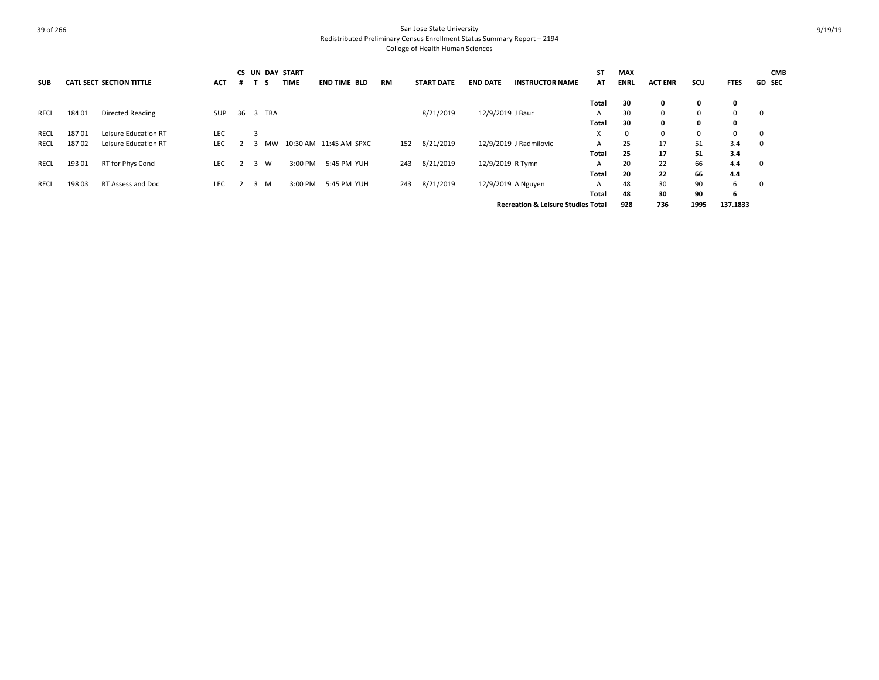San Jose State University
Redistributed Preliminary Census Enrollment Status Summary Report – 2194
College of Health Human Sciences

| SUB | CATL SECT | SECTION TITTLE | ACT | CS # | UN T | DAY S | START TIME | END TIME | BLD | RM | START DATE | END DATE | INSTRUCTOR NAME | ST AT | MAX ENRL | ACT ENR | SCU | FTES | GD | CMB SEC |
|---|---|---|---|---|---|---|---|---|---|---|---|---|---|---|---|---|---|---|---|---|
| | | | | | | | | | | | | | | **Total** | **30** | **0** | **0** | **0** | | |
| RECL | 184 01 | Directed Reading | SUP | 36 | 3 | TBA | | | | | 8/21/2019 | 12/9/2019 | J Baur | A | 30 | 0 | 0 | 0 | 0 | |
| | | | | | | | | | | | | | | **Total** | **30** | **0** | **0** | **0** | | |
| RECL | 187 01 | Leisure Education RT | LEC | | 3 | | | | | | | | | X | 0 | 0 | 0 | 0 | 0 | |
| RECL | 187 02 | Leisure Education RT | LEC | 2 | 3 | MW | 10:30 AM | 11:45 AM | SPXC | 152 | 8/21/2019 | 12/9/2019 | J Radmilovic | A | 25 | 17 | 51 | 3.4 | 0 | |
| | | | | | | | | | | | | | | **Total** | **25** | **17** | **51** | **3.4** | | |
| RECL | 193 01 | RT for Phys Cond | LEC | 2 | 3 | W | 3:00 PM | 5:45 PM | YUH | 243 | 8/21/2019 | 12/9/2019 | R Tymn | A | 20 | 22 | 66 | 4.4 | 0 | |
| | | | | | | | | | | | | | | **Total** | **20** | **22** | **66** | **4.4** | | |
| RECL | 198 03 | RT Assess and Doc | LEC | 2 | 3 | M | 3:00 PM | 5:45 PM | YUH | 243 | 8/21/2019 | 12/9/2019 | A Nguyen | A | 48 | 30 | 90 | 6 | 0 | |
| | | | | | | | | | | | | | | **Total** | **48** | **30** | **90** | **6** | | |
| | | | | | | | | | | | | | **Recreation & Leisure Studies Total** | | **928** | **736** | **1995** | **137.1833** | | |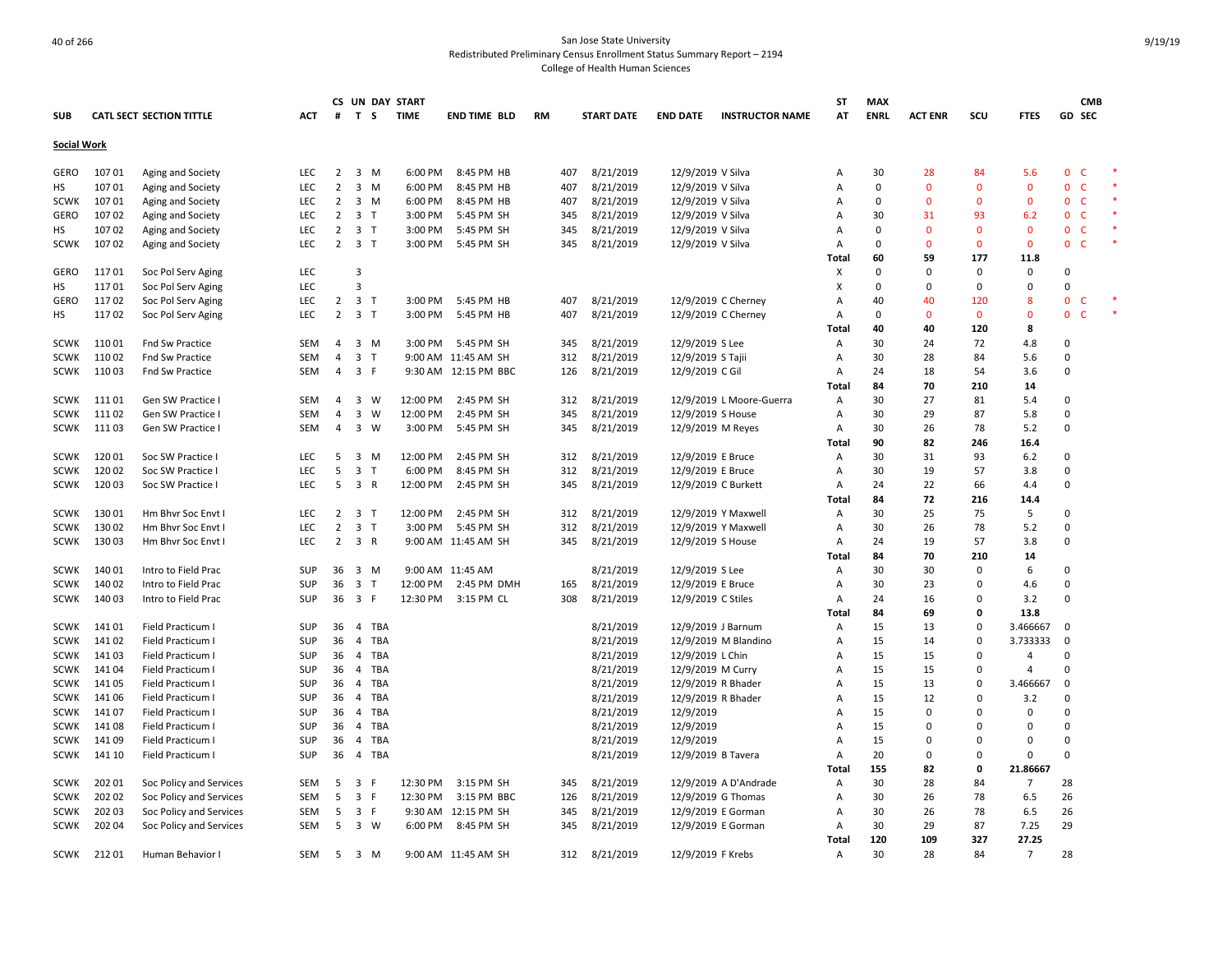San Jose State University
Redistributed Preliminary Census Enrollment Status Summary Report – 2194
College of Health Human Sciences

| SUB | CATL SECT | SECTION TITTLE | ACT | CS # | UN T | DAY S | START TIME | END TIME | BLD | RM | START DATE | END DATE | INSTRUCTOR NAME | ST AT | MAX ENRL | ACT ENR | SCU | FTES | GD | CMB SEC | |
|---|---|---|---|---|---|---|---|---|---|---|---|---|---|---|---|---|---|---|---|---|---|
| **Social Work** | | | | | | | | | | | | | | | | | | | | | |
| GERO | 107 01 | Aging and Society | LEC | 2 | 3 | M | 6:00 PM | 8:45 PM | HB | 407 | 8/21/2019 | 12/9/2019 | V Silva | A | 30 | 28 | 84 | 5.6 | 0 | C | * |
| HS | 107 01 | Aging and Society | LEC | 2 | 3 | M | 6:00 PM | 8:45 PM | HB | 407 | 8/21/2019 | 12/9/2019 | V Silva | A | 0 | 0 | 0 | 0 | 0 | C | * |
| SCWK | 107 01 | Aging and Society | LEC | 2 | 3 | M | 6:00 PM | 8:45 PM | HB | 407 | 8/21/2019 | 12/9/2019 | V Silva | A | 0 | 0 | 0 | 0 | 0 | C | * |
| GERO | 107 02 | Aging and Society | LEC | 2 | 3 | T | 3:00 PM | 5:45 PM | SH | 345 | 8/21/2019 | 12/9/2019 | V Silva | A | 30 | 31 | 93 | 6.2 | 0 | C | * |
| HS | 107 02 | Aging and Society | LEC | 2 | 3 | T | 3:00 PM | 5:45 PM | SH | 345 | 8/21/2019 | 12/9/2019 | V Silva | A | 0 | 0 | 0 | 0 | 0 | C | * |
| SCWK | 107 02 | Aging and Society | LEC | 2 | 3 | T | 3:00 PM | 5:45 PM | SH | 345 | 8/21/2019 | 12/9/2019 | V Silva | A | 0 | 0 | 0 | 0 | 0 | C | * |
| | | | | | | | | | | | | | | **Total** | **60** | **59** | **177** | **11.8** | | | |
| GERO | 117 01 | Soc Pol Serv Aging | LEC | | 3 | | | | | | | | | X | 0 | 0 | 0 | 0 | 0 | | |
| HS | 117 01 | Soc Pol Serv Aging | LEC | | 3 | | | | | | | | | X | 0 | 0 | 0 | 0 | 0 | | |
| GERO | 117 02 | Soc Pol Serv Aging | LEC | 2 | 3 | T | 3:00 PM | 5:45 PM | HB | 407 | 8/21/2019 | 12/9/2019 | C Cherney | A | 40 | 40 | 120 | 8 | 0 | C | * |
| HS | 117 02 | Soc Pol Serv Aging | LEC | 2 | 3 | T | 3:00 PM | 5:45 PM | HB | 407 | 8/21/2019 | 12/9/2019 | C Cherney | A | 0 | 0 | 0 | 0 | 0 | C | * |
| | | | | | | | | | | | | | | **Total** | **40** | **40** | **120** | **8** | | | |
| SCWK | 110 01 | Fnd Sw Practice | SEM | 4 | 3 | M | 3:00 PM | 5:45 PM | SH | 345 | 8/21/2019 | 12/9/2019 | S Lee | A | 30 | 24 | 72 | 4.8 | 0 | | |
| SCWK | 110 02 | Fnd Sw Practice | SEM | 4 | 3 | T | 9:00 AM | 11:45 AM | SH | 312 | 8/21/2019 | 12/9/2019 | S Tajii | A | 30 | 28 | 84 | 5.6 | 0 | | |
| SCWK | 110 03 | Fnd Sw Practice | SEM | 4 | 3 | F | 9:30 AM | 12:15 PM | BBC | 126 | 8/21/2019 | 12/9/2019 | C Gil | A | 24 | 18 | 54 | 3.6 | 0 | | |
| | | | | | | | | | | | | | | **Total** | **84** | **70** | **210** | **14** | | | |
| SCWK | 111 01 | Gen SW Practice I | SEM | 4 | 3 | W | 12:00 PM | 2:45 PM | SH | 312 | 8/21/2019 | 12/9/2019 | L Moore-Guerra | A | 30 | 27 | 81 | 5.4 | 0 | | |
| SCWK | 111 02 | Gen SW Practice I | SEM | 4 | 3 | W | 12:00 PM | 2:45 PM | SH | 345 | 8/21/2019 | 12/9/2019 | S House | A | 30 | 29 | 87 | 5.8 | 0 | | |
| SCWK | 111 03 | Gen SW Practice I | SEM | 4 | 3 | W | 3:00 PM | 5:45 PM | SH | 345 | 8/21/2019 | 12/9/2019 | M Reyes | A | 30 | 26 | 78 | 5.2 | 0 | | |
| | | | | | | | | | | | | | | **Total** | **90** | **82** | **246** | **16.4** | | | |
| SCWK | 120 01 | Soc SW Practice I | LEC | 5 | 3 | M | 12:00 PM | 2:45 PM | SH | 312 | 8/21/2019 | 12/9/2019 | E Bruce | A | 30 | 31 | 93 | 6.2 | 0 | | |
| SCWK | 120 02 | Soc SW Practice I | LEC | 5 | 3 | T | 6:00 PM | 8:45 PM | SH | 312 | 8/21/2019 | 12/9/2019 | E Bruce | A | 30 | 19 | 57 | 3.8 | 0 | | |
| SCWK | 120 03 | Soc SW Practice I | LEC | 5 | 3 | R | 12:00 PM | 2:45 PM | SH | 345 | 8/21/2019 | 12/9/2019 | C Burkett | A | 24 | 22 | 66 | 4.4 | 0 | | |
| | | | | | | | | | | | | | | **Total** | **84** | **72** | **216** | **14.4** | | | |
| SCWK | 130 01 | Hm Bhvr Soc Envt I | LEC | 2 | 3 | T | 12:00 PM | 2:45 PM | SH | 312 | 8/21/2019 | 12/9/2019 | Y Maxwell | A | 30 | 25 | 75 | 5 | 0 | | |
| SCWK | 130 02 | Hm Bhvr Soc Envt I | LEC | 2 | 3 | T | 3:00 PM | 5:45 PM | SH | 312 | 8/21/2019 | 12/9/2019 | Y Maxwell | A | 30 | 26 | 78 | 5.2 | 0 | | |
| SCWK | 130 03 | Hm Bhvr Soc Envt I | LEC | 2 | 3 | R | 9:00 AM | 11:45 AM | SH | 345 | 8/21/2019 | 12/9/2019 | S House | A | 24 | 19 | 57 | 3.8 | 0 | | |
| | | | | | | | | | | | | | | **Total** | **84** | **70** | **210** | **14** | | | |
| SCWK | 140 01 | Intro to Field Prac | SUP | 36 | 3 | M | 9:00 AM | 11:45 AM | | | 8/21/2019 | 12/9/2019 | S Lee | A | 30 | 30 | 0 | 6 | 0 | | |
| SCWK | 140 02 | Intro to Field Prac | SUP | 36 | 3 | T | 12:00 PM | 2:45 PM | DMH | 165 | 8/21/2019 | 12/9/2019 | E Bruce | A | 30 | 23 | 0 | 4.6 | 0 | | |
| SCWK | 140 03 | Intro to Field Prac | SUP | 36 | 3 | F | 12:30 PM | 3:15 PM | CL | 308 | 8/21/2019 | 12/9/2019 | C Stiles | A | 24 | 16 | 0 | 3.2 | 0 | | |
| | | | | | | | | | | | | | | **Total** | **84** | **69** | **0** | **13.8** | | | |
| SCWK | 141 01 | Field Practicum I | SUP | 36 | 4 | TBA | | | | | 8/21/2019 | 12/9/2019 | J Barnum | A | 15 | 13 | 0 | 3.466667 | 0 | | |
| SCWK | 141 02 | Field Practicum I | SUP | 36 | 4 | TBA | | | | | 8/21/2019 | 12/9/2019 | M Blandino | A | 15 | 14 | 0 | 3.733333 | 0 | | |
| SCWK | 141 03 | Field Practicum I | SUP | 36 | 4 | TBA | | | | | 8/21/2019 | 12/9/2019 | L Chin | A | 15 | 15 | 0 | 4 | 0 | | |
| SCWK | 141 04 | Field Practicum I | SUP | 36 | 4 | TBA | | | | | 8/21/2019 | 12/9/2019 | M Curry | A | 15 | 15 | 0 | 4 | 0 | | |
| SCWK | 141 05 | Field Practicum I | SUP | 36 | 4 | TBA | | | | | 8/21/2019 | 12/9/2019 | R Bhader | A | 15 | 13 | 0 | 3.466667 | 0 | | |
| SCWK | 141 06 | Field Practicum I | SUP | 36 | 4 | TBA | | | | | 8/21/2019 | 12/9/2019 | R Bhader | A | 15 | 12 | 0 | 3.2 | 0 | | |
| SCWK | 141 07 | Field Practicum I | SUP | 36 | 4 | TBA | | | | | 8/21/2019 | 12/9/2019 | | A | 15 | 0 | 0 | 0 | 0 | | |
| SCWK | 141 08 | Field Practicum I | SUP | 36 | 4 | TBA | | | | | 8/21/2019 | 12/9/2019 | | A | 15 | 0 | 0 | 0 | 0 | | |
| SCWK | 141 09 | Field Practicum I | SUP | 36 | 4 | TBA | | | | | 8/21/2019 | 12/9/2019 | | A | 15 | 0 | 0 | 0 | 0 | | |
| SCWK | 141 10 | Field Practicum I | SUP | 36 | 4 | TBA | | | | | 8/21/2019 | 12/9/2019 | B Tavera | A | 20 | 0 | 0 | 0 | 0 | | |
| | | | | | | | | | | | | | | **Total** | **155** | **82** | **0** | **21.86667** | | | |
| SCWK | 202 01 | Soc Policy and Services | SEM | 5 | 3 | F | 12:30 PM | 3:15 PM | SH | 345 | 8/21/2019 | 12/9/2019 | A D'Andrade | A | 30 | 28 | 84 | 7 | 28 | | |
| SCWK | 202 02 | Soc Policy and Services | SEM | 5 | 3 | F | 12:30 PM | 3:15 PM | BBC | 126 | 8/21/2019 | 12/9/2019 | G Thomas | A | 30 | 26 | 78 | 6.5 | 26 | | |
| SCWK | 202 03 | Soc Policy and Services | SEM | 5 | 3 | F | 9:30 AM | 12:15 PM | SH | 345 | 8/21/2019 | 12/9/2019 | E Gorman | A | 30 | 26 | 78 | 6.5 | 26 | | |
| SCWK | 202 04 | Soc Policy and Services | SEM | 5 | 3 | W | 6:00 PM | 8:45 PM | SH | 345 | 8/21/2019 | 12/9/2019 | E Gorman | A | 30 | 29 | 87 | 7.25 | 29 | | |
| | | | | | | | | | | | | | | **Total** | **120** | **109** | **327** | **27.25** | | | |
| SCWK | 212 01 | Human Behavior I | SEM | 5 | 3 | M | 9:00 AM | 11:45 AM | SH | 312 | 8/21/2019 | 12/9/2019 | F Krebs | A | 30 | 28 | 84 | 7 | 28 | | |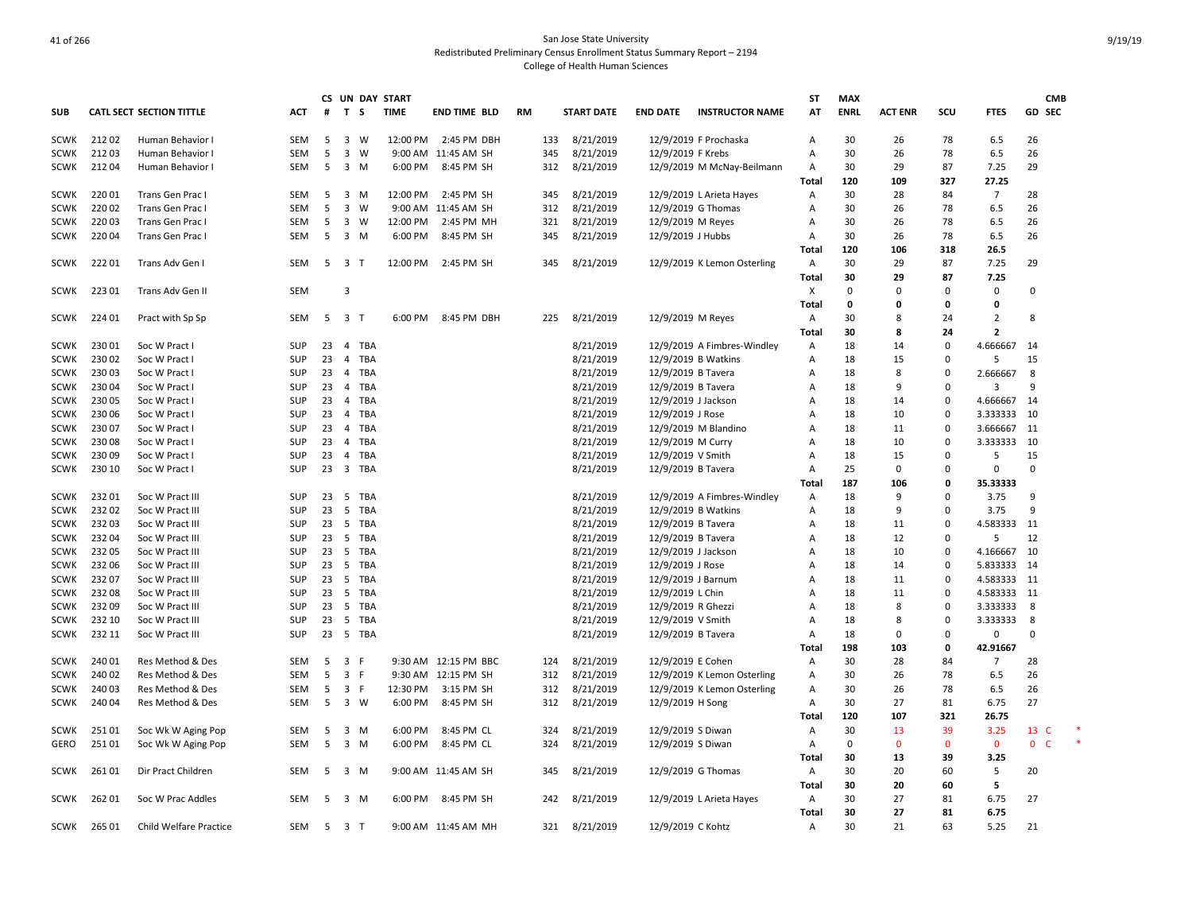San Jose State University
Redistributed Preliminary Census Enrollment Status Summary Report – 2194
College of Health Human Sciences

| SUB | CATL SECT | SECTION TITTLE | ACT | CS # | UN T | DAY S | START TIME | END TIME | BLD | RM | START DATE | END DATE | INSTRUCTOR NAME | ST AT | MAX ENRL | ACT ENR | SCU | FTES | GD | CMB SEC | |
|---|---|---|---|---|---|---|---|---|---|---|---|---|---|---|---|---|---|---|---|---|---|
| SCWK | 212 02 | Human Behavior I | SEM | 5 | 3 | W | 12:00 PM | 2:45 PM | DBH | 133 | 8/21/2019 | 12/9/2019 | F Prochaska | A | 30 | 26 | 78 | 6.5 | 26 | | |
| SCWK | 212 03 | Human Behavior I | SEM | 5 | 3 | W | 9:00 AM | 11:45 AM | SH | 345 | 8/21/2019 | 12/9/2019 | F Krebs | A | 30 | 26 | 78 | 6.5 | 26 | | |
| SCWK | 212 04 | Human Behavior I | SEM | 5 | 3 | M | 6:00 PM | 8:45 PM | SH | 312 | 8/21/2019 | 12/9/2019 | M McNay-Beilmann | A | 30 | 29 | 87 | 7.25 | 29 | | |
| | | | | | | | | | | | | | | **Total** | **120** | **109** | **327** | **27.25** | | | |
| SCWK | 220 01 | Trans Gen Prac I | SEM | 5 | 3 | M | 12:00 PM | 2:45 PM | SH | 345 | 8/21/2019 | 12/9/2019 | L Arieta Hayes | A | 30 | 28 | 84 | 7 | 28 | | |
| SCWK | 220 02 | Trans Gen Prac I | SEM | 5 | 3 | W | 9:00 AM | 11:45 AM | SH | 312 | 8/21/2019 | 12/9/2019 | G Thomas | A | 30 | 26 | 78 | 6.5 | 26 | | |
| SCWK | 220 03 | Trans Gen Prac I | SEM | 5 | 3 | W | 12:00 PM | 2:45 PM | MH | 321 | 8/21/2019 | 12/9/2019 | M Reyes | A | 30 | 26 | 78 | 6.5 | 26 | | |
| SCWK | 220 04 | Trans Gen Prac I | SEM | 5 | 3 | M | 6:00 PM | 8:45 PM | SH | 345 | 8/21/2019 | 12/9/2019 | J Hubbs | A | 30 | 26 | 78 | 6.5 | 26 | | |
| | | | | | | | | | | | | | | **Total** | **120** | **106** | **318** | **26.5** | | | |
| SCWK | 222 01 | Trans Adv Gen I | SEM | 5 | 3 | T | 12:00 PM | 2:45 PM | SH | 345 | 8/21/2019 | 12/9/2019 | K Lemon Osterling | A | 30 | 29 | 87 | 7.25 | 29 | | |
| | | | | | | | | | | | | | | **Total** | **30** | **29** | **87** | **7.25** | | | |
| SCWK | 223 01 | Trans Adv Gen II | SEM | | 3 | | | | | | | | | X | 0 | 0 | 0 | 0 | 0 | | |
| | | | | | | | | | | | | | | **Total** | **0** | **0** | **0** | **0** | | | |
| SCWK | 224 01 | Pract with Sp Sp | SEM | 5 | 3 | T | 6:00 PM | 8:45 PM | DBH | 225 | 8/21/2019 | 12/9/2019 | M Reyes | A | 30 | 8 | 24 | 2 | 8 | | |
| | | | | | | | | | | | | | | **Total** | **30** | **8** | **24** | **2** | | | |
| SCWK | 230 01 | Soc W Pract I | SUP | 23 | 4 | TBA | | | | | 8/21/2019 | 12/9/2019 | A Fimbres-Windley | A | 18 | 14 | 0 | 4.666667 | 14 | | |
| SCWK | 230 02 | Soc W Pract I | SUP | 23 | 4 | TBA | | | | | 8/21/2019 | 12/9/2019 | B Watkins | A | 18 | 15 | 0 | 5 | 15 | | |
| SCWK | 230 03 | Soc W Pract I | SUP | 23 | 4 | TBA | | | | | 8/21/2019 | 12/9/2019 | B Tavera | A | 18 | 8 | 0 | 2.666667 | 8 | | |
| SCWK | 230 04 | Soc W Pract I | SUP | 23 | 4 | TBA | | | | | 8/21/2019 | 12/9/2019 | B Tavera | A | 18 | 9 | 0 | 3 | 9 | | |
| SCWK | 230 05 | Soc W Pract I | SUP | 23 | 4 | TBA | | | | | 8/21/2019 | 12/9/2019 | J Jackson | A | 18 | 14 | 0 | 4.666667 | 14 | | |
| SCWK | 230 06 | Soc W Pract I | SUP | 23 | 4 | TBA | | | | | 8/21/2019 | 12/9/2019 | J Rose | A | 18 | 10 | 0 | 3.333333 | 10 | | |
| SCWK | 230 07 | Soc W Pract I | SUP | 23 | 4 | TBA | | | | | 8/21/2019 | 12/9/2019 | M Blandino | A | 18 | 11 | 0 | 3.666667 | 11 | | |
| SCWK | 230 08 | Soc W Pract I | SUP | 23 | 4 | TBA | | | | | 8/21/2019 | 12/9/2019 | M Curry | A | 18 | 10 | 0 | 3.333333 | 10 | | |
| SCWK | 230 09 | Soc W Pract I | SUP | 23 | 4 | TBA | | | | | 8/21/2019 | 12/9/2019 | V Smith | A | 18 | 15 | 0 | 5 | 15 | | |
| SCWK | 230 10 | Soc W Pract I | SUP | 23 | 3 | TBA | | | | | 8/21/2019 | 12/9/2019 | B Tavera | A | 25 | 0 | 0 | 0 | 0 | | |
| | | | | | | | | | | | | | | **Total** | **187** | **106** | **0** | **35.33333** | | | |
| SCWK | 232 01 | Soc W Pract III | SUP | 23 | 5 | TBA | | | | | 8/21/2019 | 12/9/2019 | A Fimbres-Windley | A | 18 | 9 | 0 | 3.75 | 9 | | |
| SCWK | 232 02 | Soc W Pract III | SUP | 23 | 5 | TBA | | | | | 8/21/2019 | 12/9/2019 | B Watkins | A | 18 | 9 | 0 | 3.75 | 9 | | |
| SCWK | 232 03 | Soc W Pract III | SUP | 23 | 5 | TBA | | | | | 8/21/2019 | 12/9/2019 | B Tavera | A | 18 | 11 | 0 | 4.583333 | 11 | | |
| SCWK | 232 04 | Soc W Pract III | SUP | 23 | 5 | TBA | | | | | 8/21/2019 | 12/9/2019 | B Tavera | A | 18 | 12 | 0 | 5 | 12 | | |
| SCWK | 232 05 | Soc W Pract III | SUP | 23 | 5 | TBA | | | | | 8/21/2019 | 12/9/2019 | J Jackson | A | 18 | 10 | 0 | 4.166667 | 10 | | |
| SCWK | 232 06 | Soc W Pract III | SUP | 23 | 5 | TBA | | | | | 8/21/2019 | 12/9/2019 | J Rose | A | 18 | 14 | 0 | 5.833333 | 14 | | |
| SCWK | 232 07 | Soc W Pract III | SUP | 23 | 5 | TBA | | | | | 8/21/2019 | 12/9/2019 | J Barnum | A | 18 | 11 | 0 | 4.583333 | 11 | | |
| SCWK | 232 08 | Soc W Pract III | SUP | 23 | 5 | TBA | | | | | 8/21/2019 | 12/9/2019 | L Chin | A | 18 | 11 | 0 | 4.583333 | 11 | | |
| SCWK | 232 09 | Soc W Pract III | SUP | 23 | 5 | TBA | | | | | 8/21/2019 | 12/9/2019 | R Ghezzi | A | 18 | 8 | 0 | 3.333333 | 8 | | |
| SCWK | 232 10 | Soc W Pract III | SUP | 23 | 5 | TBA | | | | | 8/21/2019 | 12/9/2019 | V Smith | A | 18 | 8 | 0 | 3.333333 | 8 | | |
| SCWK | 232 11 | Soc W Pract III | SUP | 23 | 5 | TBA | | | | | 8/21/2019 | 12/9/2019 | B Tavera | A | 18 | 0 | 0 | 0 | 0 | | |
| | | | | | | | | | | | | | | **Total** | **198** | **103** | **0** | **42.91667** | | | |
| SCWK | 240 01 | Res Method & Des | SEM | 5 | 3 | F | 9:30 AM | 12:15 PM | BBC | 124 | 8/21/2019 | 12/9/2019 | E Cohen | A | 30 | 28 | 84 | 7 | 28 | | |
| SCWK | 240 02 | Res Method & Des | SEM | 5 | 3 | F | 9:30 AM | 12:15 PM | SH | 312 | 8/21/2019 | 12/9/2019 | K Lemon Osterling | A | 30 | 26 | 78 | 6.5 | 26 | | |
| SCWK | 240 03 | Res Method & Des | SEM | 5 | 3 | F | 12:30 PM | 3:15 PM | SH | 312 | 8/21/2019 | 12/9/2019 | K Lemon Osterling | A | 30 | 26 | 78 | 6.5 | 26 | | |
| SCWK | 240 04 | Res Method & Des | SEM | 5 | 3 | W | 6:00 PM | 8:45 PM | SH | 312 | 8/21/2019 | 12/9/2019 | H Song | A | 30 | 27 | 81 | 6.75 | 27 | | |
| | | | | | | | | | | | | | | **Total** | **120** | **107** | **321** | **26.75** | | | |
| SCWK | 251 01 | Soc Wk W Aging Pop | SEM | 5 | 3 | M | 6:00 PM | 8:45 PM | CL | 324 | 8/21/2019 | 12/9/2019 | S Diwan | A | 30 | 13 | 39 | 3.25 | 13 | C | * |
| GERO | 251 01 | Soc Wk W Aging Pop | SEM | 5 | 3 | M | 6:00 PM | 8:45 PM | CL | 324 | 8/21/2019 | 12/9/2019 | S Diwan | A | 0 | 0 | 0 | 0 | 0 | C | * |
| | | | | | | | | | | | | | | **Total** | **30** | **13** | **39** | **3.25** | | | |
| SCWK | 261 01 | Dir Pract Children | SEM | 5 | 3 | M | 9:00 AM | 11:45 AM | SH | 345 | 8/21/2019 | 12/9/2019 | G Thomas | A | 30 | 20 | 60 | 5 | 20 | | |
| | | | | | | | | | | | | | | **Total** | **30** | **20** | **60** | **5** | | | |
| SCWK | 262 01 | Soc W Prac Addles | SEM | 5 | 3 | M | 6:00 PM | 8:45 PM | SH | 242 | 8/21/2019 | 12/9/2019 | L Arieta Hayes | A | 30 | 27 | 81 | 6.75 | 27 | | |
| | | | | | | | | | | | | | | **Total** | **30** | **27** | **81** | **6.75** | | | |
| SCWK | 265 01 | Child Welfare Practice | SEM | 5 | 3 | T | 9:00 AM | 11:45 AM | MH | 321 | 8/21/2019 | 12/9/2019 | C Kohtz | A | 30 | 21 | 63 | 5.25 | 21 | | |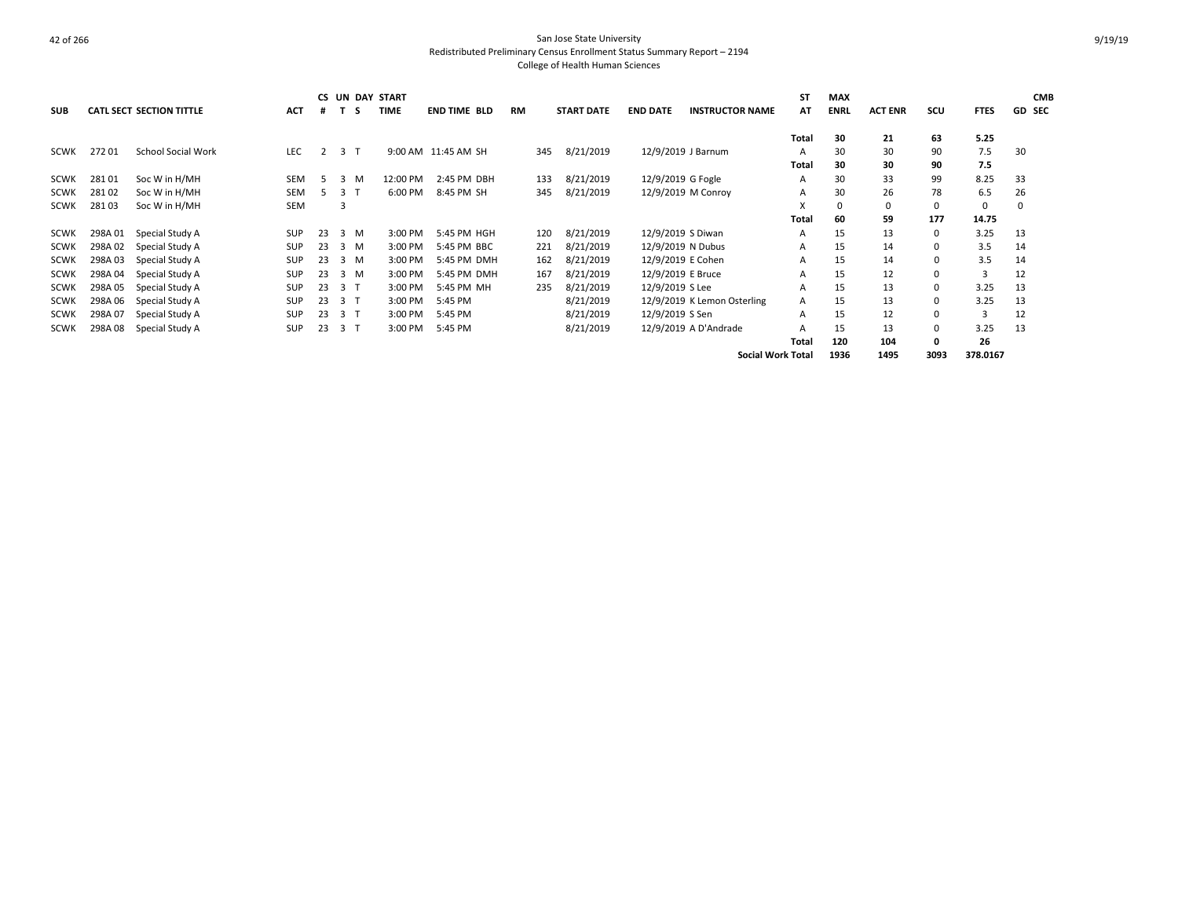San Jose State University
Redistributed Preliminary Census Enrollment Status Summary Report – 2194
College of Health Human Sciences

| SUB | CATL | SECT | SECTION TITTLE | ACT | CS # | UN T | DAY S | START TIME | END TIME | BLD | RM | START DATE | END DATE | INSTRUCTOR NAME | ST AT | MAX ENRL | ACT ENR | SCU | FTES | GD | CMB SEC |
|---|---|---|---|---|---|---|---|---|---|---|---|---|---|---|---|---|---|---|---|---|---|
| | | | | | | | | | | | | | | | Total | 30 | 21 | 63 | 5.25 | | |
| SCWK | 272 | 01 | School Social Work | LEC | 2 | 3 | T | 9:00 AM | 11:45 AM | SH | 345 | 8/21/2019 | 12/9/2019 | J Barnum | A | 30 | 30 | 90 | 7.5 | 30 | |
| | | | | | | | | | | | | | | | Total | 30 | 30 | 90 | 7.5 | | |
| SCWK | 281 | 01 | Soc W in H/MH | SEM | 5 | 3 | M | 12:00 PM | 2:45 PM | DBH | 133 | 8/21/2019 | 12/9/2019 | G Fogle | A | 30 | 33 | 99 | 8.25 | 33 | |
| SCWK | 281 | 02 | Soc W in H/MH | SEM | 5 | 3 | T | 6:00 PM | 8:45 PM | SH | 345 | 8/21/2019 | 12/9/2019 | M Conroy | A | 30 | 26 | 78 | 6.5 | 26 | |
| SCWK | 281 | 03 | Soc W in H/MH | SEM | | 3 | | | | | | | | | X | 0 | 0 | 0 | 0 | 0 | |
| | | | | | | | | | | | | | | | Total | 60 | 59 | 177 | 14.75 | | |
| SCWK | 298A | 01 | Special Study A | SUP | 23 | 3 | M | 3:00 PM | 5:45 PM | HGH | 120 | 8/21/2019 | 12/9/2019 | S Diwan | A | 15 | 13 | 0 | 3.25 | 13 | |
| SCWK | 298A | 02 | Special Study A | SUP | 23 | 3 | M | 3:00 PM | 5:45 PM | BBC | 221 | 8/21/2019 | 12/9/2019 | N Dubus | A | 15 | 14 | 0 | 3.5 | 14 | |
| SCWK | 298A | 03 | Special Study A | SUP | 23 | 3 | M | 3:00 PM | 5:45 PM | DMH | 162 | 8/21/2019 | 12/9/2019 | E Cohen | A | 15 | 14 | 0 | 3.5 | 14 | |
| SCWK | 298A | 04 | Special Study A | SUP | 23 | 3 | M | 3:00 PM | 5:45 PM | DMH | 167 | 8/21/2019 | 12/9/2019 | E Bruce | A | 15 | 12 | 0 | 3 | 12 | |
| SCWK | 298A | 05 | Special Study A | SUP | 23 | 3 | T | 3:00 PM | 5:45 PM | MH | 235 | 8/21/2019 | 12/9/2019 | S Lee | A | 15 | 13 | 0 | 3.25 | 13 | |
| SCWK | 298A | 06 | Special Study A | SUP | 23 | 3 | T | 3:00 PM | 5:45 PM | | | 8/21/2019 | 12/9/2019 | K Lemon Osterling | A | 15 | 13 | 0 | 3.25 | 13 | |
| SCWK | 298A | 07 | Special Study A | SUP | 23 | 3 | T | 3:00 PM | 5:45 PM | | | 8/21/2019 | 12/9/2019 | S Sen | A | 15 | 12 | 0 | 3 | 12 | |
| SCWK | 298A | 08 | Special Study A | SUP | 23 | 3 | T | 3:00 PM | 5:45 PM | | | 8/21/2019 | 12/9/2019 | A D'Andrade | A | 15 | 13 | 0 | 3.25 | 13 | |
| | | | | | | | | | | | | | | | Total | 120 | 104 | 0 | 26 | | |
| | | | | | | | | | | | | | | | Social Work Total | 1936 | 1495 | 3093 | 378.0167 | | |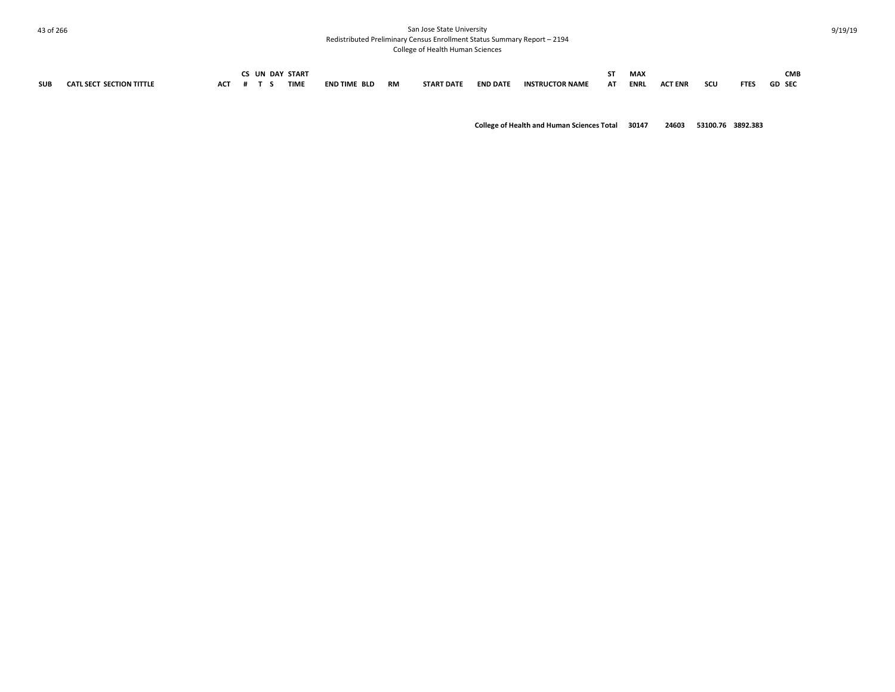| SUB | CATL | SECT | SECTION TITTLE | ACT | CS # | UN T | DAY S | START TIME | END TIME | BLD | RM | START DATE | END DATE | INSTRUCTOR NAME | ST AT | MAX ENRL | ACT ENR | SCU | FTES | GD | CMB SEC |
|---|---|---|---|---|---|---|---|---|---|---|---|---|---|---|---|---|---|---|---|---|---|
| | | | | | | | | | | | | | | **College of Health and Human Sciences Total** | | **30147** | **24603** | **53100.76** | **3892.383** | | |